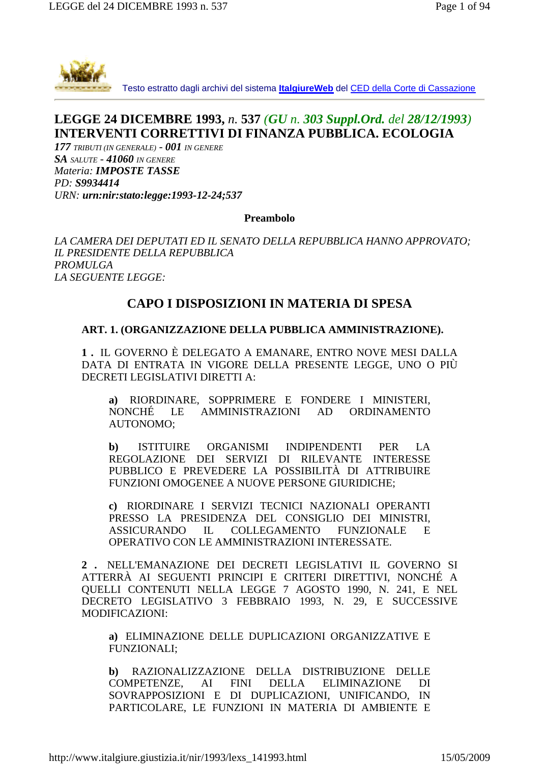Testo estratto dagli archivi del sistema **ItalgiureWeb** del CED della Corte di Cassazione

# LEGGE 24 DICEMBRE 1993, *n.* 537 *(GU n. 303 Suppl.Ord. del 28/12/1993)* INTERVENTI CORRETTIVI DI FINANZA PUBBLICA. ECOLOGIA

*177 TRIBUTI (IN GENERALE) - 001 IN GENERE*
*SA SALUTE - 41060 IN GENERE*
*Materia: **IMPOSTE TASSE***
*PD: **S9934414***
*URN: **urn:nir:stato:legge:1993-12-24;537***

**Preambolo**

*LA CAMERA DEI DEPUTATI ED IL SENATO DELLA REPUBBLICA HANNO APPROVATO;*
*IL PRESIDENTE DELLA REPUBBLICA*
*PROMULGA*
*LA SEGUENTE LEGGE:*

## CAPO I DISPOSIZIONI IN MATERIA DI SPESA

### ART. 1. (ORGANIZZAZIONE DELLA PUBBLICA AMMINISTRAZIONE).

**1 .** IL GOVERNO È DELEGATO A EMANARE, ENTRO NOVE MESI DALLA DATA DI ENTRATA IN VIGORE DELLA PRESENTE LEGGE, UNO O PIÙ DECRETI LEGISLATIVI DIRETTI A:

**a)** RIORDINARE, SOPPRIMERE E FONDERE I MINISTERI, NONCHÉ LE AMMINISTRAZIONI AD ORDINAMENTO AUTONOMO;

**b)** ISTITUIRE ORGANISMI INDIPENDENTI PER LA REGOLAZIONE DEI SERVIZI DI RILEVANTE INTERESSE PUBBLICO E PREVEDERE LA POSSIBILITÀ DI ATTRIBUIRE FUNZIONI OMOGENEE A NUOVE PERSONE GIURIDICHE;

**c)** RIORDINARE I SERVIZI TECNICI NAZIONALI OPERANTI PRESSO LA PRESIDENZA DEL CONSIGLIO DEI MINISTRI, ASSICURANDO IL COLLEGAMENTO FUNZIONALE E OPERATIVO CON LE AMMINISTRAZIONI INTERESSATE.

**2 .** NELL'EMANAZIONE DEI DECRETI LEGISLATIVI IL GOVERNO SI ATTERRÀ AI SEGUENTI PRINCIPI E CRITERI DIRETTIVI, NONCHÉ A QUELLI CONTENUTI NELLA LEGGE 7 AGOSTO 1990, N. 241, E NEL DECRETO LEGISLATIVO 3 FEBBRAIO 1993, N. 29, E SUCCESSIVE MODIFICAZIONI:

**a)** ELIMINAZIONE DELLE DUPLICAZIONI ORGANIZZATIVE E FUNZIONALI;

**b)** RAZIONALIZZAZIONE DELLA DISTRIBUZIONE DELLE COMPETENZE, AI FINI DELLA ELIMINAZIONE DI SOVRAPPOSIZIONI E DI DUPLICAZIONI, UNIFICANDO, IN PARTICOLARE, LE FUNZIONI IN MATERIA DI AMBIENTE E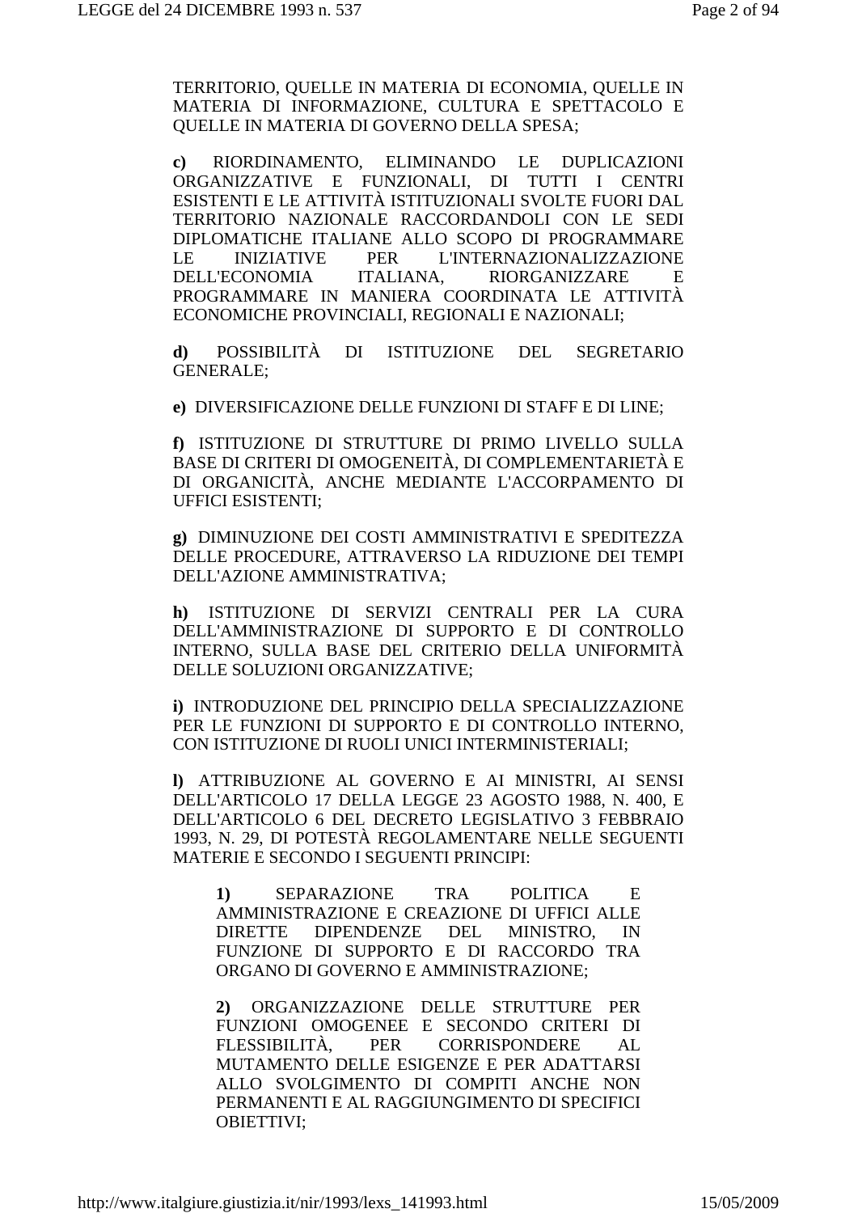TERRITORIO, QUELLE IN MATERIA DI ECONOMIA, QUELLE IN MATERIA DI INFORMAZIONE, CULTURA E SPETTACOLO E QUELLE IN MATERIA DI GOVERNO DELLA SPESA;

**c)** RIORDINAMENTO, ELIMINANDO LE DUPLICAZIONI ORGANIZZATIVE E FUNZIONALI, DI TUTTI I CENTRI ESISTENTI E LE ATTIVITÀ ISTITUZIONALI SVOLTE FUORI DAL TERRITORIO NAZIONALE RACCORDANDOLI CON LE SEDI DIPLOMATICHE ITALIANE ALLO SCOPO DI PROGRAMMARE LE INIZIATIVE PER L'INTERNAZIONALIZZAZIONE DELL'ECONOMIA ITALIANA, RIORGANIZZARE E PROGRAMMARE IN MANIERA COORDINATA LE ATTIVITÀ ECONOMICHE PROVINCIALI, REGIONALI E NAZIONALI;

**d)** POSSIBILITÀ DI ISTITUZIONE DEL SEGRETARIO GENERALE;

**e)** DIVERSIFICAZIONE DELLE FUNZIONI DI STAFF E DI LINE;

**f)** ISTITUZIONE DI STRUTTURE DI PRIMO LIVELLO SULLA BASE DI CRITERI DI OMOGENEITÀ, DI COMPLEMENTARIETÀ E DI ORGANICITÀ, ANCHE MEDIANTE L'ACCORPAMENTO DI UFFICI ESISTENTI;

**g)** DIMINUZIONE DEI COSTI AMMINISTRATIVI E SPEDITEZZA DELLE PROCEDURE, ATTRAVERSO LA RIDUZIONE DEI TEMPI DELL'AZIONE AMMINISTRATIVA;

**h)** ISTITUZIONE DI SERVIZI CENTRALI PER LA CURA DELL'AMMINISTRAZIONE DI SUPPORTO E DI CONTROLLO INTERNO, SULLA BASE DEL CRITERIO DELLA UNIFORMITÀ DELLE SOLUZIONI ORGANIZZATIVE;

**i)** INTRODUZIONE DEL PRINCIPIO DELLA SPECIALIZZAZIONE PER LE FUNZIONI DI SUPPORTO E DI CONTROLLO INTERNO, CON ISTITUZIONE DI RUOLI UNICI INTERMINISTERIALI;

**l)** ATTRIBUZIONE AL GOVERNO E AI MINISTRI, AI SENSI DELL'ARTICOLO 17 DELLA LEGGE 23 AGOSTO 1988, N. 400, E DELL'ARTICOLO 6 DEL DECRETO LEGISLATIVO 3 FEBBRAIO 1993, N. 29, DI POTESTÀ REGOLAMENTARE NELLE SEGUENTI MATERIE E SECONDO I SEGUENTI PRINCIPI:

> **1)** SEPARAZIONE TRA POLITICA E AMMINISTRAZIONE E CREAZIONE DI UFFICI ALLE DIRETTE DIPENDENZE DEL MINISTRO, IN FUNZIONE DI SUPPORTO E DI RACCORDO TRA ORGANO DI GOVERNO E AMMINISTRAZIONE;
>
> **2)** ORGANIZZAZIONE DELLE STRUTTURE PER FUNZIONI OMOGENEE E SECONDO CRITERI DI FLESSIBILITÀ, PER CORRISPONDERE AL MUTAMENTO DELLE ESIGENZE E PER ADATTARSI ALLO SVOLGIMENTO DI COMPITI ANCHE NON PERMANENTI E AL RAGGIUNGIMENTO DI SPECIFICI OBIETTIVI;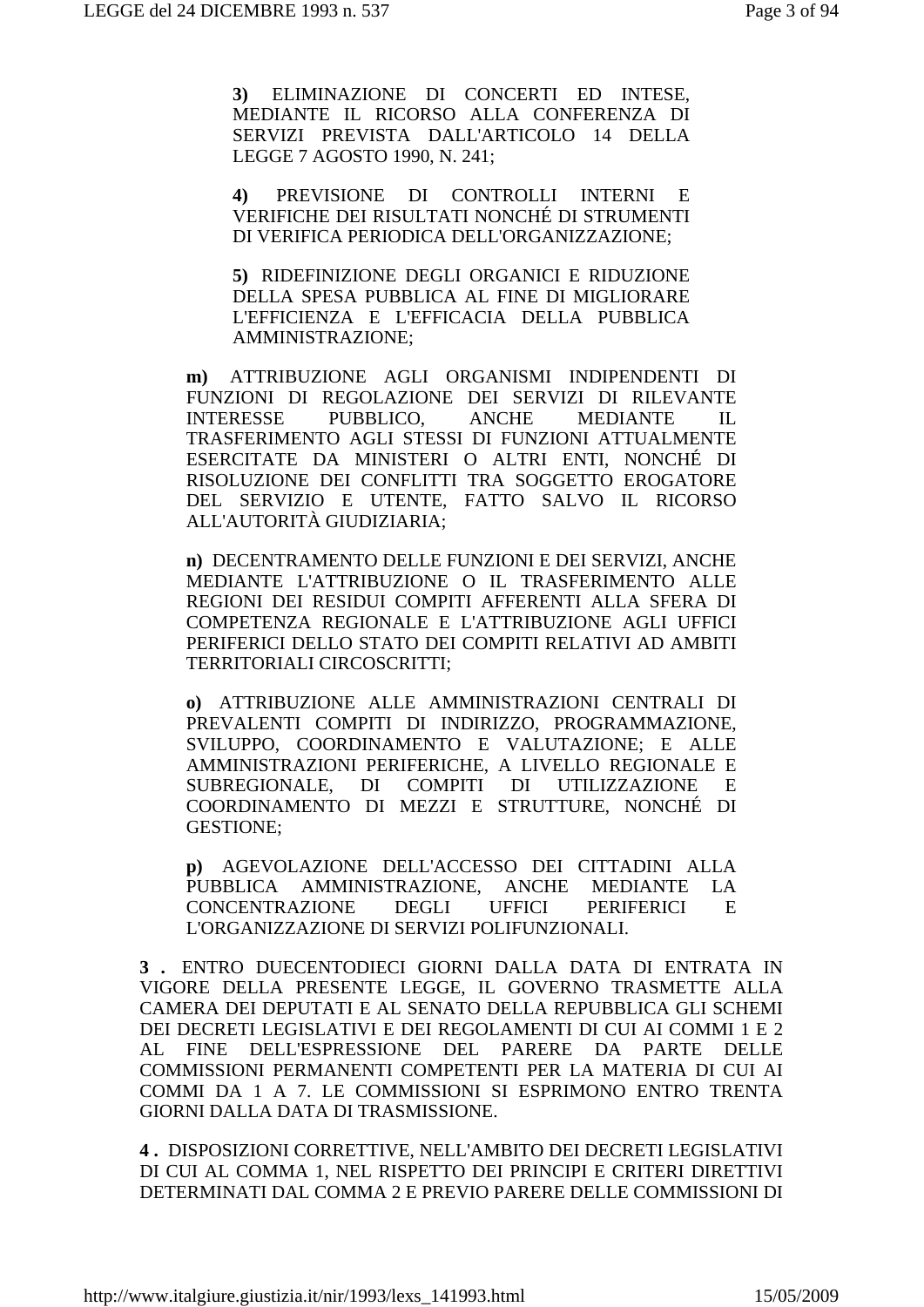**3)** ELIMINAZIONE DI CONCERTI ED INTESE, MEDIANTE IL RICORSO ALLA CONFERENZA DI SERVIZI PREVISTA DALL'ARTICOLO 14 DELLA LEGGE 7 AGOSTO 1990, N. 241;

**4)** PREVISIONE DI CONTROLLI INTERNI E VERIFICHE DEI RISULTATI NONCHÉ DI STRUMENTI DI VERIFICA PERIODICA DELL'ORGANIZZAZIONE;

**5)** RIDEFINIZIONE DEGLI ORGANICI E RIDUZIONE DELLA SPESA PUBBLICA AL FINE DI MIGLIORARE L'EFFICIENZA E L'EFFICACIA DELLA PUBBLICA AMMINISTRAZIONE;

**m)** ATTRIBUZIONE AGLI ORGANISMI INDIPENDENTI DI FUNZIONI DI REGOLAZIONE DEI SERVIZI DI RILEVANTE INTERESSE PUBBLICO, ANCHE MEDIANTE IL TRASFERIMENTO AGLI STESSI DI FUNZIONI ATTUALMENTE ESERCITATE DA MINISTERI O ALTRI ENTI, NONCHÉ DI RISOLUZIONE DEI CONFLITTI TRA SOGGETTO EROGATORE DEL SERVIZIO E UTENTE, FATTO SALVO IL RICORSO ALL'AUTORITÀ GIUDIZIARIA;

**n)** DECENTRAMENTO DELLE FUNZIONI E DEI SERVIZI, ANCHE MEDIANTE L'ATTRIBUZIONE O IL TRASFERIMENTO ALLE REGIONI DEI RESIDUI COMPITI AFFERENTI ALLA SFERA DI COMPETENZA REGIONALE E L'ATTRIBUZIONE AGLI UFFICI PERIFERICI DELLO STATO DEI COMPITI RELATIVI AD AMBITI TERRITORIALI CIRCOSCRITTI;

**o)** ATTRIBUZIONE ALLE AMMINISTRAZIONI CENTRALI DI PREVALENTI COMPITI DI INDIRIZZO, PROGRAMMAZIONE, SVILUPPO, COORDINAMENTO E VALUTAZIONE; E ALLE AMMINISTRAZIONI PERIFERICHE, A LIVELLO REGIONALE E SUBREGIONALE, DI COMPITI DI UTILIZZAZIONE E COORDINAMENTO DI MEZZI E STRUTTURE, NONCHÉ DI GESTIONE;

**p)** AGEVOLAZIONE DELL'ACCESSO DEI CITTADINI ALLA PUBBLICA AMMINISTRAZIONE, ANCHE MEDIANTE LA CONCENTRAZIONE DEGLI UFFICI PERIFERICI E L'ORGANIZZAZIONE DI SERVIZI POLIFUNZIONALI.

**3 .** ENTRO DUECENTODIECI GIORNI DALLA DATA DI ENTRATA IN VIGORE DELLA PRESENTE LEGGE, IL GOVERNO TRASMETTE ALLA CAMERA DEI DEPUTATI E AL SENATO DELLA REPUBBLICA GLI SCHEMI DEI DECRETI LEGISLATIVI E DEI REGOLAMENTI DI CUI AI COMMI 1 E 2 AL FINE DELL'ESPRESSIONE DEL PARERE DA PARTE DELLE COMMISSIONI PERMANENTI COMPETENTI PER LA MATERIA DI CUI AI COMMI DA 1 A 7. LE COMMISSIONI SI ESPRIMONO ENTRO TRENTA GIORNI DALLA DATA DI TRASMISSIONE.

**4 .** DISPOSIZIONI CORRETTIVE, NELL'AMBITO DEI DECRETI LEGISLATIVI DI CUI AL COMMA 1, NEL RISPETTO DEI PRINCIPI E CRITERI DIRETTIVI DETERMINATI DAL COMMA 2 E PREVIO PARERE DELLE COMMISSIONI DI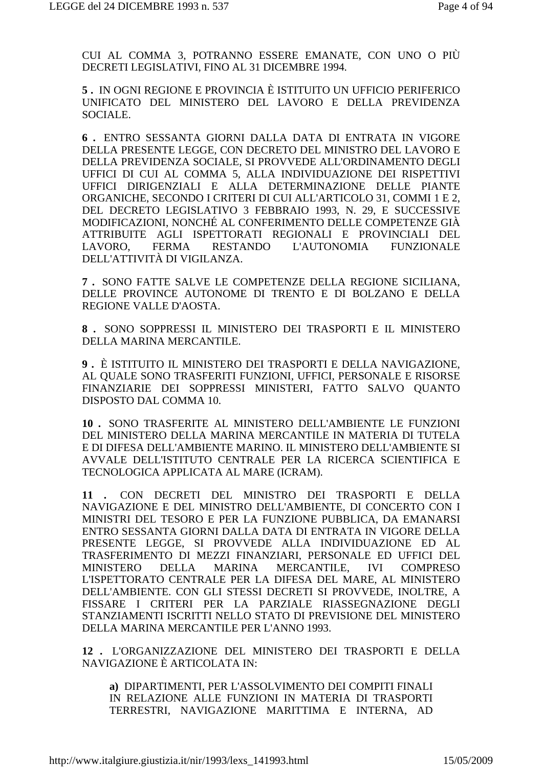CUI AL COMMA 3, POTRANNO ESSERE EMANATE, CON UNO O PIÙ DECRETI LEGISLATIVI, FINO AL 31 DICEMBRE 1994.

**5 .** IN OGNI REGIONE E PROVINCIA È ISTITUITO UN UFFICIO PERIFERICO UNIFICATO DEL MINISTERO DEL LAVORO E DELLA PREVIDENZA SOCIALE.

**6 .** ENTRO SESSANTA GIORNI DALLA DATA DI ENTRATA IN VIGORE DELLA PRESENTE LEGGE, CON DECRETO DEL MINISTRO DEL LAVORO E DELLA PREVIDENZA SOCIALE, SI PROVVEDE ALL'ORDINAMENTO DEGLI UFFICI DI CUI AL COMMA 5, ALLA INDIVIDUAZIONE DEI RISPETTIVI UFFICI DIRIGENZIALI E ALLA DETERMINAZIONE DELLE PIANTE ORGANICHE, SECONDO I CRITERI DI CUI ALL'ARTICOLO 31, COMMI 1 E 2, DEL DECRETO LEGISLATIVO 3 FEBBRAIO 1993, N. 29, E SUCCESSIVE MODIFICAZIONI, NONCHÉ AL CONFERIMENTO DELLE COMPETENZE GIÀ ATTRIBUITE AGLI ISPETTORATI REGIONALI E PROVINCIALI DEL LAVORO, FERMA RESTANDO L'AUTONOMIA FUNZIONALE DELL'ATTIVITÀ DI VIGILANZA.

**7 .** SONO FATTE SALVE LE COMPETENZE DELLA REGIONE SICILIANA, DELLE PROVINCE AUTONOME DI TRENTO E DI BOLZANO E DELLA REGIONE VALLE D'AOSTA.

**8 .** SONO SOPPRESSI IL MINISTERO DEI TRASPORTI E IL MINISTERO DELLA MARINA MERCANTILE.

**9 .** È ISTITUITO IL MINISTERO DEI TRASPORTI E DELLA NAVIGAZIONE, AL QUALE SONO TRASFERITI FUNZIONI, UFFICI, PERSONALE E RISORSE FINANZIARIE DEI SOPPRESSI MINISTERI, FATTO SALVO QUANTO DISPOSTO DAL COMMA 10.

**10 .** SONO TRASFERITE AL MINISTERO DELL'AMBIENTE LE FUNZIONI DEL MINISTERO DELLA MARINA MERCANTILE IN MATERIA DI TUTELA E DI DIFESA DELL'AMBIENTE MARINO. IL MINISTERO DELL'AMBIENTE SI AVVALE DELL'ISTITUTO CENTRALE PER LA RICERCA SCIENTIFICA E TECNOLOGICA APPLICATA AL MARE (ICRAM).

**11 .** CON DECRETI DEL MINISTRO DEI TRASPORTI E DELLA NAVIGAZIONE E DEL MINISTRO DELL'AMBIENTE, DI CONCERTO CON I MINISTRI DEL TESORO E PER LA FUNZIONE PUBBLICA, DA EMANARSI ENTRO SESSANTA GIORNI DALLA DATA DI ENTRATA IN VIGORE DELLA PRESENTE LEGGE, SI PROVVEDE ALLA INDIVIDUAZIONE ED AL TRASFERIMENTO DI MEZZI FINANZIARI, PERSONALE ED UFFICI DEL MINISTERO DELLA MARINA MERCANTILE, IVI COMPRESO L'ISPETTORATO CENTRALE PER LA DIFESA DEL MARE, AL MINISTERO DELL'AMBIENTE. CON GLI STESSI DECRETI SI PROVVEDE, INOLTRE, A FISSARE I CRITERI PER LA PARZIALE RIASSEGNAZIONE DEGLI STANZIAMENTI ISCRITTI NELLO STATO DI PREVISIONE DEL MINISTERO DELLA MARINA MERCANTILE PER L'ANNO 1993.

**12 .** L'ORGANIZZAZIONE DEL MINISTERO DEI TRASPORTI E DELLA NAVIGAZIONE È ARTICOLATA IN:

> **a)** DIPARTIMENTI, PER L'ASSOLVIMENTO DEI COMPITI FINALI IN RELAZIONE ALLE FUNZIONI IN MATERIA DI TRASPORTI TERRESTRI, NAVIGAZIONE MARITTIMA E INTERNA, AD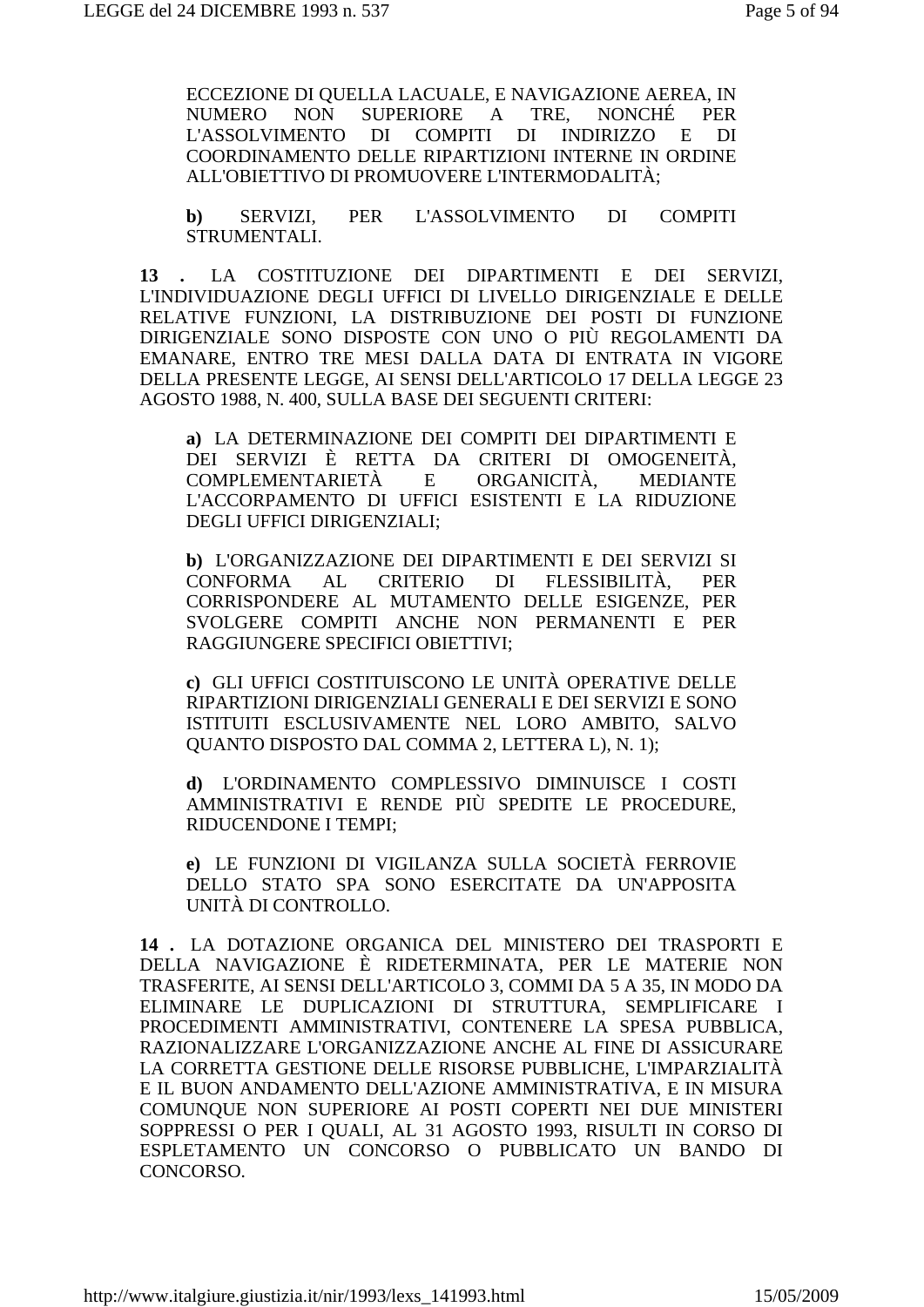ECCEZIONE DI QUELLA LACUALE, E NAVIGAZIONE AEREA, IN NUMERO NON SUPERIORE A TRE, NONCHÉ PER L'ASSOLVIMENTO DI COMPITI DI INDIRIZZO E DI COORDINAMENTO DELLE RIPARTIZIONI INTERNE IN ORDINE ALL'OBIETTIVO DI PROMUOVERE L'INTERMODALITÀ;

**b)** SERVIZI, PER L'ASSOLVIMENTO DI COMPITI STRUMENTALI.

**13 .** LA COSTITUZIONE DEI DIPARTIMENTI E DEI SERVIZI, L'INDIVIDUAZIONE DEGLI UFFICI DI LIVELLO DIRIGENZIALE E DELLE RELATIVE FUNZIONI, LA DISTRIBUZIONE DEI POSTI DI FUNZIONE DIRIGENZIALE SONO DISPOSTE CON UNO O PIÙ REGOLAMENTI DA EMANARE, ENTRO TRE MESI DALLA DATA DI ENTRATA IN VIGORE DELLA PRESENTE LEGGE, AI SENSI DELL'ARTICOLO 17 DELLA LEGGE 23 AGOSTO 1988, N. 400, SULLA BASE DEI SEGUENTI CRITERI:

**a)** LA DETERMINAZIONE DEI COMPITI DEI DIPARTIMENTI E DEI SERVIZI È RETTA DA CRITERI DI OMOGENEITÀ, COMPLEMENTARIETÀ E ORGANICITÀ, MEDIANTE L'ACCORPAMENTO DI UFFICI ESISTENTI E LA RIDUZIONE DEGLI UFFICI DIRIGENZIALI;

**b)** L'ORGANIZZAZIONE DEI DIPARTIMENTI E DEI SERVIZI SI CONFORMA AL CRITERIO DI FLESSIBILITÀ, PER CORRISPONDERE AL MUTAMENTO DELLE ESIGENZE, PER SVOLGERE COMPITI ANCHE NON PERMANENTI E PER RAGGIUNGERE SPECIFICI OBIETTIVI;

**c)** GLI UFFICI COSTITUISCONO LE UNITÀ OPERATIVE DELLE RIPARTIZIONI DIRIGENZIALI GENERALI E DEI SERVIZI E SONO ISTITUITI ESCLUSIVAMENTE NEL LORO AMBITO, SALVO QUANTO DISPOSTO DAL COMMA 2, LETTERA L), N. 1);

**d)** L'ORDINAMENTO COMPLESSIVO DIMINUISCE I COSTI AMMINISTRATIVI E RENDE PIÙ SPEDITE LE PROCEDURE, RIDUCENDONE I TEMPI;

**e)** LE FUNZIONI DI VIGILANZA SULLA SOCIETÀ FERROVIE DELLO STATO SPA SONO ESERCITATE DA UN'APPOSITA UNITÀ DI CONTROLLO.

**14 .** LA DOTAZIONE ORGANICA DEL MINISTERO DEI TRASPORTI E DELLA NAVIGAZIONE È RIDETERMINATA, PER LE MATERIE NON TRASFERITE, AI SENSI DELL'ARTICOLO 3, COMMI DA 5 A 35, IN MODO DA ELIMINARE LE DUPLICAZIONI DI STRUTTURA, SEMPLIFICARE I PROCEDIMENTI AMMINISTRATIVI, CONTENERE LA SPESA PUBBLICA, RAZIONALIZZARE L'ORGANIZZAZIONE ANCHE AL FINE DI ASSICURARE LA CORRETTA GESTIONE DELLE RISORSE PUBBLICHE, L'IMPARZIALITÀ E IL BUON ANDAMENTO DELL'AZIONE AMMINISTRATIVA, E IN MISURA COMUNQUE NON SUPERIORE AI POSTI COPERTI NEI DUE MINISTERI SOPPRESSI O PER I QUALI, AL 31 AGOSTO 1993, RISULTI IN CORSO DI ESPLETAMENTO UN CONCORSO O PUBBLICATO UN BANDO DI CONCORSO.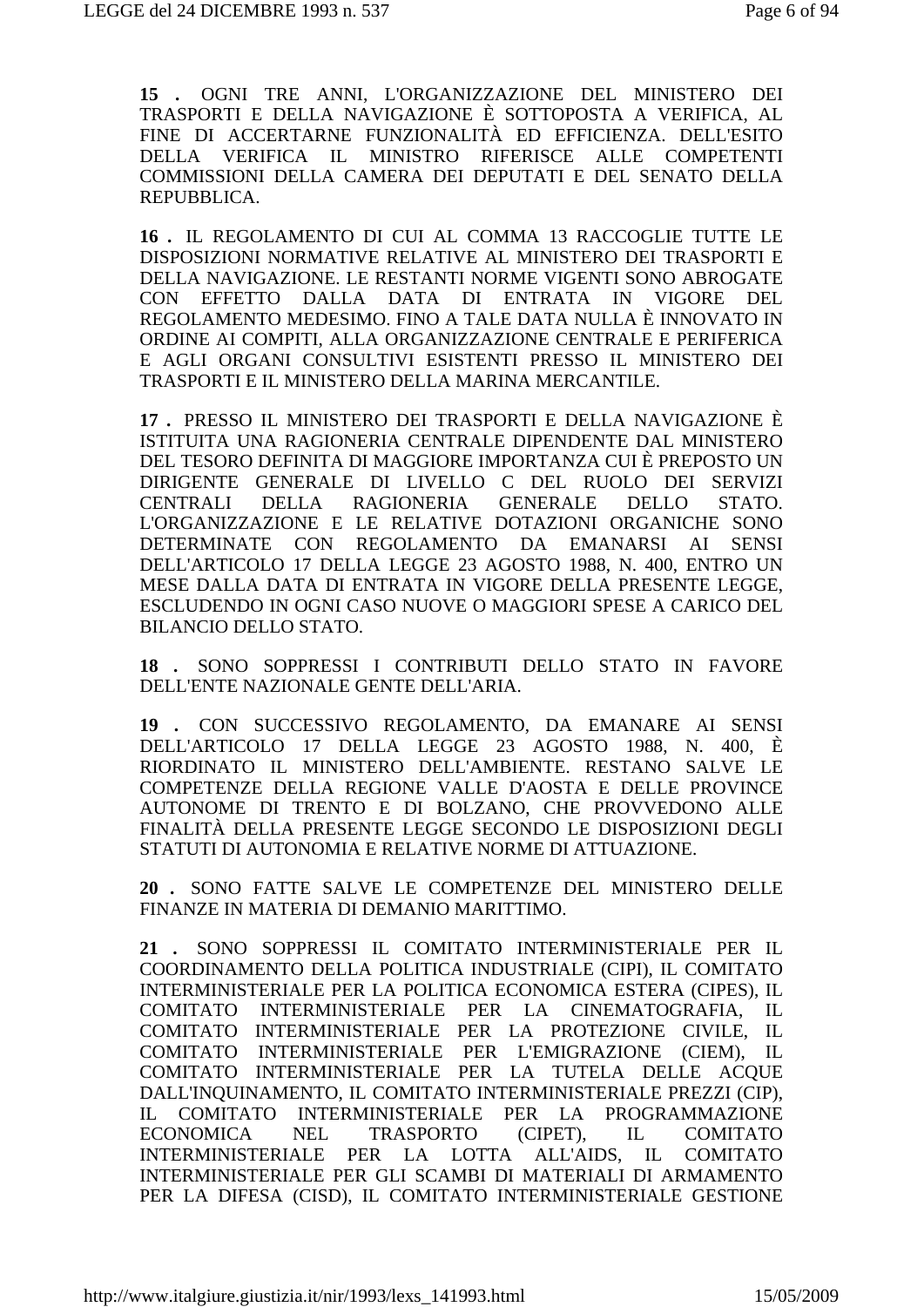**15 .** OGNI TRE ANNI, L'ORGANIZZAZIONE DEL MINISTERO DEI TRASPORTI E DELLA NAVIGAZIONE È SOTTOPOSTA A VERIFICA, AL FINE DI ACCERTARNE FUNZIONALITÀ ED EFFICIENZA. DELL'ESITO DELLA VERIFICA IL MINISTRO RIFERISCE ALLE COMPETENTI COMMISSIONI DELLA CAMERA DEI DEPUTATI E DEL SENATO DELLA REPUBBLICA.

**16 .** IL REGOLAMENTO DI CUI AL COMMA 13 RACCOGLIE TUTTE LE DISPOSIZIONI NORMATIVE RELATIVE AL MINISTERO DEI TRASPORTI E DELLA NAVIGAZIONE. LE RESTANTI NORME VIGENTI SONO ABROGATE CON EFFETTO DALLA DATA DI ENTRATA IN VIGORE DEL REGOLAMENTO MEDESIMO. FINO A TALE DATA NULLA È INNOVATO IN ORDINE AI COMPITI, ALLA ORGANIZZAZIONE CENTRALE E PERIFERICA E AGLI ORGANI CONSULTIVI ESISTENTI PRESSO IL MINISTERO DEI TRASPORTI E IL MINISTERO DELLA MARINA MERCANTILE.

**17 .** PRESSO IL MINISTERO DEI TRASPORTI E DELLA NAVIGAZIONE È ISTITUITA UNA RAGIONERIA CENTRALE DIPENDENTE DAL MINISTERO DEL TESORO DEFINITA DI MAGGIORE IMPORTANZA CUI È PREPOSTO UN DIRIGENTE GENERALE DI LIVELLO C DEL RUOLO DEI SERVIZI CENTRALI DELLA RAGIONERIA GENERALE DELLO STATO. L'ORGANIZZAZIONE E LE RELATIVE DOTAZIONI ORGANICHE SONO DETERMINATE CON REGOLAMENTO DA EMANARSI AI SENSI DELL'ARTICOLO 17 DELLA LEGGE 23 AGOSTO 1988, N. 400, ENTRO UN MESE DALLA DATA DI ENTRATA IN VIGORE DELLA PRESENTE LEGGE, ESCLUDENDO IN OGNI CASO NUOVE O MAGGIORI SPESE A CARICO DEL BILANCIO DELLO STATO.

**18 .** SONO SOPPRESSI I CONTRIBUTI DELLO STATO IN FAVORE DELL'ENTE NAZIONALE GENTE DELL'ARIA.

**19 .** CON SUCCESSIVO REGOLAMENTO, DA EMANARE AI SENSI DELL'ARTICOLO 17 DELLA LEGGE 23 AGOSTO 1988, N. 400, È RIORDINATO IL MINISTERO DELL'AMBIENTE. RESTANO SALVE LE COMPETENZE DELLA REGIONE VALLE D'AOSTA E DELLE PROVINCE AUTONOME DI TRENTO E DI BOLZANO, CHE PROVVEDONO ALLE FINALITÀ DELLA PRESENTE LEGGE SECONDO LE DISPOSIZIONI DEGLI STATUTI DI AUTONOMIA E RELATIVE NORME DI ATTUAZIONE.

**20 .** SONO FATTE SALVE LE COMPETENZE DEL MINISTERO DELLE FINANZE IN MATERIA DI DEMANIO MARITTIMO.

**21 .** SONO SOPPRESSI IL COMITATO INTERMINISTERIALE PER IL COORDINAMENTO DELLA POLITICA INDUSTRIALE (CIPI), IL COMITATO INTERMINISTERIALE PER LA POLITICA ECONOMICA ESTERA (CIPES), IL COMITATO INTERMINISTERIALE PER LA CINEMATOGRAFIA, IL COMITATO INTERMINISTERIALE PER LA PROTEZIONE CIVILE, IL COMITATO INTERMINISTERIALE PER L'EMIGRAZIONE (CIEM), IL COMITATO INTERMINISTERIALE PER LA TUTELA DELLE ACQUE DALL'INQUINAMENTO, IL COMITATO INTERMINISTERIALE PREZZI (CIP), IL COMITATO INTERMINISTERIALE PER LA PROGRAMMAZIONE ECONOMICA NEL TRASPORTO (CIPET), IL COMITATO INTERMINISTERIALE PER LA LOTTA ALL'AIDS, IL COMITATO INTERMINISTERIALE PER GLI SCAMBI DI MATERIALI DI ARMAMENTO PER LA DIFESA (CISD), IL COMITATO INTERMINISTERIALE GESTIONE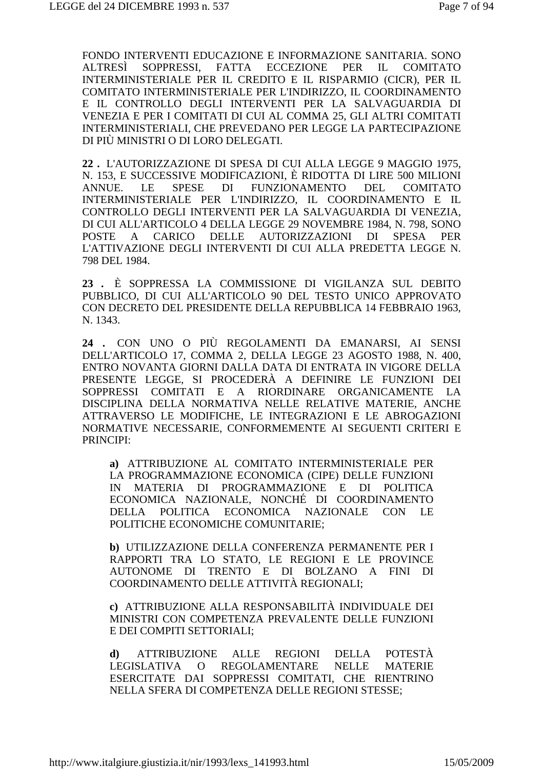FONDO INTERVENTI EDUCAZIONE E INFORMAZIONE SANITARIA. SONO ALTRESÌ SOPPRESSI, FATTA ECCEZIONE PER IL COMITATO INTERMINISTERIALE PER IL CREDITO E IL RISPARMIO (CICR), PER IL COMITATO INTERMINISTERIALE PER L'INDIRIZZO, IL COORDINAMENTO E IL CONTROLLO DEGLI INTERVENTI PER LA SALVAGUARDIA DI VENEZIA E PER I COMITATI DI CUI AL COMMA 25, GLI ALTRI COMITATI INTERMINISTERIALI, CHE PREVEDANO PER LEGGE LA PARTECIPAZIONE DI PIÙ MINISTRI O DI LORO DELEGATI.

**22 .** L'AUTORIZZAZIONE DI SPESA DI CUI ALLA LEGGE 9 MAGGIO 1975, N. 153, E SUCCESSIVE MODIFICAZIONI, È RIDOTTA DI LIRE 500 MILIONI ANNUE. LE SPESE DI FUNZIONAMENTO DEL COMITATO INTERMINISTERIALE PER L'INDIRIZZO, IL COORDINAMENTO E IL CONTROLLO DEGLI INTERVENTI PER LA SALVAGUARDIA DI VENEZIA, DI CUI ALL'ARTICOLO 4 DELLA LEGGE 29 NOVEMBRE 1984, N. 798, SONO POSTE A CARICO DELLE AUTORIZZAZIONI DI SPESA PER L'ATTIVAZIONE DEGLI INTERVENTI DI CUI ALLA PREDETTA LEGGE N. 798 DEL 1984.

**23 .** È SOPPRESSA LA COMMISSIONE DI VIGILANZA SUL DEBITO PUBBLICO, DI CUI ALL'ARTICOLO 90 DEL TESTO UNICO APPROVATO CON DECRETO DEL PRESIDENTE DELLA REPUBBLICA 14 FEBBRAIO 1963, N. 1343.

**24 .** CON UNO O PIÙ REGOLAMENTI DA EMANARSI, AI SENSI DELL'ARTICOLO 17, COMMA 2, DELLA LEGGE 23 AGOSTO 1988, N. 400, ENTRO NOVANTA GIORNI DALLA DATA DI ENTRATA IN VIGORE DELLA PRESENTE LEGGE, SI PROCEDERÀ A DEFINIRE LE FUNZIONI DEI SOPPRESSI COMITATI E A RIORDINARE ORGANICAMENTE LA DISCIPLINA DELLA NORMATIVA NELLE RELATIVE MATERIE, ANCHE ATTRAVERSO LE MODIFICHE, LE INTEGRAZIONI E LE ABROGAZIONI NORMATIVE NECESSARIE, CONFORMEMENTE AI SEGUENTI CRITERI E PRINCIPI:

**a)** ATTRIBUZIONE AL COMITATO INTERMINISTERIALE PER LA PROGRAMMAZIONE ECONOMICA (CIPE) DELLE FUNZIONI IN MATERIA DI PROGRAMMAZIONE E DI POLITICA ECONOMICA NAZIONALE, NONCHÉ DI COORDINAMENTO DELLA POLITICA ECONOMICA NAZIONALE CON LE POLITICHE ECONOMICHE COMUNITARIE;

**b)** UTILIZZAZIONE DELLA CONFERENZA PERMANENTE PER I RAPPORTI TRA LO STATO, LE REGIONI E LE PROVINCE AUTONOME DI TRENTO E DI BOLZANO A FINI DI COORDINAMENTO DELLE ATTIVITÀ REGIONALI;

**c)** ATTRIBUZIONE ALLA RESPONSABILITÀ INDIVIDUALE DEI MINISTRI CON COMPETENZA PREVALENTE DELLE FUNZIONI E DEI COMPITI SETTORIALI;

**d)** ATTRIBUZIONE ALLE REGIONI DELLA POTESTÀ LEGISLATIVA O REGOLAMENTARE NELLE MATERIE ESERCITATE DAI SOPPRESSI COMITATI, CHE RIENTRINO NELLA SFERA DI COMPETENZA DELLE REGIONI STESSE;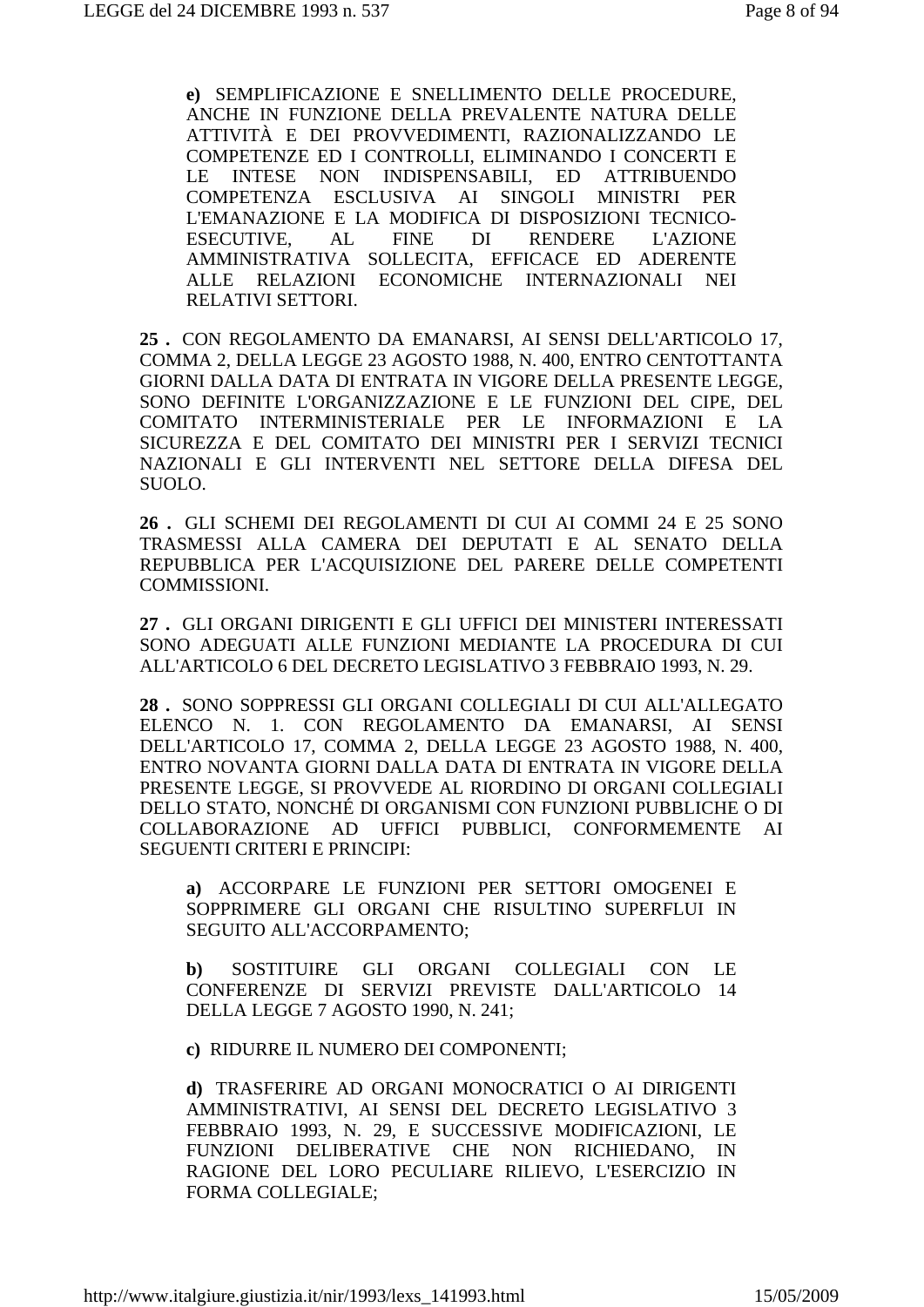**e)** SEMPLIFICAZIONE E SNELLIMENTO DELLE PROCEDURE, ANCHE IN FUNZIONE DELLA PREVALENTE NATURA DELLE ATTIVITÀ E DEI PROVVEDIMENTI, RAZIONALIZZANDO LE COMPETENZE ED I CONTROLLI, ELIMINANDO I CONCERTI E LE INTESE NON INDISPENSABILI, ED ATTRIBUENDO COMPETENZA ESCLUSIVA AI SINGOLI MINISTRI PER L'EMANAZIONE E LA MODIFICA DI DISPOSIZIONI TECNICO-ESECUTIVE, AL FINE DI RENDERE L'AZIONE AMMINISTRATIVA SOLLECITA, EFFICACE ED ADERENTE ALLE RELAZIONI ECONOMICHE INTERNAZIONALI NEI RELATIVI SETTORI.

**25 .** CON REGOLAMENTO DA EMANARSI, AI SENSI DELL'ARTICOLO 17, COMMA 2, DELLA LEGGE 23 AGOSTO 1988, N. 400, ENTRO CENTOTTANTA GIORNI DALLA DATA DI ENTRATA IN VIGORE DELLA PRESENTE LEGGE, SONO DEFINITE L'ORGANIZZAZIONE E LE FUNZIONI DEL CIPE, DEL COMITATO INTERMINISTERIALE PER LE INFORMAZIONI E LA SICUREZZA E DEL COMITATO DEI MINISTRI PER I SERVIZI TECNICI NAZIONALI E GLI INTERVENTI NEL SETTORE DELLA DIFESA DEL SUOLO.

**26 .** GLI SCHEMI DEI REGOLAMENTI DI CUI AI COMMI 24 E 25 SONO TRASMESSI ALLA CAMERA DEI DEPUTATI E AL SENATO DELLA REPUBBLICA PER L'ACQUISIZIONE DEL PARERE DELLE COMPETENTI COMMISSIONI.

**27 .** GLI ORGANI DIRIGENTI E GLI UFFICI DEI MINISTERI INTERESSATI SONO ADEGUATI ALLE FUNZIONI MEDIANTE LA PROCEDURA DI CUI ALL'ARTICOLO 6 DEL DECRETO LEGISLATIVO 3 FEBBRAIO 1993, N. 29.

**28 .** SONO SOPPRESSI GLI ORGANI COLLEGIALI DI CUI ALL'ALLEGATO ELENCO N. 1. CON REGOLAMENTO DA EMANARSI, AI SENSI DELL'ARTICOLO 17, COMMA 2, DELLA LEGGE 23 AGOSTO 1988, N. 400, ENTRO NOVANTA GIORNI DALLA DATA DI ENTRATA IN VIGORE DELLA PRESENTE LEGGE, SI PROVVEDE AL RIORDINO DI ORGANI COLLEGIALI DELLO STATO, NONCHÉ DI ORGANISMI CON FUNZIONI PUBBLICHE O DI COLLABORAZIONE AD UFFICI PUBBLICI, CONFORMEMENTE AI SEGUENTI CRITERI E PRINCIPI:

**a)** ACCORPARE LE FUNZIONI PER SETTORI OMOGENEI E SOPPRIMERE GLI ORGANI CHE RISULTINO SUPERFLUI IN SEGUITO ALL'ACCORPAMENTO;

**b)** SOSTITUIRE GLI ORGANI COLLEGIALI CON LE CONFERENZE DI SERVIZI PREVISTE DALL'ARTICOLO 14 DELLA LEGGE 7 AGOSTO 1990, N. 241;

**c)** RIDURRE IL NUMERO DEI COMPONENTI;

**d)** TRASFERIRE AD ORGANI MONOCRATICI O AI DIRIGENTI AMMINISTRATIVI, AI SENSI DEL DECRETO LEGISLATIVO 3 FEBBRAIO 1993, N. 29, E SUCCESSIVE MODIFICAZIONI, LE FUNZIONI DELIBERATIVE CHE NON RICHIEDANO, IN RAGIONE DEL LORO PECULIARE RILIEVO, L'ESERCIZIO IN FORMA COLLEGIALE;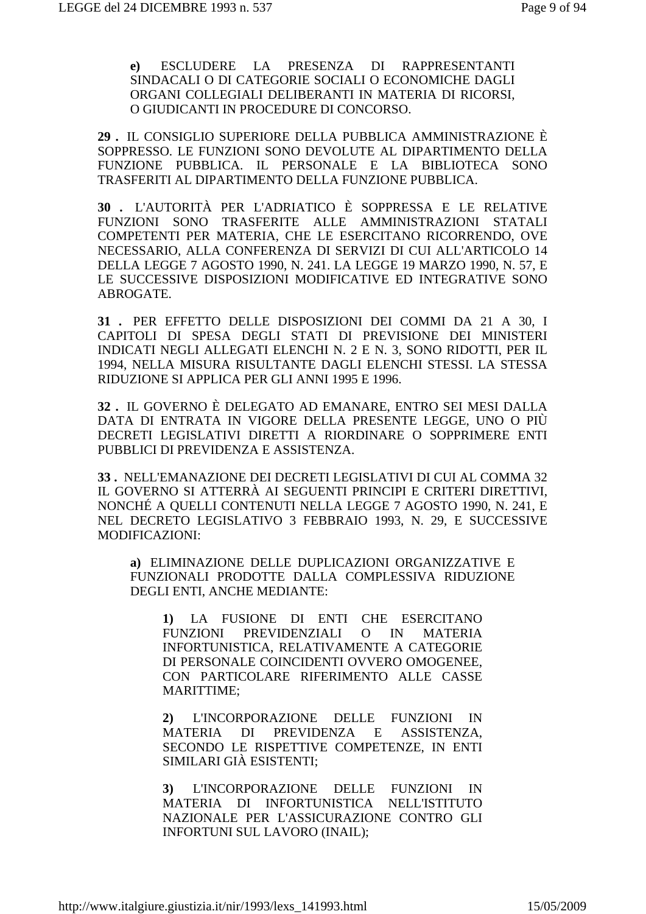**e)** ESCLUDERE LA PRESENZA DI RAPPRESENTANTI SINDACALI O DI CATEGORIE SOCIALI O ECONOMICHE DAGLI ORGANI COLLEGIALI DELIBERANTI IN MATERIA DI RICORSI, O GIUDICANTI IN PROCEDURE DI CONCORSO.

**29 .** IL CONSIGLIO SUPERIORE DELLA PUBBLICA AMMINISTRAZIONE È SOPPRESSO. LE FUNZIONI SONO DEVOLUTE AL DIPARTIMENTO DELLA FUNZIONE PUBBLICA. IL PERSONALE E LA BIBLIOTECA SONO TRASFERITI AL DIPARTIMENTO DELLA FUNZIONE PUBBLICA.

**30 .** L'AUTORITÀ PER L'ADRIATICO È SOPPRESSA E LE RELATIVE FUNZIONI SONO TRASFERITE ALLE AMMINISTRAZIONI STATALI COMPETENTI PER MATERIA, CHE LE ESERCITANO RICORRENDO, OVE NECESSARIO, ALLA CONFERENZA DI SERVIZI DI CUI ALL'ARTICOLO 14 DELLA LEGGE 7 AGOSTO 1990, N. 241. LA LEGGE 19 MARZO 1990, N. 57, E LE SUCCESSIVE DISPOSIZIONI MODIFICATIVE ED INTEGRATIVE SONO ABROGATE.

**31 .** PER EFFETTO DELLE DISPOSIZIONI DEI COMMI DA 21 A 30, I CAPITOLI DI SPESA DEGLI STATI DI PREVISIONE DEI MINISTERI INDICATI NEGLI ALLEGATI ELENCHI N. 2 E N. 3, SONO RIDOTTI, PER IL 1994, NELLA MISURA RISULTANTE DAGLI ELENCHI STESSI. LA STESSA RIDUZIONE SI APPLICA PER GLI ANNI 1995 E 1996.

**32 .** IL GOVERNO È DELEGATO AD EMANARE, ENTRO SEI MESI DALLA DATA DI ENTRATA IN VIGORE DELLA PRESENTE LEGGE, UNO O PIÙ DECRETI LEGISLATIVI DIRETTI A RIORDINARE O SOPPRIMERE ENTI PUBBLICI DI PREVIDENZA E ASSISTENZA.

**33 .** NELL'EMANAZIONE DEI DECRETI LEGISLATIVI DI CUI AL COMMA 32 IL GOVERNO SI ATTERRÀ AI SEGUENTI PRINCIPI E CRITERI DIRETTIVI, NONCHÉ A QUELLI CONTENUTI NELLA LEGGE 7 AGOSTO 1990, N. 241, E NEL DECRETO LEGISLATIVO 3 FEBBRAIO 1993, N. 29, E SUCCESSIVE MODIFICAZIONI:

**a)** ELIMINAZIONE DELLE DUPLICAZIONI ORGANIZZATIVE E FUNZIONALI PRODOTTE DALLA COMPLESSIVA RIDUZIONE DEGLI ENTI, ANCHE MEDIANTE:

**1)** LA FUSIONE DI ENTI CHE ESERCITANO FUNZIONI PREVIDENZIALI O IN MATERIA INFORTUNISTICA, RELATIVAMENTE A CATEGORIE DI PERSONALE COINCIDENTI OVVERO OMOGENEE, CON PARTICOLARE RIFERIMENTO ALLE CASSE MARITTIME;

**2)** L'INCORPORAZIONE DELLE FUNZIONI IN MATERIA DI PREVIDENZA E ASSISTENZA, SECONDO LE RISPETTIVE COMPETENZE, IN ENTI SIMILARI GIÀ ESISTENTI;

**3)** L'INCORPORAZIONE DELLE FUNZIONI IN MATERIA DI INFORTUNISTICA NELL'ISTITUTO NAZIONALE PER L'ASSICURAZIONE CONTRO GLI INFORTUNI SUL LAVORO (INAIL);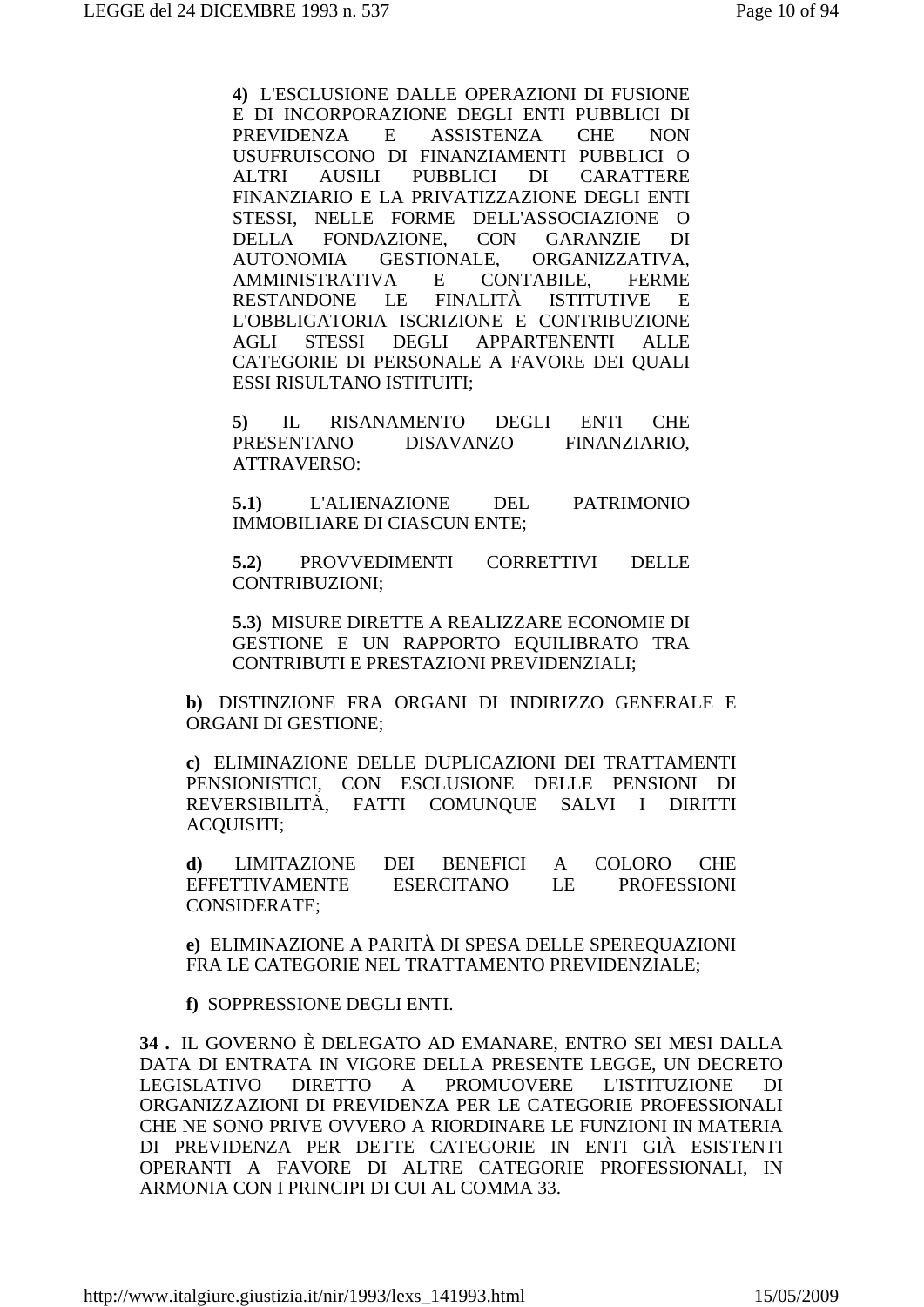**4)** L'ESCLUSIONE DALLE OPERAZIONI DI FUSIONE E DI INCORPORAZIONE DEGLI ENTI PUBBLICI DI PREVIDENZA E ASSISTENZA CHE NON USUFRUISCONO DI FINANZIAMENTI PUBBLICI O ALTRI AUSILI PUBBLICI DI CARATTERE FINANZIARIO E LA PRIVATIZZAZIONE DEGLI ENTI STESSI, NELLE FORME DELL'ASSOCIAZIONE O DELLA FONDAZIONE, CON GARANZIE DI AUTONOMIA GESTIONALE, ORGANIZZATIVA, AMMINISTRATIVA E CONTABILE, FERME RESTANDONE LE FINALITÀ ISTITUTIVE E L'OBBLIGATORIA ISCRIZIONE E CONTRIBUZIONE AGLI STESSI DEGLI APPARTENENTI ALLE CATEGORIE DI PERSONALE A FAVORE DEI QUALI ESSI RISULTANO ISTITUITI;

**5)** IL RISANAMENTO DEGLI ENTI CHE PRESENTANO DISAVANZO FINANZIARIO, ATTRAVERSO:

**5.1)** L'ALIENAZIONE DEL PATRIMONIO IMMOBILIARE DI CIASCUN ENTE;

**5.2)** PROVVEDIMENTI CORRETTIVI DELLE CONTRIBUZIONI;

**5.3)** MISURE DIRETTE A REALIZZARE ECONOMIE DI GESTIONE E UN RAPPORTO EQUILIBRATO TRA CONTRIBUTI E PRESTAZIONI PREVIDENZIALI;

**b)** DISTINZIONE FRA ORGANI DI INDIRIZZO GENERALE E ORGANI DI GESTIONE;

**c)** ELIMINAZIONE DELLE DUPLICAZIONI DEI TRATTAMENTI PENSIONISTICI, CON ESCLUSIONE DELLE PENSIONI DI REVERSIBILITÀ, FATTI COMUNQUE SALVI I DIRITTI ACQUISITI;

**d)** LIMITAZIONE DEI BENEFICI A COLORO CHE EFFETTIVAMENTE ESERCITANO LE PROFESSIONI CONSIDERATE;

**e)** ELIMINAZIONE A PARITÀ DI SPESA DELLE SPEREQUAZIONI FRA LE CATEGORIE NEL TRATTAMENTO PREVIDENZIALE;

**f)** SOPPRESSIONE DEGLI ENTI.

**34 .** IL GOVERNO È DELEGATO AD EMANARE, ENTRO SEI MESI DALLA DATA DI ENTRATA IN VIGORE DELLA PRESENTE LEGGE, UN DECRETO LEGISLATIVO DIRETTO A PROMUOVERE L'ISTITUZIONE DI ORGANIZZAZIONI DI PREVIDENZA PER LE CATEGORIE PROFESSIONALI CHE NE SONO PRIVE OVVERO A RIORDINARE LE FUNZIONI IN MATERIA DI PREVIDENZA PER DETTE CATEGORIE IN ENTI GIÀ ESISTENTI OPERANTI A FAVORE DI ALTRE CATEGORIE PROFESSIONALI, IN ARMONIA CON I PRINCIPI DI CUI AL COMMA 33.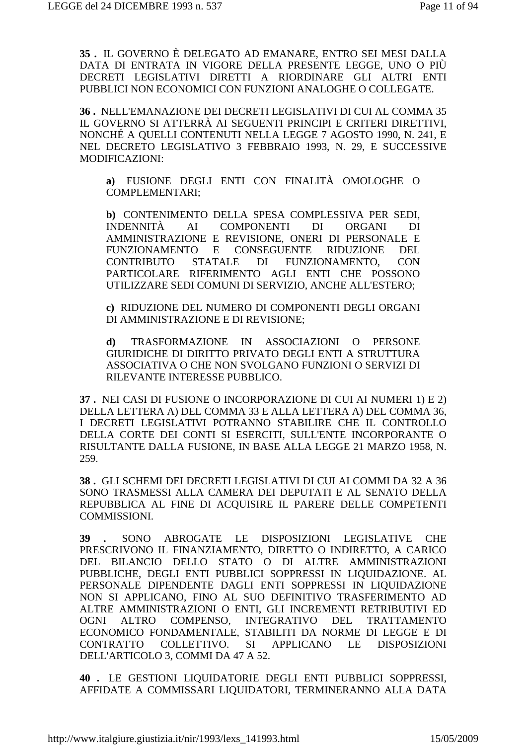**35 .** IL GOVERNO È DELEGATO AD EMANARE, ENTRO SEI MESI DALLA DATA DI ENTRATA IN VIGORE DELLA PRESENTE LEGGE, UNO O PIÙ DECRETI LEGISLATIVI DIRETTI A RIORDINARE GLI ALTRI ENTI PUBBLICI NON ECONOMICI CON FUNZIONI ANALOGHE O COLLEGATE.

**36 .** NELL'EMANAZIONE DEI DECRETI LEGISLATIVI DI CUI AL COMMA 35 IL GOVERNO SI ATTERRÀ AI SEGUENTI PRINCIPI E CRITERI DIRETTIVI, NONCHÉ A QUELLI CONTENUTI NELLA LEGGE 7 AGOSTO 1990, N. 241, E NEL DECRETO LEGISLATIVO 3 FEBBRAIO 1993, N. 29, E SUCCESSIVE MODIFICAZIONI:

> **a)** FUSIONE DEGLI ENTI CON FINALITÀ OMOLOGHE O COMPLEMENTARI;
>
> **b)** CONTENIMENTO DELLA SPESA COMPLESSIVA PER SEDI, INDENNITÀ AI COMPONENTI DI ORGANI DI AMMINISTRAZIONE E REVISIONE, ONERI DI PERSONALE E FUNZIONAMENTO E CONSEGUENTE RIDUZIONE DEL CONTRIBUTO STATALE DI FUNZIONAMENTO, CON PARTICOLARE RIFERIMENTO AGLI ENTI CHE POSSONO UTILIZZARE SEDI COMUNI DI SERVIZIO, ANCHE ALL'ESTERO;
>
> **c)** RIDUZIONE DEL NUMERO DI COMPONENTI DEGLI ORGANI DI AMMINISTRAZIONE E DI REVISIONE;
>
> **d)** TRASFORMAZIONE IN ASSOCIAZIONI O PERSONE GIURIDICHE DI DIRITTO PRIVATO DEGLI ENTI A STRUTTURA ASSOCIATIVA O CHE NON SVOLGANO FUNZIONI O SERVIZI DI RILEVANTE INTERESSE PUBBLICO.

**37 .** NEI CASI DI FUSIONE O INCORPORAZIONE DI CUI AI NUMERI 1) E 2) DELLA LETTERA A) DEL COMMA 33 E ALLA LETTERA A) DEL COMMA 36, I DECRETI LEGISLATIVI POTRANNO STABILIRE CHE IL CONTROLLO DELLA CORTE DEI CONTI SI ESERCITI, SULL'ENTE INCORPORANTE O RISULTANTE DALLA FUSIONE, IN BASE ALLA LEGGE 21 MARZO 1958, N. 259.

**38 .** GLI SCHEMI DEI DECRETI LEGISLATIVI DI CUI AI COMMI DA 32 A 36 SONO TRASMESSI ALLA CAMERA DEI DEPUTATI E AL SENATO DELLA REPUBBLICA AL FINE DI ACQUISIRE IL PARERE DELLE COMPETENTI COMMISSIONI.

**39 .** SONO ABROGATE LE DISPOSIZIONI LEGISLATIVE CHE PRESCRIVONO IL FINANZIAMENTO, DIRETTO O INDIRETTO, A CARICO DEL BILANCIO DELLO STATO O DI ALTRE AMMINISTRAZIONI PUBBLICHE, DEGLI ENTI PUBBLICI SOPPRESSI IN LIQUIDAZIONE. AL PERSONALE DIPENDENTE DAGLI ENTI SOPPRESSI IN LIQUIDAZIONE NON SI APPLICANO, FINO AL SUO DEFINITIVO TRASFERIMENTO AD ALTRE AMMINISTRAZIONI O ENTI, GLI INCREMENTI RETRIBUTIVI ED OGNI ALTRO COMPENSO, INTEGRATIVO DEL TRATTAMENTO ECONOMICO FONDAMENTALE, STABILITI DA NORME DI LEGGE E DI CONTRATTO COLLETTIVO. SI APPLICANO LE DISPOSIZIONI DELL'ARTICOLO 3, COMMI DA 47 A 52.

**40 .** LE GESTIONI LIQUIDATORIE DEGLI ENTI PUBBLICI SOPPRESSI, AFFIDATE A COMMISSARI LIQUIDATORI, TERMINERANNO ALLA DATA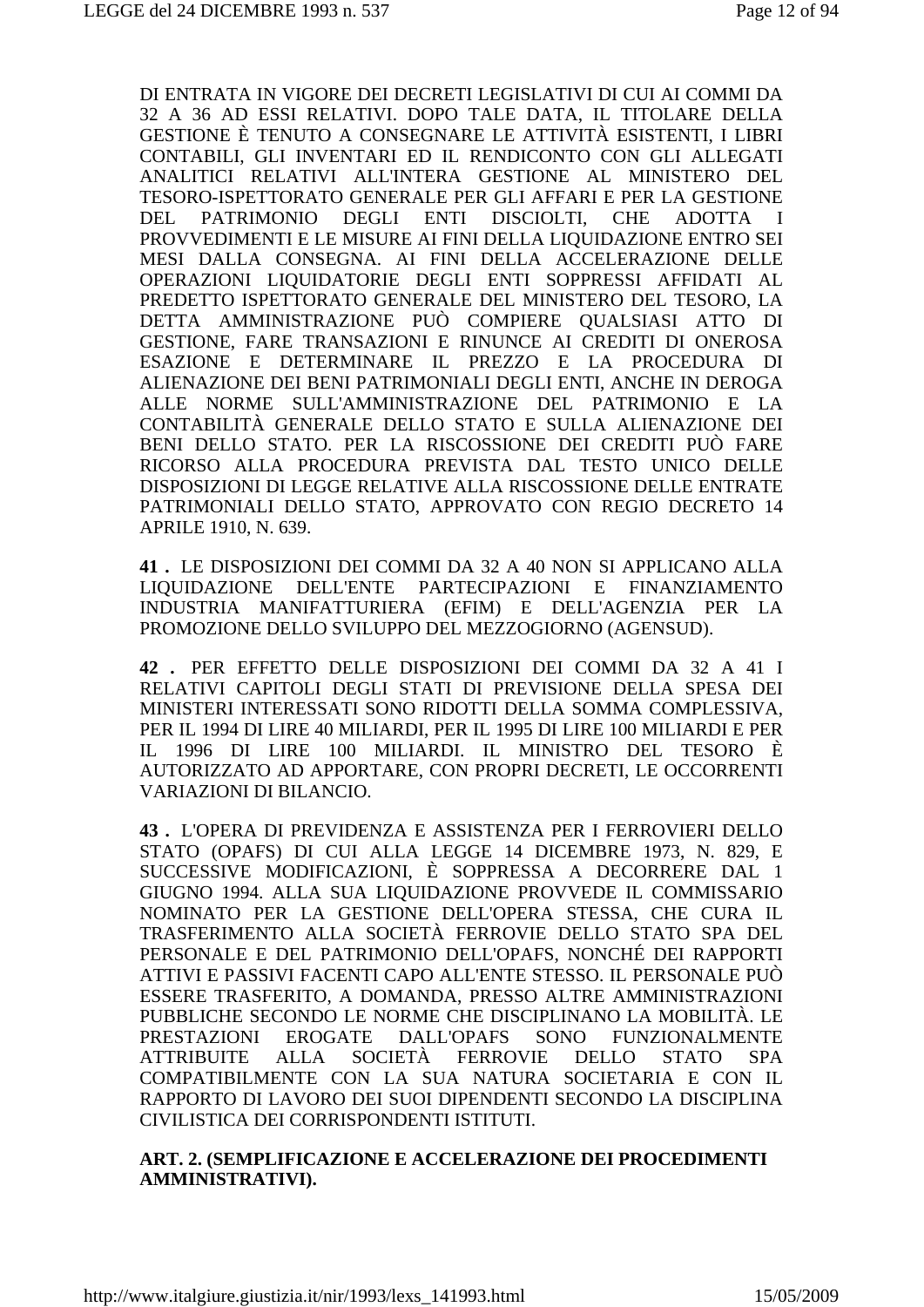DI ENTRATA IN VIGORE DEI DECRETI LEGISLATIVI DI CUI AI COMMI DA 32 A 36 AD ESSI RELATIVI. DOPO TALE DATA, IL TITOLARE DELLA GESTIONE È TENUTO A CONSEGNARE LE ATTIVITÀ ESISTENTI, I LIBRI CONTABILI, GLI INVENTARI ED IL RENDICONTO CON GLI ALLEGATI ANALITICI RELATIVI ALL'INTERA GESTIONE AL MINISTERO DEL TESORO-ISPETTORATO GENERALE PER GLI AFFARI E PER LA GESTIONE DEL PATRIMONIO DEGLI ENTI DISCIOLTI, CHE ADOTTA I PROVVEDIMENTI E LE MISURE AI FINI DELLA LIQUIDAZIONE ENTRO SEI MESI DALLA CONSEGNA. AI FINI DELLA ACCELERAZIONE DELLE OPERAZIONI LIQUIDATORIE DEGLI ENTI SOPPRESSI AFFIDATI AL PREDETTO ISPETTORATO GENERALE DEL MINISTERO DEL TESORO, LA DETTA AMMINISTRAZIONE PUÒ COMPIERE QUALSIASI ATTO DI GESTIONE, FARE TRANSAZIONI E RINUNCE AI CREDITI DI ONEROSA ESAZIONE E DETERMINARE IL PREZZO E LA PROCEDURA DI ALIENAZIONE DEI BENI PATRIMONIALI DEGLI ENTI, ANCHE IN DEROGA ALLE NORME SULL'AMMINISTRAZIONE DEL PATRIMONIO E LA CONTABILITÀ GENERALE DELLO STATO E SULLA ALIENAZIONE DEI BENI DELLO STATO. PER LA RISCOSSIONE DEI CREDITI PUÒ FARE RICORSO ALLA PROCEDURA PREVISTA DAL TESTO UNICO DELLE DISPOSIZIONI DI LEGGE RELATIVE ALLA RISCOSSIONE DELLE ENTRATE PATRIMONIALI DELLO STATO, APPROVATO CON REGIO DECRETO 14 APRILE 1910, N. 639.

**41 .** LE DISPOSIZIONI DEI COMMI DA 32 A 40 NON SI APPLICANO ALLA LIQUIDAZIONE DELL'ENTE PARTECIPAZIONI E FINANZIAMENTO INDUSTRIA MANIFATTURIERA (EFIM) E DELL'AGENZIA PER LA PROMOZIONE DELLO SVILUPPO DEL MEZZOGIORNO (AGENSUD).

**42 .** PER EFFETTO DELLE DISPOSIZIONI DEI COMMI DA 32 A 41 I RELATIVI CAPITOLI DEGLI STATI DI PREVISIONE DELLA SPESA DEI MINISTERI INTERESSATI SONO RIDOTTI DELLA SOMMA COMPLESSIVA, PER IL 1994 DI LIRE 40 MILIARDI, PER IL 1995 DI LIRE 100 MILIARDI E PER IL 1996 DI LIRE 100 MILIARDI. IL MINISTRO DEL TESORO È AUTORIZZATO AD APPORTARE, CON PROPRI DECRETI, LE OCCORRENTI VARIAZIONI DI BILANCIO.

**43 .** L'OPERA DI PREVIDENZA E ASSISTENZA PER I FERROVIERI DELLO STATO (OPAFS) DI CUI ALLA LEGGE 14 DICEMBRE 1973, N. 829, E SUCCESSIVE MODIFICAZIONI, È SOPPRESSA A DECORRERE DAL 1 GIUGNO 1994. ALLA SUA LIQUIDAZIONE PROVVEDE IL COMMISSARIO NOMINATO PER LA GESTIONE DELL'OPERA STESSA, CHE CURA IL TRASFERIMENTO ALLA SOCIETÀ FERROVIE DELLO STATO SPA DEL PERSONALE E DEL PATRIMONIO DELL'OPAFS, NONCHÉ DEI RAPPORTI ATTIVI E PASSIVI FACENTI CAPO ALL'ENTE STESSO. IL PERSONALE PUÒ ESSERE TRASFERITO, A DOMANDA, PRESSO ALTRE AMMINISTRAZIONI PUBBLICHE SECONDO LE NORME CHE DISCIPLINANO LA MOBILITÀ. LE PRESTAZIONI EROGATE DALL'OPAFS SONO FUNZIONALMENTE ATTRIBUITE ALLA SOCIETÀ FERROVIE DELLO STATO SPA COMPATIBILMENTE CON LA SUA NATURA SOCIETARIA E CON IL RAPPORTO DI LAVORO DEI SUOI DIPENDENTI SECONDO LA DISCIPLINA CIVILISTICA DEI CORRISPONDENTI ISTITUTI.

**ART. 2. (SEMPLIFICAZIONE E ACCELERAZIONE DEI PROCEDIMENTI AMMINISTRATIVI).**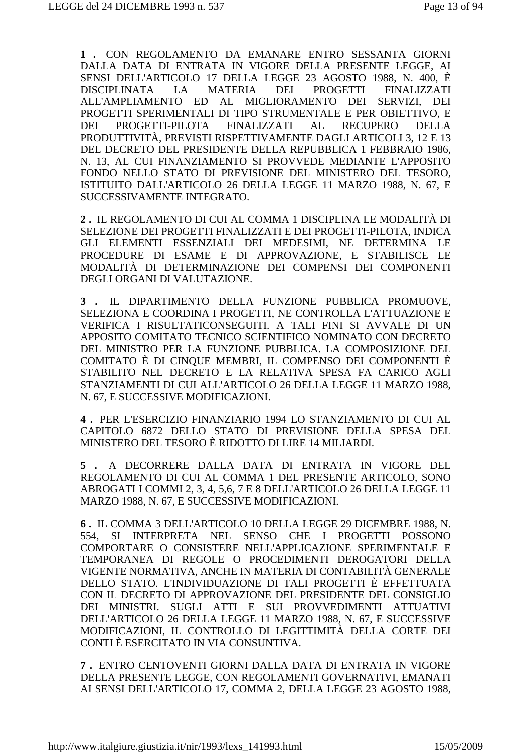**1 .** CON REGOLAMENTO DA EMANARE ENTRO SESSANTA GIORNI DALLA DATA DI ENTRATA IN VIGORE DELLA PRESENTE LEGGE, AI SENSI DELL'ARTICOLO 17 DELLA LEGGE 23 AGOSTO 1988, N. 400, È DISCIPLINATA LA MATERIA DEI PROGETTI FINALIZZATI ALL'AMPLIAMENTO ED AL MIGLIORAMENTO DEI SERVIZI, DEI PROGETTI SPERIMENTALI DI TIPO STRUMENTALE E PER OBIETTIVO, E DEI PROGETTI-PILOTA FINALIZZATI AL RECUPERO DELLA PRODUTTIVITÀ, PREVISTI RISPETTIVAMENTE DAGLI ARTICOLI 3, 12 E 13 DEL DECRETO DEL PRESIDENTE DELLA REPUBBLICA 1 FEBBRAIO 1986, N. 13, AL CUI FINANZIAMENTO SI PROVVEDE MEDIANTE L'APPOSITO FONDO NELLO STATO DI PREVISIONE DEL MINISTERO DEL TESORO, ISTITUITO DALL'ARTICOLO 26 DELLA LEGGE 11 MARZO 1988, N. 67, E SUCCESSIVAMENTE INTEGRATO.

**2 .** IL REGOLAMENTO DI CUI AL COMMA 1 DISCIPLINA LE MODALITÀ DI SELEZIONE DEI PROGETTI FINALIZZATI E DEI PROGETTI-PILOTA, INDICA GLI ELEMENTI ESSENZIALI DEI MEDESIMI, NE DETERMINA LE PROCEDURE DI ESAME E DI APPROVAZIONE, E STABILISCE LE MODALITÀ DI DETERMINAZIONE DEI COMPENSI DEI COMPONENTI DEGLI ORGANI DI VALUTAZIONE.

**3 .** IL DIPARTIMENTO DELLA FUNZIONE PUBBLICA PROMUOVE, SELEZIONA E COORDINA I PROGETTI, NE CONTROLLA L'ATTUAZIONE E VERIFICA I RISULTATICONSEGUITI. A TALI FINI SI AVVALE DI UN APPOSITO COMITATO TECNICO SCIENTIFICO NOMINATO CON DECRETO DEL MINISTRO PER LA FUNZIONE PUBBLICA. LA COMPOSIZIONE DEL COMITATO È DI CINQUE MEMBRI, IL COMPENSO DEI COMPONENTI È STABILITO NEL DECRETO E LA RELATIVA SPESA FA CARICO AGLI STANZIAMENTI DI CUI ALL'ARTICOLO 26 DELLA LEGGE 11 MARZO 1988, N. 67, E SUCCESSIVE MODIFICAZIONI.

**4 .** PER L'ESERCIZIO FINANZIARIO 1994 LO STANZIAMENTO DI CUI AL CAPITOLO 6872 DELLO STATO DI PREVISIONE DELLA SPESA DEL MINISTERO DEL TESORO È RIDOTTO DI LIRE 14 MILIARDI.

**5 .** A DECORRERE DALLA DATA DI ENTRATA IN VIGORE DEL REGOLAMENTO DI CUI AL COMMA 1 DEL PRESENTE ARTICOLO, SONO ABROGATI I COMMI 2, 3, 4, 5,6, 7 E 8 DELL'ARTICOLO 26 DELLA LEGGE 11 MARZO 1988, N. 67, E SUCCESSIVE MODIFICAZIONI.

**6 .** IL COMMA 3 DELL'ARTICOLO 10 DELLA LEGGE 29 DICEMBRE 1988, N. 554, SI INTERPRETA NEL SENSO CHE I PROGETTI POSSONO COMPORTARE O CONSISTERE NELL'APPLICAZIONE SPERIMENTALE E TEMPORANEA DI REGOLE O PROCEDIMENTI DEROGATORI DELLA VIGENTE NORMATIVA, ANCHE IN MATERIA DI CONTABILITÀ GENERALE DELLO STATO. L'INDIVIDUAZIONE DI TALI PROGETTI È EFFETTUATA CON IL DECRETO DI APPROVAZIONE DEL PRESIDENTE DEL CONSIGLIO DEI MINISTRI. SUGLI ATTI E SUI PROVVEDIMENTI ATTUATIVI DELL'ARTICOLO 26 DELLA LEGGE 11 MARZO 1988, N. 67, E SUCCESSIVE MODIFICAZIONI, IL CONTROLLO DI LEGITTIMITÀ DELLA CORTE DEI CONTI È ESERCITATO IN VIA CONSUNTIVA.

**7 .** ENTRO CENTOVENTI GIORNI DALLA DATA DI ENTRATA IN VIGORE DELLA PRESENTE LEGGE, CON REGOLAMENTI GOVERNATIVI, EMANATI AI SENSI DELL'ARTICOLO 17, COMMA 2, DELLA LEGGE 23 AGOSTO 1988,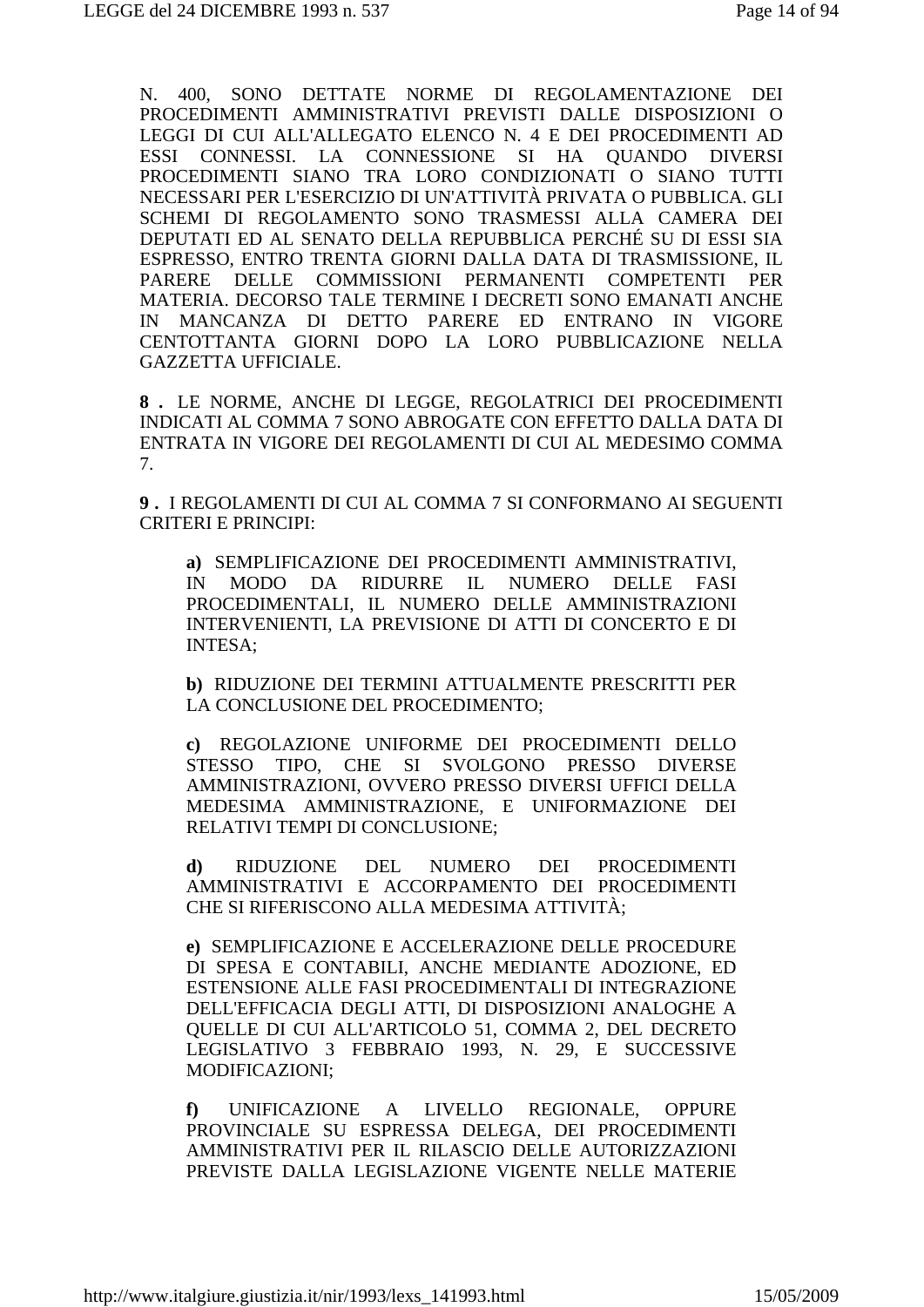N. 400, SONO DETTATE NORME DI REGOLAMENTAZIONE DEI PROCEDIMENTI AMMINISTRATIVI PREVISTI DALLE DISPOSIZIONI O LEGGI DI CUI ALL'ALLEGATO ELENCO N. 4 E DEI PROCEDIMENTI AD ESSI CONNESSI. LA CONNESSIONE SI HA QUANDO DIVERSI PROCEDIMENTI SIANO TRA LORO CONDIZIONATI O SIANO TUTTI NECESSARI PER L'ESERCIZIO DI UN'ATTIVITÀ PRIVATA O PUBBLICA. GLI SCHEMI DI REGOLAMENTO SONO TRASMESSI ALLA CAMERA DEI DEPUTATI ED AL SENATO DELLA REPUBBLICA PERCHÉ SU DI ESSI SIA ESPRESSO, ENTRO TRENTA GIORNI DALLA DATA DI TRASMISSIONE, IL PARERE DELLE COMMISSIONI PERMANENTI COMPETENTI PER MATERIA. DECORSO TALE TERMINE I DECRETI SONO EMANATI ANCHE IN MANCANZA DI DETTO PARERE ED ENTRANO IN VIGORE CENTOTTANTA GIORNI DOPO LA LORO PUBBLICAZIONE NELLA GAZZETTA UFFICIALE.

**8 .** LE NORME, ANCHE DI LEGGE, REGOLATRICI DEI PROCEDIMENTI INDICATI AL COMMA 7 SONO ABROGATE CON EFFETTO DALLA DATA DI ENTRATA IN VIGORE DEI REGOLAMENTI DI CUI AL MEDESIMO COMMA 7.

**9 .** I REGOLAMENTI DI CUI AL COMMA 7 SI CONFORMANO AI SEGUENTI CRITERI E PRINCIPI:

**a)** SEMPLIFICAZIONE DEI PROCEDIMENTI AMMINISTRATIVI, IN MODO DA RIDURRE IL NUMERO DELLE FASI PROCEDIMENTALI, IL NUMERO DELLE AMMINISTRAZIONI INTERVENIENTI, LA PREVISIONE DI ATTI DI CONCERTO E DI INTESA;

**b)** RIDUZIONE DEI TERMINI ATTUALMENTE PRESCRITTI PER LA CONCLUSIONE DEL PROCEDIMENTO;

**c)** REGOLAZIONE UNIFORME DEI PROCEDIMENTI DELLO STESSO TIPO, CHE SI SVOLGONO PRESSO DIVERSE AMMINISTRAZIONI, OVVERO PRESSO DIVERSI UFFICI DELLA MEDESIMA AMMINISTRAZIONE, E UNIFORMAZIONE DEI RELATIVI TEMPI DI CONCLUSIONE;

**d)** RIDUZIONE DEL NUMERO DEI PROCEDIMENTI AMMINISTRATIVI E ACCORPAMENTO DEI PROCEDIMENTI CHE SI RIFERISCONO ALLA MEDESIMA ATTIVITÀ;

**e)** SEMPLIFICAZIONE E ACCELERAZIONE DELLE PROCEDURE DI SPESA E CONTABILI, ANCHE MEDIANTE ADOZIONE, ED ESTENSIONE ALLE FASI PROCEDIMENTALI DI INTEGRAZIONE DELL'EFFICACIA DEGLI ATTI, DI DISPOSIZIONI ANALOGHE A QUELLE DI CUI ALL'ARTICOLO 51, COMMA 2, DEL DECRETO LEGISLATIVO 3 FEBBRAIO 1993, N. 29, E SUCCESSIVE MODIFICAZIONI;

**f)** UNIFICAZIONE A LIVELLO REGIONALE, OPPURE PROVINCIALE SU ESPRESSA DELEGA, DEI PROCEDIMENTI AMMINISTRATIVI PER IL RILASCIO DELLE AUTORIZZAZIONI PREVISTE DALLA LEGISLAZIONE VIGENTE NELLE MATERIE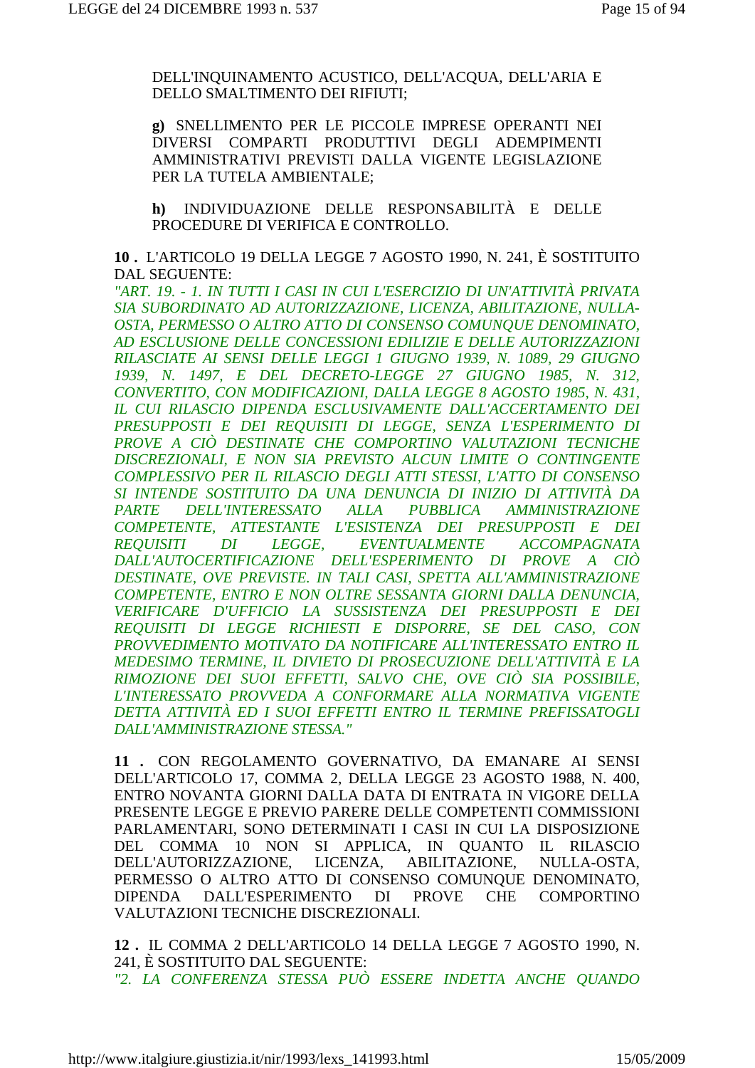DELL'INQUINAMENTO ACUSTICO, DELL'ACQUA, DELL'ARIA E DELLO SMALTIMENTO DEI RIFIUTI;

**g)** SNELLIMENTO PER LE PICCOLE IMPRESE OPERANTI NEI DIVERSI COMPARTI PRODUTTIVI DEGLI ADEMPIMENTI AMMINISTRATIVI PREVISTI DALLA VIGENTE LEGISLAZIONE PER LA TUTELA AMBIENTALE;

**h)** INDIVIDUAZIONE DELLE RESPONSABILITÀ E DELLE PROCEDURE DI VERIFICA E CONTROLLO.

**10 .** L'ARTICOLO 19 DELLA LEGGE 7 AGOSTO 1990, N. 241, È SOSTITUITO DAL SEGUENTE:
*"ART. 19. - 1. IN TUTTI I CASI IN CUI L'ESERCIZIO DI UN'ATTIVITÀ PRIVATA SIA SUBORDINATO AD AUTORIZZAZIONE, LICENZA, ABILITAZIONE, NULLA-OSTA, PERMESSO O ALTRO ATTO DI CONSENSO COMUNQUE DENOMINATO, AD ESCLUSIONE DELLE CONCESSIONI EDILIZIE E DELLE AUTORIZZAZIONI RILASCIATE AI SENSI DELLE LEGGI 1 GIUGNO 1939, N. 1089, 29 GIUGNO 1939, N. 1497, E DEL DECRETO-LEGGE 27 GIUGNO 1985, N. 312, CONVERTITO, CON MODIFICAZIONI, DALLA LEGGE 8 AGOSTO 1985, N. 431, IL CUI RILASCIO DIPENDA ESCLUSIVAMENTE DALL'ACCERTAMENTO DEI PRESUPPOSTI E DEI REQUISITI DI LEGGE, SENZA L'ESPERIMENTO DI PROVE A CIÒ DESTINATE CHE COMPORTINO VALUTAZIONI TECNICHE DISCREZIONALI, E NON SIA PREVISTO ALCUN LIMITE O CONTINGENTE COMPLESSIVO PER IL RILASCIO DEGLI ATTI STESSI, L'ATTO DI CONSENSO SI INTENDE SOSTITUITO DA UNA DENUNCIA DI INIZIO DI ATTIVITÀ DA PARTE DELL'INTERESSATO ALLA PUBBLICA AMMINISTRAZIONE COMPETENTE, ATTESTANTE L'ESISTENZA DEI PRESUPPOSTI E DEI REQUISITI DI LEGGE, EVENTUALMENTE ACCOMPAGNATA DALL'AUTOCERTIFICAZIONE DELL'ESPERIMENTO DI PROVE A CIÒ DESTINATE, OVE PREVISTE. IN TALI CASI, SPETTA ALL'AMMINISTRAZIONE COMPETENTE, ENTRO E NON OLTRE SESSANTA GIORNI DALLA DENUNCIA, VERIFICARE D'UFFICIO LA SUSSISTENZA DEI PRESUPPOSTI E DEI REQUISITI DI LEGGE RICHIESTI E DISPORRE, SE DEL CASO, CON PROVVEDIMENTO MOTIVATO DA NOTIFICARE ALL'INTERESSATO ENTRO IL MEDESIMO TERMINE, IL DIVIETO DI PROSECUZIONE DELL'ATTIVITÀ E LA RIMOZIONE DEI SUOI EFFETTI, SALVO CHE, OVE CIÒ SIA POSSIBILE, L'INTERESSATO PROVVEDA A CONFORMARE ALLA NORMATIVA VIGENTE DETTA ATTIVITÀ ED I SUOI EFFETTI ENTRO IL TERMINE PREFISSATOGLI DALL'AMMINISTRAZIONE STESSA."*

**11 .** CON REGOLAMENTO GOVERNATIVO, DA EMANARE AI SENSI DELL'ARTICOLO 17, COMMA 2, DELLA LEGGE 23 AGOSTO 1988, N. 400, ENTRO NOVANTA GIORNI DALLA DATA DI ENTRATA IN VIGORE DELLA PRESENTE LEGGE E PREVIO PARERE DELLE COMPETENTI COMMISSIONI PARLAMENTARI, SONO DETERMINATI I CASI IN CUI LA DISPOSIZIONE DEL COMMA 10 NON SI APPLICA, IN QUANTO IL RILASCIO DELL'AUTORIZZAZIONE, LICENZA, ABILITAZIONE, NULLA-OSTA, PERMESSO O ALTRO ATTO DI CONSENSO COMUNQUE DENOMINATO, DIPENDA DALL'ESPERIMENTO DI PROVE CHE COMPORTINO VALUTAZIONI TECNICHE DISCREZIONALI.

**12 .** IL COMMA 2 DELL'ARTICOLO 14 DELLA LEGGE 7 AGOSTO 1990, N. 241, È SOSTITUITO DAL SEGUENTE:
*"2. LA CONFERENZA STESSA PUÒ ESSERE INDETTA ANCHE QUANDO*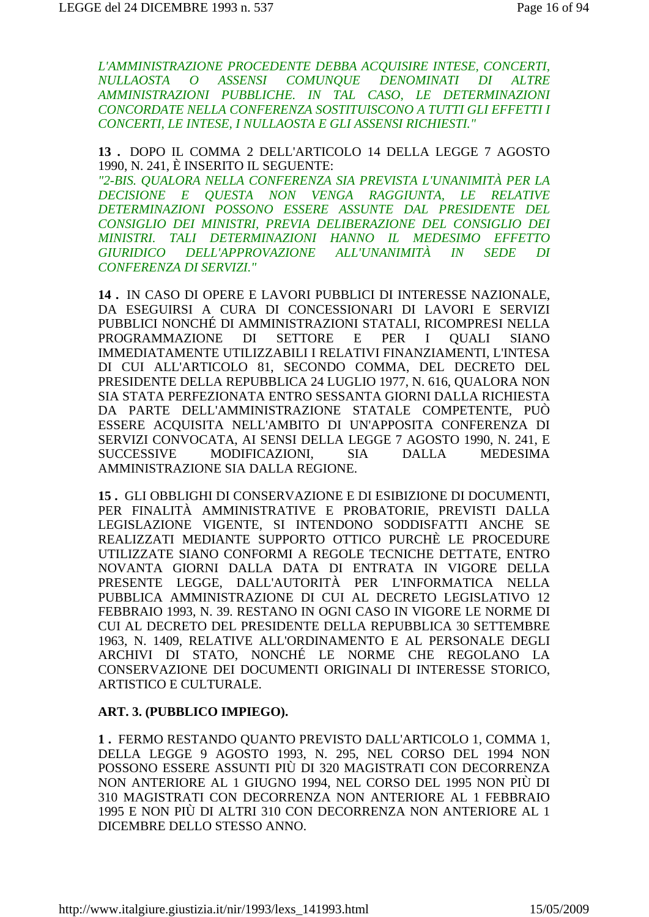*L'AMMINISTRAZIONE PROCEDENTE DEBBA ACQUISIRE INTESE, CONCERTI, NULLAOSTA O ASSENSI COMUNQUE DENOMINATI DI ALTRE AMMINISTRAZIONI PUBBLICHE. IN TAL CASO, LE DETERMINAZIONI CONCORDATE NELLA CONFERENZA SOSTITUISCONO A TUTTI GLI EFFETTI I CONCERTI, LE INTESE, I NULLAOSTA E GLI ASSENSI RICHIESTI."*

**13 .** DOPO IL COMMA 2 DELL'ARTICOLO 14 DELLA LEGGE 7 AGOSTO 1990, N. 241, È INSERITO IL SEGUENTE:
*"2-BIS. QUALORA NELLA CONFERENZA SIA PREVISTA L'UNANIMITÀ PER LA DECISIONE E QUESTA NON VENGA RAGGIUNTA, LE RELATIVE DETERMINAZIONI POSSONO ESSERE ASSUNTE DAL PRESIDENTE DEL CONSIGLIO DEI MINISTRI, PREVIA DELIBERAZIONE DEL CONSIGLIO DEI MINISTRI. TALI DETERMINAZIONI HANNO IL MEDESIMO EFFETTO GIURIDICO DELL'APPROVAZIONE ALL'UNANIMITÀ IN SEDE DI CONFERENZA DI SERVIZI."*

**14 .** IN CASO DI OPERE E LAVORI PUBBLICI DI INTERESSE NAZIONALE, DA ESEGUIRSI A CURA DI CONCESSIONARI DI LAVORI E SERVIZI PUBBLICI NONCHÉ DI AMMINISTRAZIONI STATALI, RICOMPRESI NELLA PROGRAMMAZIONE DI SETTORE E PER I QUALI SIANO IMMEDIATAMENTE UTILIZZABILI I RELATIVI FINANZIAMENTI, L'INTESA DI CUI ALL'ARTICOLO 81, SECONDO COMMA, DEL DECRETO DEL PRESIDENTE DELLA REPUBBLICA 24 LUGLIO 1977, N. 616, QUALORA NON SIA STATA PERFEZIONATA ENTRO SESSANTA GIORNI DALLA RICHIESTA DA PARTE DELL'AMMINISTRAZIONE STATALE COMPETENTE, PUÒ ESSERE ACQUISITA NELL'AMBITO DI UN'APPOSITA CONFERENZA DI SERVIZI CONVOCATA, AI SENSI DELLA LEGGE 7 AGOSTO 1990, N. 241, E SUCCESSIVE MODIFICAZIONI, SIA DALLA MEDESIMA AMMINISTRAZIONE SIA DALLA REGIONE.

**15 .** GLI OBBLIGHI DI CONSERVAZIONE E DI ESIBIZIONE DI DOCUMENTI, PER FINALITÀ AMMINISTRATIVE E PROBATORIE, PREVISTI DALLA LEGISLAZIONE VIGENTE, SI INTENDONO SODDISFATTI ANCHE SE REALIZZATI MEDIANTE SUPPORTO OTTICO PURCHÈ LE PROCEDURE UTILIZZATE SIANO CONFORMI A REGOLE TECNICHE DETTATE, ENTRO NOVANTA GIORNI DALLA DATA DI ENTRATA IN VIGORE DELLA PRESENTE LEGGE, DALL'AUTORITÀ PER L'INFORMATICA NELLA PUBBLICA AMMINISTRAZIONE DI CUI AL DECRETO LEGISLATIVO 12 FEBBRAIO 1993, N. 39. RESTANO IN OGNI CASO IN VIGORE LE NORME DI CUI AL DECRETO DEL PRESIDENTE DELLA REPUBBLICA 30 SETTEMBRE 1963, N. 1409, RELATIVE ALL'ORDINAMENTO E AL PERSONALE DEGLI ARCHIVI DI STATO, NONCHÉ LE NORME CHE REGOLANO LA CONSERVAZIONE DEI DOCUMENTI ORIGINALI DI INTERESSE STORICO, ARTISTICO E CULTURALE.

**ART. 3. (PUBBLICO IMPIEGO).**

**1 .** FERMO RESTANDO QUANTO PREVISTO DALL'ARTICOLO 1, COMMA 1, DELLA LEGGE 9 AGOSTO 1993, N. 295, NEL CORSO DEL 1994 NON POSSONO ESSERE ASSUNTI PIÙ DI 320 MAGISTRATI CON DECORRENZA NON ANTERIORE AL 1 GIUGNO 1994, NEL CORSO DEL 1995 NON PIÙ DI 310 MAGISTRATI CON DECORRENZA NON ANTERIORE AL 1 FEBBRAIO 1995 E NON PIÙ DI ALTRI 310 CON DECORRENZA NON ANTERIORE AL 1 DICEMBRE DELLO STESSO ANNO.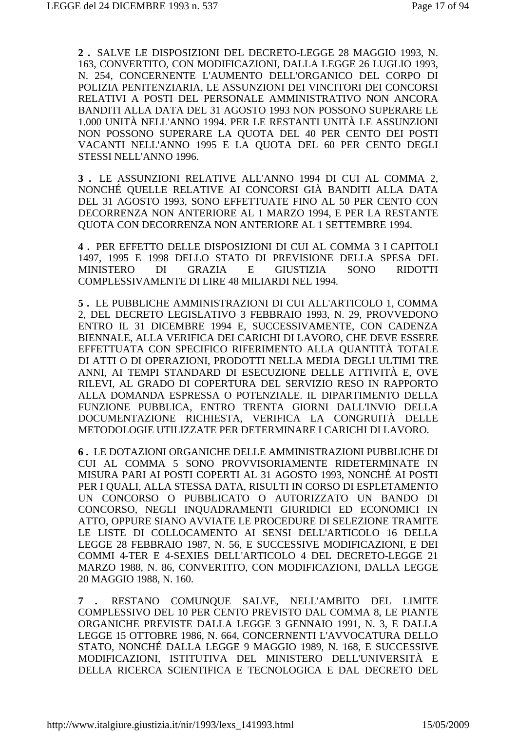**2 .** SALVE LE DISPOSIZIONI DEL DECRETO-LEGGE 28 MAGGIO 1993, N. 163, CONVERTITO, CON MODIFICAZIONI, DALLA LEGGE 26 LUGLIO 1993, N. 254, CONCERNENTE L'AUMENTO DELL'ORGANICO DEL CORPO DI POLIZIA PENITENZIARIA, LE ASSUNZIONI DEI VINCITORI DEI CONCORSI RELATIVI A POSTI DEL PERSONALE AMMINISTRATIVO NON ANCORA BANDITI ALLA DATA DEL 31 AGOSTO 1993 NON POSSONO SUPERARE LE 1.000 UNITÀ NELL'ANNO 1994. PER LE RESTANTI UNITÀ LE ASSUNZIONI NON POSSONO SUPERARE LA QUOTA DEL 40 PER CENTO DEI POSTI VACANTI NELL'ANNO 1995 E LA QUOTA DEL 60 PER CENTO DEGLI STESSI NELL'ANNO 1996.

**3 .** LE ASSUNZIONI RELATIVE ALL'ANNO 1994 DI CUI AL COMMA 2, NONCHÉ QUELLE RELATIVE AI CONCORSI GIÀ BANDITI ALLA DATA DEL 31 AGOSTO 1993, SONO EFFETTUATE FINO AL 50 PER CENTO CON DECORRENZA NON ANTERIORE AL 1 MARZO 1994, E PER LA RESTANTE QUOTA CON DECORRENZA NON ANTERIORE AL 1 SETTEMBRE 1994.

**4 .** PER EFFETTO DELLE DISPOSIZIONI DI CUI AL COMMA 3 I CAPITOLI 1497, 1995 E 1998 DELLO STATO DI PREVISIONE DELLA SPESA DEL MINISTERO DI GRAZIA E GIUSTIZIA SONO RIDOTTI COMPLESSIVAMENTE DI LIRE 48 MILIARDI NEL 1994.

**5 .** LE PUBBLICHE AMMINISTRAZIONI DI CUI ALL'ARTICOLO 1, COMMA 2, DEL DECRETO LEGISLATIVO 3 FEBBRAIO 1993, N. 29, PROVVEDONO ENTRO IL 31 DICEMBRE 1994 E, SUCCESSIVAMENTE, CON CADENZA BIENNALE, ALLA VERIFICA DEI CARICHI DI LAVORO, CHE DEVE ESSERE EFFETTUATA CON SPECIFICO RIFERIMENTO ALLA QUANTITÀ TOTALE DI ATTI O DI OPERAZIONI, PRODOTTI NELLA MEDIA DEGLI ULTIMI TRE ANNI, AI TEMPI STANDARD DI ESECUZIONE DELLE ATTIVITÀ E, OVE RILEVI, AL GRADO DI COPERTURA DEL SERVIZIO RESO IN RAPPORTO ALLA DOMANDA ESPRESSA O POTENZIALE. IL DIPARTIMENTO DELLA FUNZIONE PUBBLICA, ENTRO TRENTA GIORNI DALL'INVIO DELLA DOCUMENTAZIONE RICHIESTA, VERIFICA LA CONGRUITÀ DELLE METODOLOGIE UTILIZZATE PER DETERMINARE I CARICHI DI LAVORO.

**6 .** LE DOTAZIONI ORGANICHE DELLE AMMINISTRAZIONI PUBBLICHE DI CUI AL COMMA 5 SONO PROVVISORIAMENTE RIDETERMINATE IN MISURA PARI AI POSTI COPERTI AL 31 AGOSTO 1993, NONCHÉ AI POSTI PER I QUALI, ALLA STESSA DATA, RISULTI IN CORSO DI ESPLETAMENTO UN CONCORSO O PUBBLICATO O AUTORIZZATO UN BANDO DI CONCORSO, NEGLI INQUADRAMENTI GIURIDICI ED ECONOMICI IN ATTO, OPPURE SIANO AVVIATE LE PROCEDURE DI SELEZIONE TRAMITE LE LISTE DI COLLOCAMENTO AI SENSI DELL'ARTICOLO 16 DELLA LEGGE 28 FEBBRAIO 1987, N. 56, E SUCCESSIVE MODIFICAZIONI, E DEI COMMI 4-TER E 4-SEXIES DELL'ARTICOLO 4 DEL DECRETO-LEGGE 21 MARZO 1988, N. 86, CONVERTITO, CON MODIFICAZIONI, DALLA LEGGE 20 MAGGIO 1988, N. 160.

**7 .** RESTANO COMUNQUE SALVE, NELL'AMBITO DEL LIMITE COMPLESSIVO DEL 10 PER CENTO PREVISTO DAL COMMA 8, LE PIANTE ORGANICHE PREVISTE DALLA LEGGE 3 GENNAIO 1991, N. 3, E DALLA LEGGE 15 OTTOBRE 1986, N. 664, CONCERNENTI L'AVVOCATURA DELLO STATO, NONCHÉ DALLA LEGGE 9 MAGGIO 1989, N. 168, E SUCCESSIVE MODIFICAZIONI, ISTITUTIVA DEL MINISTERO DELL'UNIVERSITÀ E DELLA RICERCA SCIENTIFICA E TECNOLOGICA E DAL DECRETO DEL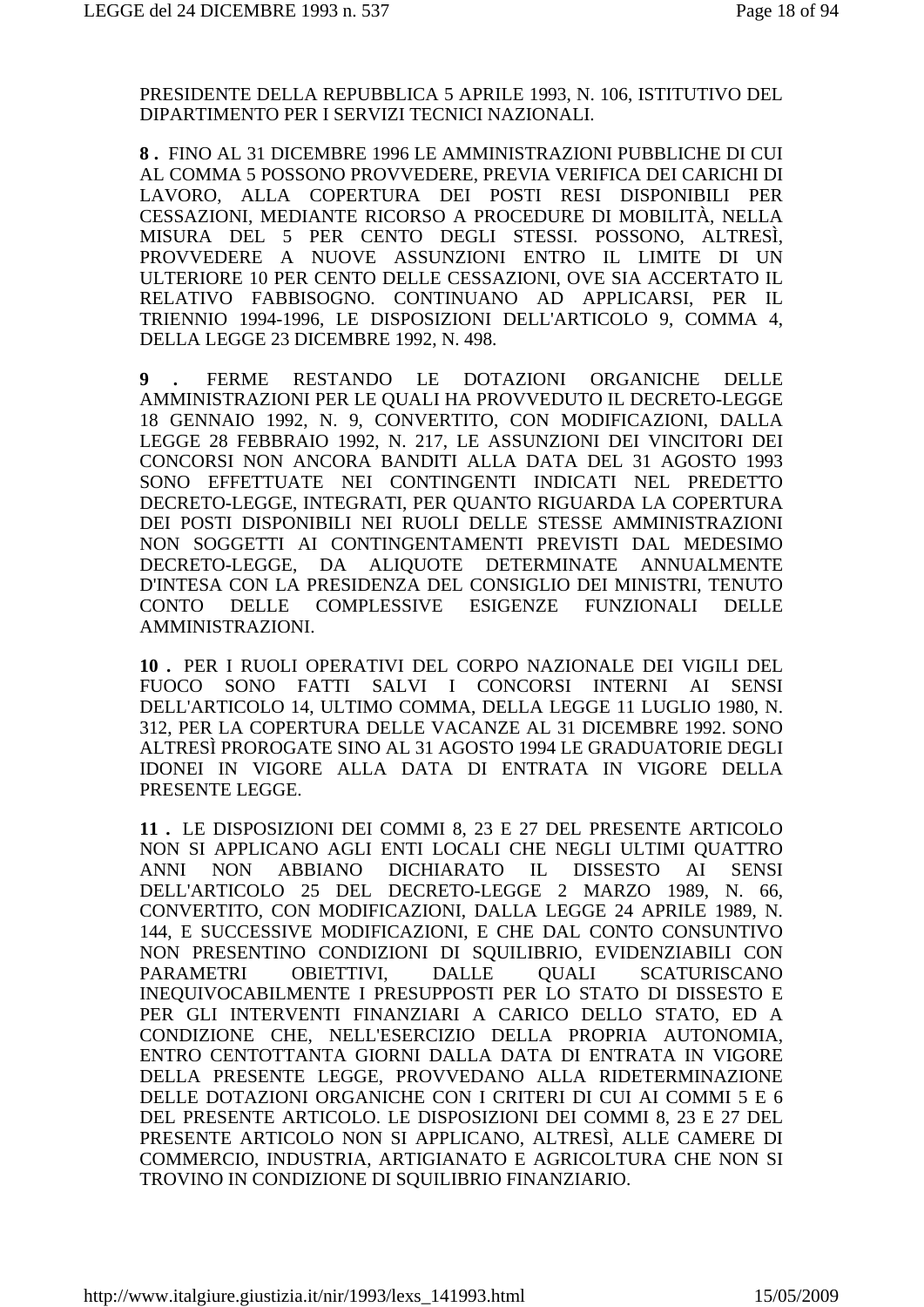PRESIDENTE DELLA REPUBBLICA 5 APRILE 1993, N. 106, ISTITUTIVO DEL DIPARTIMENTO PER I SERVIZI TECNICI NAZIONALI.

**8 .** FINO AL 31 DICEMBRE 1996 LE AMMINISTRAZIONI PUBBLICHE DI CUI AL COMMA 5 POSSONO PROVVEDERE, PREVIA VERIFICA DEI CARICHI DI LAVORO, ALLA COPERTURA DEI POSTI RESI DISPONIBILI PER CESSAZIONI, MEDIANTE RICORSO A PROCEDURE DI MOBILITÀ, NELLA MISURA DEL 5 PER CENTO DEGLI STESSI. POSSONO, ALTRESÌ, PROVVEDERE A NUOVE ASSUNZIONI ENTRO IL LIMITE DI UN ULTERIORE 10 PER CENTO DELLE CESSAZIONI, OVE SIA ACCERTATO IL RELATIVO FABBISOGNO. CONTINUANO AD APPLICARSI, PER IL TRIENNIO 1994-1996, LE DISPOSIZIONI DELL'ARTICOLO 9, COMMA 4, DELLA LEGGE 23 DICEMBRE 1992, N. 498.

**9 .** FERME RESTANDO LE DOTAZIONI ORGANICHE DELLE AMMINISTRAZIONI PER LE QUALI HA PROVVEDUTO IL DECRETO-LEGGE 18 GENNAIO 1992, N. 9, CONVERTITO, CON MODIFICAZIONI, DALLA LEGGE 28 FEBBRAIO 1992, N. 217, LE ASSUNZIONI DEI VINCITORI DEI CONCORSI NON ANCORA BANDITI ALLA DATA DEL 31 AGOSTO 1993 SONO EFFETTUATE NEI CONTINGENTI INDICATI NEL PREDETTO DECRETO-LEGGE, INTEGRATI, PER QUANTO RIGUARDA LA COPERTURA DEI POSTI DISPONIBILI NEI RUOLI DELLE STESSE AMMINISTRAZIONI NON SOGGETTI AI CONTINGENTAMENTI PREVISTI DAL MEDESIMO DECRETO-LEGGE, DA ALIQUOTE DETERMINATE ANNUALMENTE D'INTESA CON LA PRESIDENZA DEL CONSIGLIO DEI MINISTRI, TENUTO CONTO DELLE COMPLESSIVE ESIGENZE FUNZIONALI DELLE AMMINISTRAZIONI.

**10 .** PER I RUOLI OPERATIVI DEL CORPO NAZIONALE DEI VIGILI DEL FUOCO SONO FATTI SALVI I CONCORSI INTERNI AI SENSI DELL'ARTICOLO 14, ULTIMO COMMA, DELLA LEGGE 11 LUGLIO 1980, N. 312, PER LA COPERTURA DELLE VACANZE AL 31 DICEMBRE 1992. SONO ALTRESÌ PROROGATE SINO AL 31 AGOSTO 1994 LE GRADUATORIE DEGLI IDONEI IN VIGORE ALLA DATA DI ENTRATA IN VIGORE DELLA PRESENTE LEGGE.

**11 .** LE DISPOSIZIONI DEI COMMI 8, 23 E 27 DEL PRESENTE ARTICOLO NON SI APPLICANO AGLI ENTI LOCALI CHE NEGLI ULTIMI QUATTRO ANNI NON ABBIANO DICHIARATO IL DISSESTO AI SENSI DELL'ARTICOLO 25 DEL DECRETO-LEGGE 2 MARZO 1989, N. 66, CONVERTITO, CON MODIFICAZIONI, DALLA LEGGE 24 APRILE 1989, N. 144, E SUCCESSIVE MODIFICAZIONI, E CHE DAL CONTO CONSUNTIVO NON PRESENTINO CONDIZIONI DI SQUILIBRIO, EVIDENZIABILI CON PARAMETRI OBIETTIVI, DALLE QUALI SCATURISCANO INEQUIVOCABILMENTE I PRESUPPOSTI PER LO STATO DI DISSESTO E PER GLI INTERVENTI FINANZIARI A CARICO DELLO STATO, ED A CONDIZIONE CHE, NELL'ESERCIZIO DELLA PROPRIA AUTONOMIA, ENTRO CENTOTTANTA GIORNI DALLA DATA DI ENTRATA IN VIGORE DELLA PRESENTE LEGGE, PROVVEDANO ALLA RIDETERMINAZIONE DELLE DOTAZIONI ORGANICHE CON I CRITERI DI CUI AI COMMI 5 E 6 DEL PRESENTE ARTICOLO. LE DISPOSIZIONI DEI COMMI 8, 23 E 27 DEL PRESENTE ARTICOLO NON SI APPLICANO, ALTRESÌ, ALLE CAMERE DI COMMERCIO, INDUSTRIA, ARTIGIANATO E AGRICOLTURA CHE NON SI TROVINO IN CONDIZIONE DI SQUILIBRIO FINANZIARIO.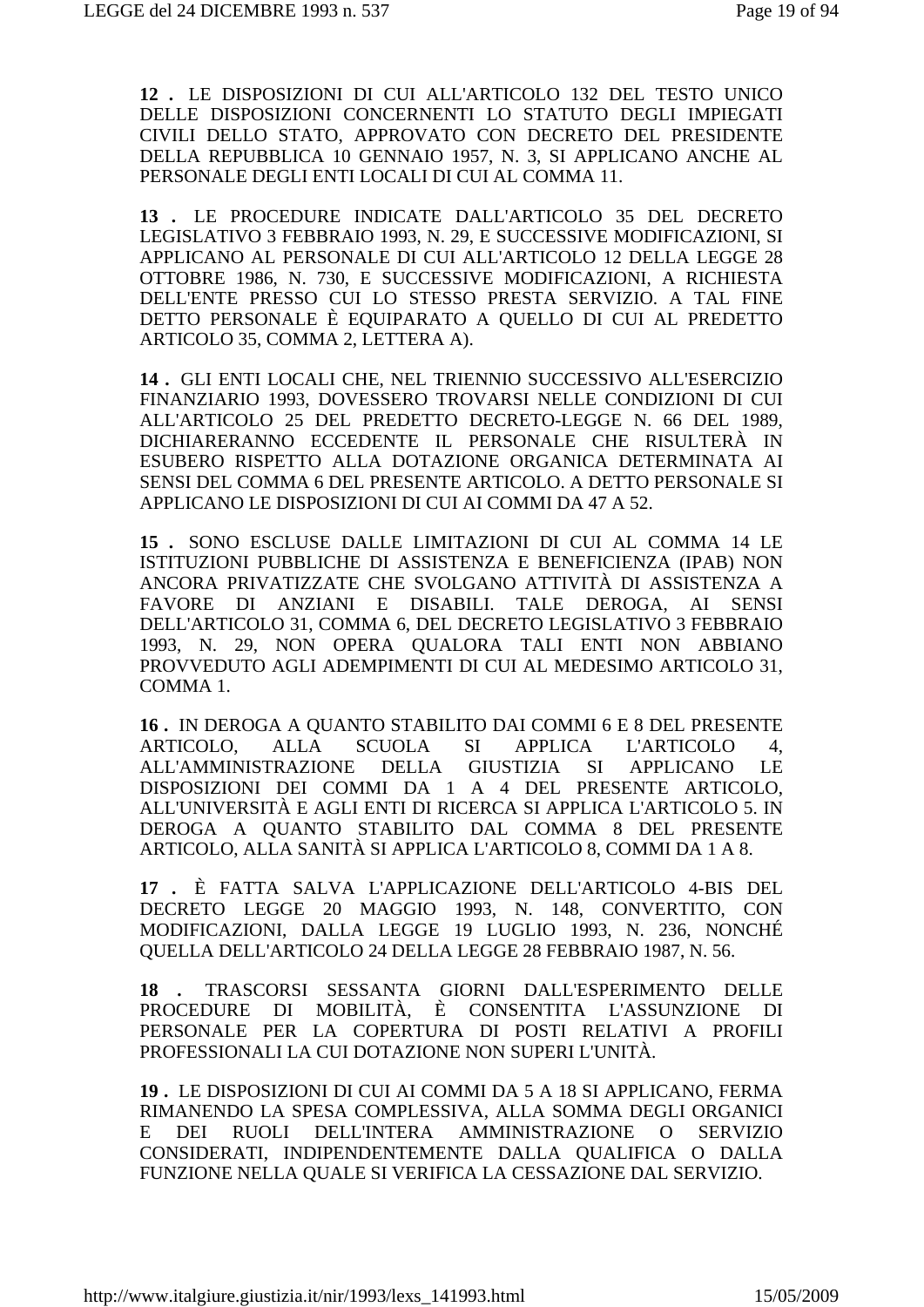**12 .** LE DISPOSIZIONI DI CUI ALL'ARTICOLO 132 DEL TESTO UNICO DELLE DISPOSIZIONI CONCERNENTI LO STATUTO DEGLI IMPIEGATI CIVILI DELLO STATO, APPROVATO CON DECRETO DEL PRESIDENTE DELLA REPUBBLICA 10 GENNAIO 1957, N. 3, SI APPLICANO ANCHE AL PERSONALE DEGLI ENTI LOCALI DI CUI AL COMMA 11.

**13 .** LE PROCEDURE INDICATE DALL'ARTICOLO 35 DEL DECRETO LEGISLATIVO 3 FEBBRAIO 1993, N. 29, E SUCCESSIVE MODIFICAZIONI, SI APPLICANO AL PERSONALE DI CUI ALL'ARTICOLO 12 DELLA LEGGE 28 OTTOBRE 1986, N. 730, E SUCCESSIVE MODIFICAZIONI, A RICHIESTA DELL'ENTE PRESSO CUI LO STESSO PRESTA SERVIZIO. A TAL FINE DETTO PERSONALE È EQUIPARATO A QUELLO DI CUI AL PREDETTO ARTICOLO 35, COMMA 2, LETTERA A).

**14 .** GLI ENTI LOCALI CHE, NEL TRIENNIO SUCCESSIVO ALL'ESERCIZIO FINANZIARIO 1993, DOVESSERO TROVARSI NELLE CONDIZIONI DI CUI ALL'ARTICOLO 25 DEL PREDETTO DECRETO-LEGGE N. 66 DEL 1989, DICHIARERANNO ECCEDENTE IL PERSONALE CHE RISULTERÀ IN ESUBERO RISPETTO ALLA DOTAZIONE ORGANICA DETERMINATA AI SENSI DEL COMMA 6 DEL PRESENTE ARTICOLO. A DETTO PERSONALE SI APPLICANO LE DISPOSIZIONI DI CUI AI COMMI DA 47 A 52.

**15 .** SONO ESCLUSE DALLE LIMITAZIONI DI CUI AL COMMA 14 LE ISTITUZIONI PUBBLICHE DI ASSISTENZA E BENEFICIENZA (IPAB) NON ANCORA PRIVATIZZATE CHE SVOLGANO ATTIVITÀ DI ASSISTENZA A FAVORE DI ANZIANI E DISABILI. TALE DEROGA, AI SENSI DELL'ARTICOLO 31, COMMA 6, DEL DECRETO LEGISLATIVO 3 FEBBRAIO 1993, N. 29, NON OPERA QUALORA TALI ENTI NON ABBIANO PROVVEDUTO AGLI ADEMPIMENTI DI CUI AL MEDESIMO ARTICOLO 31, COMMA 1.

**16 .** IN DEROGA A QUANTO STABILITO DAI COMMI 6 E 8 DEL PRESENTE ARTICOLO, ALLA SCUOLA SI APPLICA L'ARTICOLO 4, ALL'AMMINISTRAZIONE DELLA GIUSTIZIA SI APPLICANO LE DISPOSIZIONI DEI COMMI DA 1 A 4 DEL PRESENTE ARTICOLO, ALL'UNIVERSITÀ E AGLI ENTI DI RICERCA SI APPLICA L'ARTICOLO 5. IN DEROGA A QUANTO STABILITO DAL COMMA 8 DEL PRESENTE ARTICOLO, ALLA SANITÀ SI APPLICA L'ARTICOLO 8, COMMI DA 1 A 8.

**17 .** È FATTA SALVA L'APPLICAZIONE DELL'ARTICOLO 4-BIS DEL DECRETO LEGGE 20 MAGGIO 1993, N. 148, CONVERTITO, CON MODIFICAZIONI, DALLA LEGGE 19 LUGLIO 1993, N. 236, NONCHÉ QUELLA DELL'ARTICOLO 24 DELLA LEGGE 28 FEBBRAIO 1987, N. 56.

**18 .** TRASCORSI SESSANTA GIORNI DALL'ESPERIMENTO DELLE PROCEDURE DI MOBILITÀ, È CONSENTITA L'ASSUNZIONE DI PERSONALE PER LA COPERTURA DI POSTI RELATIVI A PROFILI PROFESSIONALI LA CUI DOTAZIONE NON SUPERI L'UNITÀ.

**19 .** LE DISPOSIZIONI DI CUI AI COMMI DA 5 A 18 SI APPLICANO, FERMA RIMANENDO LA SPESA COMPLESSIVA, ALLA SOMMA DEGLI ORGANICI E DEI RUOLI DELL'INTERA AMMINISTRAZIONE O SERVIZIO CONSIDERATI, INDIPENDENTEMENTE DALLA QUALIFICA O DALLA FUNZIONE NELLA QUALE SI VERIFICA LA CESSAZIONE DAL SERVIZIO.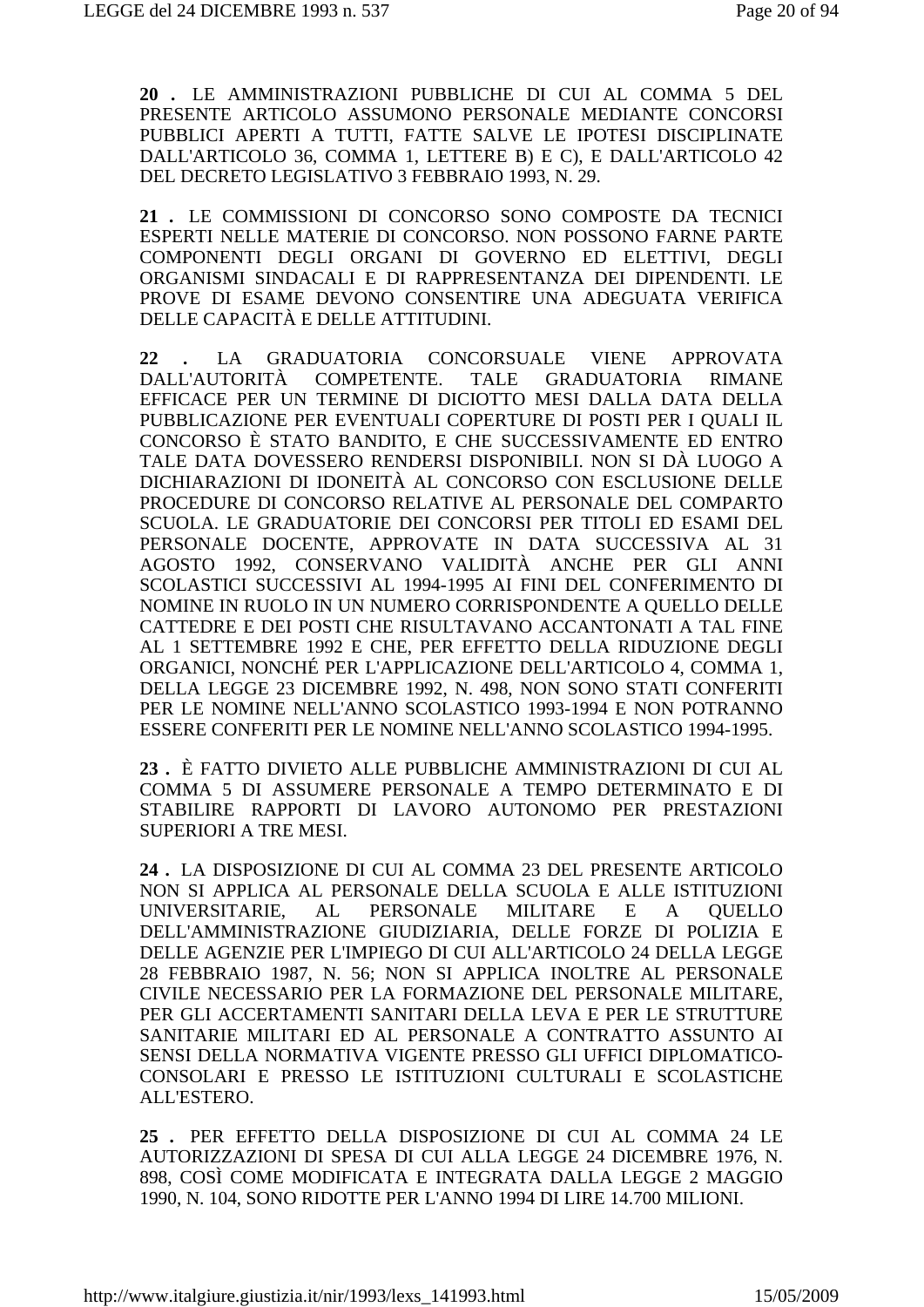**20 .** LE AMMINISTRAZIONI PUBBLICHE DI CUI AL COMMA 5 DEL PRESENTE ARTICOLO ASSUMONO PERSONALE MEDIANTE CONCORSI PUBBLICI APERTI A TUTTI, FATTE SALVE LE IPOTESI DISCIPLINATE DALL'ARTICOLO 36, COMMA 1, LETTERE B) E C), E DALL'ARTICOLO 42 DEL DECRETO LEGISLATIVO 3 FEBBRAIO 1993, N. 29.

**21 .** LE COMMISSIONI DI CONCORSO SONO COMPOSTE DA TECNICI ESPERTI NELLE MATERIE DI CONCORSO. NON POSSONO FARNE PARTE COMPONENTI DEGLI ORGANI DI GOVERNO ED ELETTIVI, DEGLI ORGANISMI SINDACALI E DI RAPPRESENTANZA DEI DIPENDENTI. LE PROVE DI ESAME DEVONO CONSENTIRE UNA ADEGUATA VERIFICA DELLE CAPACITÀ E DELLE ATTITUDINI.

**22 .** LA GRADUATORIA CONCORSUALE VIENE APPROVATA DALL'AUTORITÀ COMPETENTE. TALE GRADUATORIA RIMANE EFFICACE PER UN TERMINE DI DICIOTTO MESI DALLA DATA DELLA PUBBLICAZIONE PER EVENTUALI COPERTURE DI POSTI PER I QUALI IL CONCORSO È STATO BANDITO, E CHE SUCCESSIVAMENTE ED ENTRO TALE DATA DOVESSERO RENDERSI DISPONIBILI. NON SI DÀ LUOGO A DICHIARAZIONI DI IDONEITÀ AL CONCORSO CON ESCLUSIONE DELLE PROCEDURE DI CONCORSO RELATIVE AL PERSONALE DEL COMPARTO SCUOLA. LE GRADUATORIE DEI CONCORSI PER TITOLI ED ESAMI DEL PERSONALE DOCENTE, APPROVATE IN DATA SUCCESSIVA AL 31 AGOSTO 1992, CONSERVANO VALIDITÀ ANCHE PER GLI ANNI SCOLASTICI SUCCESSIVI AL 1994-1995 AI FINI DEL CONFERIMENTO DI NOMINE IN RUOLO IN UN NUMERO CORRISPONDENTE A QUELLO DELLE CATTEDRE E DEI POSTI CHE RISULTAVANO ACCANTONATI A TAL FINE AL 1 SETTEMBRE 1992 E CHE, PER EFFETTO DELLA RIDUZIONE DEGLI ORGANICI, NONCHÉ PER L'APPLICAZIONE DELL'ARTICOLO 4, COMMA 1, DELLA LEGGE 23 DICEMBRE 1992, N. 498, NON SONO STATI CONFERITI PER LE NOMINE NELL'ANNO SCOLASTICO 1993-1994 E NON POTRANNO ESSERE CONFERITI PER LE NOMINE NELL'ANNO SCOLASTICO 1994-1995.

**23 .** È FATTO DIVIETO ALLE PUBBLICHE AMMINISTRAZIONI DI CUI AL COMMA 5 DI ASSUMERE PERSONALE A TEMPO DETERMINATO E DI STABILIRE RAPPORTI DI LAVORO AUTONOMO PER PRESTAZIONI SUPERIORI A TRE MESI.

**24 .** LA DISPOSIZIONE DI CUI AL COMMA 23 DEL PRESENTE ARTICOLO NON SI APPLICA AL PERSONALE DELLA SCUOLA E ALLE ISTITUZIONI UNIVERSITARIE, AL PERSONALE MILITARE E A QUELLO DELL'AMMINISTRAZIONE GIUDIZIARIA, DELLE FORZE DI POLIZIA E DELLE AGENZIE PER L'IMPIEGO DI CUI ALL'ARTICOLO 24 DELLA LEGGE 28 FEBBRAIO 1987, N. 56; NON SI APPLICA INOLTRE AL PERSONALE CIVILE NECESSARIO PER LA FORMAZIONE DEL PERSONALE MILITARE, PER GLI ACCERTAMENTI SANITARI DELLA LEVA E PER LE STRUTTURE SANITARIE MILITARI ED AL PERSONALE A CONTRATTO ASSUNTO AI SENSI DELLA NORMATIVA VIGENTE PRESSO GLI UFFICI DIPLOMATICO-CONSOLARI E PRESSO LE ISTITUZIONI CULTURALI E SCOLASTICHE ALL'ESTERO.

**25 .** PER EFFETTO DELLA DISPOSIZIONE DI CUI AL COMMA 24 LE AUTORIZZAZIONI DI SPESA DI CUI ALLA LEGGE 24 DICEMBRE 1976, N. 898, COSÌ COME MODIFICATA E INTEGRATA DALLA LEGGE 2 MAGGIO 1990, N. 104, SONO RIDOTTE PER L'ANNO 1994 DI LIRE 14.700 MILIONI.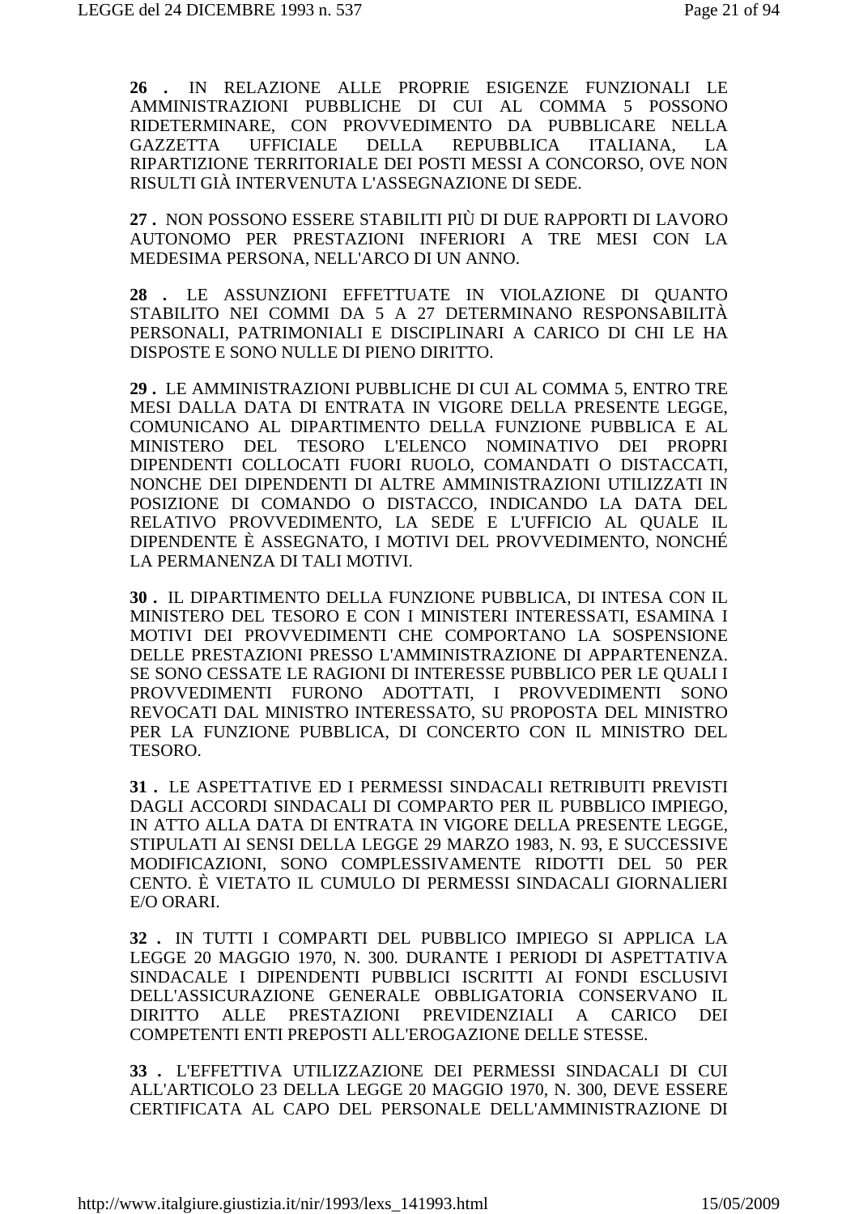**26 .** IN RELAZIONE ALLE PROPRIE ESIGENZE FUNZIONALI LE AMMINISTRAZIONI PUBBLICHE DI CUI AL COMMA 5 POSSONO RIDETERMINARE, CON PROVVEDIMENTO DA PUBBLICARE NELLA GAZZETTA UFFICIALE DELLA REPUBBLICA ITALIANA, LA RIPARTIZIONE TERRITORIALE DEI POSTI MESSI A CONCORSO, OVE NON RISULTI GIÀ INTERVENUTA L'ASSEGNAZIONE DI SEDE.

**27 .** NON POSSONO ESSERE STABILITI PIÙ DI DUE RAPPORTI DI LAVORO AUTONOMO PER PRESTAZIONI INFERIORI A TRE MESI CON LA MEDESIMA PERSONA, NELL'ARCO DI UN ANNO.

**28 .** LE ASSUNZIONI EFFETTUATE IN VIOLAZIONE DI QUANTO STABILITO NEI COMMI DA 5 A 27 DETERMINANO RESPONSABILITÀ PERSONALI, PATRIMONIALI E DISCIPLINARI A CARICO DI CHI LE HA DISPOSTE E SONO NULLE DI PIENO DIRITTO.

**29 .** LE AMMINISTRAZIONI PUBBLICHE DI CUI AL COMMA 5, ENTRO TRE MESI DALLA DATA DI ENTRATA IN VIGORE DELLA PRESENTE LEGGE, COMUNICANO AL DIPARTIMENTO DELLA FUNZIONE PUBBLICA E AL MINISTERO DEL TESORO L'ELENCO NOMINATIVO DEI PROPRI DIPENDENTI COLLOCATI FUORI RUOLO, COMANDATI O DISTACCATI, NONCHE DEI DIPENDENTI DI ALTRE AMMINISTRAZIONI UTILIZZATI IN POSIZIONE DI COMANDO O DISTACCO, INDICANDO LA DATA DEL RELATIVO PROVVEDIMENTO, LA SEDE E L'UFFICIO AL QUALE IL DIPENDENTE È ASSEGNATO, I MOTIVI DEL PROVVEDIMENTO, NONCHÉ LA PERMANENZA DI TALI MOTIVI.

**30 .** IL DIPARTIMENTO DELLA FUNZIONE PUBBLICA, DI INTESA CON IL MINISTERO DEL TESORO E CON I MINISTERI INTERESSATI, ESAMINA I MOTIVI DEI PROVVEDIMENTI CHE COMPORTANO LA SOSPENSIONE DELLE PRESTAZIONI PRESSO L'AMMINISTRAZIONE DI APPARTENENZA. SE SONO CESSATE LE RAGIONI DI INTERESSE PUBBLICO PER LE QUALI I PROVVEDIMENTI FURONO ADOTTATI, I PROVVEDIMENTI SONO REVOCATI DAL MINISTRO INTERESSATO, SU PROPOSTA DEL MINISTRO PER LA FUNZIONE PUBBLICA, DI CONCERTO CON IL MINISTRO DEL TESORO.

**31 .** LE ASPETTATIVE ED I PERMESSI SINDACALI RETRIBUITI PREVISTI DAGLI ACCORDI SINDACALI DI COMPARTO PER IL PUBBLICO IMPIEGO, IN ATTO ALLA DATA DI ENTRATA IN VIGORE DELLA PRESENTE LEGGE, STIPULATI AI SENSI DELLA LEGGE 29 MARZO 1983, N. 93, E SUCCESSIVE MODIFICAZIONI, SONO COMPLESSIVAMENTE RIDOTTI DEL 50 PER CENTO. È VIETATO IL CUMULO DI PERMESSI SINDACALI GIORNALIERI E/O ORARI.

**32 .** IN TUTTI I COMPARTI DEL PUBBLICO IMPIEGO SI APPLICA LA LEGGE 20 MAGGIO 1970, N. 300. DURANTE I PERIODI DI ASPETTATIVA SINDACALE I DIPENDENTI PUBBLICI ISCRITTI AI FONDI ESCLUSIVI DELL'ASSICURAZIONE GENERALE OBBLIGATORIA CONSERVANO IL DIRITTO ALLE PRESTAZIONI PREVIDENZIALI A CARICO DEI COMPETENTI ENTI PREPOSTI ALL'EROGAZIONE DELLE STESSE.

**33 .** L'EFFETTIVA UTILIZZAZIONE DEI PERMESSI SINDACALI DI CUI ALL'ARTICOLO 23 DELLA LEGGE 20 MAGGIO 1970, N. 300, DEVE ESSERE CERTIFICATA AL CAPO DEL PERSONALE DELL'AMMINISTRAZIONE DI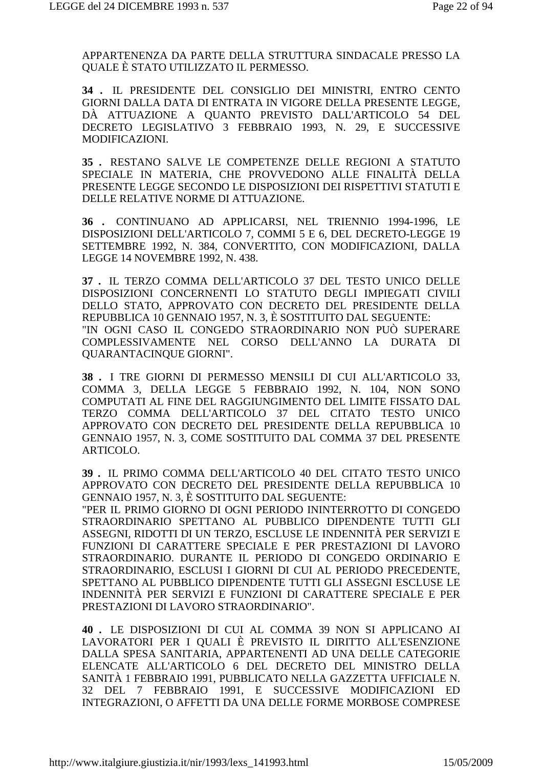APPARTENENZA DA PARTE DELLA STRUTTURA SINDACALE PRESSO LA QUALE È STATO UTILIZZATO IL PERMESSO.

**34 .** IL PRESIDENTE DEL CONSIGLIO DEI MINISTRI, ENTRO CENTO GIORNI DALLA DATA DI ENTRATA IN VIGORE DELLA PRESENTE LEGGE, DÀ ATTUAZIONE A QUANTO PREVISTO DALL'ARTICOLO 54 DEL DECRETO LEGISLATIVO 3 FEBBRAIO 1993, N. 29, E SUCCESSIVE MODIFICAZIONI.

**35 .** RESTANO SALVE LE COMPETENZE DELLE REGIONI A STATUTO SPECIALE IN MATERIA, CHE PROVVEDONO ALLE FINALITÀ DELLA PRESENTE LEGGE SECONDO LE DISPOSIZIONI DEI RISPETTIVI STATUTI E DELLE RELATIVE NORME DI ATTUAZIONE.

**36 .** CONTINUANO AD APPLICARSI, NEL TRIENNIO 1994-1996, LE DISPOSIZIONI DELL'ARTICOLO 7, COMMI 5 E 6, DEL DECRETO-LEGGE 19 SETTEMBRE 1992, N. 384, CONVERTITO, CON MODIFICAZIONI, DALLA LEGGE 14 NOVEMBRE 1992, N. 438.

**37 .** IL TERZO COMMA DELL'ARTICOLO 37 DEL TESTO UNICO DELLE DISPOSIZIONI CONCERNENTI LO STATUTO DEGLI IMPIEGATI CIVILI DELLO STATO, APPROVATO CON DECRETO DEL PRESIDENTE DELLA REPUBBLICA 10 GENNAIO 1957, N. 3, È SOSTITUITO DAL SEGUENTE:
"IN OGNI CASO IL CONGEDO STRAORDINARIO NON PUÒ SUPERARE COMPLESSIVAMENTE NEL CORSO DELL'ANNO LA DURATA DI QUARANTACINQUE GIORNI".

**38 .** I TRE GIORNI DI PERMESSO MENSILI DI CUI ALL'ARTICOLO 33, COMMA 3, DELLA LEGGE 5 FEBBRAIO 1992, N. 104, NON SONO COMPUTATI AL FINE DEL RAGGIUNGIMENTO DEL LIMITE FISSATO DAL TERZO COMMA DELL'ARTICOLO 37 DEL CITATO TESTO UNICO APPROVATO CON DECRETO DEL PRESIDENTE DELLA REPUBBLICA 10 GENNAIO 1957, N. 3, COME SOSTITUITO DAL COMMA 37 DEL PRESENTE ARTICOLO.

**39 .** IL PRIMO COMMA DELL'ARTICOLO 40 DEL CITATO TESTO UNICO APPROVATO CON DECRETO DEL PRESIDENTE DELLA REPUBBLICA 10 GENNAIO 1957, N. 3, È SOSTITUITO DAL SEGUENTE:
"PER IL PRIMO GIORNO DI OGNI PERIODO ININTERROTTO DI CONGEDO STRAORDINARIO SPETTANO AL PUBBLICO DIPENDENTE TUTTI GLI ASSEGNI, RIDOTTI DI UN TERZO, ESCLUSE LE INDENNITÀ PER SERVIZI E FUNZIONI DI CARATTERE SPECIALE E PER PRESTAZIONI DI LAVORO STRAORDINARIO. DURANTE IL PERIODO DI CONGEDO ORDINARIO E STRAORDINARIO, ESCLUSI I GIORNI DI CUI AL PERIODO PRECEDENTE, SPETTANO AL PUBBLICO DIPENDENTE TUTTI GLI ASSEGNI ESCLUSE LE INDENNITÀ PER SERVIZI E FUNZIONI DI CARATTERE SPECIALE E PER PRESTAZIONI DI LAVORO STRAORDINARIO".

**40 .** LE DISPOSIZIONI DI CUI AL COMMA 39 NON SI APPLICANO AI LAVORATORI PER I QUALI È PREVISTO IL DIRITTO ALL'ESENZIONE DALLA SPESA SANITARIA, APPARTENENTI AD UNA DELLE CATEGORIE ELENCATE ALL'ARTICOLO 6 DEL DECRETO DEL MINISTRO DELLA SANITÀ 1 FEBBRAIO 1991, PUBBLICATO NELLA GAZZETTA UFFICIALE N. 32 DEL 7 FEBBRAIO 1991, E SUCCESSIVE MODIFICAZIONI ED INTEGRAZIONI, O AFFETTI DA UNA DELLE FORME MORBOSE COMPRESE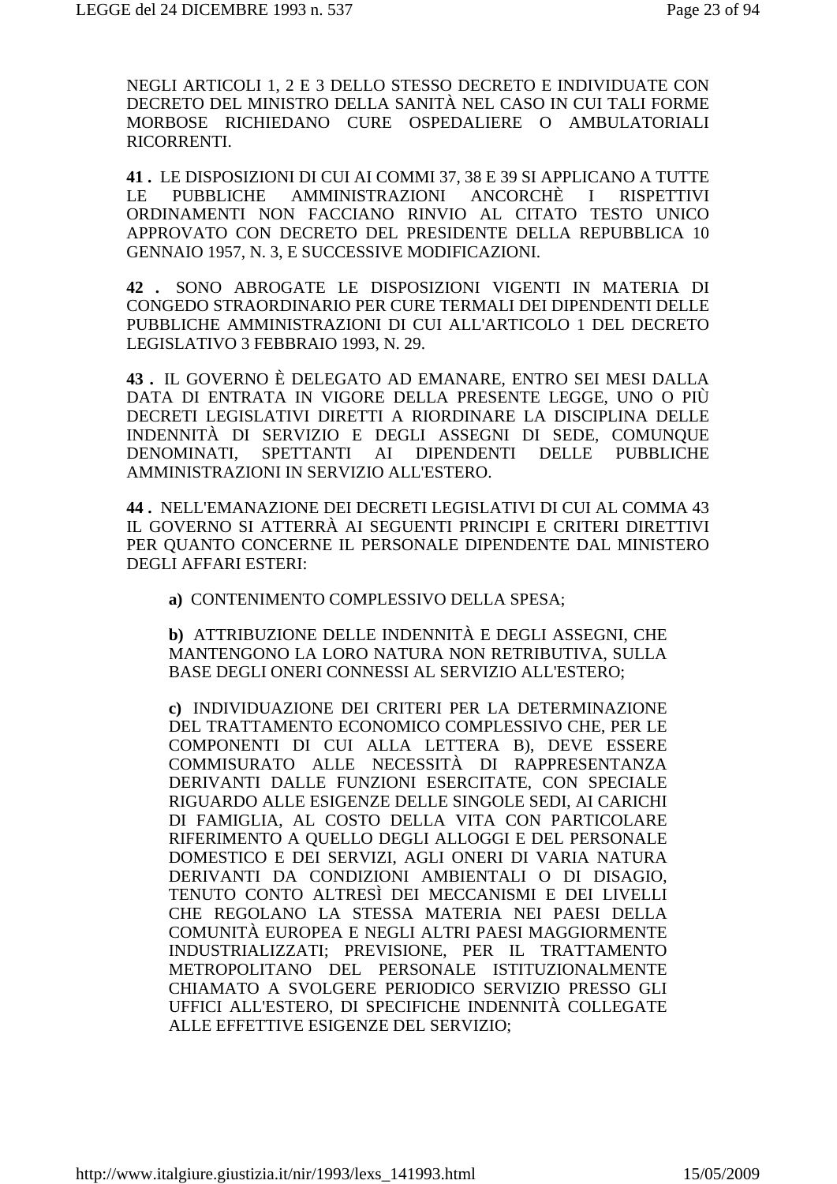NEGLI ARTICOLI 1, 2 E 3 DELLO STESSO DECRETO E INDIVIDUATE CON DECRETO DEL MINISTRO DELLA SANITÀ NEL CASO IN CUI TALI FORME MORBOSE RICHIEDANO CURE OSPEDALIERE O AMBULATORIALI RICORRENTI.

**41 .** LE DISPOSIZIONI DI CUI AI COMMI 37, 38 E 39 SI APPLICANO A TUTTE LE PUBBLICHE AMMINISTRAZIONI ANCORCHÈ I RISPETTIVI ORDINAMENTI NON FACCIANO RINVIO AL CITATO TESTO UNICO APPROVATO CON DECRETO DEL PRESIDENTE DELLA REPUBBLICA 10 GENNAIO 1957, N. 3, E SUCCESSIVE MODIFICAZIONI.

**42 .** SONO ABROGATE LE DISPOSIZIONI VIGENTI IN MATERIA DI CONGEDO STRAORDINARIO PER CURE TERMALI DEI DIPENDENTI DELLE PUBBLICHE AMMINISTRAZIONI DI CUI ALL'ARTICOLO 1 DEL DECRETO LEGISLATIVO 3 FEBBRAIO 1993, N. 29.

**43 .** IL GOVERNO È DELEGATO AD EMANARE, ENTRO SEI MESI DALLA DATA DI ENTRATA IN VIGORE DELLA PRESENTE LEGGE, UNO O PIÙ DECRETI LEGISLATIVI DIRETTI A RIORDINARE LA DISCIPLINA DELLE INDENNITÀ DI SERVIZIO E DEGLI ASSEGNI DI SEDE, COMUNQUE DENOMINATI, SPETTANTI AI DIPENDENTI DELLE PUBBLICHE AMMINISTRAZIONI IN SERVIZIO ALL'ESTERO.

**44 .** NELL'EMANAZIONE DEI DECRETI LEGISLATIVI DI CUI AL COMMA 43 IL GOVERNO SI ATTERRÀ AI SEGUENTI PRINCIPI E CRITERI DIRETTIVI PER QUANTO CONCERNE IL PERSONALE DIPENDENTE DAL MINISTERO DEGLI AFFARI ESTERI:

**a)** CONTENIMENTO COMPLESSIVO DELLA SPESA;

**b)** ATTRIBUZIONE DELLE INDENNITÀ E DEGLI ASSEGNI, CHE MANTENGONO LA LORO NATURA NON RETRIBUTIVA, SULLA BASE DEGLI ONERI CONNESSI AL SERVIZIO ALL'ESTERO;

**c)** INDIVIDUAZIONE DEI CRITERI PER LA DETERMINAZIONE DEL TRATTAMENTO ECONOMICO COMPLESSIVO CHE, PER LE COMPONENTI DI CUI ALLA LETTERA B), DEVE ESSERE COMMISURATO ALLE NECESSITÀ DI RAPPRESENTANZA DERIVANTI DALLE FUNZIONI ESERCITATE, CON SPECIALE RIGUARDO ALLE ESIGENZE DELLE SINGOLE SEDI, AI CARICHI DI FAMIGLIA, AL COSTO DELLA VITA CON PARTICOLARE RIFERIMENTO A QUELLO DEGLI ALLOGGI E DEL PERSONALE DOMESTICO E DEI SERVIZI, AGLI ONERI DI VARIA NATURA DERIVANTI DA CONDIZIONI AMBIENTALI O DI DISAGIO, TENUTO CONTO ALTRESÌ DEI MECCANISMI E DEI LIVELLI CHE REGOLANO LA STESSA MATERIA NEI PAESI DELLA COMUNITÀ EUROPEA E NEGLI ALTRI PAESI MAGGIORMENTE INDUSTRIALIZZATI; PREVISIONE, PER IL TRATTAMENTO METROPOLITANO DEL PERSONALE ISTITUZIONALMENTE CHIAMATO A SVOLGERE PERIODICO SERVIZIO PRESSO GLI UFFICI ALL'ESTERO, DI SPECIFICHE INDENNITÀ COLLEGATE ALLE EFFETTIVE ESIGENZE DEL SERVIZIO;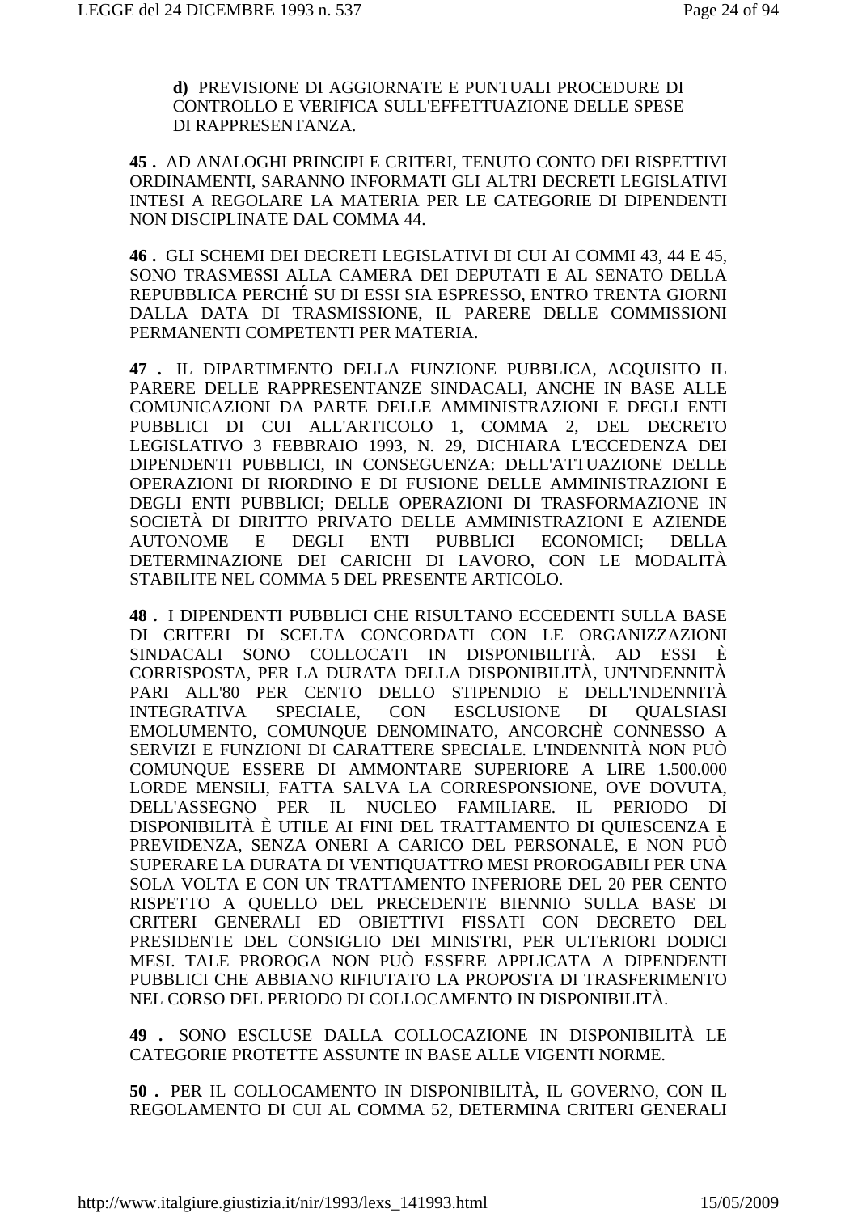**d)** PREVISIONE DI AGGIORNATE E PUNTUALI PROCEDURE DI CONTROLLO E VERIFICA SULL'EFFETTUAZIONE DELLE SPESE DI RAPPRESENTANZA.

**45 .** AD ANALOGHI PRINCIPI E CRITERI, TENUTO CONTO DEI RISPETTIVI ORDINAMENTI, SARANNO INFORMATI GLI ALTRI DECRETI LEGISLATIVI INTESI A REGOLARE LA MATERIA PER LE CATEGORIE DI DIPENDENTI NON DISCIPLINATE DAL COMMA 44.

**46 .** GLI SCHEMI DEI DECRETI LEGISLATIVI DI CUI AI COMMI 43, 44 E 45, SONO TRASMESSI ALLA CAMERA DEI DEPUTATI E AL SENATO DELLA REPUBBLICA PERCHÉ SU DI ESSI SIA ESPRESSO, ENTRO TRENTA GIORNI DALLA DATA DI TRASMISSIONE, IL PARERE DELLE COMMISSIONI PERMANENTI COMPETENTI PER MATERIA.

**47 .** IL DIPARTIMENTO DELLA FUNZIONE PUBBLICA, ACQUISITO IL PARERE DELLE RAPPRESENTANZE SINDACALI, ANCHE IN BASE ALLE COMUNICAZIONI DA PARTE DELLE AMMINISTRAZIONI E DEGLI ENTI PUBBLICI DI CUI ALL'ARTICOLO 1, COMMA 2, DEL DECRETO LEGISLATIVO 3 FEBBRAIO 1993, N. 29, DICHIARA L'ECCEDENZA DEI DIPENDENTI PUBBLICI, IN CONSEGUENZA: DELL'ATTUAZIONE DELLE OPERAZIONI DI RIORDINO E DI FUSIONE DELLE AMMINISTRAZIONI E DEGLI ENTI PUBBLICI; DELLE OPERAZIONI DI TRASFORMAZIONE IN SOCIETÀ DI DIRITTO PRIVATO DELLE AMMINISTRAZIONI E AZIENDE AUTONOME E DEGLI ENTI PUBBLICI ECONOMICI; DELLA DETERMINAZIONE DEI CARICHI DI LAVORO, CON LE MODALITÀ STABILITE NEL COMMA 5 DEL PRESENTE ARTICOLO.

**48 .** I DIPENDENTI PUBBLICI CHE RISULTANO ECCEDENTI SULLA BASE DI CRITERI DI SCELTA CONCORDATI CON LE ORGANIZZAZIONI SINDACALI SONO COLLOCATI IN DISPONIBILITÀ. AD ESSI È CORRISPOSTA, PER LA DURATA DELLA DISPONIBILITÀ, UN'INDENNITÀ PARI ALL'80 PER CENTO DELLO STIPENDIO E DELL'INDENNITÀ INTEGRATIVA SPECIALE, CON ESCLUSIONE DI QUALSIASI EMOLUMENTO, COMUNQUE DENOMINATO, ANCORCHÈ CONNESSO A SERVIZI E FUNZIONI DI CARATTERE SPECIALE. L'INDENNITÀ NON PUÒ COMUNQUE ESSERE DI AMMONTARE SUPERIORE A LIRE 1.500.000 LORDE MENSILI, FATTA SALVA LA CORRESPONSIONE, OVE DOVUTA, DELL'ASSEGNO PER IL NUCLEO FAMILIARE. IL PERIODO DI DISPONIBILITÀ È UTILE AI FINI DEL TRATTAMENTO DI QUIESCENZA E PREVIDENZA, SENZA ONERI A CARICO DEL PERSONALE, E NON PUÒ SUPERARE LA DURATA DI VENTIQUATTRO MESI PROROGABILI PER UNA SOLA VOLTA E CON UN TRATTAMENTO INFERIORE DEL 20 PER CENTO RISPETTO A QUELLO DEL PRECEDENTE BIENNIO SULLA BASE DI CRITERI GENERALI ED OBIETTIVI FISSATI CON DECRETO DEL PRESIDENTE DEL CONSIGLIO DEI MINISTRI, PER ULTERIORI DODICI MESI. TALE PROROGA NON PUÒ ESSERE APPLICATA A DIPENDENTI PUBBLICI CHE ABBIANO RIFIUTATO LA PROPOSTA DI TRASFERIMENTO NEL CORSO DEL PERIODO DI COLLOCAMENTO IN DISPONIBILITÀ.

**49 .** SONO ESCLUSE DALLA COLLOCAZIONE IN DISPONIBILITÀ LE CATEGORIE PROTETTE ASSUNTE IN BASE ALLE VIGENTI NORME.

**50 .** PER IL COLLOCAMENTO IN DISPONIBILITÀ, IL GOVERNO, CON IL REGOLAMENTO DI CUI AL COMMA 52, DETERMINA CRITERI GENERALI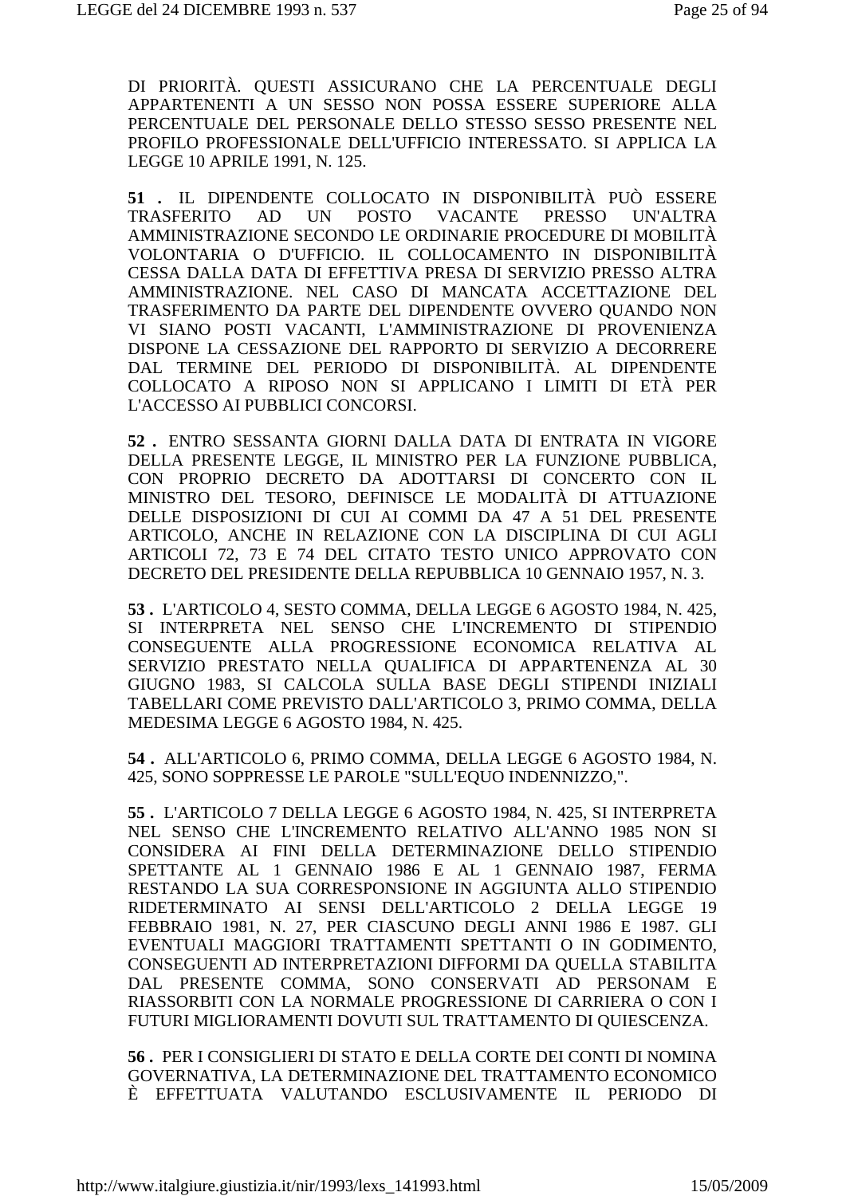DI PRIORITÀ. QUESTI ASSICURANO CHE LA PERCENTUALE DEGLI APPARTENENTI A UN SESSO NON POSSA ESSERE SUPERIORE ALLA PERCENTUALE DEL PERSONALE DELLO STESSO SESSO PRESENTE NEL PROFILO PROFESSIONALE DELL'UFFICIO INTERESSATO. SI APPLICA LA LEGGE 10 APRILE 1991, N. 125.

**51 .** IL DIPENDENTE COLLOCATO IN DISPONIBILITÀ PUÒ ESSERE TRASFERITO AD UN POSTO VACANTE PRESSO UN'ALTRA AMMINISTRAZIONE SECONDO LE ORDINARIE PROCEDURE DI MOBILITÀ VOLONTARIA O D'UFFICIO. IL COLLOCAMENTO IN DISPONIBILITÀ CESSA DALLA DATA DI EFFETTIVA PRESA DI SERVIZIO PRESSO ALTRA AMMINISTRAZIONE. NEL CASO DI MANCATA ACCETTAZIONE DEL TRASFERIMENTO DA PARTE DEL DIPENDENTE OVVERO QUANDO NON VI SIANO POSTI VACANTI, L'AMMINISTRAZIONE DI PROVENIENZA DISPONE LA CESSAZIONE DEL RAPPORTO DI SERVIZIO A DECORRERE DAL TERMINE DEL PERIODO DI DISPONIBILITÀ. AL DIPENDENTE COLLOCATO A RIPOSO NON SI APPLICANO I LIMITI DI ETÀ PER L'ACCESSO AI PUBBLICI CONCORSI.

**52 .** ENTRO SESSANTA GIORNI DALLA DATA DI ENTRATA IN VIGORE DELLA PRESENTE LEGGE, IL MINISTRO PER LA FUNZIONE PUBBLICA, CON PROPRIO DECRETO DA ADOTTARSI DI CONCERTO CON IL MINISTRO DEL TESORO, DEFINISCE LE MODALITÀ DI ATTUAZIONE DELLE DISPOSIZIONI DI CUI AI COMMI DA 47 A 51 DEL PRESENTE ARTICOLO, ANCHE IN RELAZIONE CON LA DISCIPLINA DI CUI AGLI ARTICOLI 72, 73 E 74 DEL CITATO TESTO UNICO APPROVATO CON DECRETO DEL PRESIDENTE DELLA REPUBBLICA 10 GENNAIO 1957, N. 3.

**53 .** L'ARTICOLO 4, SESTO COMMA, DELLA LEGGE 6 AGOSTO 1984, N. 425, SI INTERPRETA NEL SENSO CHE L'INCREMENTO DI STIPENDIO CONSEGUENTE ALLA PROGRESSIONE ECONOMICA RELATIVA AL SERVIZIO PRESTATO NELLA QUALIFICA DI APPARTENENZA AL 30 GIUGNO 1983, SI CALCOLA SULLA BASE DEGLI STIPENDI INIZIALI TABELLARI COME PREVISTO DALL'ARTICOLO 3, PRIMO COMMA, DELLA MEDESIMA LEGGE 6 AGOSTO 1984, N. 425.

**54 .** ALL'ARTICOLO 6, PRIMO COMMA, DELLA LEGGE 6 AGOSTO 1984, N. 425, SONO SOPPRESSE LE PAROLE "SULL'EQUO INDENNIZZO,".

**55 .** L'ARTICOLO 7 DELLA LEGGE 6 AGOSTO 1984, N. 425, SI INTERPRETA NEL SENSO CHE L'INCREMENTO RELATIVO ALL'ANNO 1985 NON SI CONSIDERA AI FINI DELLA DETERMINAZIONE DELLO STIPENDIO SPETTANTE AL 1 GENNAIO 1986 E AL 1 GENNAIO 1987, FERMA RESTANDO LA SUA CORRESPONSIONE IN AGGIUNTA ALLO STIPENDIO RIDETERMINATO AI SENSI DELL'ARTICOLO 2 DELLA LEGGE 19 FEBBRAIO 1981, N. 27, PER CIASCUNO DEGLI ANNI 1986 E 1987. GLI EVENTUALI MAGGIORI TRATTAMENTI SPETTANTI O IN GODIMENTO, CONSEGUENTI AD INTERPRETAZIONI DIFFORMI DA QUELLA STABILITA DAL PRESENTE COMMA, SONO CONSERVATI AD PERSONAM E RIASSORBITI CON LA NORMALE PROGRESSIONE DI CARRIERA O CON I FUTURI MIGLIORAMENTI DOVUTI SUL TRATTAMENTO DI QUIESCENZA.

**56 .** PER I CONSIGLIERI DI STATO E DELLA CORTE DEI CONTI DI NOMINA GOVERNATIVA, LA DETERMINAZIONE DEL TRATTAMENTO ECONOMICO È EFFETTUATA VALUTANDO ESCLUSIVAMENTE IL PERIODO DI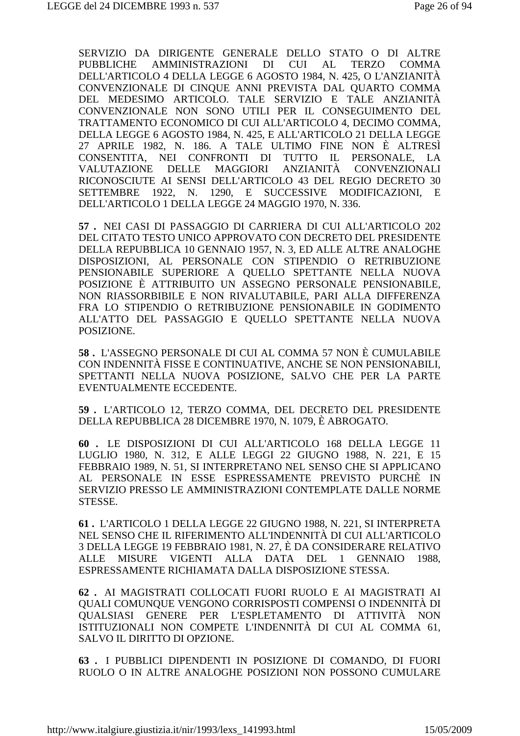SERVIZIO DA DIRIGENTE GENERALE DELLO STATO O DI ALTRE PUBBLICHE AMMINISTRAZIONI DI CUI AL TERZO COMMA DELL'ARTICOLO 4 DELLA LEGGE 6 AGOSTO 1984, N. 425, O L'ANZIANITÀ CONVENZIONALE DI CINQUE ANNI PREVISTA DAL QUARTO COMMA DEL MEDESIMO ARTICOLO. TALE SERVIZIO E TALE ANZIANITÀ CONVENZIONALE NON SONO UTILI PER IL CONSEGUIMENTO DEL TRATTAMENTO ECONOMICO DI CUI ALL'ARTICOLO 4, DECIMO COMMA, DELLA LEGGE 6 AGOSTO 1984, N. 425, E ALL'ARTICOLO 21 DELLA LEGGE 27 APRILE 1982, N. 186. A TALE ULTIMO FINE NON È ALTRESÌ CONSENTITA, NEI CONFRONTI DI TUTTO IL PERSONALE, LA VALUTAZIONE DELLE MAGGIORI ANZIANITÀ CONVENZIONALI RICONOSCIUTE AI SENSI DELL'ARTICOLO 43 DEL REGIO DECRETO 30 SETTEMBRE 1922, N. 1290, E SUCCESSIVE MODIFICAZIONI, E DELL'ARTICOLO 1 DELLA LEGGE 24 MAGGIO 1970, N. 336.

**57 .** NEI CASI DI PASSAGGIO DI CARRIERA DI CUI ALL'ARTICOLO 202 DEL CITATO TESTO UNICO APPROVATO CON DECRETO DEL PRESIDENTE DELLA REPUBBLICA 10 GENNAIO 1957, N. 3, ED ALLE ALTRE ANALOGHE DISPOSIZIONI, AL PERSONALE CON STIPENDIO O RETRIBUZIONE PENSIONABILE SUPERIORE A QUELLO SPETTANTE NELLA NUOVA POSIZIONE È ATTRIBUITO UN ASSEGNO PERSONALE PENSIONABILE, NON RIASSORBIBILE E NON RIVALUTABILE, PARI ALLA DIFFERENZA FRA LO STIPENDIO O RETRIBUZIONE PENSIONABILE IN GODIMENTO ALL'ATTO DEL PASSAGGIO E QUELLO SPETTANTE NELLA NUOVA POSIZIONE.

**58 .** L'ASSEGNO PERSONALE DI CUI AL COMMA 57 NON È CUMULABILE CON INDENNITÀ FISSE E CONTINUATIVE, ANCHE SE NON PENSIONABILI, SPETTANTI NELLA NUOVA POSIZIONE, SALVO CHE PER LA PARTE EVENTUALMENTE ECCEDENTE.

**59 .** L'ARTICOLO 12, TERZO COMMA, DEL DECRETO DEL PRESIDENTE DELLA REPUBBLICA 28 DICEMBRE 1970, N. 1079, È ABROGATO.

**60 .** LE DISPOSIZIONI DI CUI ALL'ARTICOLO 168 DELLA LEGGE 11 LUGLIO 1980, N. 312, E ALLE LEGGI 22 GIUGNO 1988, N. 221, E 15 FEBBRAIO 1989, N. 51, SI INTERPRETANO NEL SENSO CHE SI APPLICANO AL PERSONALE IN ESSE ESPRESSAMENTE PREVISTO PURCHÈ IN SERVIZIO PRESSO LE AMMINISTRAZIONI CONTEMPLATE DALLE NORME STESSE.

**61 .** L'ARTICOLO 1 DELLA LEGGE 22 GIUGNO 1988, N. 221, SI INTERPRETA NEL SENSO CHE IL RIFERIMENTO ALL'INDENNITÀ DI CUI ALL'ARTICOLO 3 DELLA LEGGE 19 FEBBRAIO 1981, N. 27, È DA CONSIDERARE RELATIVO ALLE MISURE VIGENTI ALLA DATA DEL 1 GENNAIO 1988, ESPRESSAMENTE RICHIAMATA DALLA DISPOSIZIONE STESSA.

**62 .** AI MAGISTRATI COLLOCATI FUORI RUOLO E AI MAGISTRATI AI QUALI COMUNQUE VENGONO CORRISPOSTI COMPENSI O INDENNITÀ DI QUALSIASI GENERE PER L'ESPLETAMENTO DI ATTIVITÀ NON ISTITUZIONALI NON COMPETE L'INDENNITÀ DI CUI AL COMMA 61, SALVO IL DIRITTO DI OPZIONE.

**63 .** I PUBBLICI DIPENDENTI IN POSIZIONE DI COMANDO, DI FUORI RUOLO O IN ALTRE ANALOGHE POSIZIONI NON POSSONO CUMULARE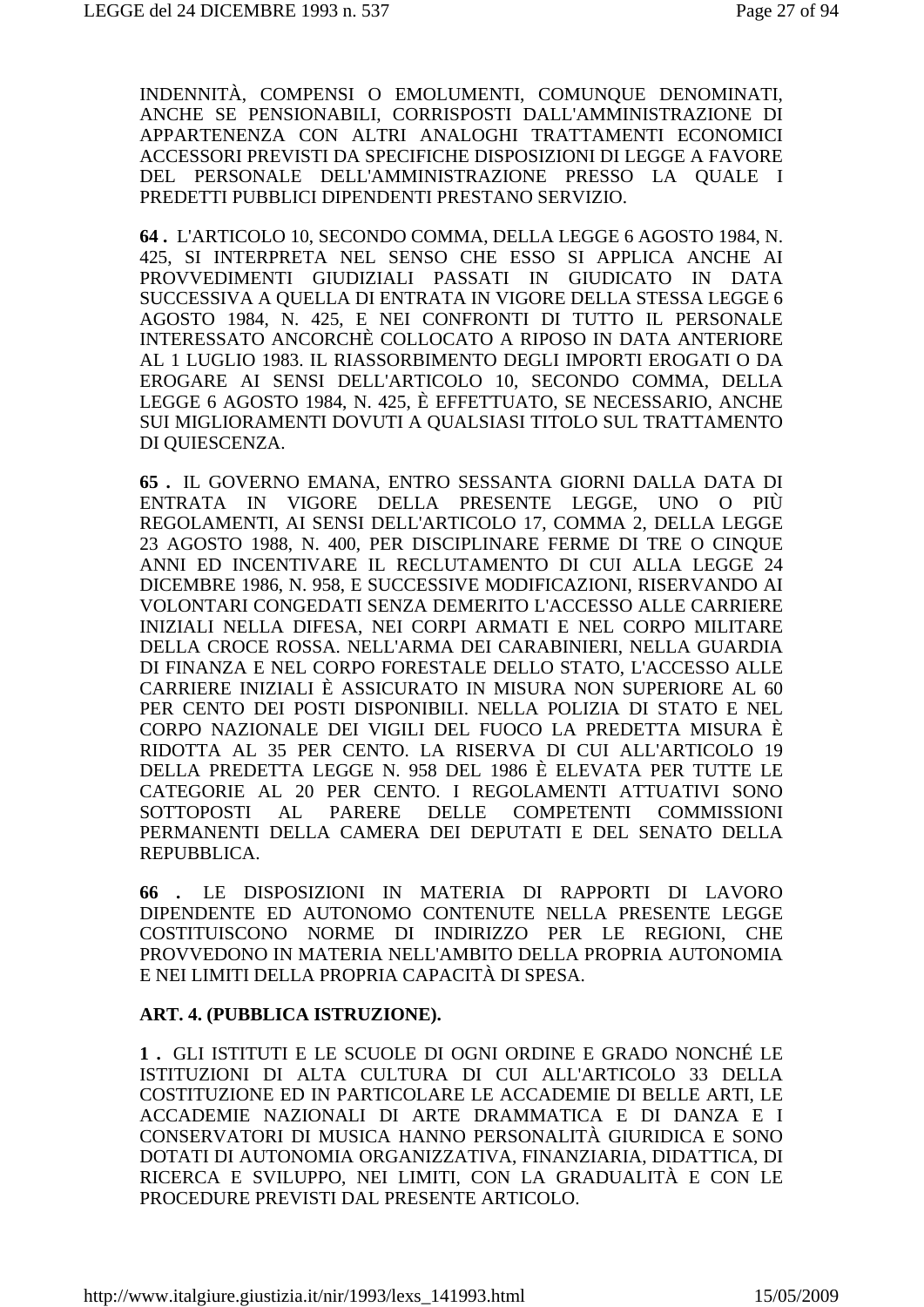INDENNITÀ, COMPENSI O EMOLUMENTI, COMUNQUE DENOMINATI, ANCHE SE PENSIONABILI, CORRISPOSTI DALL'AMMINISTRAZIONE DI APPARTENENZA CON ALTRI ANALOGHI TRATTAMENTI ECONOMICI ACCESSORI PREVISTI DA SPECIFICHE DISPOSIZIONI DI LEGGE A FAVORE DEL PERSONALE DELL'AMMINISTRAZIONE PRESSO LA QUALE I PREDETTI PUBBLICI DIPENDENTI PRESTANO SERVIZIO.

**64 .** L'ARTICOLO 10, SECONDO COMMA, DELLA LEGGE 6 AGOSTO 1984, N. 425, SI INTERPRETA NEL SENSO CHE ESSO SI APPLICA ANCHE AI PROVVEDIMENTI GIUDIZIALI PASSATI IN GIUDICATO IN DATA SUCCESSIVA A QUELLA DI ENTRATA IN VIGORE DELLA STESSA LEGGE 6 AGOSTO 1984, N. 425, E NEI CONFRONTI DI TUTTO IL PERSONALE INTERESSATO ANCORCHÈ COLLOCATO A RIPOSO IN DATA ANTERIORE AL 1 LUGLIO 1983. IL RIASSORBIMENTO DEGLI IMPORTI EROGATI O DA EROGARE AI SENSI DELL'ARTICOLO 10, SECONDO COMMA, DELLA LEGGE 6 AGOSTO 1984, N. 425, È EFFETTUATO, SE NECESSARIO, ANCHE SUI MIGLIORAMENTI DOVUTI A QUALSIASI TITOLO SUL TRATTAMENTO DI QUIESCENZA.

**65 .** IL GOVERNO EMANA, ENTRO SESSANTA GIORNI DALLA DATA DI ENTRATA IN VIGORE DELLA PRESENTE LEGGE, UNO O PIÙ REGOLAMENTI, AI SENSI DELL'ARTICOLO 17, COMMA 2, DELLA LEGGE 23 AGOSTO 1988, N. 400, PER DISCIPLINARE FERME DI TRE O CINQUE ANNI ED INCENTIVARE IL RECLUTAMENTO DI CUI ALLA LEGGE 24 DICEMBRE 1986, N. 958, E SUCCESSIVE MODIFICAZIONI, RISERVANDO AI VOLONTARI CONGEDATI SENZA DEMERITO L'ACCESSO ALLE CARRIERE INIZIALI NELLA DIFESA, NEI CORPI ARMATI E NEL CORPO MILITARE DELLA CROCE ROSSA. NELL'ARMA DEI CARABINIERI, NELLA GUARDIA DI FINANZA E NEL CORPO FORESTALE DELLO STATO, L'ACCESSO ALLE CARRIERE INIZIALI È ASSICURATO IN MISURA NON SUPERIORE AL 60 PER CENTO DEI POSTI DISPONIBILI. NELLA POLIZIA DI STATO E NEL CORPO NAZIONALE DEI VIGILI DEL FUOCO LA PREDETTA MISURA È RIDOTTA AL 35 PER CENTO. LA RISERVA DI CUI ALL'ARTICOLO 19 DELLA PREDETTA LEGGE N. 958 DEL 1986 È ELEVATA PER TUTTE LE CATEGORIE AL 20 PER CENTO. I REGOLAMENTI ATTUATIVI SONO SOTTOPOSTI AL PARERE DELLE COMPETENTI COMMISSIONI PERMANENTI DELLA CAMERA DEI DEPUTATI E DEL SENATO DELLA REPUBBLICA.

**66 .** LE DISPOSIZIONI IN MATERIA DI RAPPORTI DI LAVORO DIPENDENTE ED AUTONOMO CONTENUTE NELLA PRESENTE LEGGE COSTITUISCONO NORME DI INDIRIZZO PER LE REGIONI, CHE PROVVEDONO IN MATERIA NELL'AMBITO DELLA PROPRIA AUTONOMIA E NEI LIMITI DELLA PROPRIA CAPACITÀ DI SPESA.

**ART. 4. (PUBBLICA ISTRUZIONE).**

**1 .** GLI ISTITUTI E LE SCUOLE DI OGNI ORDINE E GRADO NONCHÉ LE ISTITUZIONI DI ALTA CULTURA DI CUI ALL'ARTICOLO 33 DELLA COSTITUZIONE ED IN PARTICOLARE LE ACCADEMIE DI BELLE ARTI, LE ACCADEMIE NAZIONALI DI ARTE DRAMMATICA E DI DANZA E I CONSERVATORI DI MUSICA HANNO PERSONALITÀ GIURIDICA E SONO DOTATI DI AUTONOMIA ORGANIZZATIVA, FINANZIARIA, DIDATTICA, DI RICERCA E SVILUPPO, NEI LIMITI, CON LA GRADUALITÀ E CON LE PROCEDURE PREVISTI DAL PRESENTE ARTICOLO.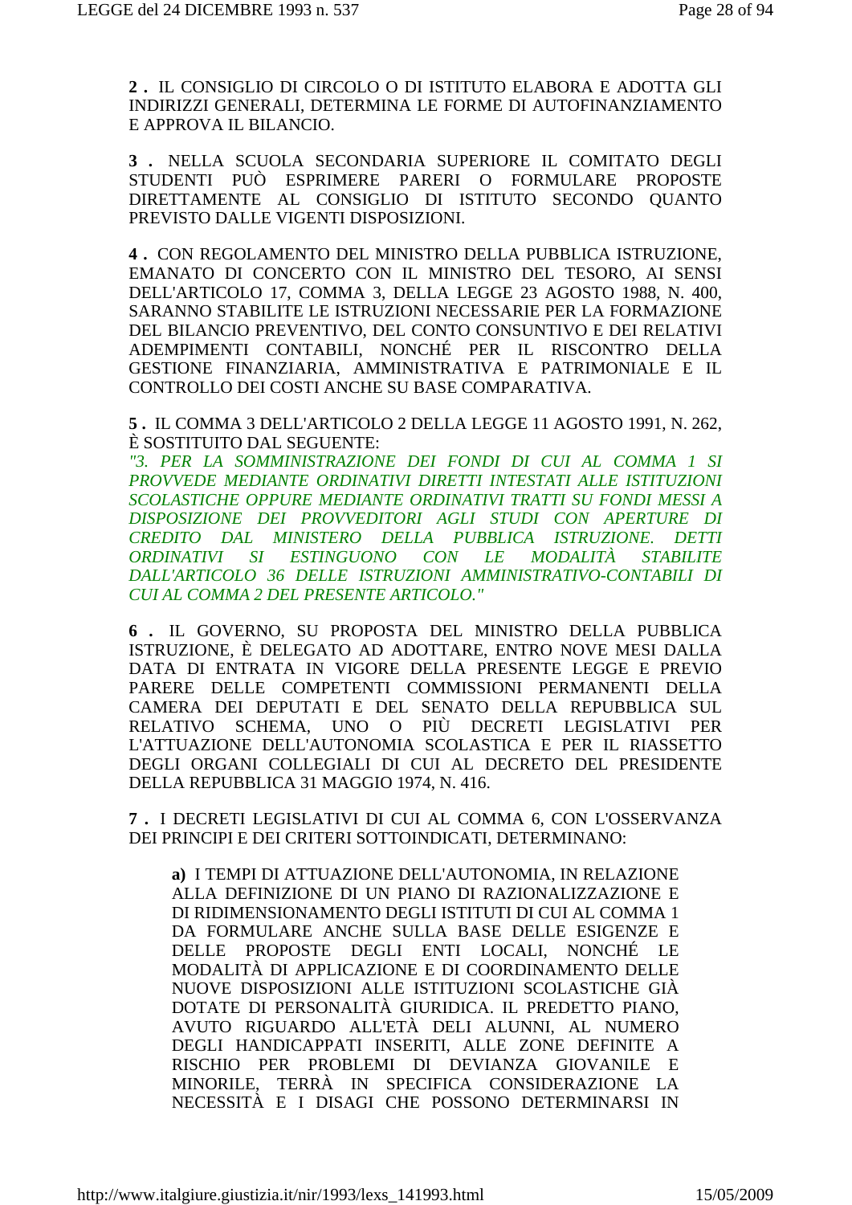**2 .** IL CONSIGLIO DI CIRCOLO O DI ISTITUTO ELABORA E ADOTTA GLI INDIRIZZI GENERALI, DETERMINA LE FORME DI AUTOFINANZIAMENTO E APPROVA IL BILANCIO.

**3 .** NELLA SCUOLA SECONDARIA SUPERIORE IL COMITATO DEGLI STUDENTI PUÒ ESPRIMERE PARERI O FORMULARE PROPOSTE DIRETTAMENTE AL CONSIGLIO DI ISTITUTO SECONDO QUANTO PREVISTO DALLE VIGENTI DISPOSIZIONI.

**4 .** CON REGOLAMENTO DEL MINISTRO DELLA PUBBLICA ISTRUZIONE, EMANATO DI CONCERTO CON IL MINISTRO DEL TESORO, AI SENSI DELL'ARTICOLO 17, COMMA 3, DELLA LEGGE 23 AGOSTO 1988, N. 400, SARANNO STABILITE LE ISTRUZIONI NECESSARIE PER LA FORMAZIONE DEL BILANCIO PREVENTIVO, DEL CONTO CONSUNTIVO E DEI RELATIVI ADEMPIMENTI CONTABILI, NONCHÉ PER IL RISCONTRO DELLA GESTIONE FINANZIARIA, AMMINISTRATIVA E PATRIMONIALE E IL CONTROLLO DEI COSTI ANCHE SU BASE COMPARATIVA.

**5 .** IL COMMA 3 DELL'ARTICOLO 2 DELLA LEGGE 11 AGOSTO 1991, N. 262, È SOSTITUITO DAL SEGUENTE:
*"3. PER LA SOMMINISTRAZIONE DEI FONDI DI CUI AL COMMA 1 SI PROVVEDE MEDIANTE ORDINATIVI DIRETTI INTESTATI ALLE ISTITUZIONI SCOLASTICHE OPPURE MEDIANTE ORDINATIVI TRATTI SU FONDI MESSI A DISPOSIZIONE DEI PROVVEDITORI AGLI STUDI CON APERTURE DI CREDITO DAL MINISTERO DELLA PUBBLICA ISTRUZIONE. DETTI ORDINATIVI SI ESTINGUONO CON LE MODALITÀ STABILITE DALL'ARTICOLO 36 DELLE ISTRUZIONI AMMINISTRATIVO-CONTABILI DI CUI AL COMMA 2 DEL PRESENTE ARTICOLO."*

**6 .** IL GOVERNO, SU PROPOSTA DEL MINISTRO DELLA PUBBLICA ISTRUZIONE, È DELEGATO AD ADOTTARE, ENTRO NOVE MESI DALLA DATA DI ENTRATA IN VIGORE DELLA PRESENTE LEGGE E PREVIO PARERE DELLE COMPETENTI COMMISSIONI PERMANENTI DELLA CAMERA DEI DEPUTATI E DEL SENATO DELLA REPUBBLICA SUL RELATIVO SCHEMA, UNO O PIÙ DECRETI LEGISLATIVI PER L'ATTUAZIONE DELL'AUTONOMIA SCOLASTICA E PER IL RIASSETTO DEGLI ORGANI COLLEGIALI DI CUI AL DECRETO DEL PRESIDENTE DELLA REPUBBLICA 31 MAGGIO 1974, N. 416.

**7 .** I DECRETI LEGISLATIVI DI CUI AL COMMA 6, CON L'OSSERVANZA DEI PRINCIPI E DEI CRITERI SOTTOINDICATI, DETERMINANO:

> **a)** I TEMPI DI ATTUAZIONE DELL'AUTONOMIA, IN RELAZIONE ALLA DEFINIZIONE DI UN PIANO DI RAZIONALIZZAZIONE E DI RIDIMENSIONAMENTO DEGLI ISTITUTI DI CUI AL COMMA 1 DA FORMULARE ANCHE SULLA BASE DELLE ESIGENZE E DELLE PROPOSTE DEGLI ENTI LOCALI, NONCHÉ LE MODALITÀ DI APPLICAZIONE E DI COORDINAMENTO DELLE NUOVE DISPOSIZIONI ALLE ISTITUZIONI SCOLASTICHE GIÀ DOTATE DI PERSONALITÀ GIURIDICA. IL PREDETTO PIANO, AVUTO RIGUARDO ALL'ETÀ DELI ALUNNI, AL NUMERO DEGLI HANDICAPPATI INSERITI, ALLE ZONE DEFINITE A RISCHIO PER PROBLEMI DI DEVIANZA GIOVANILE E MINORILE, TERRÀ IN SPECIFICA CONSIDERAZIONE LA NECESSITÀ E I DISAGI CHE POSSONO DETERMINARSI IN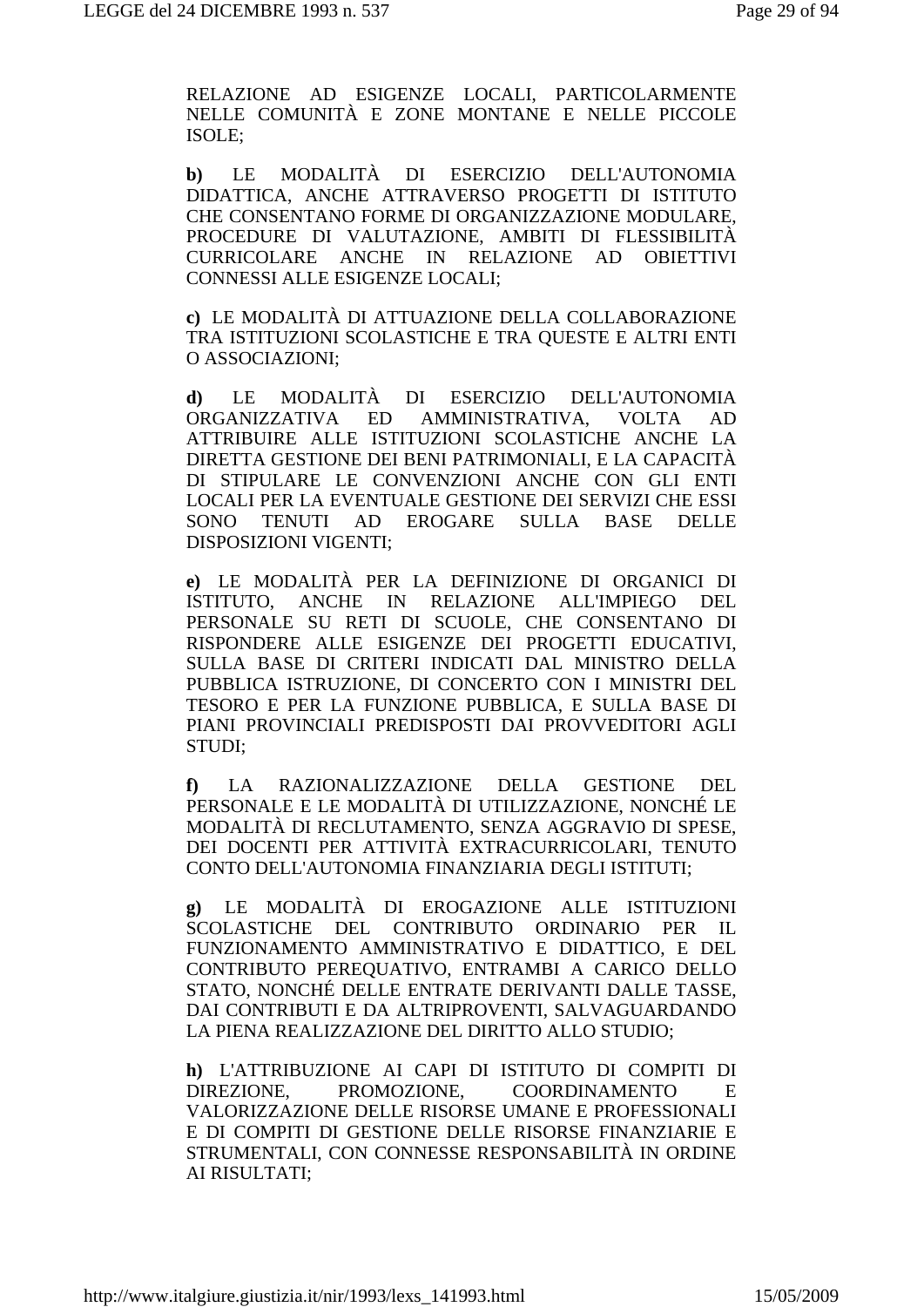RELAZIONE AD ESIGENZE LOCALI, PARTICOLARMENTE NELLE COMUNITÀ E ZONE MONTANE E NELLE PICCOLE ISOLE;

**b)** LE MODALITÀ DI ESERCIZIO DELL'AUTONOMIA DIDATTICA, ANCHE ATTRAVERSO PROGETTI DI ISTITUTO CHE CONSENTANO FORME DI ORGANIZZAZIONE MODULARE, PROCEDURE DI VALUTAZIONE, AMBITI DI FLESSIBILITÀ CURRICOLARE ANCHE IN RELAZIONE AD OBIETTIVI CONNESSI ALLE ESIGENZE LOCALI;

**c)** LE MODALITÀ DI ATTUAZIONE DELLA COLLABORAZIONE TRA ISTITUZIONI SCOLASTICHE E TRA QUESTE E ALTRI ENTI O ASSOCIAZIONI;

**d)** LE MODALITÀ DI ESERCIZIO DELL'AUTONOMIA ORGANIZZATIVA ED AMMINISTRATIVA, VOLTA AD ATTRIBUIRE ALLE ISTITUZIONI SCOLASTICHE ANCHE LA DIRETTA GESTIONE DEI BENI PATRIMONIALI, E LA CAPACITÀ DI STIPULARE LE CONVENZIONI ANCHE CON GLI ENTI LOCALI PER LA EVENTUALE GESTIONE DEI SERVIZI CHE ESSI SONO TENUTI AD EROGARE SULLA BASE DELLE DISPOSIZIONI VIGENTI;

**e)** LE MODALITÀ PER LA DEFINIZIONE DI ORGANICI DI ISTITUTO, ANCHE IN RELAZIONE ALL'IMPIEGO DEL PERSONALE SU RETI DI SCUOLE, CHE CONSENTANO DI RISPONDERE ALLE ESIGENZE DEI PROGETTI EDUCATIVI, SULLA BASE DI CRITERI INDICATI DAL MINISTRO DELLA PUBBLICA ISTRUZIONE, DI CONCERTO CON I MINISTRI DEL TESORO E PER LA FUNZIONE PUBBLICA, E SULLA BASE DI PIANI PROVINCIALI PREDISPOSTI DAI PROVVEDITORI AGLI STUDI;

**f)** LA RAZIONALIZZAZIONE DELLA GESTIONE DEL PERSONALE E LE MODALITÀ DI UTILIZZAZIONE, NONCHÉ LE MODALITÀ DI RECLUTAMENTO, SENZA AGGRAVIO DI SPESE, DEI DOCENTI PER ATTIVITÀ EXTRACURRICOLARI, TENUTO CONTO DELL'AUTONOMIA FINANZIARIA DEGLI ISTITUTI;

**g)** LE MODALITÀ DI EROGAZIONE ALLE ISTITUZIONI SCOLASTICHE DEL CONTRIBUTO ORDINARIO PER IL FUNZIONAMENTO AMMINISTRATIVO E DIDATTICO, E DEL CONTRIBUTO PEREQUATIVO, ENTRAMBI A CARICO DELLO STATO, NONCHÉ DELLE ENTRATE DERIVANTI DALLE TASSE, DAI CONTRIBUTI E DA ALTRIPROVENTI, SALVAGUARDANDO LA PIENA REALIZZAZIONE DEL DIRITTO ALLO STUDIO;

**h)** L'ATTRIBUZIONE AI CAPI DI ISTITUTO DI COMPITI DI DIREZIONE, PROMOZIONE, COORDINAMENTO E VALORIZZAZIONE DELLE RISORSE UMANE E PROFESSIONALI E DI COMPITI DI GESTIONE DELLE RISORSE FINANZIARIE E STRUMENTALI, CON CONNESSE RESPONSABILITÀ IN ORDINE AI RISULTATI;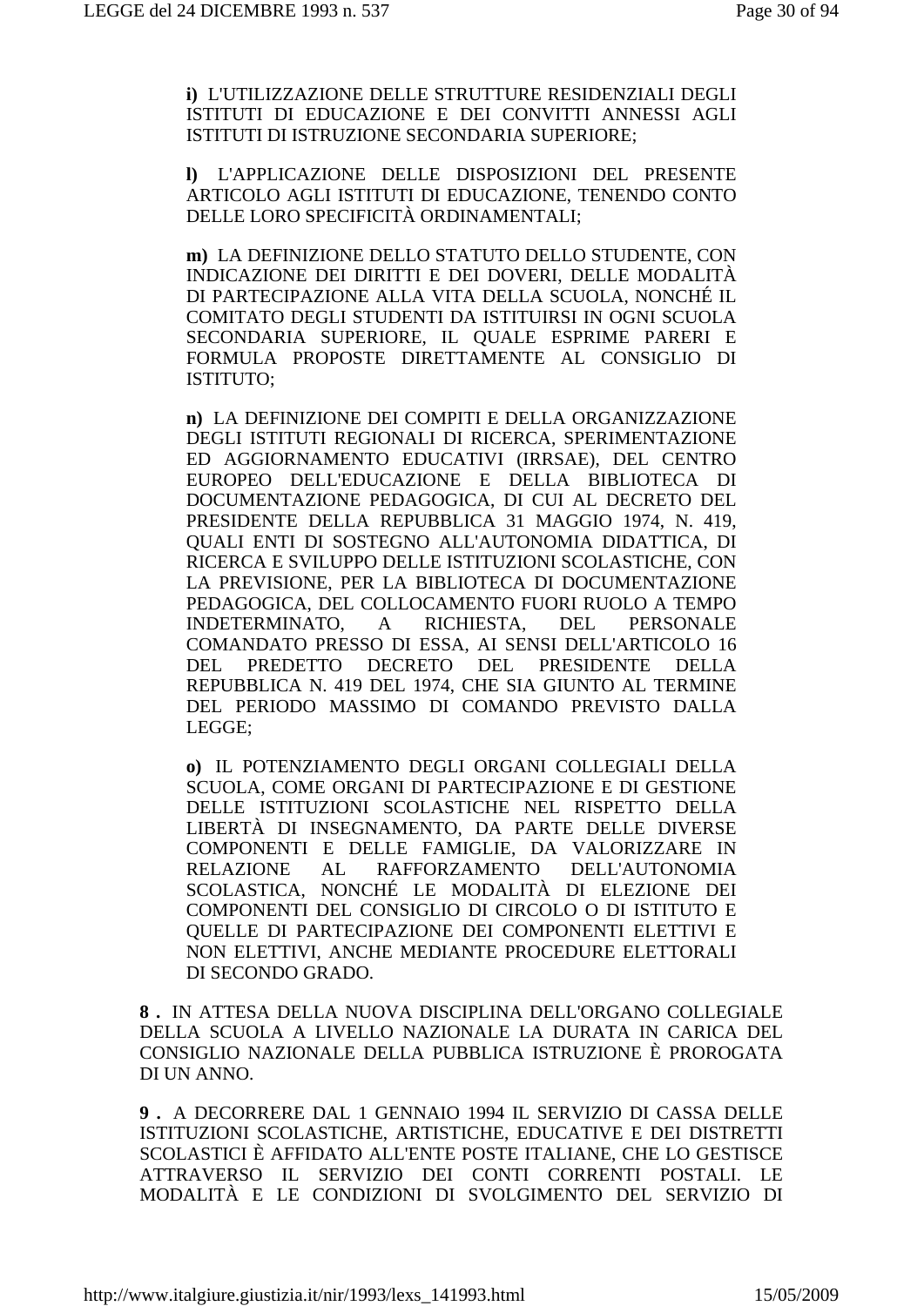**i)** L'UTILIZZAZIONE DELLE STRUTTURE RESIDENZIALI DEGLI ISTITUTI DI EDUCAZIONE E DEI CONVITTI ANNESSI AGLI ISTITUTI DI ISTRUZIONE SECONDARIA SUPERIORE;

**l)** L'APPLICAZIONE DELLE DISPOSIZIONI DEL PRESENTE ARTICOLO AGLI ISTITUTI DI EDUCAZIONE, TENENDO CONTO DELLE LORO SPECIFICITÀ ORDINAMENTALI;

**m)** LA DEFINIZIONE DELLO STATUTO DELLO STUDENTE, CON INDICAZIONE DEI DIRITTI E DEI DOVERI, DELLE MODALITÀ DI PARTECIPAZIONE ALLA VITA DELLA SCUOLA, NONCHÉ IL COMITATO DEGLI STUDENTI DA ISTITUIRSI IN OGNI SCUOLA SECONDARIA SUPERIORE, IL QUALE ESPRIME PARERI E FORMULA PROPOSTE DIRETTAMENTE AL CONSIGLIO DI ISTITUTO;

**n)** LA DEFINIZIONE DEI COMPITI E DELLA ORGANIZZAZIONE DEGLI ISTITUTI REGIONALI DI RICERCA, SPERIMENTAZIONE ED AGGIORNAMENTO EDUCATIVI (IRRSAE), DEL CENTRO EUROPEO DELL'EDUCAZIONE E DELLA BIBLIOTECA DI DOCUMENTAZIONE PEDAGOGICA, DI CUI AL DECRETO DEL PRESIDENTE DELLA REPUBBLICA 31 MAGGIO 1974, N. 419, QUALI ENTI DI SOSTEGNO ALL'AUTONOMIA DIDATTICA, DI RICERCA E SVILUPPO DELLE ISTITUZIONI SCOLASTICHE, CON LA PREVISIONE, PER LA BIBLIOTECA DI DOCUMENTAZIONE PEDAGOGICA, DEL COLLOCAMENTO FUORI RUOLO A TEMPO INDETERMINATO, A RICHIESTA, DEL PERSONALE COMANDATO PRESSO DI ESSA, AI SENSI DELL'ARTICOLO 16 DEL PREDETTO DECRETO DEL PRESIDENTE DELLA REPUBBLICA N. 419 DEL 1974, CHE SIA GIUNTO AL TERMINE DEL PERIODO MASSIMO DI COMANDO PREVISTO DALLA LEGGE;

**o)** IL POTENZIAMENTO DEGLI ORGANI COLLEGIALI DELLA SCUOLA, COME ORGANI DI PARTECIPAZIONE E DI GESTIONE DELLE ISTITUZIONI SCOLASTICHE NEL RISPETTO DELLA LIBERTÀ DI INSEGNAMENTO, DA PARTE DELLE DIVERSE COMPONENTI E DELLE FAMIGLIE, DA VALORIZZARE IN RELAZIONE AL RAFFORZAMENTO DELL'AUTONOMIA SCOLASTICA, NONCHÉ LE MODALITÀ DI ELEZIONE DEI COMPONENTI DEL CONSIGLIO DI CIRCOLO O DI ISTITUTO E QUELLE DI PARTECIPAZIONE DEI COMPONENTI ELETTIVI E NON ELETTIVI, ANCHE MEDIANTE PROCEDURE ELETTORALI DI SECONDO GRADO.

**8 .** IN ATTESA DELLA NUOVA DISCIPLINA DELL'ORGANO COLLEGIALE DELLA SCUOLA A LIVELLO NAZIONALE LA DURATA IN CARICA DEL CONSIGLIO NAZIONALE DELLA PUBBLICA ISTRUZIONE È PROROGATA DI UN ANNO.

**9 .** A DECORRERE DAL 1 GENNAIO 1994 IL SERVIZIO DI CASSA DELLE ISTITUZIONI SCOLASTICHE, ARTISTICHE, EDUCATIVE E DEI DISTRETTI SCOLASTICI È AFFIDATO ALL'ENTE POSTE ITALIANE, CHE LO GESTISCE ATTRAVERSO IL SERVIZIO DEI CONTI CORRENTI POSTALI. LE MODALITÀ E LE CONDIZIONI DI SVOLGIMENTO DEL SERVIZIO DI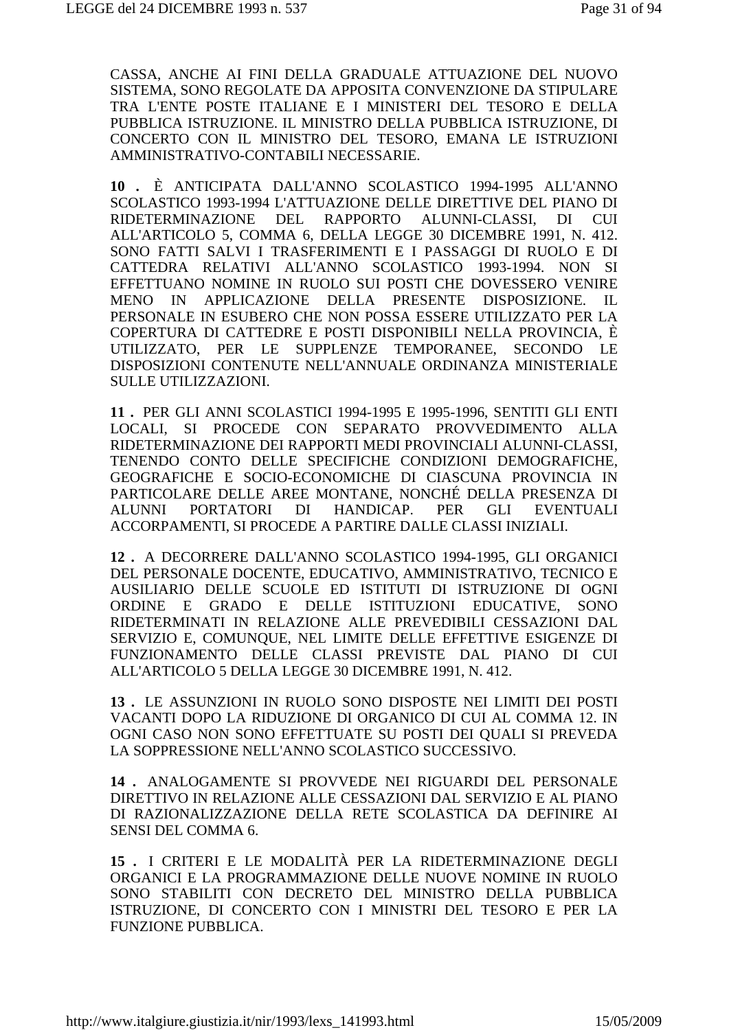CASSA, ANCHE AI FINI DELLA GRADUALE ATTUAZIONE DEL NUOVO SISTEMA, SONO REGOLATE DA APPOSITA CONVENZIONE DA STIPULARE TRA L'ENTE POSTE ITALIANE E I MINISTERI DEL TESORO E DELLA PUBBLICA ISTRUZIONE. IL MINISTRO DELLA PUBBLICA ISTRUZIONE, DI CONCERTO CON IL MINISTRO DEL TESORO, EMANA LE ISTRUZIONI AMMINISTRATIVO-CONTABILI NECESSARIE.

**10 .** È ANTICIPATA DALL'ANNO SCOLASTICO 1994-1995 ALL'ANNO SCOLASTICO 1993-1994 L'ATTUAZIONE DELLE DIRETTIVE DEL PIANO DI RIDETERMINAZIONE DEL RAPPORTO ALUNNI-CLASSI, DI CUI ALL'ARTICOLO 5, COMMA 6, DELLA LEGGE 30 DICEMBRE 1991, N. 412. SONO FATTI SALVI I TRASFERIMENTI E I PASSAGGI DI RUOLO E DI CATTEDRA RELATIVI ALL'ANNO SCOLASTICO 1993-1994. NON SI EFFETTUANO NOMINE IN RUOLO SUI POSTI CHE DOVESSERO VENIRE MENO IN APPLICAZIONE DELLA PRESENTE DISPOSIZIONE. IL PERSONALE IN ESUBERO CHE NON POSSA ESSERE UTILIZZATO PER LA COPERTURA DI CATTEDRE E POSTI DISPONIBILI NELLA PROVINCIA, È UTILIZZATO, PER LE SUPPLENZE TEMPORANEE, SECONDO LE DISPOSIZIONI CONTENUTE NELL'ANNUALE ORDINANZA MINISTERIALE SULLE UTILIZZAZIONI.

**11 .** PER GLI ANNI SCOLASTICI 1994-1995 E 1995-1996, SENTITI GLI ENTI LOCALI, SI PROCEDE CON SEPARATO PROVVEDIMENTO ALLA RIDETERMINAZIONE DEI RAPPORTI MEDI PROVINCIALI ALUNNI-CLASSI, TENENDO CONTO DELLE SPECIFICHE CONDIZIONI DEMOGRAFICHE, GEOGRAFICHE E SOCIO-ECONOMICHE DI CIASCUNA PROVINCIA IN PARTICOLARE DELLE AREE MONTANE, NONCHÉ DELLA PRESENZA DI ALUNNI PORTATORI DI HANDICAP. PER GLI EVENTUALI ACCORPAMENTI, SI PROCEDE A PARTIRE DALLE CLASSI INIZIALI.

**12 .** A DECORRERE DALL'ANNO SCOLASTICO 1994-1995, GLI ORGANICI DEL PERSONALE DOCENTE, EDUCATIVO, AMMINISTRATIVO, TECNICO E AUSILIARIO DELLE SCUOLE ED ISTITUTI DI ISTRUZIONE DI OGNI ORDINE E GRADO E DELLE ISTITUZIONI EDUCATIVE, SONO RIDETERMINATI IN RELAZIONE ALLE PREVEDIBILI CESSAZIONI DAL SERVIZIO E, COMUNQUE, NEL LIMITE DELLE EFFETTIVE ESIGENZE DI FUNZIONAMENTO DELLE CLASSI PREVISTE DAL PIANO DI CUI ALL'ARTICOLO 5 DELLA LEGGE 30 DICEMBRE 1991, N. 412.

**13 .** LE ASSUNZIONI IN RUOLO SONO DISPOSTE NEI LIMITI DEI POSTI VACANTI DOPO LA RIDUZIONE DI ORGANICO DI CUI AL COMMA 12. IN OGNI CASO NON SONO EFFETTUATE SU POSTI DEI QUALI SI PREVEDA LA SOPPRESSIONE NELL'ANNO SCOLASTICO SUCCESSIVO.

**14 .** ANALOGAMENTE SI PROVVEDE NEI RIGUARDI DEL PERSONALE DIRETTIVO IN RELAZIONE ALLE CESSAZIONI DAL SERVIZIO E AL PIANO DI RAZIONALIZZAZIONE DELLA RETE SCOLASTICA DA DEFINIRE AI SENSI DEL COMMA 6.

**15 .** I CRITERI E LE MODALITÀ PER LA RIDETERMINAZIONE DEGLI ORGANICI E LA PROGRAMMAZIONE DELLE NUOVE NOMINE IN RUOLO SONO STABILITI CON DECRETO DEL MINISTRO DELLA PUBBLICA ISTRUZIONE, DI CONCERTO CON I MINISTRI DEL TESORO E PER LA FUNZIONE PUBBLICA.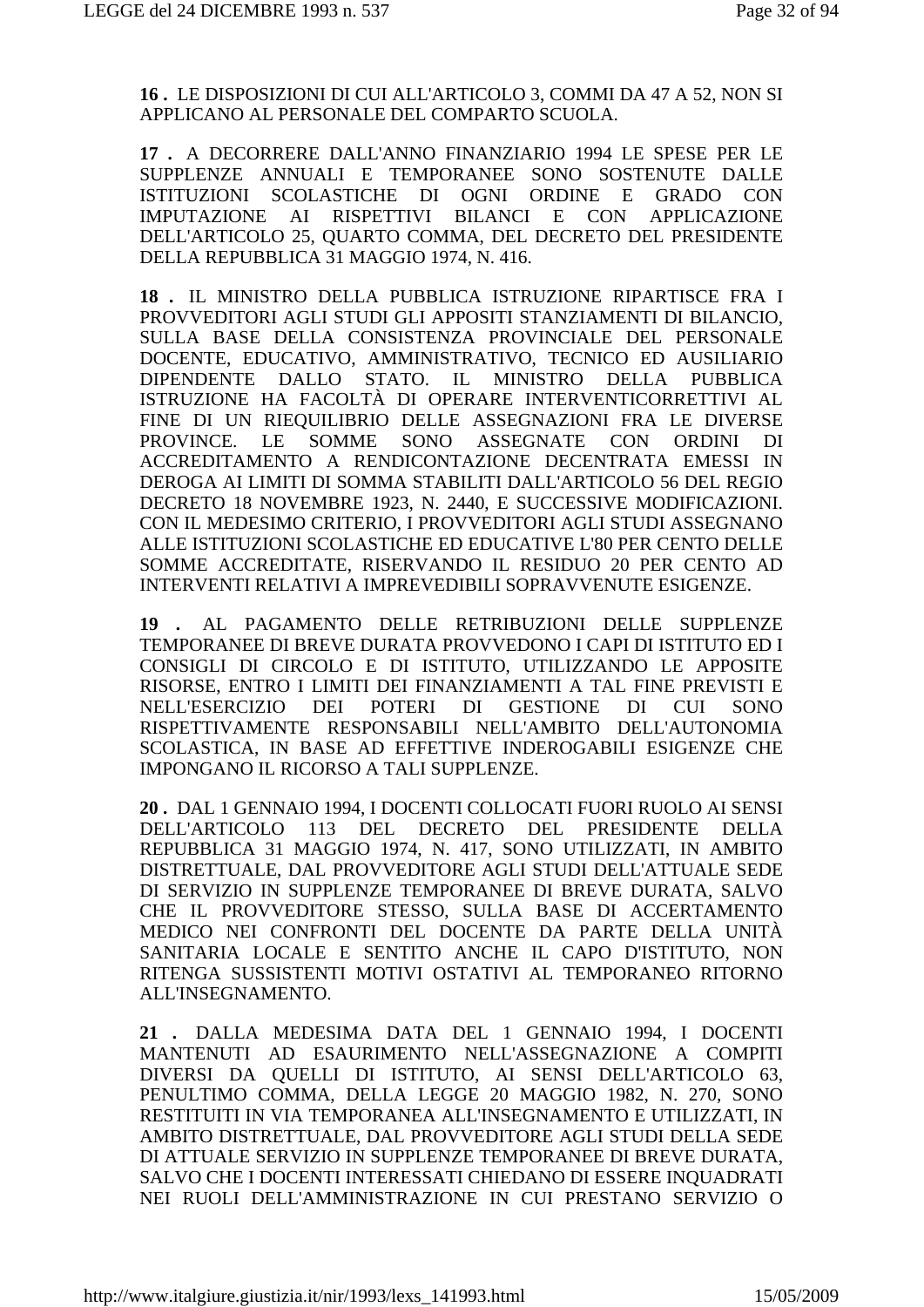**16 .** LE DISPOSIZIONI DI CUI ALL'ARTICOLO 3, COMMI DA 47 A 52, NON SI APPLICANO AL PERSONALE DEL COMPARTO SCUOLA.

**17 .** A DECORRERE DALL'ANNO FINANZIARIO 1994 LE SPESE PER LE SUPPLENZE ANNUALI E TEMPORANEE SONO SOSTENUTE DALLE ISTITUZIONI SCOLASTICHE DI OGNI ORDINE E GRADO CON IMPUTAZIONE AI RISPETTIVI BILANCI E CON APPLICAZIONE DELL'ARTICOLO 25, QUARTO COMMA, DEL DECRETO DEL PRESIDENTE DELLA REPUBBLICA 31 MAGGIO 1974, N. 416.

**18 .** IL MINISTRO DELLA PUBBLICA ISTRUZIONE RIPARTISCE FRA I PROVVEDITORI AGLI STUDI GLI APPOSITI STANZIAMENTI DI BILANCIO, SULLA BASE DELLA CONSISTENZA PROVINCIALE DEL PERSONALE DOCENTE, EDUCATIVO, AMMINISTRATIVO, TECNICO ED AUSILIARIO DIPENDENTE DALLO STATO. IL MINISTRO DELLA PUBBLICA ISTRUZIONE HA FACOLTÀ DI OPERARE INTERVENTICORRETTIVI AL FINE DI UN RIEQUILIBRIO DELLE ASSEGNAZIONI FRA LE DIVERSE PROVINCE. LE SOMME SONO ASSEGNATE CON ORDINI DI ACCREDITAMENTO A RENDICONTAZIONE DECENTRATA EMESSI IN DEROGA AI LIMITI DI SOMMA STABILITI DALL'ARTICOLO 56 DEL REGIO DECRETO 18 NOVEMBRE 1923, N. 2440, E SUCCESSIVE MODIFICAZIONI. CON IL MEDESIMO CRITERIO, I PROVVEDITORI AGLI STUDI ASSEGNANO ALLE ISTITUZIONI SCOLASTICHE ED EDUCATIVE L'80 PER CENTO DELLE SOMME ACCREDITATE, RISERVANDO IL RESIDUO 20 PER CENTO AD INTERVENTI RELATIVI A IMPREVEDIBILI SOPRAVVENUTE ESIGENZE.

**19 .** AL PAGAMENTO DELLE RETRIBUZIONI DELLE SUPPLENZE TEMPORANEE DI BREVE DURATA PROVVEDONO I CAPI DI ISTITUTO ED I CONSIGLI DI CIRCOLO E DI ISTITUTO, UTILIZZANDO LE APPOSITE RISORSE, ENTRO I LIMITI DEI FINANZIAMENTI A TAL FINE PREVISTI E NELL'ESERCIZIO DEI POTERI DI GESTIONE DI CUI SONO RISPETTIVAMENTE RESPONSABILI NELL'AMBITO DELL'AUTONOMIA SCOLASTICA, IN BASE AD EFFETTIVE INDEROGABILI ESIGENZE CHE IMPONGANO IL RICORSO A TALI SUPPLENZE.

**20 .** DAL 1 GENNAIO 1994, I DOCENTI COLLOCATI FUORI RUOLO AI SENSI DELL'ARTICOLO 113 DEL DECRETO DEL PRESIDENTE DELLA REPUBBLICA 31 MAGGIO 1974, N. 417, SONO UTILIZZATI, IN AMBITO DISTRETTUALE, DAL PROVVEDITORE AGLI STUDI DELL'ATTUALE SEDE DI SERVIZIO IN SUPPLENZE TEMPORANEE DI BREVE DURATA, SALVO CHE IL PROVVEDITORE STESSO, SULLA BASE DI ACCERTAMENTO MEDICO NEI CONFRONTI DEL DOCENTE DA PARTE DELLA UNITÀ SANITARIA LOCALE E SENTITO ANCHE IL CAPO D'ISTITUTO, NON RITENGA SUSSISTENTI MOTIVI OSTATIVI AL TEMPORANEO RITORNO ALL'INSEGNAMENTO.

**21 .** DALLA MEDESIMA DATA DEL 1 GENNAIO 1994, I DOCENTI MANTENUTI AD ESAURIMENTO NELL'ASSEGNAZIONE A COMPITI DIVERSI DA QUELLI DI ISTITUTO, AI SENSI DELL'ARTICOLO 63, PENULTIMO COMMA, DELLA LEGGE 20 MAGGIO 1982, N. 270, SONO RESTITUITI IN VIA TEMPORANEA ALL'INSEGNAMENTO E UTILIZZATI, IN AMBITO DISTRETTUALE, DAL PROVVEDITORE AGLI STUDI DELLA SEDE DI ATTUALE SERVIZIO IN SUPPLENZE TEMPORANEE DI BREVE DURATA, SALVO CHE I DOCENTI INTERESSATI CHIEDANO DI ESSERE INQUADRATI NEI RUOLI DELL'AMMINISTRAZIONE IN CUI PRESTANO SERVIZIO O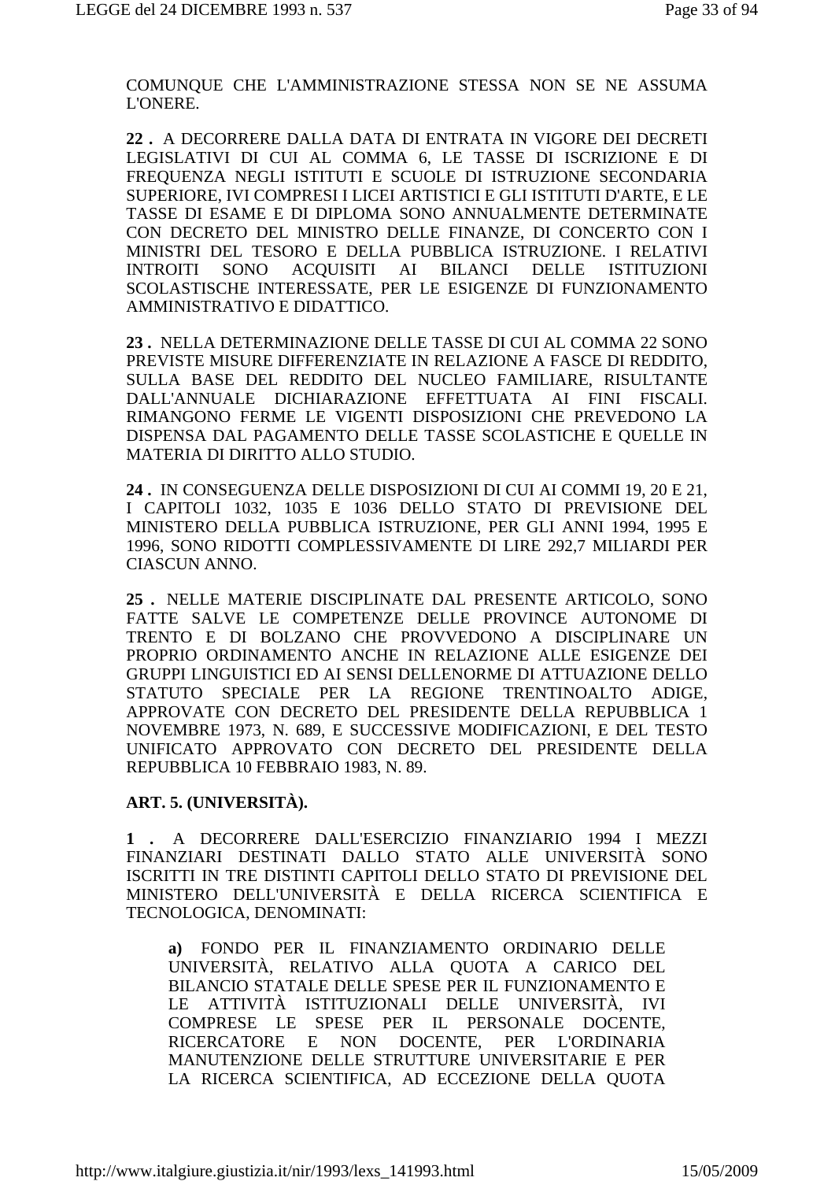COMUNQUE CHE L'AMMINISTRAZIONE STESSA NON SE NE ASSUMA L'ONERE.

**22 .** A DECORRERE DALLA DATA DI ENTRATA IN VIGORE DEI DECRETI LEGISLATIVI DI CUI AL COMMA 6, LE TASSE DI ISCRIZIONE E DI FREQUENZA NEGLI ISTITUTI E SCUOLE DI ISTRUZIONE SECONDARIA SUPERIORE, IVI COMPRESI I LICEI ARTISTICI E GLI ISTITUTI D'ARTE, E LE TASSE DI ESAME E DI DIPLOMA SONO ANNUALMENTE DETERMINATE CON DECRETO DEL MINISTRO DELLE FINANZE, DI CONCERTO CON I MINISTRI DEL TESORO E DELLA PUBBLICA ISTRUZIONE. I RELATIVI INTROITI SONO ACQUISITI AI BILANCI DELLE ISTITUZIONI SCOLASTICHE INTERESSATE, PER LE ESIGENZE DI FUNZIONAMENTO AMMINISTRATIVO E DIDATTICO.

**23 .** NELLA DETERMINAZIONE DELLE TASSE DI CUI AL COMMA 22 SONO PREVISTE MISURE DIFFERENZIATE IN RELAZIONE A FASCE DI REDDITO, SULLA BASE DEL REDDITO DEL NUCLEO FAMILIARE, RISULTANTE DALL'ANNUALE DICHIARAZIONE EFFETTUATA AI FINI FISCALI. RIMANGONO FERME LE VIGENTI DISPOSIZIONI CHE PREVEDONO LA DISPENSA DAL PAGAMENTO DELLE TASSE SCOLASTICHE E QUELLE IN MATERIA DI DIRITTO ALLO STUDIO.

**24 .** IN CONSEGUENZA DELLE DISPOSIZIONI DI CUI AI COMMI 19, 20 E 21, I CAPITOLI 1032, 1035 E 1036 DELLO STATO DI PREVISIONE DEL MINISTERO DELLA PUBBLICA ISTRUZIONE, PER GLI ANNI 1994, 1995 E 1996, SONO RIDOTTI COMPLESSIVAMENTE DI LIRE 292,7 MILIARDI PER CIASCUN ANNO.

**25 .** NELLE MATERIE DISCIPLINATE DAL PRESENTE ARTICOLO, SONO FATTE SALVE LE COMPETENZE DELLE PROVINCE AUTONOME DI TRENTO E DI BOLZANO CHE PROVVEDONO A DISCIPLINARE UN PROPRIO ORDINAMENTO ANCHE IN RELAZIONE ALLE ESIGENZE DEI GRUPPI LINGUISTICI ED AI SENSI DELLENORME DI ATTUAZIONE DELLO STATUTO SPECIALE PER LA REGIONE TRENTINOALTO ADIGE, APPROVATE CON DECRETO DEL PRESIDENTE DELLA REPUBBLICA 1 NOVEMBRE 1973, N. 689, E SUCCESSIVE MODIFICAZIONI, E DEL TESTO UNIFICATO APPROVATO CON DECRETO DEL PRESIDENTE DELLA REPUBBLICA 10 FEBBRAIO 1983, N. 89.

**ART. 5. (UNIVERSITÀ).**

**1 .** A DECORRERE DALL'ESERCIZIO FINANZIARIO 1994 I MEZZI FINANZIARI DESTINATI DALLO STATO ALLE UNIVERSITÀ SONO ISCRITTI IN TRE DISTINTI CAPITOLI DELLO STATO DI PREVISIONE DEL MINISTERO DELL'UNIVERSITÀ E DELLA RICERCA SCIENTIFICA E TECNOLOGICA, DENOMINATI:

**a)** FONDO PER IL FINANZIAMENTO ORDINARIO DELLE UNIVERSITÀ, RELATIVO ALLA QUOTA A CARICO DEL BILANCIO STATALE DELLE SPESE PER IL FUNZIONAMENTO E LE ATTIVITÀ ISTITUZIONALI DELLE UNIVERSITÀ, IVI COMPRESE LE SPESE PER IL PERSONALE DOCENTE, RICERCATORE E NON DOCENTE, PER L'ORDINARIA MANUTENZIONE DELLE STRUTTURE UNIVERSITARIE E PER LA RICERCA SCIENTIFICA, AD ECCEZIONE DELLA QUOTA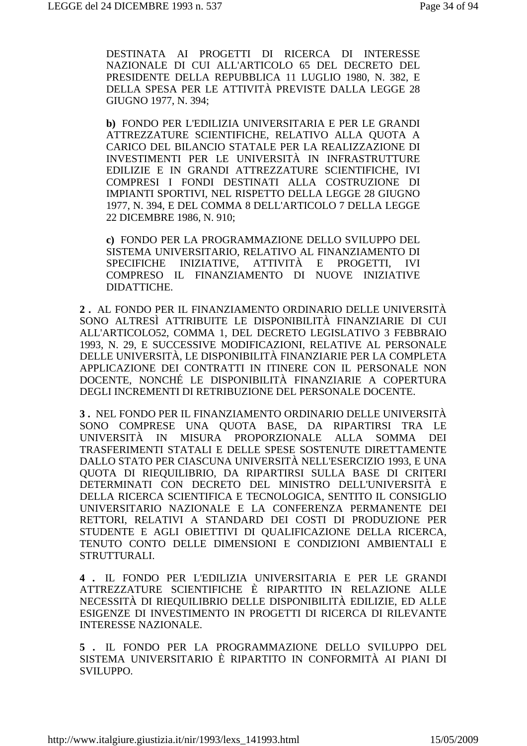DESTINATA AI PROGETTI DI RICERCA DI INTERESSE NAZIONALE DI CUI ALL'ARTICOLO 65 DEL DECRETO DEL PRESIDENTE DELLA REPUBBLICA 11 LUGLIO 1980, N. 382, E DELLA SPESA PER LE ATTIVITÀ PREVISTE DALLA LEGGE 28 GIUGNO 1977, N. 394;

**b)** FONDO PER L'EDILIZIA UNIVERSITARIA E PER LE GRANDI ATTREZZATURE SCIENTIFICHE, RELATIVO ALLA QUOTA A CARICO DEL BILANCIO STATALE PER LA REALIZZAZIONE DI INVESTIMENTI PER LE UNIVERSITÀ IN INFRASTRUTTURE EDILIZIE E IN GRANDI ATTREZZATURE SCIENTIFICHE, IVI COMPRESI I FONDI DESTINATI ALLA COSTRUZIONE DI IMPIANTI SPORTIVI, NEL RISPETTO DELLA LEGGE 28 GIUGNO 1977, N. 394, E DEL COMMA 8 DELL'ARTICOLO 7 DELLA LEGGE 22 DICEMBRE 1986, N. 910;

**c)** FONDO PER LA PROGRAMMAZIONE DELLO SVILUPPO DEL SISTEMA UNIVERSITARIO, RELATIVO AL FINANZIAMENTO DI SPECIFICHE INIZIATIVE, ATTIVITÀ E PROGETTI, IVI COMPRESO IL FINANZIAMENTO DI NUOVE INIZIATIVE DIDATTICHE.

**2 .** AL FONDO PER IL FINANZIAMENTO ORDINARIO DELLE UNIVERSITÀ SONO ALTRESÌ ATTRIBUITE LE DISPONIBILITÀ FINANZIARIE DI CUI ALL'ARTICOLO52, COMMA 1, DEL DECRETO LEGISLATIVO 3 FEBBRAIO 1993, N. 29, E SUCCESSIVE MODIFICAZIONI, RELATIVE AL PERSONALE DELLE UNIVERSITÀ, LE DISPONIBILITÀ FINANZIARIE PER LA COMPLETA APPLICAZIONE DEI CONTRATTI IN ITINERE CON IL PERSONALE NON DOCENTE, NONCHÉ LE DISPONIBILITÀ FINANZIARIE A COPERTURA DEGLI INCREMENTI DI RETRIBUZIONE DEL PERSONALE DOCENTE.

**3 .** NEL FONDO PER IL FINANZIAMENTO ORDINARIO DELLE UNIVERSITÀ SONO COMPRESE UNA QUOTA BASE, DA RIPARTIRSI TRA LE UNIVERSITÀ IN MISURA PROPORZIONALE ALLA SOMMA DEI TRASFERIMENTI STATALI E DELLE SPESE SOSTENUTE DIRETTAMENTE DALLO STATO PER CIASCUNA UNIVERSITÀ NELL'ESERCIZIO 1993, E UNA QUOTA DI RIEQUILIBRIO, DA RIPARTIRSI SULLA BASE DI CRITERI DETERMINATI CON DECRETO DEL MINISTRO DELL'UNIVERSITÀ E DELLA RICERCA SCIENTIFICA E TECNOLOGICA, SENTITO IL CONSIGLIO UNIVERSITARIO NAZIONALE E LA CONFERENZA PERMANENTE DEI RETTORI, RELATIVI A STANDARD DEI COSTI DI PRODUZIONE PER STUDENTE E AGLI OBIETTIVI DI QUALIFICAZIONE DELLA RICERCA, TENUTO CONTO DELLE DIMENSIONI E CONDIZIONI AMBIENTALI E STRUTTURALI.

**4 .** IL FONDO PER L'EDILIZIA UNIVERSITARIA E PER LE GRANDI ATTREZZATURE SCIENTIFICHE È RIPARTITO IN RELAZIONE ALLE NECESSITÀ DI RIEQUILIBRIO DELLE DISPONIBILITÀ EDILIZIE, ED ALLE ESIGENZE DI INVESTIMENTO IN PROGETTI DI RICERCA DI RILEVANTE INTERESSE NAZIONALE.

**5 .** IL FONDO PER LA PROGRAMMAZIONE DELLO SVILUPPO DEL SISTEMA UNIVERSITARIO È RIPARTITO IN CONFORMITÀ AI PIANI DI SVILUPPO.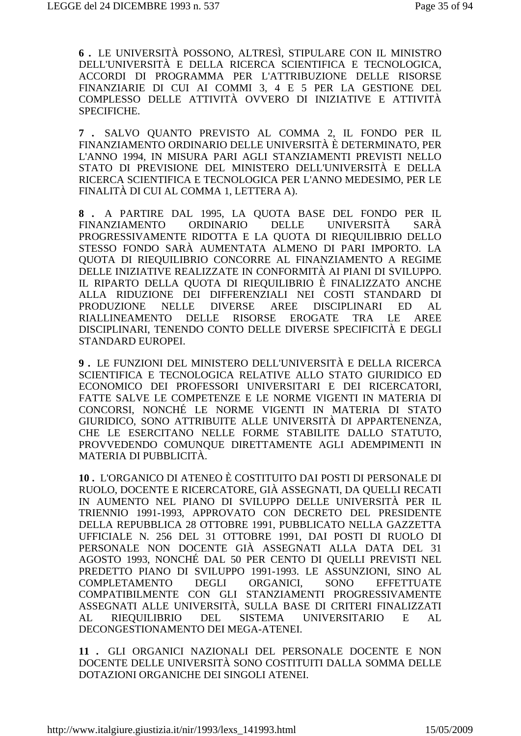**6 .** LE UNIVERSITÀ POSSONO, ALTRESÌ, STIPULARE CON IL MINISTRO DELL'UNIVERSITÀ E DELLA RICERCA SCIENTIFICA E TECNOLOGICA, ACCORDI DI PROGRAMMA PER L'ATTRIBUZIONE DELLE RISORSE FINANZIARIE DI CUI AI COMMI 3, 4 E 5 PER LA GESTIONE DEL COMPLESSO DELLE ATTIVITÀ OVVERO DI INIZIATIVE E ATTIVITÀ SPECIFICHE.

**7 .** SALVO QUANTO PREVISTO AL COMMA 2, IL FONDO PER IL FINANZIAMENTO ORDINARIO DELLE UNIVERSITÀ È DETERMINATO, PER L'ANNO 1994, IN MISURA PARI AGLI STANZIAMENTI PREVISTI NELLO STATO DI PREVISIONE DEL MINISTERO DELL'UNIVERSITÀ E DELLA RICERCA SCIENTIFICA E TECNOLOGICA PER L'ANNO MEDESIMO, PER LE FINALITÀ DI CUI AL COMMA 1, LETTERA A).

**8 .** A PARTIRE DAL 1995, LA QUOTA BASE DEL FONDO PER IL FINANZIAMENTO ORDINARIO DELLE UNIVERSITÀ SARÀ PROGRESSIVAMENTE RIDOTTA E LA QUOTA DI RIEQUILIBRIO DELLO STESSO FONDO SARÀ AUMENTATA ALMENO DI PARI IMPORTO. LA QUOTA DI RIEQUILIBRIO CONCORRE AL FINANZIAMENTO A REGIME DELLE INIZIATIVE REALIZZATE IN CONFORMITÀ AI PIANI DI SVILUPPO. IL RIPARTO DELLA QUOTA DI RIEQUILIBRIO È FINALIZZATO ANCHE ALLA RIDUZIONE DEI DIFFERENZIALI NEI COSTI STANDARD DI PRODUZIONE NELLE DIVERSE AREE DISCIPLINARI ED AL RIALLINEAMENTO DELLE RISORSE EROGATE TRA LE AREE DISCIPLINARI, TENENDO CONTO DELLE DIVERSE SPECIFICITÀ E DEGLI STANDARD EUROPEI.

**9 .** LE FUNZIONI DEL MINISTERO DELL'UNIVERSITÀ E DELLA RICERCA SCIENTIFICA E TECNOLOGICA RELATIVE ALLO STATO GIURIDICO ED ECONOMICO DEI PROFESSORI UNIVERSITARI E DEI RICERCATORI, FATTE SALVE LE COMPETENZE E LE NORME VIGENTI IN MATERIA DI CONCORSI, NONCHÉ LE NORME VIGENTI IN MATERIA DI STATO GIURIDICO, SONO ATTRIBUITE ALLE UNIVERSITÀ DI APPARTENENZA, CHE LE ESERCITANO NELLE FORME STABILITE DALLO STATUTO, PROVVEDENDO COMUNQUE DIRETTAMENTE AGLI ADEMPIMENTI IN MATERIA DI PUBBLICITÀ.

**10 .** L'ORGANICO DI ATENEO È COSTITUITO DAI POSTI DI PERSONALE DI RUOLO, DOCENTE E RICERCATORE, GIÀ ASSEGNATI, DA QUELLI RECATI IN AUMENTO NEL PIANO DI SVILUPPO DELLE UNIVERSITÀ PER IL TRIENNIO 1991-1993, APPROVATO CON DECRETO DEL PRESIDENTE DELLA REPUBBLICA 28 OTTOBRE 1991, PUBBLICATO NELLA GAZZETTA UFFICIALE N. 256 DEL 31 OTTOBRE 1991, DAI POSTI DI RUOLO DI PERSONALE NON DOCENTE GIÀ ASSEGNATI ALLA DATA DEL 31 AGOSTO 1993, NONCHÉ DAL 50 PER CENTO DI QUELLI PREVISTI NEL PREDETTO PIANO DI SVILUPPO 1991-1993. LE ASSUNZIONI, SINO AL COMPLETAMENTO DEGLI ORGANICI, SONO EFFETTUATE COMPATIBILMENTE CON GLI STANZIAMENTI PROGRESSIVAMENTE ASSEGNATI ALLE UNIVERSITÀ, SULLA BASE DI CRITERI FINALIZZATI AL RIEQUILIBRIO DEL SISTEMA UNIVERSITARIO E AL DECONGESTIONAMENTO DEI MEGA-ATENEI.

**11 .** GLI ORGANICI NAZIONALI DEL PERSONALE DOCENTE E NON DOCENTE DELLE UNIVERSITÀ SONO COSTITUITI DALLA SOMMA DELLE DOTAZIONI ORGANICHE DEI SINGOLI ATENEI.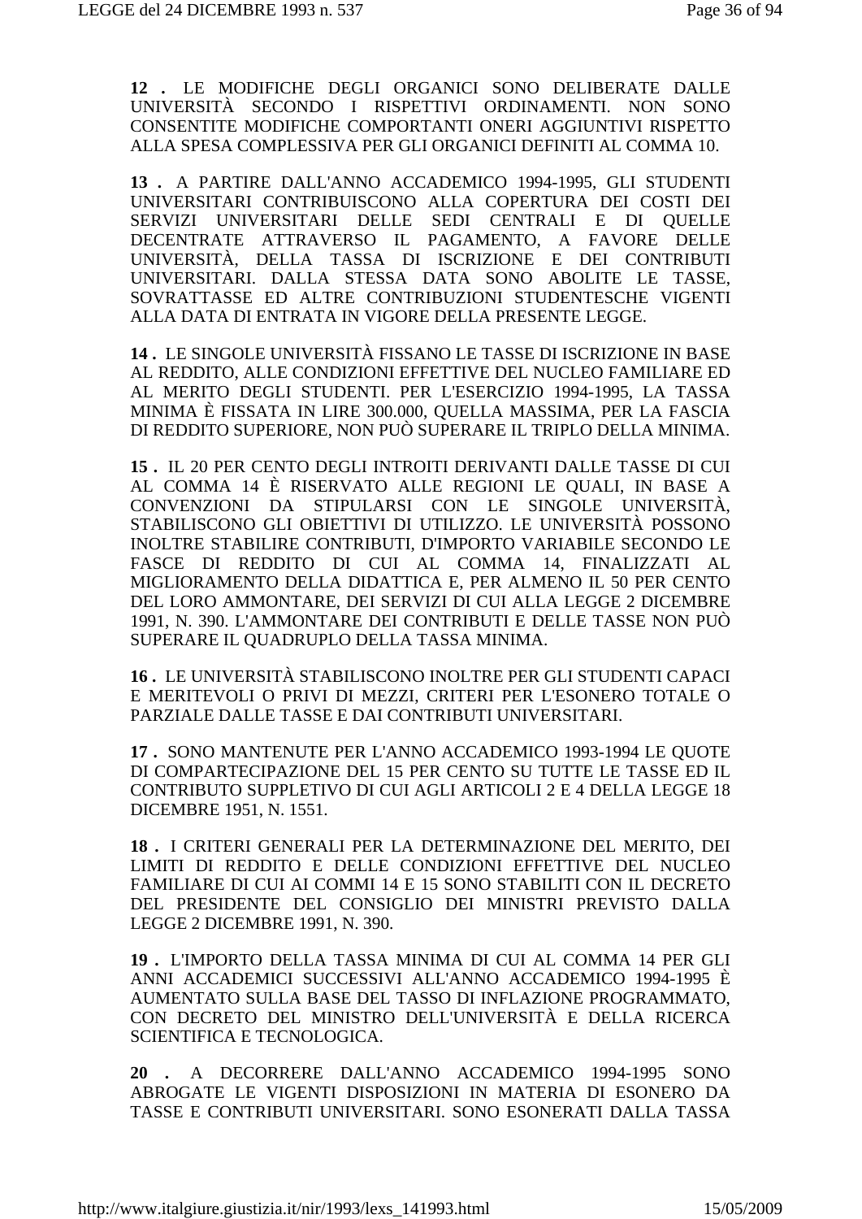**12 .** LE MODIFICHE DEGLI ORGANICI SONO DELIBERATE DALLE UNIVERSITÀ SECONDO I RISPETTIVI ORDINAMENTI. NON SONO CONSENTITE MODIFICHE COMPORTANTI ONERI AGGIUNTIVI RISPETTO ALLA SPESA COMPLESSIVA PER GLI ORGANICI DEFINITI AL COMMA 10.

**13 .** A PARTIRE DALL'ANNO ACCADEMICO 1994-1995, GLI STUDENTI UNIVERSITARI CONTRIBUISCONO ALLA COPERTURA DEI COSTI DEI SERVIZI UNIVERSITARI DELLE SEDI CENTRALI E DI QUELLE DECENTRATE ATTRAVERSO IL PAGAMENTO, A FAVORE DELLE UNIVERSITÀ, DELLA TASSA DI ISCRIZIONE E DEI CONTRIBUTI UNIVERSITARI. DALLA STESSA DATA SONO ABOLITE LE TASSE, SOVRATTASSE ED ALTRE CONTRIBUZIONI STUDENTESCHE VIGENTI ALLA DATA DI ENTRATA IN VIGORE DELLA PRESENTE LEGGE.

**14 .** LE SINGOLE UNIVERSITÀ FISSANO LE TASSE DI ISCRIZIONE IN BASE AL REDDITO, ALLE CONDIZIONI EFFETTIVE DEL NUCLEO FAMILIARE ED AL MERITO DEGLI STUDENTI. PER L'ESERCIZIO 1994-1995, LA TASSA MINIMA È FISSATA IN LIRE 300.000, QUELLA MASSIMA, PER LA FASCIA DI REDDITO SUPERIORE, NON PUÒ SUPERARE IL TRIPLO DELLA MINIMA.

**15 .** IL 20 PER CENTO DEGLI INTROITI DERIVANTI DALLE TASSE DI CUI AL COMMA 14 È RISERVATO ALLE REGIONI LE QUALI, IN BASE A CONVENZIONI DA STIPULARSI CON LE SINGOLE UNIVERSITÀ, STABILISCONO GLI OBIETTIVI DI UTILIZZO. LE UNIVERSITÀ POSSONO INOLTRE STABILIRE CONTRIBUTI, D'IMPORTO VARIABILE SECONDO LE FASCE DI REDDITO DI CUI AL COMMA 14, FINALIZZATI AL MIGLIORAMENTO DELLA DIDATTICA E, PER ALMENO IL 50 PER CENTO DEL LORO AMMONTARE, DEI SERVIZI DI CUI ALLA LEGGE 2 DICEMBRE 1991, N. 390. L'AMMONTARE DEI CONTRIBUTI E DELLE TASSE NON PUÒ SUPERARE IL QUADRUPLO DELLA TASSA MINIMA.

**16 .** LE UNIVERSITÀ STABILISCONO INOLTRE PER GLI STUDENTI CAPACI E MERITEVOLI O PRIVI DI MEZZI, CRITERI PER L'ESONERO TOTALE O PARZIALE DALLE TASSE E DAI CONTRIBUTI UNIVERSITARI.

**17 .** SONO MANTENUTE PER L'ANNO ACCADEMICO 1993-1994 LE QUOTE DI COMPARTECIPAZIONE DEL 15 PER CENTO SU TUTTE LE TASSE ED IL CONTRIBUTO SUPPLETIVO DI CUI AGLI ARTICOLI 2 E 4 DELLA LEGGE 18 DICEMBRE 1951, N. 1551.

**18 .** I CRITERI GENERALI PER LA DETERMINAZIONE DEL MERITO, DEI LIMITI DI REDDITO E DELLE CONDIZIONI EFFETTIVE DEL NUCLEO FAMILIARE DI CUI AI COMMI 14 E 15 SONO STABILITI CON IL DECRETO DEL PRESIDENTE DEL CONSIGLIO DEI MINISTRI PREVISTO DALLA LEGGE 2 DICEMBRE 1991, N. 390.

**19 .** L'IMPORTO DELLA TASSA MINIMA DI CUI AL COMMA 14 PER GLI ANNI ACCADEMICI SUCCESSIVI ALL'ANNO ACCADEMICO 1994-1995 È AUMENTATO SULLA BASE DEL TASSO DI INFLAZIONE PROGRAMMATO, CON DECRETO DEL MINISTRO DELL'UNIVERSITÀ E DELLA RICERCA SCIENTIFICA E TECNOLOGICA.

**20 .** A DECORRERE DALL'ANNO ACCADEMICO 1994-1995 SONO ABROGATE LE VIGENTI DISPOSIZIONI IN MATERIA DI ESONERO DA TASSE E CONTRIBUTI UNIVERSITARI. SONO ESONERATI DALLA TASSA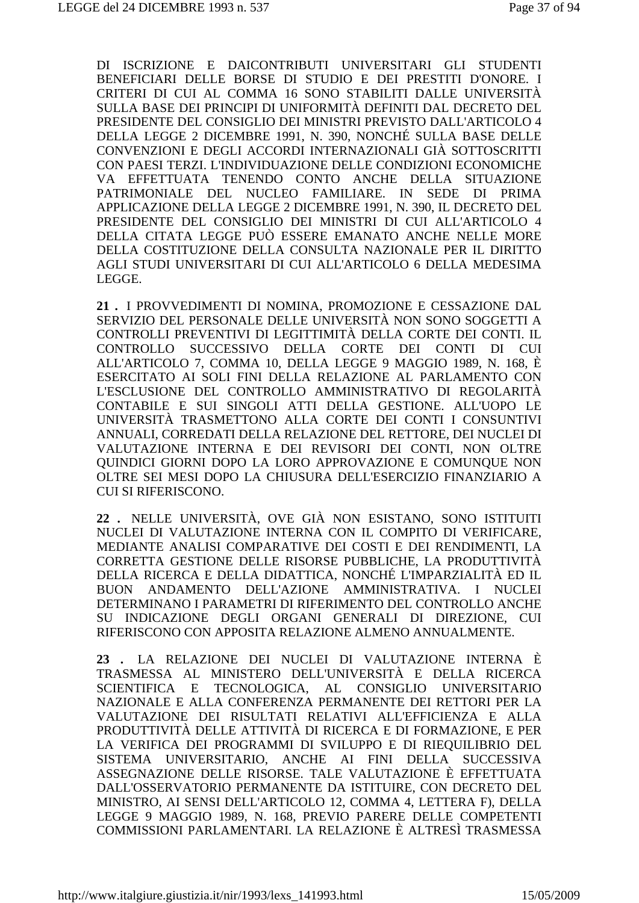DI ISCRIZIONE E DAICONTRIBUTI UNIVERSITARI GLI STUDENTI BENEFICIARI DELLE BORSE DI STUDIO E DEI PRESTITI D'ONORE. I CRITERI DI CUI AL COMMA 16 SONO STABILITI DALLE UNIVERSITÀ SULLA BASE DEI PRINCIPI DI UNIFORMITÀ DEFINITI DAL DECRETO DEL PRESIDENTE DEL CONSIGLIO DEI MINISTRI PREVISTO DALL'ARTICOLO 4 DELLA LEGGE 2 DICEMBRE 1991, N. 390, NONCHÉ SULLA BASE DELLE CONVENZIONI E DEGLI ACCORDI INTERNAZIONALI GIÀ SOTTOSCRITTI CON PAESI TERZI. L'INDIVIDUAZIONE DELLE CONDIZIONI ECONOMICHE VA EFFETTUATA TENENDO CONTO ANCHE DELLA SITUAZIONE PATRIMONIALE DEL NUCLEO FAMILIARE. IN SEDE DI PRIMA APPLICAZIONE DELLA LEGGE 2 DICEMBRE 1991, N. 390, IL DECRETO DEL PRESIDENTE DEL CONSIGLIO DEI MINISTRI DI CUI ALL'ARTICOLO 4 DELLA CITATA LEGGE PUÒ ESSERE EMANATO ANCHE NELLE MORE DELLA COSTITUZIONE DELLA CONSULTA NAZIONALE PER IL DIRITTO AGLI STUDI UNIVERSITARI DI CUI ALL'ARTICOLO 6 DELLA MEDESIMA LEGGE.

**21 .** I PROVVEDIMENTI DI NOMINA, PROMOZIONE E CESSAZIONE DAL SERVIZIO DEL PERSONALE DELLE UNIVERSITÀ NON SONO SOGGETTI A CONTROLLI PREVENTIVI DI LEGITTIMITÀ DELLA CORTE DEI CONTI. IL CONTROLLO SUCCESSIVO DELLA CORTE DEI CONTI DI CUI ALL'ARTICOLO 7, COMMA 10, DELLA LEGGE 9 MAGGIO 1989, N. 168, È ESERCITATO AI SOLI FINI DELLA RELAZIONE AL PARLAMENTO CON L'ESCLUSIONE DEL CONTROLLO AMMINISTRATIVO DI REGOLARITÀ CONTABILE E SUI SINGOLI ATTI DELLA GESTIONE. ALL'UOPO LE UNIVERSITÀ TRASMETTONO ALLA CORTE DEI CONTI I CONSUNTIVI ANNUALI, CORREDATI DELLA RELAZIONE DEL RETTORE, DEI NUCLEI DI VALUTAZIONE INTERNA E DEI REVISORI DEI CONTI, NON OLTRE QUINDICI GIORNI DOPO LA LORO APPROVAZIONE E COMUNQUE NON OLTRE SEI MESI DOPO LA CHIUSURA DELL'ESERCIZIO FINANZIARIO A CUI SI RIFERISCONO.

**22 .** NELLE UNIVERSITÀ, OVE GIÀ NON ESISTANO, SONO ISTITUITI NUCLEI DI VALUTAZIONE INTERNA CON IL COMPITO DI VERIFICARE, MEDIANTE ANALISI COMPARATIVE DEI COSTI E DEI RENDIMENTI, LA CORRETTA GESTIONE DELLE RISORSE PUBBLICHE, LA PRODUTTIVITÀ DELLA RICERCA E DELLA DIDATTICA, NONCHÉ L'IMPARZIALITÀ ED IL BUON ANDAMENTO DELL'AZIONE AMMINISTRATIVA. I NUCLEI DETERMINANO I PARAMETRI DI RIFERIMENTO DEL CONTROLLO ANCHE SU INDICAZIONE DEGLI ORGANI GENERALI DI DIREZIONE, CUI RIFERISCONO CON APPOSITA RELAZIONE ALMENO ANNUALMENTE.

**23 .** LA RELAZIONE DEI NUCLEI DI VALUTAZIONE INTERNA È TRASMESSA AL MINISTERO DELL'UNIVERSITÀ E DELLA RICERCA SCIENTIFICA E TECNOLOGICA, AL CONSIGLIO UNIVERSITARIO NAZIONALE E ALLA CONFERENZA PERMANENTE DEI RETTORI PER LA VALUTAZIONE DEI RISULTATI RELATIVI ALL'EFFICIENZA E ALLA PRODUTTIVITÀ DELLE ATTIVITÀ DI RICERCA E DI FORMAZIONE, E PER LA VERIFICA DEI PROGRAMMI DI SVILUPPO E DI RIEQUILIBRIO DEL SISTEMA UNIVERSITARIO, ANCHE AI FINI DELLA SUCCESSIVA ASSEGNAZIONE DELLE RISORSE. TALE VALUTAZIONE È EFFETTUATA DALL'OSSERVATORIO PERMANENTE DA ISTITUIRE, CON DECRETO DEL MINISTRO, AI SENSI DELL'ARTICOLO 12, COMMA 4, LETTERA F), DELLA LEGGE 9 MAGGIO 1989, N. 168, PREVIO PARERE DELLE COMPETENTI COMMISSIONI PARLAMENTARI. LA RELAZIONE È ALTRESÌ TRASMESSA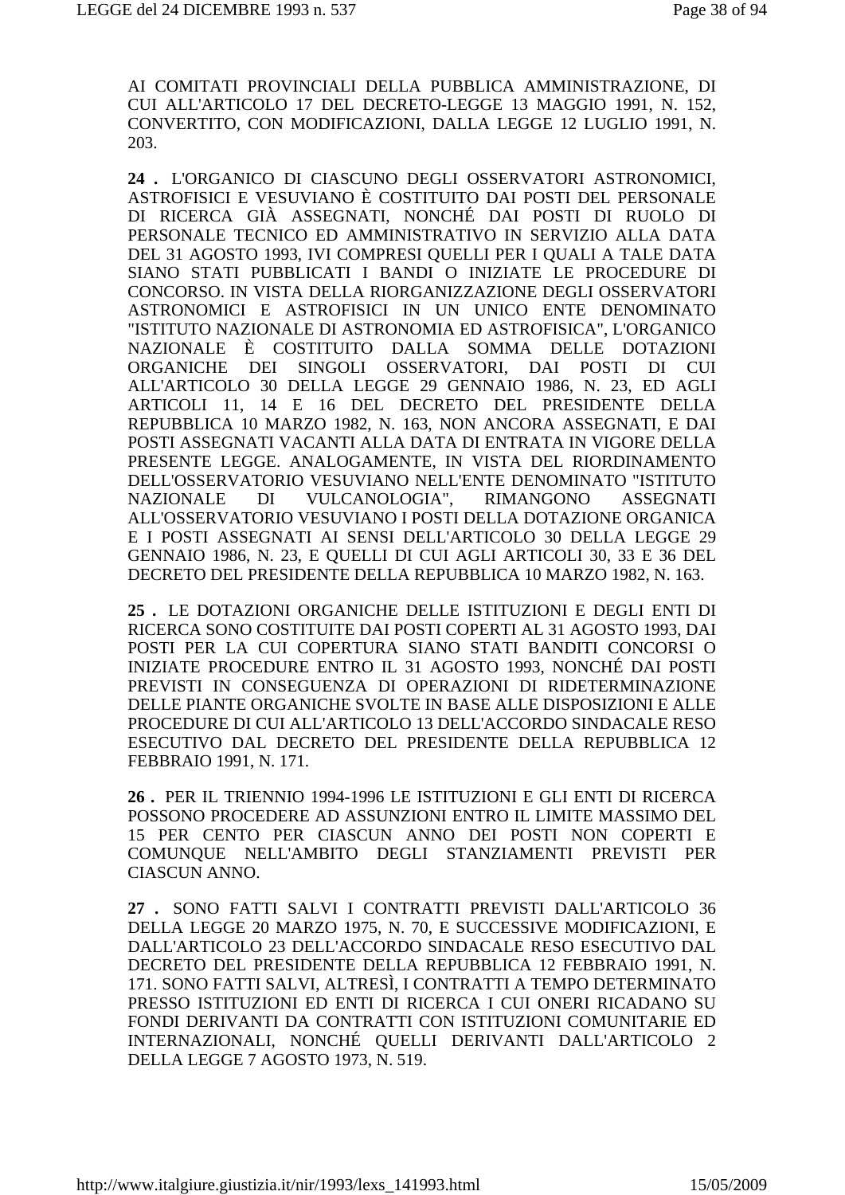AI COMITATI PROVINCIALI DELLA PUBBLICA AMMINISTRAZIONE, DI CUI ALL'ARTICOLO 17 DEL DECRETO-LEGGE 13 MAGGIO 1991, N. 152, CONVERTITO, CON MODIFICAZIONI, DALLA LEGGE 12 LUGLIO 1991, N. 203.

**24 .** L'ORGANICO DI CIASCUNO DEGLI OSSERVATORI ASTRONOMICI, ASTROFISICI E VESUVIANO È COSTITUITO DAI POSTI DEL PERSONALE DI RICERCA GIÀ ASSEGNATI, NONCHÉ DAI POSTI DI RUOLO DI PERSONALE TECNICO ED AMMINISTRATIVO IN SERVIZIO ALLA DATA DEL 31 AGOSTO 1993, IVI COMPRESI QUELLI PER I QUALI A TALE DATA SIANO STATI PUBBLICATI I BANDI O INIZIATE LE PROCEDURE DI CONCORSO. IN VISTA DELLA RIORGANIZZAZIONE DEGLI OSSERVATORI ASTRONOMICI E ASTROFISICI IN UN UNICO ENTE DENOMINATO "ISTITUTO NAZIONALE DI ASTRONOMIA ED ASTROFISICA", L'ORGANICO NAZIONALE È COSTITUITO DALLA SOMMA DELLE DOTAZIONI ORGANICHE DEI SINGOLI OSSERVATORI, DAI POSTI DI CUI ALL'ARTICOLO 30 DELLA LEGGE 29 GENNAIO 1986, N. 23, ED AGLI ARTICOLI 11, 14 E 16 DEL DECRETO DEL PRESIDENTE DELLA REPUBBLICA 10 MARZO 1982, N. 163, NON ANCORA ASSEGNATI, E DAI POSTI ASSEGNATI VACANTI ALLA DATA DI ENTRATA IN VIGORE DELLA PRESENTE LEGGE. ANALOGAMENTE, IN VISTA DEL RIORDINAMENTO DELL'OSSERVATORIO VESUVIANO NELL'ENTE DENOMINATO "ISTITUTO NAZIONALE DI VULCANOLOGIA", RIMANGONO ASSEGNATI ALL'OSSERVATORIO VESUVIANO I POSTI DELLA DOTAZIONE ORGANICA E I POSTI ASSEGNATI AI SENSI DELL'ARTICOLO 30 DELLA LEGGE 29 GENNAIO 1986, N. 23, E QUELLI DI CUI AGLI ARTICOLI 30, 33 E 36 DEL DECRETO DEL PRESIDENTE DELLA REPUBBLICA 10 MARZO 1982, N. 163.

**25 .** LE DOTAZIONI ORGANICHE DELLE ISTITUZIONI E DEGLI ENTI DI RICERCA SONO COSTITUITE DAI POSTI COPERTI AL 31 AGOSTO 1993, DAI POSTI PER LA CUI COPERTURA SIANO STATI BANDITI CONCORSI O INIZIATE PROCEDURE ENTRO IL 31 AGOSTO 1993, NONCHÉ DAI POSTI PREVISTI IN CONSEGUENZA DI OPERAZIONI DI RIDETERMINAZIONE DELLE PIANTE ORGANICHE SVOLTE IN BASE ALLE DISPOSIZIONI E ALLE PROCEDURE DI CUI ALL'ARTICOLO 13 DELL'ACCORDO SINDACALE RESO ESECUTIVO DAL DECRETO DEL PRESIDENTE DELLA REPUBBLICA 12 FEBBRAIO 1991, N. 171.

**26 .** PER IL TRIENNIO 1994-1996 LE ISTITUZIONI E GLI ENTI DI RICERCA POSSONO PROCEDERE AD ASSUNZIONI ENTRO IL LIMITE MASSIMO DEL 15 PER CENTO PER CIASCUN ANNO DEI POSTI NON COPERTI E COMUNQUE NELL'AMBITO DEGLI STANZIAMENTI PREVISTI PER CIASCUN ANNO.

**27 .** SONO FATTI SALVI I CONTRATTI PREVISTI DALL'ARTICOLO 36 DELLA LEGGE 20 MARZO 1975, N. 70, E SUCCESSIVE MODIFICAZIONI, E DALL'ARTICOLO 23 DELL'ACCORDO SINDACALE RESO ESECUTIVO DAL DECRETO DEL PRESIDENTE DELLA REPUBBLICA 12 FEBBRAIO 1991, N. 171. SONO FATTI SALVI, ALTRESÌ, I CONTRATTI A TEMPO DETERMINATO PRESSO ISTITUZIONI ED ENTI DI RICERCA I CUI ONERI RICADANO SU FONDI DERIVANTI DA CONTRATTI CON ISTITUZIONI COMUNITARIE ED INTERNAZIONALI, NONCHÉ QUELLI DERIVANTI DALL'ARTICOLO 2 DELLA LEGGE 7 AGOSTO 1973, N. 519.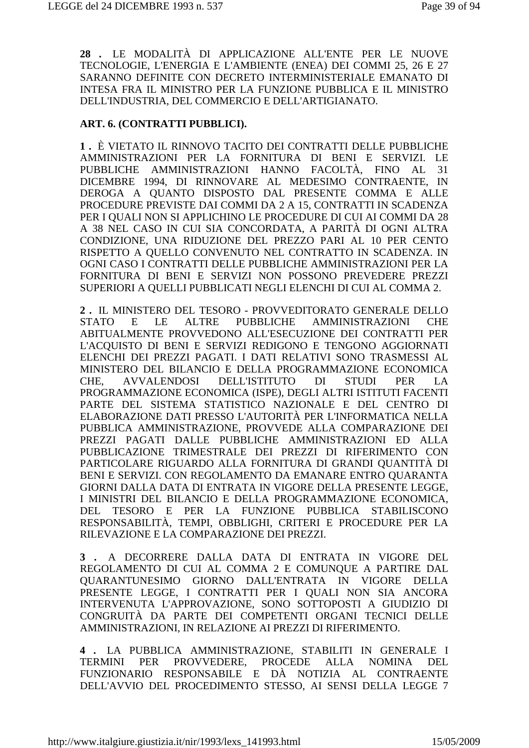**28 .** LE MODALITÀ DI APPLICAZIONE ALL'ENTE PER LE NUOVE TECNOLOGIE, L'ENERGIA E L'AMBIENTE (ENEA) DEI COMMI 25, 26 E 27 SARANNO DEFINITE CON DECRETO INTERMINISTERIALE EMANATO DI INTESA FRA IL MINISTRO PER LA FUNZIONE PUBBLICA E IL MINISTRO DELL'INDUSTRIA, DEL COMMERCIO E DELL'ARTIGIANATO.

**ART. 6. (CONTRATTI PUBBLICI).**

**1 .** È VIETATO IL RINNOVO TACITO DEI CONTRATTI DELLE PUBBLICHE AMMINISTRAZIONI PER LA FORNITURA DI BENI E SERVIZI. LE PUBBLICHE AMMINISTRAZIONI HANNO FACOLTÀ, FINO AL 31 DICEMBRE 1994, DI RINNOVARE AL MEDESIMO CONTRAENTE, IN DEROGA A QUANTO DISPOSTO DAL PRESENTE COMMA E ALLE PROCEDURE PREVISTE DAI COMMI DA 2 A 15, CONTRATTI IN SCADENZA PER I QUALI NON SI APPLICHINO LE PROCEDURE DI CUI AI COMMI DA 28 A 38 NEL CASO IN CUI SIA CONCORDATA, A PARITÀ DI OGNI ALTRA CONDIZIONE, UNA RIDUZIONE DEL PREZZO PARI AL 10 PER CENTO RISPETTO A QUELLO CONVENUTO NEL CONTRATTO IN SCADENZA. IN OGNI CASO I CONTRATTI DELLE PUBBLICHE AMMINISTRAZIONI PER LA FORNITURA DI BENI E SERVIZI NON POSSONO PREVEDERE PREZZI SUPERIORI A QUELLI PUBBLICATI NEGLI ELENCHI DI CUI AL COMMA 2.

**2 .** IL MINISTERO DEL TESORO - PROVVEDITORATO GENERALE DELLO STATO E LE ALTRE PUBBLICHE AMMINISTRAZIONI CHE ABITUALMENTE PROVVEDONO ALL'ESECUZIONE DEI CONTRATTI PER L'ACQUISTO DI BENI E SERVIZI REDIGONO E TENGONO AGGIORNATI ELENCHI DEI PREZZI PAGATI. I DATI RELATIVI SONO TRASMESSI AL MINISTERO DEL BILANCIO E DELLA PROGRAMMAZIONE ECONOMICA CHE, AVVALENDOSI DELL'ISTITUTO DI STUDI PER LA PROGRAMMAZIONE ECONOMICA (ISPE), DEGLI ALTRI ISTITUTI FACENTI PARTE DEL SISTEMA STATISTICO NAZIONALE E DEL CENTRO DI ELABORAZIONE DATI PRESSO L'AUTORITÀ PER L'INFORMATICA NELLA PUBBLICA AMMINISTRAZIONE, PROVVEDE ALLA COMPARAZIONE DEI PREZZI PAGATI DALLE PUBBLICHE AMMINISTRAZIONI ED ALLA PUBBLICAZIONE TRIMESTRALE DEI PREZZI DI RIFERIMENTO CON PARTICOLARE RIGUARDO ALLA FORNITURA DI GRANDI QUANTITÀ DI BENI E SERVIZI. CON REGOLAMENTO DA EMANARE ENTRO QUARANTA GIORNI DALLA DATA DI ENTRATA IN VIGORE DELLA PRESENTE LEGGE, I MINISTRI DEL BILANCIO E DELLA PROGRAMMAZIONE ECONOMICA, DEL TESORO E PER LA FUNZIONE PUBBLICA STABILISCONO RESPONSABILITÀ, TEMPI, OBBLIGHI, CRITERI E PROCEDURE PER LA RILEVAZIONE E LA COMPARAZIONE DEI PREZZI.

**3 .** A DECORRERE DALLA DATA DI ENTRATA IN VIGORE DEL REGOLAMENTO DI CUI AL COMMA 2 E COMUNQUE A PARTIRE DAL QUARANTUNESIMO GIORNO DALL'ENTRATA IN VIGORE DELLA PRESENTE LEGGE, I CONTRATTI PER I QUALI NON SIA ANCORA INTERVENUTA L'APPROVAZIONE, SONO SOTTOPOSTI A GIUDIZIO DI CONGRUITÀ DA PARTE DEI COMPETENTI ORGANI TECNICI DELLE AMMINISTRAZIONI, IN RELAZIONE AI PREZZI DI RIFERIMENTO.

**4 .** LA PUBBLICA AMMINISTRAZIONE, STABILITI IN GENERALE I TERMINI PER PROVVEDERE, PROCEDE ALLA NOMINA DEL FUNZIONARIO RESPONSABILE E DÀ NOTIZIA AL CONTRAENTE DELL'AVVIO DEL PROCEDIMENTO STESSO, AI SENSI DELLA LEGGE 7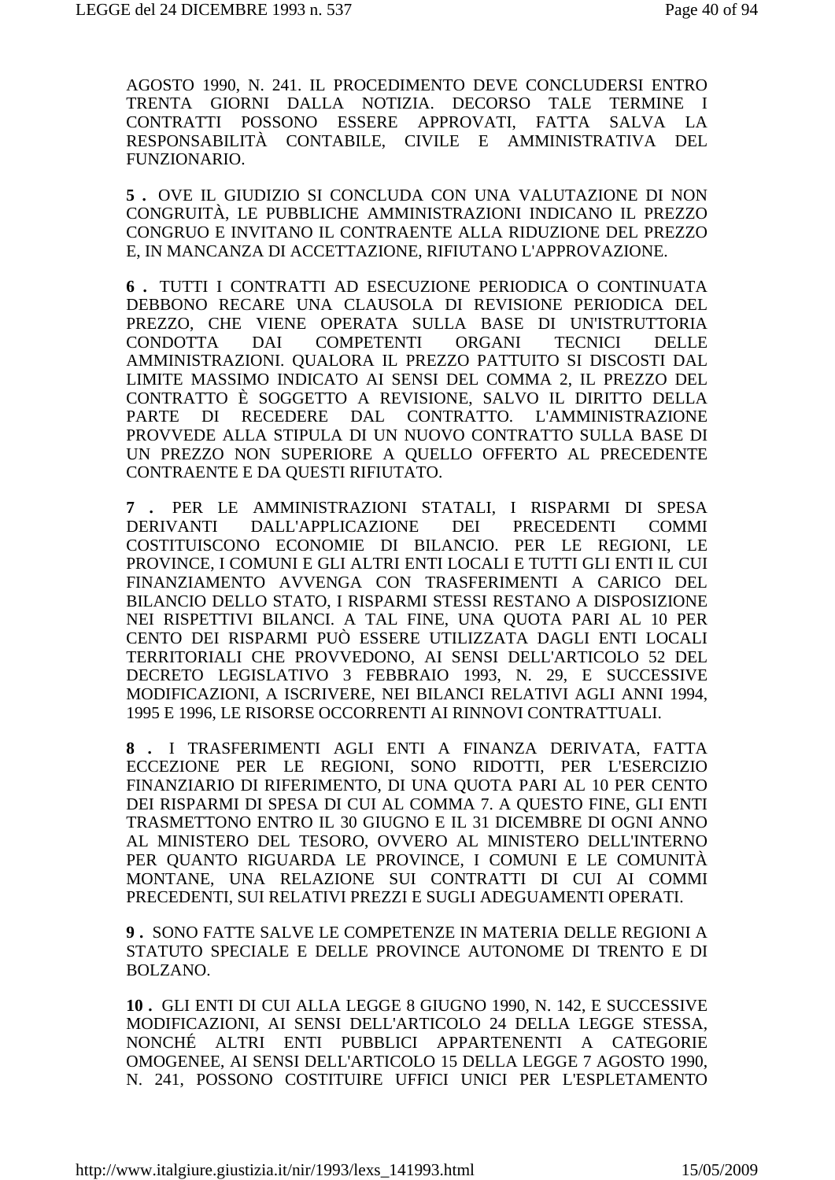AGOSTO 1990, N. 241. IL PROCEDIMENTO DEVE CONCLUDERSI ENTRO TRENTA GIORNI DALLA NOTIZIA. DECORSO TALE TERMINE I CONTRATTI POSSONO ESSERE APPROVATI, FATTA SALVA LA RESPONSABILITÀ CONTABILE, CIVILE E AMMINISTRATIVA DEL FUNZIONARIO.

**5 .** OVE IL GIUDIZIO SI CONCLUDA CON UNA VALUTAZIONE DI NON CONGRUITÀ, LE PUBBLICHE AMMINISTRAZIONI INDICANO IL PREZZO CONGRUO E INVITANO IL CONTRAENTE ALLA RIDUZIONE DEL PREZZO E, IN MANCANZA DI ACCETTAZIONE, RIFIUTANO L'APPROVAZIONE.

**6 .** TUTTI I CONTRATTI AD ESECUZIONE PERIODICA O CONTINUATA DEBBONO RECARE UNA CLAUSOLA DI REVISIONE PERIODICA DEL PREZZO, CHE VIENE OPERATA SULLA BASE DI UN'ISTRUTTORIA CONDOTTA DAI COMPETENTI ORGANI TECNICI DELLE AMMINISTRAZIONI. QUALORA IL PREZZO PATTUITO SI DISCOSTI DAL LIMITE MASSIMO INDICATO AI SENSI DEL COMMA 2, IL PREZZO DEL CONTRATTO È SOGGETTO A REVISIONE, SALVO IL DIRITTO DELLA PARTE DI RECEDERE DAL CONTRATTO. L'AMMINISTRAZIONE PROVVEDE ALLA STIPULA DI UN NUOVO CONTRATTO SULLA BASE DI UN PREZZO NON SUPERIORE A QUELLO OFFERTO AL PRECEDENTE CONTRAENTE E DA QUESTI RIFIUTATO.

**7 .** PER LE AMMINISTRAZIONI STATALI, I RISPARMI DI SPESA DERIVANTI DALL'APPLICAZIONE DEI PRECEDENTI COMMI COSTITUISCONO ECONOMIE DI BILANCIO. PER LE REGIONI, LE PROVINCE, I COMUNI E GLI ALTRI ENTI LOCALI E TUTTI GLI ENTI IL CUI FINANZIAMENTO AVVENGA CON TRASFERIMENTI A CARICO DEL BILANCIO DELLO STATO, I RISPARMI STESSI RESTANO A DISPOSIZIONE NEI RISPETTIVI BILANCI. A TAL FINE, UNA QUOTA PARI AL 10 PER CENTO DEI RISPARMI PUÒ ESSERE UTILIZZATA DAGLI ENTI LOCALI TERRITORIALI CHE PROVVEDONO, AI SENSI DELL'ARTICOLO 52 DEL DECRETO LEGISLATIVO 3 FEBBRAIO 1993, N. 29, E SUCCESSIVE MODIFICAZIONI, A ISCRIVERE, NEI BILANCI RELATIVI AGLI ANNI 1994, 1995 E 1996, LE RISORSE OCCORRENTI AI RINNOVI CONTRATTUALI.

**8 .** I TRASFERIMENTI AGLI ENTI A FINANZA DERIVATA, FATTA ECCEZIONE PER LE REGIONI, SONO RIDOTTI, PER L'ESERCIZIO FINANZIARIO DI RIFERIMENTO, DI UNA QUOTA PARI AL 10 PER CENTO DEI RISPARMI DI SPESA DI CUI AL COMMA 7. A QUESTO FINE, GLI ENTI TRASMETTONO ENTRO IL 30 GIUGNO E IL 31 DICEMBRE DI OGNI ANNO AL MINISTERO DEL TESORO, OVVERO AL MINISTERO DELL'INTERNO PER QUANTO RIGUARDA LE PROVINCE, I COMUNI E LE COMUNITÀ MONTANE, UNA RELAZIONE SUI CONTRATTI DI CUI AI COMMI PRECEDENTI, SUI RELATIVI PREZZI E SUGLI ADEGUAMENTI OPERATI.

**9 .** SONO FATTE SALVE LE COMPETENZE IN MATERIA DELLE REGIONI A STATUTO SPECIALE E DELLE PROVINCE AUTONOME DI TRENTO E DI BOLZANO.

**10 .** GLI ENTI DI CUI ALLA LEGGE 8 GIUGNO 1990, N. 142, E SUCCESSIVE MODIFICAZIONI, AI SENSI DELL'ARTICOLO 24 DELLA LEGGE STESSA, NONCHÉ ALTRI ENTI PUBBLICI APPARTENENTI A CATEGORIE OMOGENEE, AI SENSI DELL'ARTICOLO 15 DELLA LEGGE 7 AGOSTO 1990, N. 241, POSSONO COSTITUIRE UFFICI UNICI PER L'ESPLETAMENTO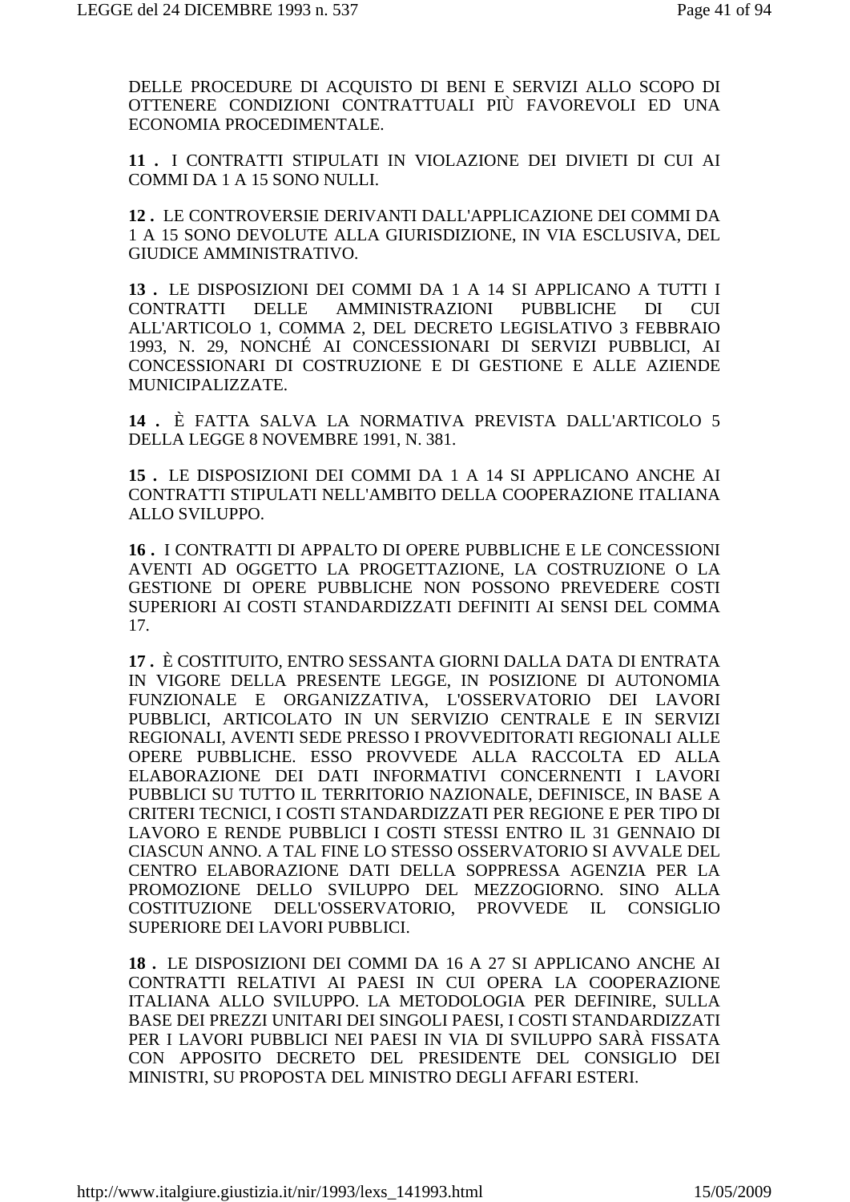DELLE PROCEDURE DI ACQUISTO DI BENI E SERVIZI ALLO SCOPO DI OTTENERE CONDIZIONI CONTRATTUALI PIÙ FAVOREVOLI ED UNA ECONOMIA PROCEDIMENTALE.

**11 .** I CONTRATTI STIPULATI IN VIOLAZIONE DEI DIVIETI DI CUI AI COMMI DA 1 A 15 SONO NULLI.

**12 .** LE CONTROVERSIE DERIVANTI DALL'APPLICAZIONE DEI COMMI DA 1 A 15 SONO DEVOLUTE ALLA GIURISDIZIONE, IN VIA ESCLUSIVA, DEL GIUDICE AMMINISTRATIVO.

**13 .** LE DISPOSIZIONI DEI COMMI DA 1 A 14 SI APPLICANO A TUTTI I CONTRATTI DELLE AMMINISTRAZIONI PUBBLICHE DI CUI ALL'ARTICOLO 1, COMMA 2, DEL DECRETO LEGISLATIVO 3 FEBBRAIO 1993, N. 29, NONCHÉ AI CONCESSIONARI DI SERVIZI PUBBLICI, AI CONCESSIONARI DI COSTRUZIONE E DI GESTIONE E ALLE AZIENDE MUNICIPALIZZATE.

**14 .** È FATTA SALVA LA NORMATIVA PREVISTA DALL'ARTICOLO 5 DELLA LEGGE 8 NOVEMBRE 1991, N. 381.

**15 .** LE DISPOSIZIONI DEI COMMI DA 1 A 14 SI APPLICANO ANCHE AI CONTRATTI STIPULATI NELL'AMBITO DELLA COOPERAZIONE ITALIANA ALLO SVILUPPO.

**16 .** I CONTRATTI DI APPALTO DI OPERE PUBBLICHE E LE CONCESSIONI AVENTI AD OGGETTO LA PROGETTAZIONE, LA COSTRUZIONE O LA GESTIONE DI OPERE PUBBLICHE NON POSSONO PREVEDERE COSTI SUPERIORI AI COSTI STANDARDIZZATI DEFINITI AI SENSI DEL COMMA 17.

**17 .** È COSTITUITO, ENTRO SESSANTA GIORNI DALLA DATA DI ENTRATA IN VIGORE DELLA PRESENTE LEGGE, IN POSIZIONE DI AUTONOMIA FUNZIONALE E ORGANIZZATIVA, L'OSSERVATORIO DEI LAVORI PUBBLICI, ARTICOLATO IN UN SERVIZIO CENTRALE E IN SERVIZI REGIONALI, AVENTI SEDE PRESSO I PROVVEDITORATI REGIONALI ALLE OPERE PUBBLICHE. ESSO PROVVEDE ALLA RACCOLTA ED ALLA ELABORAZIONE DEI DATI INFORMATIVI CONCERNENTI I LAVORI PUBBLICI SU TUTTO IL TERRITORIO NAZIONALE, DEFINISCE, IN BASE A CRITERI TECNICI, I COSTI STANDARDIZZATI PER REGIONE E PER TIPO DI LAVORO E RENDE PUBBLICI I COSTI STESSI ENTRO IL 31 GENNAIO DI CIASCUN ANNO. A TAL FINE LO STESSO OSSERVATORIO SI AVVALE DEL CENTRO ELABORAZIONE DATI DELLA SOPPRESSA AGENZIA PER LA PROMOZIONE DELLO SVILUPPO DEL MEZZOGIORNO. SINO ALLA COSTITUZIONE DELL'OSSERVATORIO, PROVVEDE IL CONSIGLIO SUPERIORE DEI LAVORI PUBBLICI.

**18 .** LE DISPOSIZIONI DEI COMMI DA 16 A 27 SI APPLICANO ANCHE AI CONTRATTI RELATIVI AI PAESI IN CUI OPERA LA COOPERAZIONE ITALIANA ALLO SVILUPPO. LA METODOLOGIA PER DEFINIRE, SULLA BASE DEI PREZZI UNITARI DEI SINGOLI PAESI, I COSTI STANDARDIZZATI PER I LAVORI PUBBLICI NEI PAESI IN VIA DI SVILUPPO SARÀ FISSATA CON APPOSITO DECRETO DEL PRESIDENTE DEL CONSIGLIO DEI MINISTRI, SU PROPOSTA DEL MINISTRO DEGLI AFFARI ESTERI.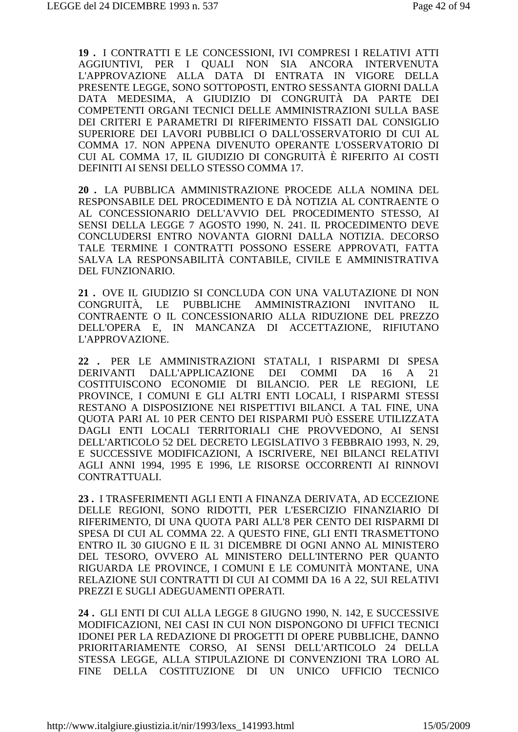**19 .** I CONTRATTI E LE CONCESSIONI, IVI COMPRESI I RELATIVI ATTI AGGIUNTIVI, PER I QUALI NON SIA ANCORA INTERVENUTA L'APPROVAZIONE ALLA DATA DI ENTRATA IN VIGORE DELLA PRESENTE LEGGE, SONO SOTTOPOSTI, ENTRO SESSANTA GIORNI DALLA DATA MEDESIMA, A GIUDIZIO DI CONGRUITÀ DA PARTE DEI COMPETENTI ORGANI TECNICI DELLE AMMINISTRAZIONI SULLA BASE DEI CRITERI E PARAMETRI DI RIFERIMENTO FISSATI DAL CONSIGLIO SUPERIORE DEI LAVORI PUBBLICI O DALL'OSSERVATORIO DI CUI AL COMMA 17. NON APPENA DIVENUTO OPERANTE L'OSSERVATORIO DI CUI AL COMMA 17, IL GIUDIZIO DI CONGRUITÀ È RIFERITO AI COSTI DEFINITI AI SENSI DELLO STESSO COMMA 17.

**20 .** LA PUBBLICA AMMINISTRAZIONE PROCEDE ALLA NOMINA DEL RESPONSABILE DEL PROCEDIMENTO E DÀ NOTIZIA AL CONTRAENTE O AL CONCESSIONARIO DELL'AVVIO DEL PROCEDIMENTO STESSO, AI SENSI DELLA LEGGE 7 AGOSTO 1990, N. 241. IL PROCEDIMENTO DEVE CONCLUDERSI ENTRO NOVANTA GIORNI DALLA NOTIZIA. DECORSO TALE TERMINE I CONTRATTI POSSONO ESSERE APPROVATI, FATTA SALVA LA RESPONSABILITÀ CONTABILE, CIVILE E AMMINISTRATIVA DEL FUNZIONARIO.

**21 .** OVE IL GIUDIZIO SI CONCLUDA CON UNA VALUTAZIONE DI NON CONGRUITÀ, LE PUBBLICHE AMMINISTRAZIONI INVITANO IL CONTRAENTE O IL CONCESSIONARIO ALLA RIDUZIONE DEL PREZZO DELL'OPERA E, IN MANCANZA DI ACCETTAZIONE, RIFIUTANO L'APPROVAZIONE.

**22 .** PER LE AMMINISTRAZIONI STATALI, I RISPARMI DI SPESA DERIVANTI DALL'APPLICAZIONE DEI COMMI DA 16 A 21 COSTITUISCONO ECONOMIE DI BILANCIO. PER LE REGIONI, LE PROVINCE, I COMUNI E GLI ALTRI ENTI LOCALI, I RISPARMI STESSI RESTANO A DISPOSIZIONE NEI RISPETTIVI BILANCI. A TAL FINE, UNA QUOTA PARI AL 10 PER CENTO DEI RISPARMI PUÒ ESSERE UTILIZZATA DAGLI ENTI LOCALI TERRITORIALI CHE PROVVEDONO, AI SENSI DELL'ARTICOLO 52 DEL DECRETO LEGISLATIVO 3 FEBBRAIO 1993, N. 29, E SUCCESSIVE MODIFICAZIONI, A ISCRIVERE, NEI BILANCI RELATIVI AGLI ANNI 1994, 1995 E 1996, LE RISORSE OCCORRENTI AI RINNOVI CONTRATTUALI.

**23 .** I TRASFERIMENTI AGLI ENTI A FINANZA DERIVATA, AD ECCEZIONE DELLE REGIONI, SONO RIDOTTI, PER L'ESERCIZIO FINANZIARIO DI RIFERIMENTO, DI UNA QUOTA PARI ALL'8 PER CENTO DEI RISPARMI DI SPESA DI CUI AL COMMA 22. A QUESTO FINE, GLI ENTI TRASMETTONO ENTRO IL 30 GIUGNO E IL 31 DICEMBRE DI OGNI ANNO AL MINISTERO DEL TESORO, OVVERO AL MINISTERO DELL'INTERNO PER QUANTO RIGUARDA LE PROVINCE, I COMUNI E LE COMUNITÀ MONTANE, UNA RELAZIONE SUI CONTRATTI DI CUI AI COMMI DA 16 A 22, SUI RELATIVI PREZZI E SUGLI ADEGUAMENTI OPERATI.

**24 .** GLI ENTI DI CUI ALLA LEGGE 8 GIUGNO 1990, N. 142, E SUCCESSIVE MODIFICAZIONI, NEI CASI IN CUI NON DISPONGONO DI UFFICI TECNICI IDONEI PER LA REDAZIONE DI PROGETTI DI OPERE PUBBLICHE, DANNO PRIORITARIAMENTE CORSO, AI SENSI DELL'ARTICOLO 24 DELLA STESSA LEGGE, ALLA STIPULAZIONE DI CONVENZIONI TRA LORO AL FINE DELLA COSTITUZIONE DI UN UNICO UFFICIO TECNICO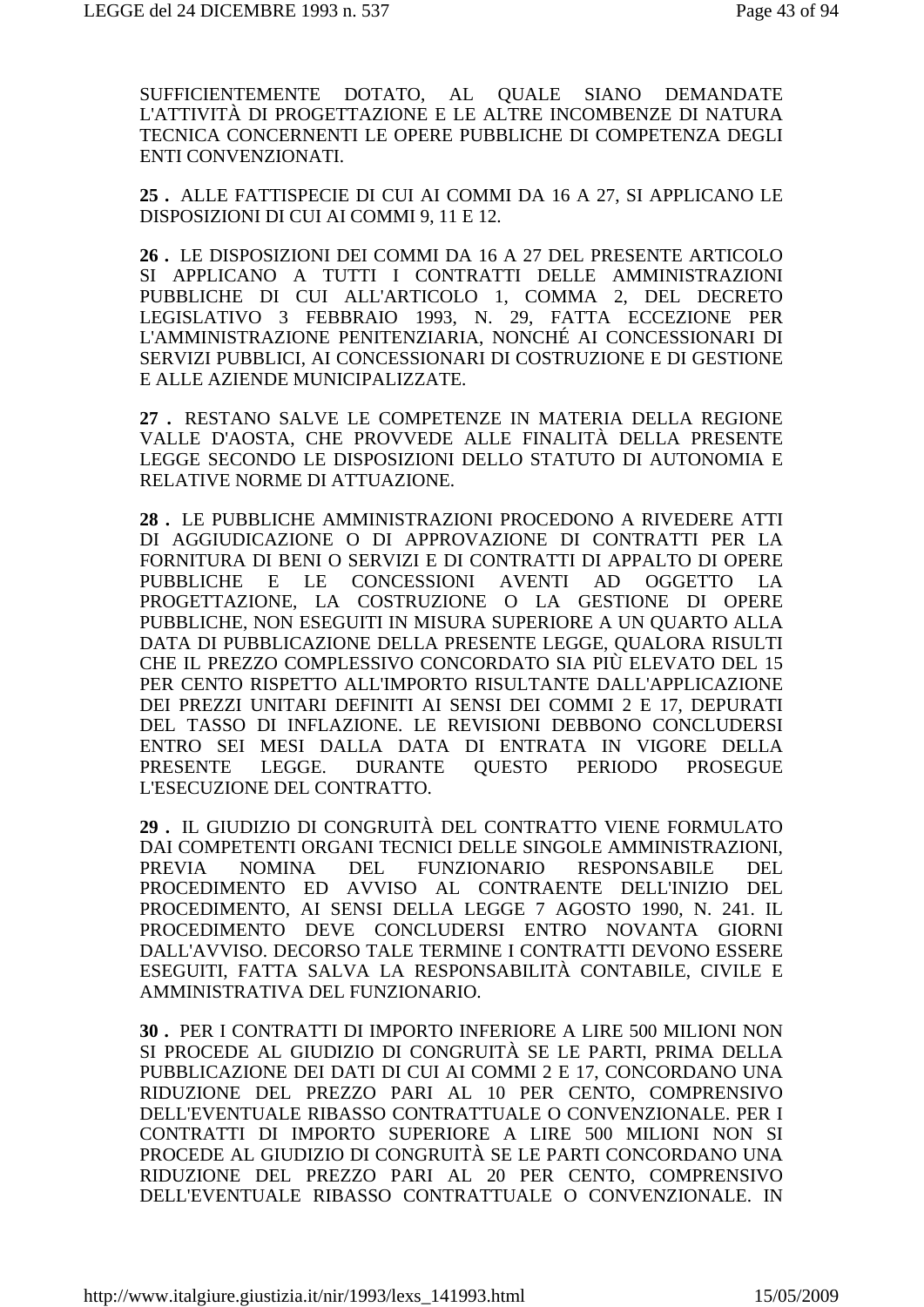SUFFICIENTEMENTE DOTATO, AL QUALE SIANO DEMANDATE L'ATTIVITÀ DI PROGETTAZIONE E LE ALTRE INCOMBENZE DI NATURA TECNICA CONCERNENTI LE OPERE PUBBLICHE DI COMPETENZA DEGLI ENTI CONVENZIONATI.

**25 .** ALLE FATTISPECIE DI CUI AI COMMI DA 16 A 27, SI APPLICANO LE DISPOSIZIONI DI CUI AI COMMI 9, 11 E 12.

**26 .** LE DISPOSIZIONI DEI COMMI DA 16 A 27 DEL PRESENTE ARTICOLO SI APPLICANO A TUTTI I CONTRATTI DELLE AMMINISTRAZIONI PUBBLICHE DI CUI ALL'ARTICOLO 1, COMMA 2, DEL DECRETO LEGISLATIVO 3 FEBBRAIO 1993, N. 29, FATTA ECCEZIONE PER L'AMMINISTRAZIONE PENITENZIARIA, NONCHÉ AI CONCESSIONARI DI SERVIZI PUBBLICI, AI CONCESSIONARI DI COSTRUZIONE E DI GESTIONE E ALLE AZIENDE MUNICIPALIZZATE.

**27 .** RESTANO SALVE LE COMPETENZE IN MATERIA DELLA REGIONE VALLE D'AOSTA, CHE PROVVEDE ALLE FINALITÀ DELLA PRESENTE LEGGE SECONDO LE DISPOSIZIONI DELLO STATUTO DI AUTONOMIA E RELATIVE NORME DI ATTUAZIONE.

**28 .** LE PUBBLICHE AMMINISTRAZIONI PROCEDONO A RIVEDERE ATTI DI AGGIUDICAZIONE O DI APPROVAZIONE DI CONTRATTI PER LA FORNITURA DI BENI O SERVIZI E DI CONTRATTI DI APPALTO DI OPERE PUBBLICHE E LE CONCESSIONI AVENTI AD OGGETTO LA PROGETTAZIONE, LA COSTRUZIONE O LA GESTIONE DI OPERE PUBBLICHE, NON ESEGUITI IN MISURA SUPERIORE A UN QUARTO ALLA DATA DI PUBBLICAZIONE DELLA PRESENTE LEGGE, QUALORA RISULTI CHE IL PREZZO COMPLESSIVO CONCORDATO SIA PIÙ ELEVATO DEL 15 PER CENTO RISPETTO ALL'IMPORTO RISULTANTE DALL'APPLICAZIONE DEI PREZZI UNITARI DEFINITI AI SENSI DEI COMMI 2 E 17, DEPURATI DEL TASSO DI INFLAZIONE. LE REVISIONI DEBBONO CONCLUDERSI ENTRO SEI MESI DALLA DATA DI ENTRATA IN VIGORE DELLA PRESENTE LEGGE. DURANTE QUESTO PERIODO PROSEGUE L'ESECUZIONE DEL CONTRATTO.

**29 .** IL GIUDIZIO DI CONGRUITÀ DEL CONTRATTO VIENE FORMULATO DAI COMPETENTI ORGANI TECNICI DELLE SINGOLE AMMINISTRAZIONI, PREVIA NOMINA DEL FUNZIONARIO RESPONSABILE DEL PROCEDIMENTO ED AVVISO AL CONTRAENTE DELL'INIZIO DEL PROCEDIMENTO, AI SENSI DELLA LEGGE 7 AGOSTO 1990, N. 241. IL PROCEDIMENTO DEVE CONCLUDERSI ENTRO NOVANTA GIORNI DALL'AVVISO. DECORSO TALE TERMINE I CONTRATTI DEVONO ESSERE ESEGUITI, FATTA SALVA LA RESPONSABILITÀ CONTABILE, CIVILE E AMMINISTRATIVA DEL FUNZIONARIO.

**30 .** PER I CONTRATTI DI IMPORTO INFERIORE A LIRE 500 MILIONI NON SI PROCEDE AL GIUDIZIO DI CONGRUITÀ SE LE PARTI, PRIMA DELLA PUBBLICAZIONE DEI DATI DI CUI AI COMMI 2 E 17, CONCORDANO UNA RIDUZIONE DEL PREZZO PARI AL 10 PER CENTO, COMPRENSIVO DELL'EVENTUALE RIBASSO CONTRATTUALE O CONVENZIONALE. PER I CONTRATTI DI IMPORTO SUPERIORE A LIRE 500 MILIONI NON SI PROCEDE AL GIUDIZIO DI CONGRUITÀ SE LE PARTI CONCORDANO UNA RIDUZIONE DEL PREZZO PARI AL 20 PER CENTO, COMPRENSIVO DELL'EVENTUALE RIBASSO CONTRATTUALE O CONVENZIONALE. IN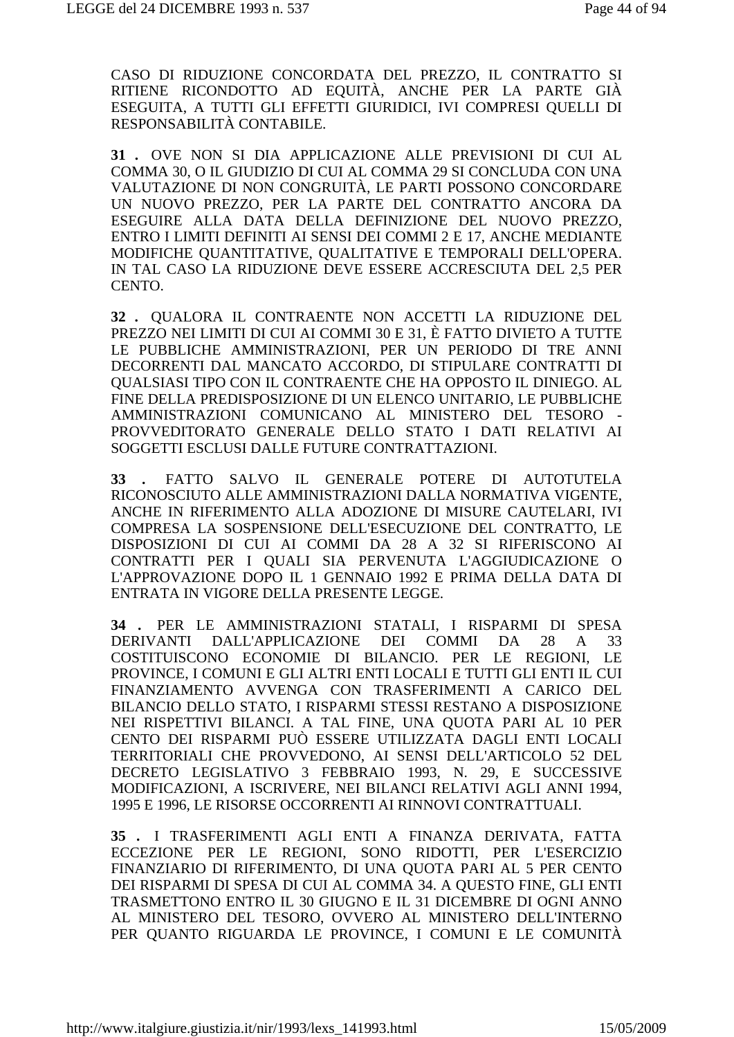CASO DI RIDUZIONE CONCORDATA DEL PREZZO, IL CONTRATTO SI RITIENE RICONDOTTO AD EQUITÀ, ANCHE PER LA PARTE GIÀ ESEGUITA, A TUTTI GLI EFFETTI GIURIDICI, IVI COMPRESI QUELLI DI RESPONSABILITÀ CONTABILE.

**31 .** OVE NON SI DIA APPLICAZIONE ALLE PREVISIONI DI CUI AL COMMA 30, O IL GIUDIZIO DI CUI AL COMMA 29 SI CONCLUDA CON UNA VALUTAZIONE DI NON CONGRUITÀ, LE PARTI POSSONO CONCORDARE UN NUOVO PREZZO, PER LA PARTE DEL CONTRATTO ANCORA DA ESEGUIRE ALLA DATA DELLA DEFINIZIONE DEL NUOVO PREZZO, ENTRO I LIMITI DEFINITI AI SENSI DEI COMMI 2 E 17, ANCHE MEDIANTE MODIFICHE QUANTITATIVE, QUALITATIVE E TEMPORALI DELL'OPERA. IN TAL CASO LA RIDUZIONE DEVE ESSERE ACCRESCIUTA DEL 2,5 PER CENTO.

**32 .** QUALORA IL CONTRAENTE NON ACCETTI LA RIDUZIONE DEL PREZZO NEI LIMITI DI CUI AI COMMI 30 E 31, È FATTO DIVIETO A TUTTE LE PUBBLICHE AMMINISTRAZIONI, PER UN PERIODO DI TRE ANNI DECORRENTI DAL MANCATO ACCORDO, DI STIPULARE CONTRATTI DI QUALSIASI TIPO CON IL CONTRAENTE CHE HA OPPOSTO IL DINIEGO. AL FINE DELLA PREDISPOSIZIONE DI UN ELENCO UNITARIO, LE PUBBLICHE AMMINISTRAZIONI COMUNICANO AL MINISTERO DEL TESORO - PROVVEDITORATO GENERALE DELLO STATO I DATI RELATIVI AI SOGGETTI ESCLUSI DALLE FUTURE CONTRATTAZIONI.

**33 .** FATTO SALVO IL GENERALE POTERE DI AUTOTUTELA RICONOSCIUTO ALLE AMMINISTRAZIONI DALLA NORMATIVA VIGENTE, ANCHE IN RIFERIMENTO ALLA ADOZIONE DI MISURE CAUTELARI, IVI COMPRESA LA SOSPENSIONE DELL'ESECUZIONE DEL CONTRATTO, LE DISPOSIZIONI DI CUI AI COMMI DA 28 A 32 SI RIFERISCONO AI CONTRATTI PER I QUALI SIA PERVENUTA L'AGGIUDICAZIONE O L'APPROVAZIONE DOPO IL 1 GENNAIO 1992 E PRIMA DELLA DATA DI ENTRATA IN VIGORE DELLA PRESENTE LEGGE.

**34 .** PER LE AMMINISTRAZIONI STATALI, I RISPARMI DI SPESA DERIVANTI DALL'APPLICAZIONE DEI COMMI DA 28 A 33 COSTITUISCONO ECONOMIE DI BILANCIO. PER LE REGIONI, LE PROVINCE, I COMUNI E GLI ALTRI ENTI LOCALI E TUTTI GLI ENTI IL CUI FINANZIAMENTO AVVENGA CON TRASFERIMENTI A CARICO DEL BILANCIO DELLO STATO, I RISPARMI STESSI RESTANO A DISPOSIZIONE NEI RISPETTIVI BILANCI. A TAL FINE, UNA QUOTA PARI AL 10 PER CENTO DEI RISPARMI PUÒ ESSERE UTILIZZATA DAGLI ENTI LOCALI TERRITORIALI CHE PROVVEDONO, AI SENSI DELL'ARTICOLO 52 DEL DECRETO LEGISLATIVO 3 FEBBRAIO 1993, N. 29, E SUCCESSIVE MODIFICAZIONI, A ISCRIVERE, NEI BILANCI RELATIVI AGLI ANNI 1994, 1995 E 1996, LE RISORSE OCCORRENTI AI RINNOVI CONTRATTUALI.

**35 .** I TRASFERIMENTI AGLI ENTI A FINANZA DERIVATA, FATTA ECCEZIONE PER LE REGIONI, SONO RIDOTTI, PER L'ESERCIZIO FINANZIARIO DI RIFERIMENTO, DI UNA QUOTA PARI AL 5 PER CENTO DEI RISPARMI DI SPESA DI CUI AL COMMA 34. A QUESTO FINE, GLI ENTI TRASMETTONO ENTRO IL 30 GIUGNO E IL 31 DICEMBRE DI OGNI ANNO AL MINISTERO DEL TESORO, OVVERO AL MINISTERO DELL'INTERNO PER QUANTO RIGUARDA LE PROVINCE, I COMUNI E LE COMUNITÀ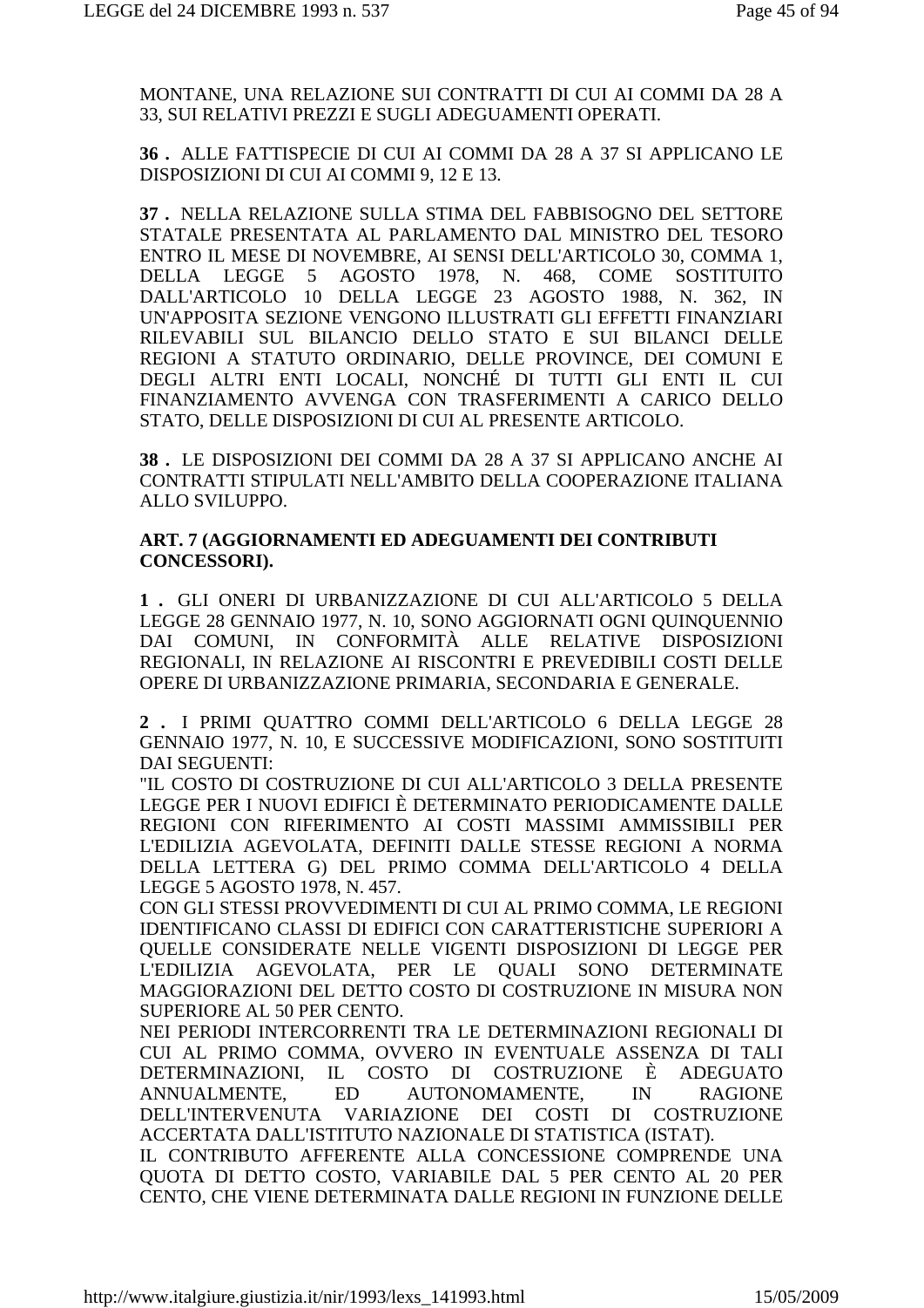MONTANE, UNA RELAZIONE SUI CONTRATTI DI CUI AI COMMI DA 28 A 33, SUI RELATIVI PREZZI E SUGLI ADEGUAMENTI OPERATI.

**36 .** ALLE FATTISPECIE DI CUI AI COMMI DA 28 A 37 SI APPLICANO LE DISPOSIZIONI DI CUI AI COMMI 9, 12 E 13.

**37 .** NELLA RELAZIONE SULLA STIMA DEL FABBISOGNO DEL SETTORE STATALE PRESENTATA AL PARLAMENTO DAL MINISTRO DEL TESORO ENTRO IL MESE DI NOVEMBRE, AI SENSI DELL'ARTICOLO 30, COMMA 1, DELLA LEGGE 5 AGOSTO 1978, N. 468, COME SOSTITUITO DALL'ARTICOLO 10 DELLA LEGGE 23 AGOSTO 1988, N. 362, IN UN'APPOSITA SEZIONE VENGONO ILLUSTRATI GLI EFFETTI FINANZIARI RILEVABILI SUL BILANCIO DELLO STATO E SUI BILANCI DELLE REGIONI A STATUTO ORDINARIO, DELLE PROVINCE, DEI COMUNI E DEGLI ALTRI ENTI LOCALI, NONCHÉ DI TUTTI GLI ENTI IL CUI FINANZIAMENTO AVVENGA CON TRASFERIMENTI A CARICO DELLO STATO, DELLE DISPOSIZIONI DI CUI AL PRESENTE ARTICOLO.

**38 .** LE DISPOSIZIONI DEI COMMI DA 28 A 37 SI APPLICANO ANCHE AI CONTRATTI STIPULATI NELL'AMBITO DELLA COOPERAZIONE ITALIANA ALLO SVILUPPO.

**ART. 7 (AGGIORNAMENTI ED ADEGUAMENTI DEI CONTRIBUTI CONCESSORI).**

**1 .** GLI ONERI DI URBANIZZAZIONE DI CUI ALL'ARTICOLO 5 DELLA LEGGE 28 GENNAIO 1977, N. 10, SONO AGGIORNATI OGNI QUINQUENNIO DAI COMUNI, IN CONFORMITÀ ALLE RELATIVE DISPOSIZIONI REGIONALI, IN RELAZIONE AI RISCONTRI E PREVEDIBILI COSTI DELLE OPERE DI URBANIZZAZIONE PRIMARIA, SECONDARIA E GENERALE.

**2 .** I PRIMI QUATTRO COMMI DELL'ARTICOLO 6 DELLA LEGGE 28 GENNAIO 1977, N. 10, E SUCCESSIVE MODIFICAZIONI, SONO SOSTITUITI DAI SEGUENTI:
"IL COSTO DI COSTRUZIONE DI CUI ALL'ARTICOLO 3 DELLA PRESENTE LEGGE PER I NUOVI EDIFICI È DETERMINATO PERIODICAMENTE DALLE REGIONI CON RIFERIMENTO AI COSTI MASSIMI AMMISSIBILI PER L'EDILIZIA AGEVOLATA, DEFINITI DALLE STESSE REGIONI A NORMA DELLA LETTERA G) DEL PRIMO COMMA DELL'ARTICOLO 4 DELLA LEGGE 5 AGOSTO 1978, N. 457.
CON GLI STESSI PROVVEDIMENTI DI CUI AL PRIMO COMMA, LE REGIONI IDENTIFICANO CLASSI DI EDIFICI CON CARATTERISTICHE SUPERIORI A QUELLE CONSIDERATE NELLE VIGENTI DISPOSIZIONI DI LEGGE PER L'EDILIZIA AGEVOLATA, PER LE QUALI SONO DETERMINATE MAGGIORAZIONI DEL DETTO COSTO DI COSTRUZIONE IN MISURA NON SUPERIORE AL 50 PER CENTO.
NEI PERIODI INTERCORRENTI TRA LE DETERMINAZIONI REGIONALI DI CUI AL PRIMO COMMA, OVVERO IN EVENTUALE ASSENZA DI TALI DETERMINAZIONI, IL COSTO DI COSTRUZIONE È ADEGUATO ANNUALMENTE, ED AUTONOMAMENTE, IN RAGIONE DELL'INTERVENUTA VARIAZIONE DEI COSTI DI COSTRUZIONE ACCERTATA DALL'ISTITUTO NAZIONALE DI STATISTICA (ISTAT).
IL CONTRIBUTO AFFERENTE ALLA CONCESSIONE COMPRENDE UNA QUOTA DI DETTO COSTO, VARIABILE DAL 5 PER CENTO AL 20 PER CENTO, CHE VIENE DETERMINATA DALLE REGIONI IN FUNZIONE DELLE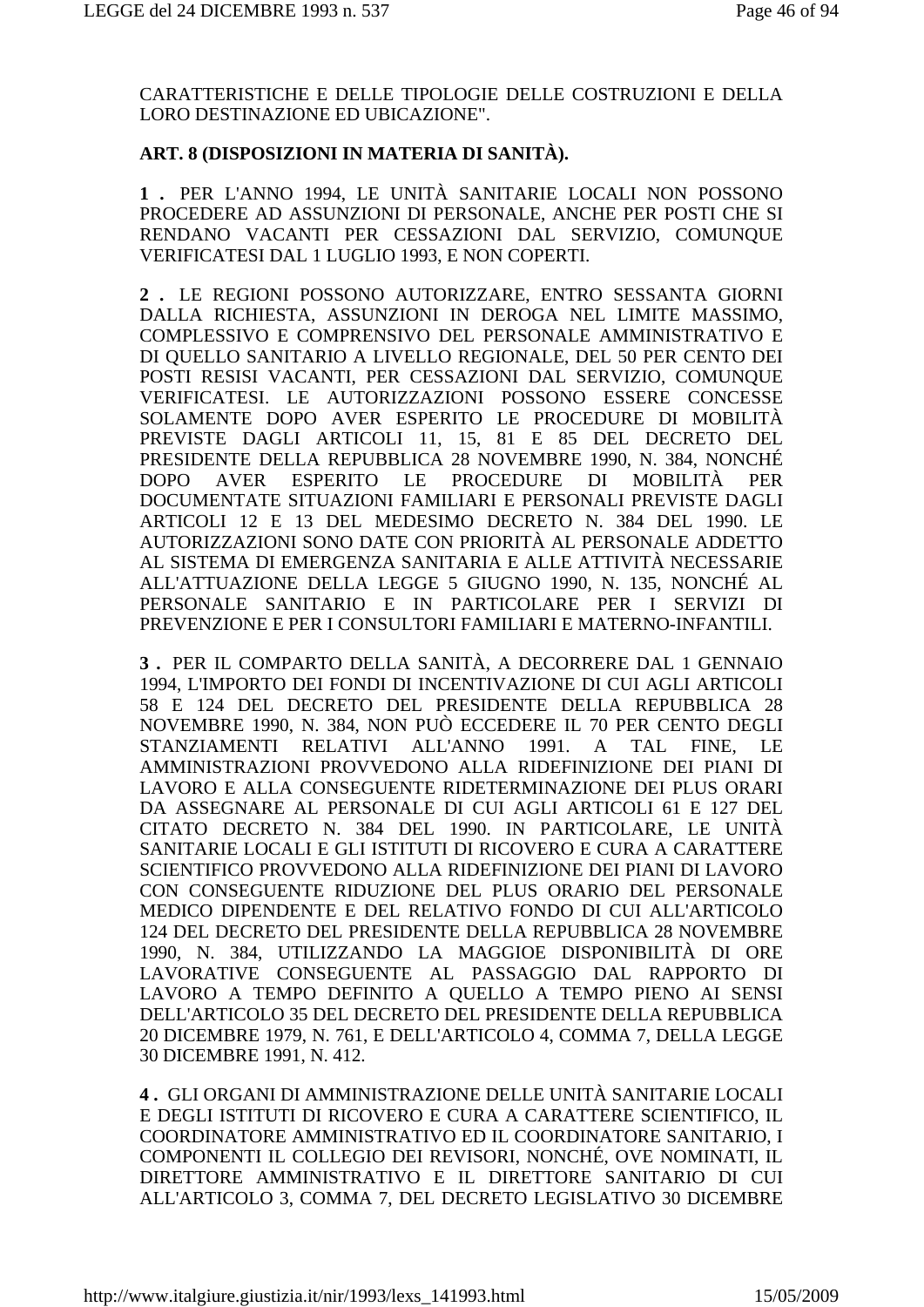CARATTERISTICHE E DELLE TIPOLOGIE DELLE COSTRUZIONI E DELLA LORO DESTINAZIONE ED UBICAZIONE".

**ART. 8 (DISPOSIZIONI IN MATERIA DI SANITÀ).**

**1 .** PER L'ANNO 1994, LE UNITÀ SANITARIE LOCALI NON POSSONO PROCEDERE AD ASSUNZIONI DI PERSONALE, ANCHE PER POSTI CHE SI RENDANO VACANTI PER CESSAZIONI DAL SERVIZIO, COMUNQUE VERIFICATESI DAL 1 LUGLIO 1993, E NON COPERTI.

**2 .** LE REGIONI POSSONO AUTORIZZARE, ENTRO SESSANTA GIORNI DALLA RICHIESTA, ASSUNZIONI IN DEROGA NEL LIMITE MASSIMO, COMPLESSIVO E COMPRENSIVO DEL PERSONALE AMMINISTRATIVO E DI QUELLO SANITARIO A LIVELLO REGIONALE, DEL 50 PER CENTO DEI POSTI RESISI VACANTI, PER CESSAZIONI DAL SERVIZIO, COMUNQUE VERIFICATESI. LE AUTORIZZAZIONI POSSONO ESSERE CONCESSE SOLAMENTE DOPO AVER ESPERITO LE PROCEDURE DI MOBILITÀ PREVISTE DAGLI ARTICOLI 11, 15, 81 E 85 DEL DECRETO DEL PRESIDENTE DELLA REPUBBLICA 28 NOVEMBRE 1990, N. 384, NONCHÉ DOPO AVER ESPERITO LE PROCEDURE DI MOBILITÀ PER DOCUMENTATE SITUAZIONI FAMILIARI E PERSONALI PREVISTE DAGLI ARTICOLI 12 E 13 DEL MEDESIMO DECRETO N. 384 DEL 1990. LE AUTORIZZAZIONI SONO DATE CON PRIORITÀ AL PERSONALE ADDETTO AL SISTEMA DI EMERGENZA SANITARIA E ALLE ATTIVITÀ NECESSARIE ALL'ATTUAZIONE DELLA LEGGE 5 GIUGNO 1990, N. 135, NONCHÉ AL PERSONALE SANITARIO E IN PARTICOLARE PER I SERVIZI DI PREVENZIONE E PER I CONSULTORI FAMILIARI E MATERNO-INFANTILI.

**3 .** PER IL COMPARTO DELLA SANITÀ, A DECORRERE DAL 1 GENNAIO 1994, L'IMPORTO DEI FONDI DI INCENTIVAZIONE DI CUI AGLI ARTICOLI 58 E 124 DEL DECRETO DEL PRESIDENTE DELLA REPUBBLICA 28 NOVEMBRE 1990, N. 384, NON PUÒ ECCEDERE IL 70 PER CENTO DEGLI STANZIAMENTI RELATIVI ALL'ANNO 1991. A TAL FINE, LE AMMINISTRAZIONI PROVVEDONO ALLA RIDEFINIZIONE DEI PIANI DI LAVORO E ALLA CONSEGUENTE RIDETERMINAZIONE DEI PLUS ORARI DA ASSEGNARE AL PERSONALE DI CUI AGLI ARTICOLI 61 E 127 DEL CITATO DECRETO N. 384 DEL 1990. IN PARTICOLARE, LE UNITÀ SANITARIE LOCALI E GLI ISTITUTI DI RICOVERO E CURA A CARATTERE SCIENTIFICO PROVVEDONO ALLA RIDEFINIZIONE DEI PIANI DI LAVORO CON CONSEGUENTE RIDUZIONE DEL PLUS ORARIO DEL PERSONALE MEDICO DIPENDENTE E DEL RELATIVO FONDO DI CUI ALL'ARTICOLO 124 DEL DECRETO DEL PRESIDENTE DELLA REPUBBLICA 28 NOVEMBRE 1990, N. 384, UTILIZZANDO LA MAGGIOE DISPONIBILITÀ DI ORE LAVORATIVE CONSEGUENTE AL PASSAGGIO DAL RAPPORTO DI LAVORO A TEMPO DEFINITO A QUELLO A TEMPO PIENO AI SENSI DELL'ARTICOLO 35 DEL DECRETO DEL PRESIDENTE DELLA REPUBBLICA 20 DICEMBRE 1979, N. 761, E DELL'ARTICOLO 4, COMMA 7, DELLA LEGGE 30 DICEMBRE 1991, N. 412.

**4 .** GLI ORGANI DI AMMINISTRAZIONE DELLE UNITÀ SANITARIE LOCALI E DEGLI ISTITUTI DI RICOVERO E CURA A CARATTERE SCIENTIFICO, IL COORDINATORE AMMINISTRATIVO ED IL COORDINATORE SANITARIO, I COMPONENTI IL COLLEGIO DEI REVISORI, NONCHÉ, OVE NOMINATI, IL DIRETTORE AMMINISTRATIVO E IL DIRETTORE SANITARIO DI CUI ALL'ARTICOLO 3, COMMA 7, DEL DECRETO LEGISLATIVO 30 DICEMBRE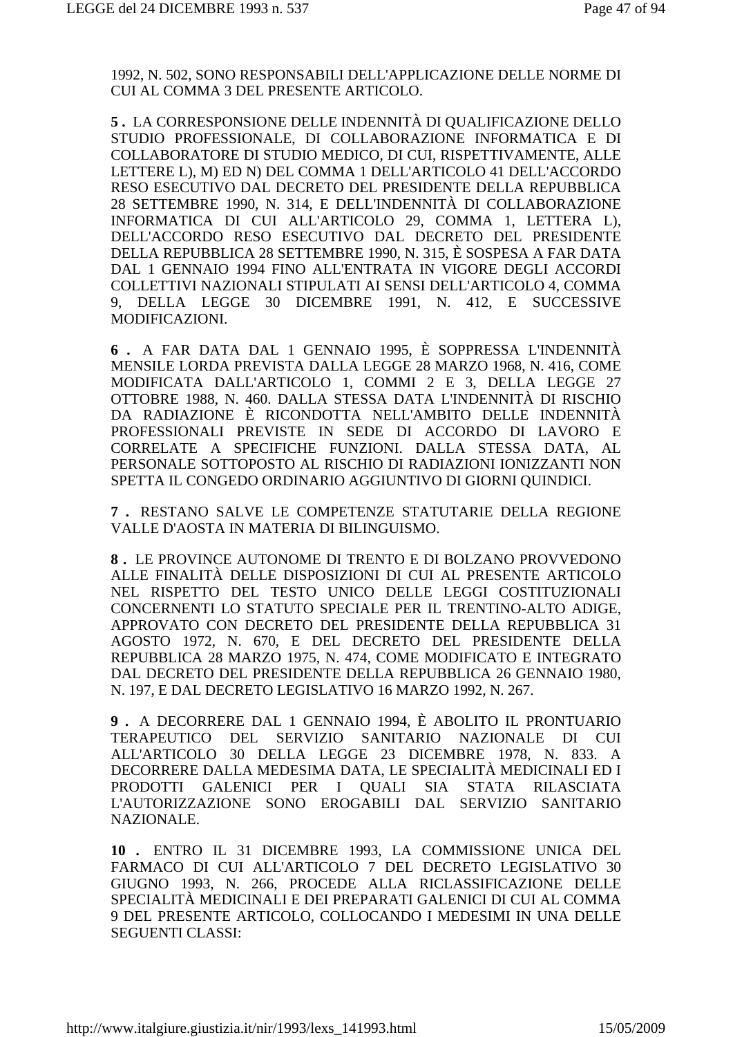1992, N. 502, SONO RESPONSABILI DELL'APPLICAZIONE DELLE NORME DI CUI AL COMMA 3 DEL PRESENTE ARTICOLO.

**5 .** LA CORRESPONSIONE DELLE INDENNITÀ DI QUALIFICAZIONE DELLO STUDIO PROFESSIONALE, DI COLLABORAZIONE INFORMATICA E DI COLLABORATORE DI STUDIO MEDICO, DI CUI, RISPETTIVAMENTE, ALLE LETTERE L), M) ED N) DEL COMMA 1 DELL'ARTICOLO 41 DELL'ACCORDO RESO ESECUTIVO DAL DECRETO DEL PRESIDENTE DELLA REPUBBLICA 28 SETTEMBRE 1990, N. 314, E DELL'INDENNITÀ DI COLLABORAZIONE INFORMATICA DI CUI ALL'ARTICOLO 29, COMMA 1, LETTERA L), DELL'ACCORDO RESO ESECUTIVO DAL DECRETO DEL PRESIDENTE DELLA REPUBBLICA 28 SETTEMBRE 1990, N. 315, È SOSPESA A FAR DATA DAL 1 GENNAIO 1994 FINO ALL'ENTRATA IN VIGORE DEGLI ACCORDI COLLETTIVI NAZIONALI STIPULATI AI SENSI DELL'ARTICOLO 4, COMMA 9, DELLA LEGGE 30 DICEMBRE 1991, N. 412, E SUCCESSIVE MODIFICAZIONI.

**6 .** A FAR DATA DAL 1 GENNAIO 1995, È SOPPRESSA L'INDENNITÀ MENSILE LORDA PREVISTA DALLA LEGGE 28 MARZO 1968, N. 416, COME MODIFICATA DALL'ARTICOLO 1, COMMI 2 E 3, DELLA LEGGE 27 OTTOBRE 1988, N. 460. DALLA STESSA DATA L'INDENNITÀ DI RISCHIO DA RADIAZIONE È RICONDOTTA NELL'AMBITO DELLE INDENNITÀ PROFESSIONALI PREVISTE IN SEDE DI ACCORDO DI LAVORO E CORRELATE A SPECIFICHE FUNZIONI. DALLA STESSA DATA, AL PERSONALE SOTTOPOSTO AL RISCHIO DI RADIAZIONI IONIZZANTI NON SPETTA IL CONGEDO ORDINARIO AGGIUNTIVO DI GIORNI QUINDICI.

**7 .** RESTANO SALVE LE COMPETENZE STATUTARIE DELLA REGIONE VALLE D'AOSTA IN MATERIA DI BILINGUISMO.

**8 .** LE PROVINCE AUTONOME DI TRENTO E DI BOLZANO PROVVEDONO ALLE FINALITÀ DELLE DISPOSIZIONI DI CUI AL PRESENTE ARTICOLO NEL RISPETTO DEL TESTO UNICO DELLE LEGGI COSTITUZIONALI CONCERNENTI LO STATUTO SPECIALE PER IL TRENTINO-ALTO ADIGE, APPROVATO CON DECRETO DEL PRESIDENTE DELLA REPUBBLICA 31 AGOSTO 1972, N. 670, E DEL DECRETO DEL PRESIDENTE DELLA REPUBBLICA 28 MARZO 1975, N. 474, COME MODIFICATO E INTEGRATO DAL DECRETO DEL PRESIDENTE DELLA REPUBBLICA 26 GENNAIO 1980, N. 197, E DAL DECRETO LEGISLATIVO 16 MARZO 1992, N. 267.

**9 .** A DECORRERE DAL 1 GENNAIO 1994, È ABOLITO IL PRONTUARIO TERAPEUTICO DEL SERVIZIO SANITARIO NAZIONALE DI CUI ALL'ARTICOLO 30 DELLA LEGGE 23 DICEMBRE 1978, N. 833. A DECORRERE DALLA MEDESIMA DATA, LE SPECIALITÀ MEDICINALI ED I PRODOTTI GALENICI PER I QUALI SIA STATA RILASCIATA L'AUTORIZZAZIONE SONO EROGABILI DAL SERVIZIO SANITARIO NAZIONALE.

**10 .** ENTRO IL 31 DICEMBRE 1993, LA COMMISSIONE UNICA DEL FARMACO DI CUI ALL'ARTICOLO 7 DEL DECRETO LEGISLATIVO 30 GIUGNO 1993, N. 266, PROCEDE ALLA RICLASSIFICAZIONE DELLE SPECIALITÀ MEDICINALI E DEI PREPARATI GALENICI DI CUI AL COMMA 9 DEL PRESENTE ARTICOLO, COLLOCANDO I MEDESIMI IN UNA DELLE SEGUENTI CLASSI: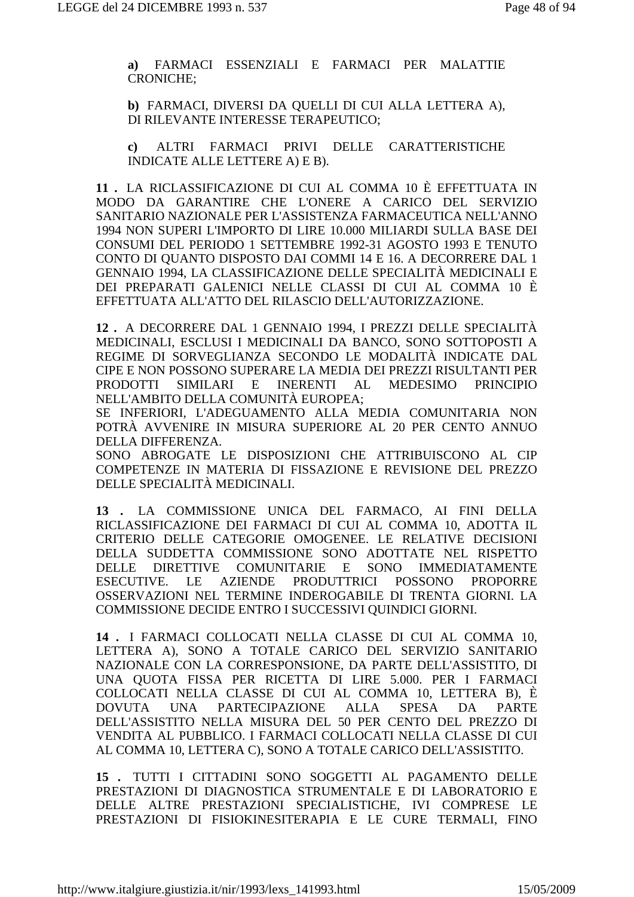**a)** FARMACI ESSENZIALI E FARMACI PER MALATTIE CRONICHE;

**b)** FARMACI, DIVERSI DA QUELLI DI CUI ALLA LETTERA A), DI RILEVANTE INTERESSE TERAPEUTICO;

**c)** ALTRI FARMACI PRIVI DELLE CARATTERISTICHE INDICATE ALLE LETTERE A) E B).

**11 .** LA RICLASSIFICAZIONE DI CUI AL COMMA 10 È EFFETTUATA IN MODO DA GARANTIRE CHE L'ONERE A CARICO DEL SERVIZIO SANITARIO NAZIONALE PER L'ASSISTENZA FARMACEUTICA NELL'ANNO 1994 NON SUPERI L'IMPORTO DI LIRE 10.000 MILIARDI SULLA BASE DEI CONSUMI DEL PERIODO 1 SETTEMBRE 1992-31 AGOSTO 1993 E TENUTO CONTO DI QUANTO DISPOSTO DAI COMMI 14 E 16. A DECORRERE DAL 1 GENNAIO 1994, LA CLASSIFICAZIONE DELLE SPECIALITÀ MEDICINALI E DEI PREPARATI GALENICI NELLE CLASSI DI CUI AL COMMA 10 È EFFETTUATA ALL'ATTO DEL RILASCIO DELL'AUTORIZZAZIONE.

**12 .** A DECORRERE DAL 1 GENNAIO 1994, I PREZZI DELLE SPECIALITÀ MEDICINALI, ESCLUSI I MEDICINALI DA BANCO, SONO SOTTOPOSTI A REGIME DI SORVEGLIANZA SECONDO LE MODALITÀ INDICATE DAL CIPE E NON POSSONO SUPERARE LA MEDIA DEI PREZZI RISULTANTI PER PRODOTTI SIMILARI E INERENTI AL MEDESIMO PRINCIPIO NELL'AMBITO DELLA COMUNITÀ EUROPEA;
SE INFERIORI, L'ADEGUAMENTO ALLA MEDIA COMUNITARIA NON POTRÀ AVVENIRE IN MISURA SUPERIORE AL 20 PER CENTO ANNUO DELLA DIFFERENZA.
SONO ABROGATE LE DISPOSIZIONI CHE ATTRIBUISCONO AL CIP COMPETENZE IN MATERIA DI FISSAZIONE E REVISIONE DEL PREZZO DELLE SPECIALITÀ MEDICINALI.

**13 .** LA COMMISSIONE UNICA DEL FARMACO, AI FINI DELLA RICLASSIFICAZIONE DEI FARMACI DI CUI AL COMMA 10, ADOTTA IL CRITERIO DELLE CATEGORIE OMOGENEE. LE RELATIVE DECISIONI DELLA SUDDETTA COMMISSIONE SONO ADOTTATE NEL RISPETTO DELLE DIRETTIVE COMUNITARIE E SONO IMMEDIATAMENTE ESECUTIVE. LE AZIENDE PRODUTTRICI POSSONO PROPORRE OSSERVAZIONI NEL TERMINE INDEROGABILE DI TRENTA GIORNI. LA COMMISSIONE DECIDE ENTRO I SUCCESSIVI QUINDICI GIORNI.

**14 .** I FARMACI COLLOCATI NELLA CLASSE DI CUI AL COMMA 10, LETTERA A), SONO A TOTALE CARICO DEL SERVIZIO SANITARIO NAZIONALE CON LA CORRESPONSIONE, DA PARTE DELL'ASSISTITO, DI UNA QUOTA FISSA PER RICETTA DI LIRE 5.000. PER I FARMACI COLLOCATI NELLA CLASSE DI CUI AL COMMA 10, LETTERA B), È DOVUTA UNA PARTECIPAZIONE ALLA SPESA DA PARTE DELL'ASSISTITO NELLA MISURA DEL 50 PER CENTO DEL PREZZO DI VENDITA AL PUBBLICO. I FARMACI COLLOCATI NELLA CLASSE DI CUI AL COMMA 10, LETTERA C), SONO A TOTALE CARICO DELL'ASSISTITO.

**15 .** TUTTI I CITTADINI SONO SOGGETTI AL PAGAMENTO DELLE PRESTAZIONI DI DIAGNOSTICA STRUMENTALE E DI LABORATORIO E DELLE ALTRE PRESTAZIONI SPECIALISTICHE, IVI COMPRESE LE PRESTAZIONI DI FISIOKINESITERAPIA E LE CURE TERMALI, FINO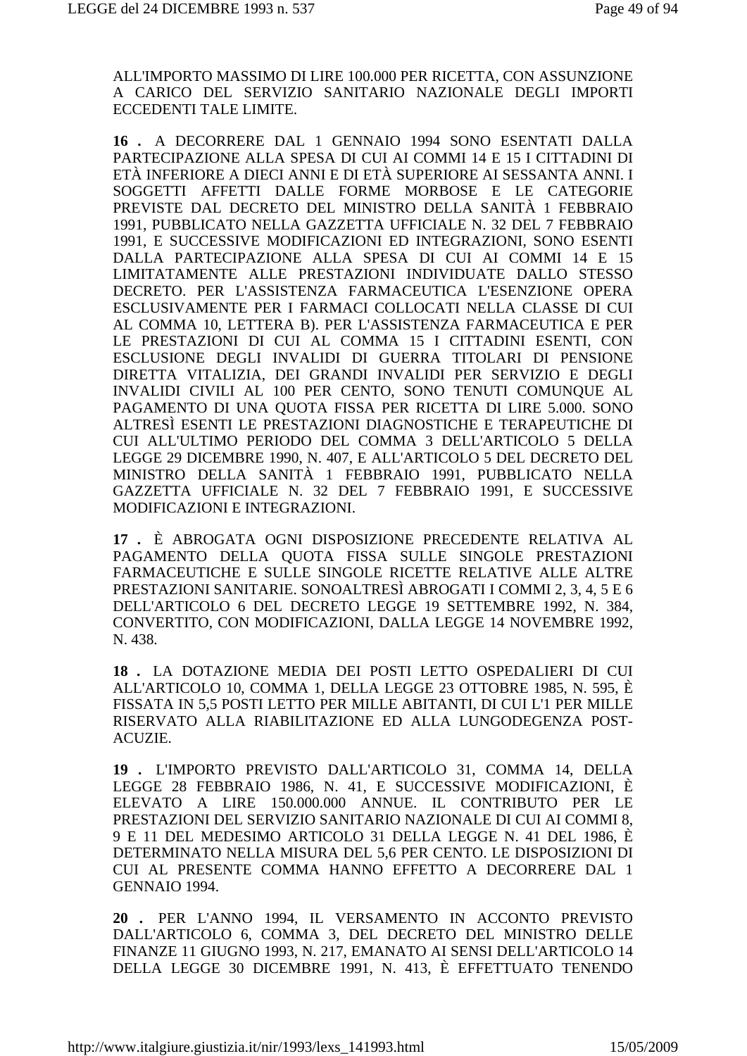ALL'IMPORTO MASSIMO DI LIRE 100.000 PER RICETTA, CON ASSUNZIONE A CARICO DEL SERVIZIO SANITARIO NAZIONALE DEGLI IMPORTI ECCEDENTI TALE LIMITE.

**16 .** A DECORRERE DAL 1 GENNAIO 1994 SONO ESENTATI DALLA PARTECIPAZIONE ALLA SPESA DI CUI AI COMMI 14 E 15 I CITTADINI DI ETÀ INFERIORE A DIECI ANNI E DI ETÀ SUPERIORE AI SESSANTA ANNI. I SOGGETTI AFFETTI DALLE FORME MORBOSE E LE CATEGORIE PREVISTE DAL DECRETO DEL MINISTRO DELLA SANITÀ 1 FEBBRAIO 1991, PUBBLICATO NELLA GAZZETTA UFFICIALE N. 32 DEL 7 FEBBRAIO 1991, E SUCCESSIVE MODIFICAZIONI ED INTEGRAZIONI, SONO ESENTI DALLA PARTECIPAZIONE ALLA SPESA DI CUI AI COMMI 14 E 15 LIMITATAMENTE ALLE PRESTAZIONI INDIVIDUATE DALLO STESSO DECRETO. PER L'ASSISTENZA FARMACEUTICA L'ESENZIONE OPERA ESCLUSIVAMENTE PER I FARMACI COLLOCATI NELLA CLASSE DI CUI AL COMMA 10, LETTERA B). PER L'ASSISTENZA FARMACEUTICA E PER LE PRESTAZIONI DI CUI AL COMMA 15 I CITTADINI ESENTI, CON ESCLUSIONE DEGLI INVALIDI DI GUERRA TITOLARI DI PENSIONE DIRETTA VITALIZIA, DEI GRANDI INVALIDI PER SERVIZIO E DEGLI INVALIDI CIVILI AL 100 PER CENTO, SONO TENUTI COMUNQUE AL PAGAMENTO DI UNA QUOTA FISSA PER RICETTA DI LIRE 5.000. SONO ALTRESÌ ESENTI LE PRESTAZIONI DIAGNOSTICHE E TERAPEUTICHE DI CUI ALL'ULTIMO PERIODO DEL COMMA 3 DELL'ARTICOLO 5 DELLA LEGGE 29 DICEMBRE 1990, N. 407, E ALL'ARTICOLO 5 DEL DECRETO DEL MINISTRO DELLA SANITÀ 1 FEBBRAIO 1991, PUBBLICATO NELLA GAZZETTA UFFICIALE N. 32 DEL 7 FEBBRAIO 1991, E SUCCESSIVE MODIFICAZIONI E INTEGRAZIONI.

**17 .** È ABROGATA OGNI DISPOSIZIONE PRECEDENTE RELATIVA AL PAGAMENTO DELLA QUOTA FISSA SULLE SINGOLE PRESTAZIONI FARMACEUTICHE E SULLE SINGOLE RICETTE RELATIVE ALLE ALTRE PRESTAZIONI SANITARIE. SONOALTRESÌ ABROGATI I COMMI 2, 3, 4, 5 E 6 DELL'ARTICOLO 6 DEL DECRETO LEGGE 19 SETTEMBRE 1992, N. 384, CONVERTITO, CON MODIFICAZIONI, DALLA LEGGE 14 NOVEMBRE 1992, N. 438.

**18 .** LA DOTAZIONE MEDIA DEI POSTI LETTO OSPEDALIERI DI CUI ALL'ARTICOLO 10, COMMA 1, DELLA LEGGE 23 OTTOBRE 1985, N. 595, È FISSATA IN 5,5 POSTI LETTO PER MILLE ABITANTI, DI CUI L'1 PER MILLE RISERVATO ALLA RIABILITAZIONE ED ALLA LUNGODEGENZA POST-ACUZIE.

**19 .** L'IMPORTO PREVISTO DALL'ARTICOLO 31, COMMA 14, DELLA LEGGE 28 FEBBRAIO 1986, N. 41, E SUCCESSIVE MODIFICAZIONI, È ELEVATO A LIRE 150.000.000 ANNUE. IL CONTRIBUTO PER LE PRESTAZIONI DEL SERVIZIO SANITARIO NAZIONALE DI CUI AI COMMI 8, 9 E 11 DEL MEDESIMO ARTICOLO 31 DELLA LEGGE N. 41 DEL 1986, È DETERMINATO NELLA MISURA DEL 5,6 PER CENTO. LE DISPOSIZIONI DI CUI AL PRESENTE COMMA HANNO EFFETTO A DECORRERE DAL 1 GENNAIO 1994.

**20 .** PER L'ANNO 1994, IL VERSAMENTO IN ACCONTO PREVISTO DALL'ARTICOLO 6, COMMA 3, DEL DECRETO DEL MINISTRO DELLE FINANZE 11 GIUGNO 1993, N. 217, EMANATO AI SENSI DELL'ARTICOLO 14 DELLA LEGGE 30 DICEMBRE 1991, N. 413, È EFFETTUATO TENENDO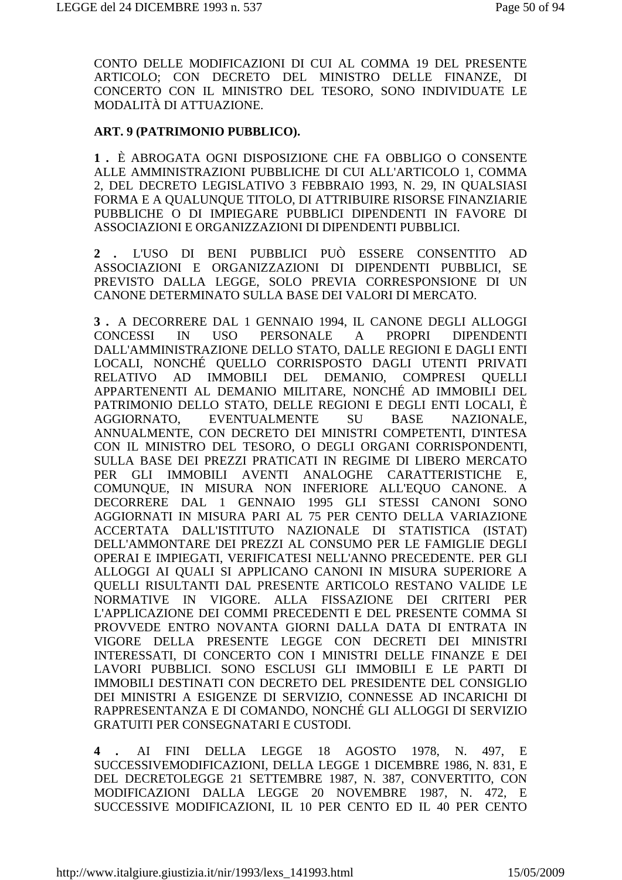CONTO DELLE MODIFICAZIONI DI CUI AL COMMA 19 DEL PRESENTE ARTICOLO; CON DECRETO DEL MINISTRO DELLE FINANZE, DI CONCERTO CON IL MINISTRO DEL TESORO, SONO INDIVIDUATE LE MODALITÀ DI ATTUAZIONE.

**ART. 9 (PATRIMONIO PUBBLICO).**

**1 .** È ABROGATA OGNI DISPOSIZIONE CHE FA OBBLIGO O CONSENTE ALLE AMMINISTRAZIONI PUBBLICHE DI CUI ALL'ARTICOLO 1, COMMA 2, DEL DECRETO LEGISLATIVO 3 FEBBRAIO 1993, N. 29, IN QUALSIASI FORMA E A QUALUNQUE TITOLO, DI ATTRIBUIRE RISORSE FINANZIARIE PUBBLICHE O DI IMPIEGARE PUBBLICI DIPENDENTI IN FAVORE DI ASSOCIAZIONI E ORGANIZZAZIONI DI DIPENDENTI PUBBLICI.

**2 .** L'USO DI BENI PUBBLICI PUÒ ESSERE CONSENTITO AD ASSOCIAZIONI E ORGANIZZAZIONI DI DIPENDENTI PUBBLICI, SE PREVISTO DALLA LEGGE, SOLO PREVIA CORRESPONSIONE DI UN CANONE DETERMINATO SULLA BASE DEI VALORI DI MERCATO.

**3 .** A DECORRERE DAL 1 GENNAIO 1994, IL CANONE DEGLI ALLOGGI CONCESSI IN USO PERSONALE A PROPRI DIPENDENTI DALL'AMMINISTRAZIONE DELLO STATO, DALLE REGIONI E DAGLI ENTI LOCALI, NONCHÉ QUELLO CORRISPOSTO DAGLI UTENTI PRIVATI RELATIVO AD IMMOBILI DEL DEMANIO, COMPRESI QUELLI APPARTENENTI AL DEMANIO MILITARE, NONCHÉ AD IMMOBILI DEL PATRIMONIO DELLO STATO, DELLE REGIONI E DEGLI ENTI LOCALI, È AGGIORNATO, EVENTUALMENTE SU BASE NAZIONALE, ANNUALMENTE, CON DECRETO DEI MINISTRI COMPETENTI, D'INTESA CON IL MINISTRO DEL TESORO, O DEGLI ORGANI CORRISPONDENTI, SULLA BASE DEI PREZZI PRATICATI IN REGIME DI LIBERO MERCATO PER GLI IMMOBILI AVENTI ANALOGHE CARATTERISTICHE E, COMUNQUE, IN MISURA NON INFERIORE ALL'EQUO CANONE. A DECORRERE DAL 1 GENNAIO 1995 GLI STESSI CANONI SONO AGGIORNATI IN MISURA PARI AL 75 PER CENTO DELLA VARIAZIONE ACCERTATA DALL'ISTITUTO NAZIONALE DI STATISTICA (ISTAT) DELL'AMMONTARE DEI PREZZI AL CONSUMO PER LE FAMIGLIE DEGLI OPERAI E IMPIEGATI, VERIFICATESI NELL'ANNO PRECEDENTE. PER GLI ALLOGGI AI QUALI SI APPLICANO CANONI IN MISURA SUPERIORE A QUELLI RISULTANTI DAL PRESENTE ARTICOLO RESTANO VALIDE LE NORMATIVE IN VIGORE. ALLA FISSAZIONE DEI CRITERI PER L'APPLICAZIONE DEI COMMI PRECEDENTI E DEL PRESENTE COMMA SI PROVVEDE ENTRO NOVANTA GIORNI DALLA DATA DI ENTRATA IN VIGORE DELLA PRESENTE LEGGE CON DECRETI DEI MINISTRI INTERESSATI, DI CONCERTO CON I MINISTRI DELLE FINANZE E DEI LAVORI PUBBLICI. SONO ESCLUSI GLI IMMOBILI E LE PARTI DI IMMOBILI DESTINATI CON DECRETO DEL PRESIDENTE DEL CONSIGLIO DEI MINISTRI A ESIGENZE DI SERVIZIO, CONNESSE AD INCARICHI DI RAPPRESENTANZA E DI COMANDO, NONCHÉ GLI ALLOGGI DI SERVIZIO GRATUITI PER CONSEGNATARI E CUSTODI.

**4 .** AI FINI DELLA LEGGE 18 AGOSTO 1978, N. 497, E SUCCESSIVEMODIFICAZIONI, DELLA LEGGE 1 DICEMBRE 1986, N. 831, E DEL DECRETOLEGGE 21 SETTEMBRE 1987, N. 387, CONVERTITO, CON MODIFICAZIONI DALLA LEGGE 20 NOVEMBRE 1987, N. 472, E SUCCESSIVE MODIFICAZIONI, IL 10 PER CENTO ED IL 40 PER CENTO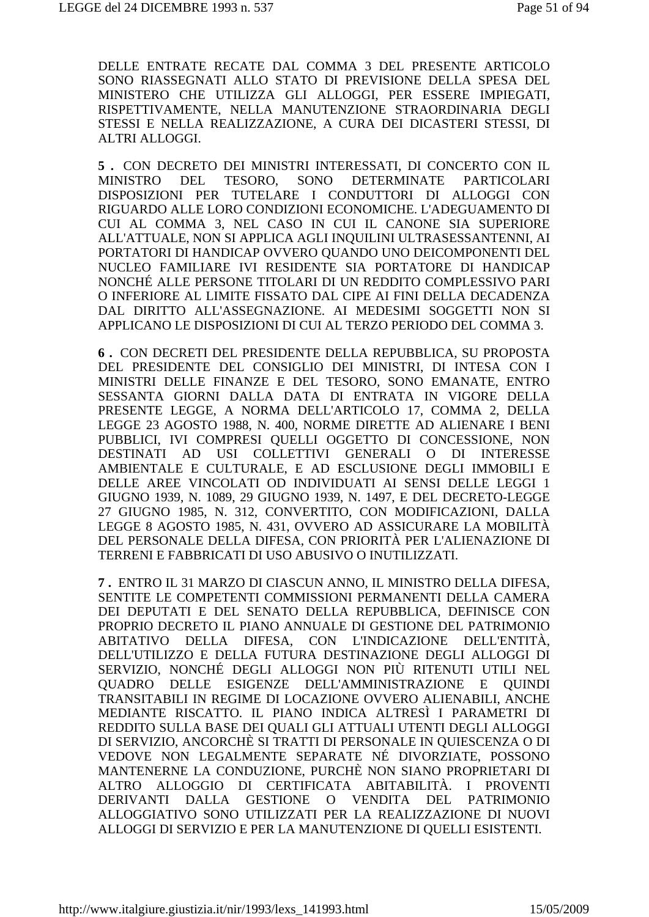DELLE ENTRATE RECATE DAL COMMA 3 DEL PRESENTE ARTICOLO SONO RIASSEGNATI ALLO STATO DI PREVISIONE DELLA SPESA DEL MINISTERO CHE UTILIZZA GLI ALLOGGI, PER ESSERE IMPIEGATI, RISPETTIVAMENTE, NELLA MANUTENZIONE STRAORDINARIA DEGLI STESSI E NELLA REALIZZAZIONE, A CURA DEI DICASTERI STESSI, DI ALTRI ALLOGGI.

**5 .** CON DECRETO DEI MINISTRI INTERESSATI, DI CONCERTO CON IL MINISTRO DEL TESORO, SONO DETERMINATE PARTICOLARI DISPOSIZIONI PER TUTELARE I CONDUTTORI DI ALLOGGI CON RIGUARDO ALLE LORO CONDIZIONI ECONOMICHE. L'ADEGUAMENTO DI CUI AL COMMA 3, NEL CASO IN CUI IL CANONE SIA SUPERIORE ALL'ATTUALE, NON SI APPLICA AGLI INQUILINI ULTRASESSANTENNI, AI PORTATORI DI HANDICAP OVVERO QUANDO UNO DEICOMPONENTI DEL NUCLEO FAMILIARE IVI RESIDENTE SIA PORTATORE DI HANDICAP NONCHÉ ALLE PERSONE TITOLARI DI UN REDDITO COMPLESSIVO PARI O INFERIORE AL LIMITE FISSATO DAL CIPE AI FINI DELLA DECADENZA DAL DIRITTO ALL'ASSEGNAZIONE. AI MEDESIMI SOGGETTI NON SI APPLICANO LE DISPOSIZIONI DI CUI AL TERZO PERIODO DEL COMMA 3.

**6 .** CON DECRETI DEL PRESIDENTE DELLA REPUBBLICA, SU PROPOSTA DEL PRESIDENTE DEL CONSIGLIO DEI MINISTRI, DI INTESA CON I MINISTRI DELLE FINANZE E DEL TESORO, SONO EMANATE, ENTRO SESSANTA GIORNI DALLA DATA DI ENTRATA IN VIGORE DELLA PRESENTE LEGGE, A NORMA DELL'ARTICOLO 17, COMMA 2, DELLA LEGGE 23 AGOSTO 1988, N. 400, NORME DIRETTE AD ALIENARE I BENI PUBBLICI, IVI COMPRESI QUELLI OGGETTO DI CONCESSIONE, NON DESTINATI AD USI COLLETTIVI GENERALI O DI INTERESSE AMBIENTALE E CULTURALE, E AD ESCLUSIONE DEGLI IMMOBILI E DELLE AREE VINCOLATI OD INDIVIDUATI AI SENSI DELLE LEGGI 1 GIUGNO 1939, N. 1089, 29 GIUGNO 1939, N. 1497, E DEL DECRETO-LEGGE 27 GIUGNO 1985, N. 312, CONVERTITO, CON MODIFICAZIONI, DALLA LEGGE 8 AGOSTO 1985, N. 431, OVVERO AD ASSICURARE LA MOBILITÀ DEL PERSONALE DELLA DIFESA, CON PRIORITÀ PER L'ALIENAZIONE DI TERRENI E FABBRICATI DI USO ABUSIVO O INUTILIZZATI.

**7 .** ENTRO IL 31 MARZO DI CIASCUN ANNO, IL MINISTRO DELLA DIFESA, SENTITE LE COMPETENTI COMMISSIONI PERMANENTI DELLA CAMERA DEI DEPUTATI E DEL SENATO DELLA REPUBBLICA, DEFINISCE CON PROPRIO DECRETO IL PIANO ANNUALE DI GESTIONE DEL PATRIMONIO ABITATIVO DELLA DIFESA, CON L'INDICAZIONE DELL'ENTITÀ, DELL'UTILIZZO E DELLA FUTURA DESTINAZIONE DEGLI ALLOGGI DI SERVIZIO, NONCHÉ DEGLI ALLOGGI NON PIÙ RITENUTI UTILI NEL QUADRO DELLE ESIGENZE DELL'AMMINISTRAZIONE E QUINDI TRANSITABILI IN REGIME DI LOCAZIONE OVVERO ALIENABILI, ANCHE MEDIANTE RISCATTO. IL PIANO INDICA ALTRESÌ I PARAMETRI DI REDDITO SULLA BASE DEI QUALI GLI ATTUALI UTENTI DEGLI ALLOGGI DI SERVIZIO, ANCORCHÈ SI TRATTI DI PERSONALE IN QUIESCENZA O DI VEDOVE NON LEGALMENTE SEPARATE NÉ DIVORZIATE, POSSONO MANTENERNE LA CONDUZIONE, PURCHÈ NON SIANO PROPRIETARI DI ALTRO ALLOGGIO DI CERTIFICATA ABITABILITÀ. I PROVENTI DERIVANTI DALLA GESTIONE O VENDITA DEL PATRIMONIO ALLOGGIATIVO SONO UTILIZZATI PER LA REALIZZAZIONE DI NUOVI ALLOGGI DI SERVIZIO E PER LA MANUTENZIONE DI QUELLI ESISTENTI.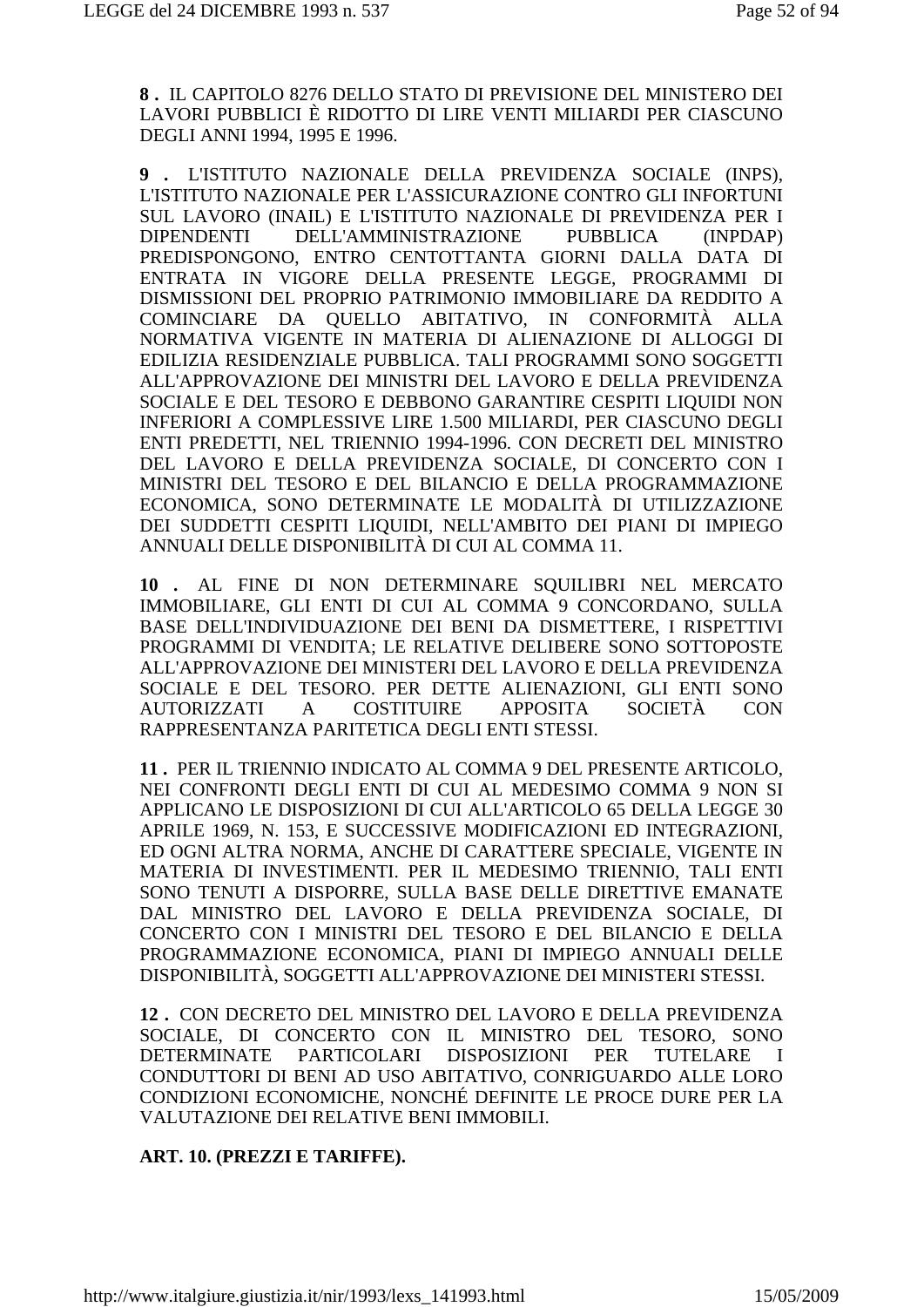**8 .** IL CAPITOLO 8276 DELLO STATO DI PREVISIONE DEL MINISTERO DEI LAVORI PUBBLICI È RIDOTTO DI LIRE VENTI MILIARDI PER CIASCUNO DEGLI ANNI 1994, 1995 E 1996.

**9 .** L'ISTITUTO NAZIONALE DELLA PREVIDENZA SOCIALE (INPS), L'ISTITUTO NAZIONALE PER L'ASSICURAZIONE CONTRO GLI INFORTUNI SUL LAVORO (INAIL) E L'ISTITUTO NAZIONALE DI PREVIDENZA PER I DIPENDENTI DELL'AMMINISTRAZIONE PUBBLICA (INPDAP) PREDISPONGONO, ENTRO CENTOTTANTA GIORNI DALLA DATA DI ENTRATA IN VIGORE DELLA PRESENTE LEGGE, PROGRAMMI DI DISMISSIONI DEL PROPRIO PATRIMONIO IMMOBILIARE DA REDDITO A COMINCIARE DA QUELLO ABITATIVO, IN CONFORMITÀ ALLA NORMATIVA VIGENTE IN MATERIA DI ALIENAZIONE DI ALLOGGI DI EDILIZIA RESIDENZIALE PUBBLICA. TALI PROGRAMMI SONO SOGGETTI ALL'APPROVAZIONE DEI MINISTRI DEL LAVORO E DELLA PREVIDENZA SOCIALE E DEL TESORO E DEBBONO GARANTIRE CESPITI LIQUIDI NON INFERIORI A COMPLESSIVE LIRE 1.500 MILIARDI, PER CIASCUNO DEGLI ENTI PREDETTI, NEL TRIENNIO 1994-1996. CON DECRETI DEL MINISTRO DEL LAVORO E DELLA PREVIDENZA SOCIALE, DI CONCERTO CON I MINISTRI DEL TESORO E DEL BILANCIO E DELLA PROGRAMMAZIONE ECONOMICA, SONO DETERMINATE LE MODALITÀ DI UTILIZZAZIONE DEI SUDDETTI CESPITI LIQUIDI, NELL'AMBITO DEI PIANI DI IMPIEGO ANNUALI DELLE DISPONIBILITÀ DI CUI AL COMMA 11.

**10 .** AL FINE DI NON DETERMINARE SQUILIBRI NEL MERCATO IMMOBILIARE, GLI ENTI DI CUI AL COMMA 9 CONCORDANO, SULLA BASE DELL'INDIVIDUAZIONE DEI BENI DA DISMETTERE, I RISPETTIVI PROGRAMMI DI VENDITA; LE RELATIVE DELIBERE SONO SOTTOPOSTE ALL'APPROVAZIONE DEI MINISTERI DEL LAVORO E DELLA PREVIDENZA SOCIALE E DEL TESORO. PER DETTE ALIENAZIONI, GLI ENTI SONO AUTORIZZATI A COSTITUIRE APPOSITA SOCIETÀ CON RAPPRESENTANZA PARITETICA DEGLI ENTI STESSI.

**11 .** PER IL TRIENNIO INDICATO AL COMMA 9 DEL PRESENTE ARTICOLO, NEI CONFRONTI DEGLI ENTI DI CUI AL MEDESIMO COMMA 9 NON SI APPLICANO LE DISPOSIZIONI DI CUI ALL'ARTICOLO 65 DELLA LEGGE 30 APRILE 1969, N. 153, E SUCCESSIVE MODIFICAZIONI ED INTEGRAZIONI, ED OGNI ALTRA NORMA, ANCHE DI CARATTERE SPECIALE, VIGENTE IN MATERIA DI INVESTIMENTI. PER IL MEDESIMO TRIENNIO, TALI ENTI SONO TENUTI A DISPORRE, SULLA BASE DELLE DIRETTIVE EMANATE DAL MINISTRO DEL LAVORO E DELLA PREVIDENZA SOCIALE, DI CONCERTO CON I MINISTRI DEL TESORO E DEL BILANCIO E DELLA PROGRAMMAZIONE ECONOMICA, PIANI DI IMPIEGO ANNUALI DELLE DISPONIBILITÀ, SOGGETTI ALL'APPROVAZIONE DEI MINISTERI STESSI.

**12 .** CON DECRETO DEL MINISTRO DEL LAVORO E DELLA PREVIDENZA SOCIALE, DI CONCERTO CON IL MINISTRO DEL TESORO, SONO DETERMINATE PARTICOLARI DISPOSIZIONI PER TUTELARE I CONDUTTORI DI BENI AD USO ABITATIVO, CONRIGUARDO ALLE LORO CONDIZIONI ECONOMICHE, NONCHÉ DEFINITE LE PROCE DURE PER LA VALUTAZIONE DEI RELATIVE BENI IMMOBILI.

**ART. 10. (PREZZI E TARIFFE).**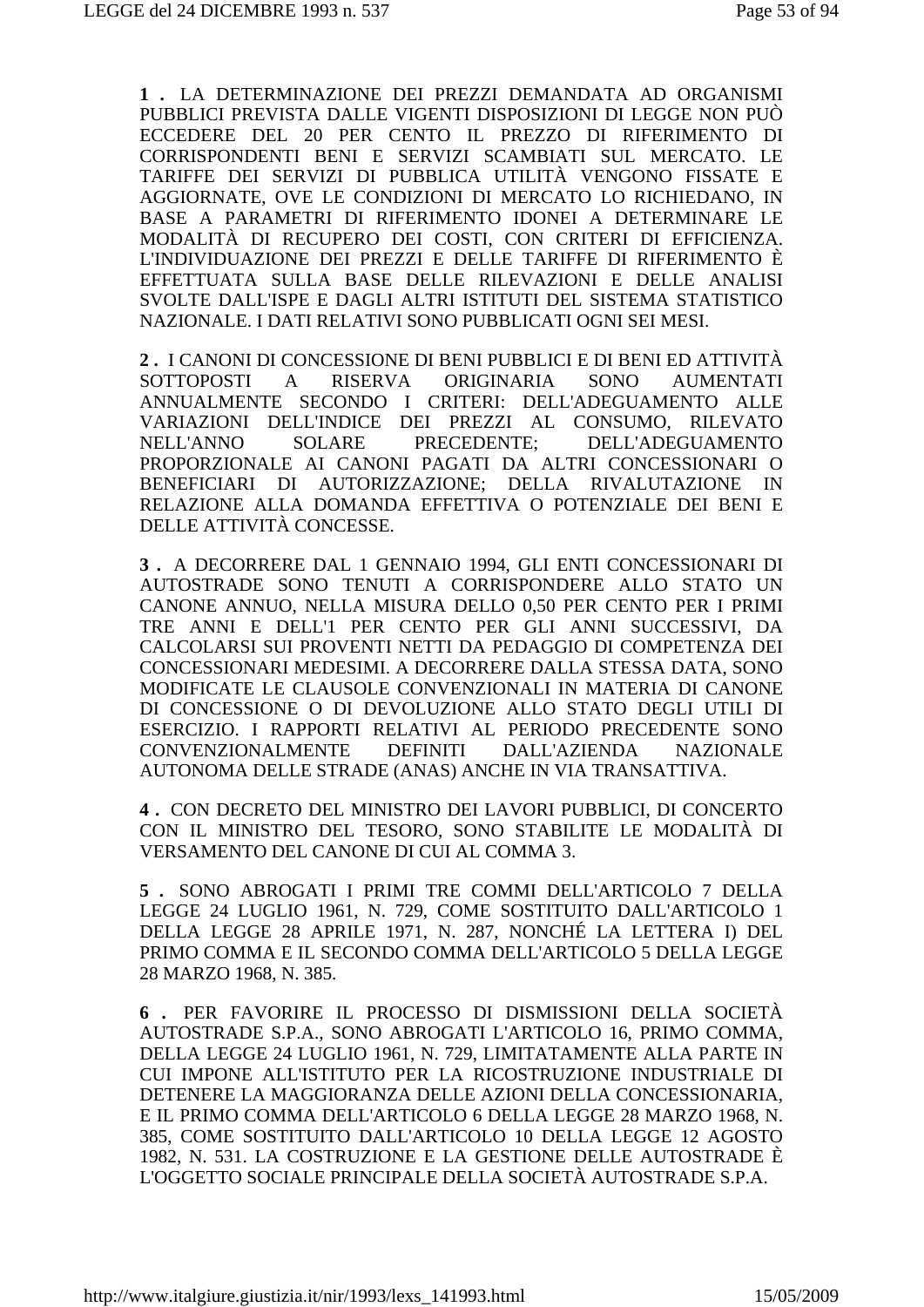**1 .** LA DETERMINAZIONE DEI PREZZI DEMANDATA AD ORGANISMI PUBBLICI PREVISTA DALLE VIGENTI DISPOSIZIONI DI LEGGE NON PUÒ ECCEDERE DEL 20 PER CENTO IL PREZZO DI RIFERIMENTO DI CORRISPONDENTI BENI E SERVIZI SCAMBIATI SUL MERCATO. LE TARIFFE DEI SERVIZI DI PUBBLICA UTILITÀ VENGONO FISSATE E AGGIORNATE, OVE LE CONDIZIONI DI MERCATO LO RICHIEDANO, IN BASE A PARAMETRI DI RIFERIMENTO IDONEI A DETERMINARE LE MODALITÀ DI RECUPERO DEI COSTI, CON CRITERI DI EFFICIENZA. L'INDIVIDUAZIONE DEI PREZZI E DELLE TARIFFE DI RIFERIMENTO È EFFETTUATA SULLA BASE DELLE RILEVAZIONI E DELLE ANALISI SVOLTE DALL'ISPE E DAGLI ALTRI ISTITUTI DEL SISTEMA STATISTICO NAZIONALE. I DATI RELATIVI SONO PUBBLICATI OGNI SEI MESI.

**2 .** I CANONI DI CONCESSIONE DI BENI PUBBLICI E DI BENI ED ATTIVITÀ SOTTOPOSTI A RISERVA ORIGINARIA SONO AUMENTATI ANNUALMENTE SECONDO I CRITERI: DELL'ADEGUAMENTO ALLE VARIAZIONI DELL'INDICE DEI PREZZI AL CONSUMO, RILEVATO NELL'ANNO SOLARE PRECEDENTE; DELL'ADEGUAMENTO PROPORZIONALE AI CANONI PAGATI DA ALTRI CONCESSIONARI O BENEFICIARI DI AUTORIZZAZIONE; DELLA RIVALUTAZIONE IN RELAZIONE ALLA DOMANDA EFFETTIVA O POTENZIALE DEI BENI E DELLE ATTIVITÀ CONCESSE.

**3 .** A DECORRERE DAL 1 GENNAIO 1994, GLI ENTI CONCESSIONARI DI AUTOSTRADE SONO TENUTI A CORRISPONDERE ALLO STATO UN CANONE ANNUO, NELLA MISURA DELLO 0,50 PER CENTO PER I PRIMI TRE ANNI E DELL'1 PER CENTO PER GLI ANNI SUCCESSIVI, DA CALCOLARSI SUI PROVENTI NETTI DA PEDAGGIO DI COMPETENZA DEI CONCESSIONARI MEDESIMI. A DECORRERE DALLA STESSA DATA, SONO MODIFICATE LE CLAUSOLE CONVENZIONALI IN MATERIA DI CANONE DI CONCESSIONE O DI DEVOLUZIONE ALLO STATO DEGLI UTILI DI ESERCIZIO. I RAPPORTI RELATIVI AL PERIODO PRECEDENTE SONO CONVENZIONALMENTE DEFINITI DALL'AZIENDA NAZIONALE AUTONOMA DELLE STRADE (ANAS) ANCHE IN VIA TRANSATTIVA.

**4 .** CON DECRETO DEL MINISTRO DEI LAVORI PUBBLICI, DI CONCERTO CON IL MINISTRO DEL TESORO, SONO STABILITE LE MODALITÀ DI VERSAMENTO DEL CANONE DI CUI AL COMMA 3.

**5 .** SONO ABROGATI I PRIMI TRE COMMI DELL'ARTICOLO 7 DELLA LEGGE 24 LUGLIO 1961, N. 729, COME SOSTITUITO DALL'ARTICOLO 1 DELLA LEGGE 28 APRILE 1971, N. 287, NONCHÉ LA LETTERA I) DEL PRIMO COMMA E IL SECONDO COMMA DELL'ARTICOLO 5 DELLA LEGGE 28 MARZO 1968, N. 385.

**6 .** PER FAVORIRE IL PROCESSO DI DISMISSIONI DELLA SOCIETÀ AUTOSTRADE S.P.A., SONO ABROGATI L'ARTICOLO 16, PRIMO COMMA, DELLA LEGGE 24 LUGLIO 1961, N. 729, LIMITATAMENTE ALLA PARTE IN CUI IMPONE ALL'ISTITUTO PER LA RICOSTRUZIONE INDUSTRIALE DI DETENERE LA MAGGIORANZA DELLE AZIONI DELLA CONCESSIONARIA, E IL PRIMO COMMA DELL'ARTICOLO 6 DELLA LEGGE 28 MARZO 1968, N. 385, COME SOSTITUITO DALL'ARTICOLO 10 DELLA LEGGE 12 AGOSTO 1982, N. 531. LA COSTRUZIONE E LA GESTIONE DELLE AUTOSTRADE È L'OGGETTO SOCIALE PRINCIPALE DELLA SOCIETÀ AUTOSTRADE S.P.A.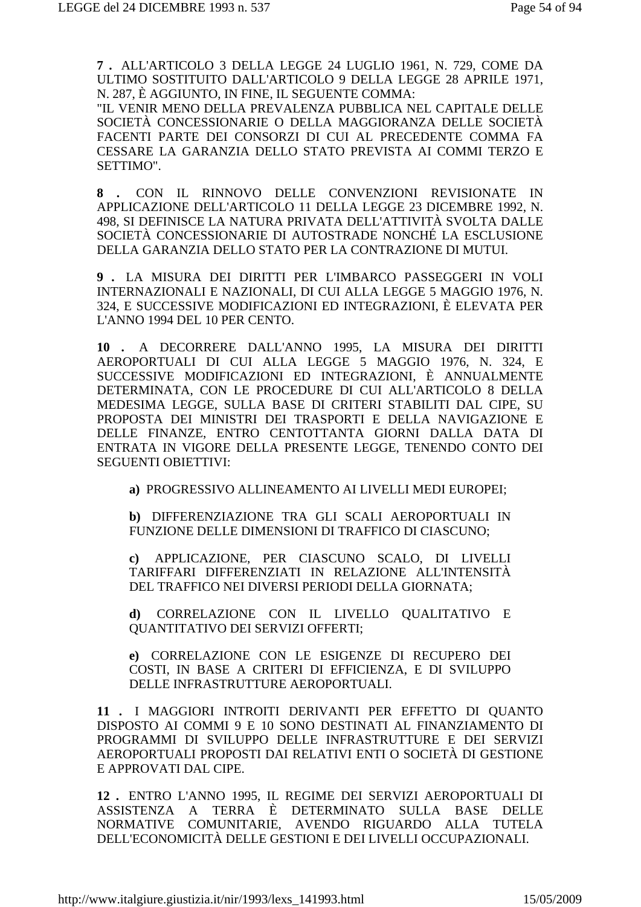**7 .** ALL'ARTICOLO 3 DELLA LEGGE 24 LUGLIO 1961, N. 729, COME DA ULTIMO SOSTITUITO DALL'ARTICOLO 9 DELLA LEGGE 28 APRILE 1971, N. 287, È AGGIUNTO, IN FINE, IL SEGUENTE COMMA:
"IL VENIR MENO DELLA PREVALENZA PUBBLICA NEL CAPITALE DELLE SOCIETÀ CONCESSIONARIE O DELLA MAGGIORANZA DELLE SOCIETÀ FACENTI PARTE DEI CONSORZI DI CUI AL PRECEDENTE COMMA FA CESSARE LA GARANZIA DELLO STATO PREVISTA AI COMMI TERZO E SETTIMO".

**8 .** CON IL RINNOVO DELLE CONVENZIONI REVISIONATE IN APPLICAZIONE DELL'ARTICOLO 11 DELLA LEGGE 23 DICEMBRE 1992, N. 498, SI DEFINISCE LA NATURA PRIVATA DELL'ATTIVITÀ SVOLTA DALLE SOCIETÀ CONCESSIONARIE DI AUTOSTRADE NONCHÉ LA ESCLUSIONE DELLA GARANZIA DELLO STATO PER LA CONTRAZIONE DI MUTUI.

**9 .** LA MISURA DEI DIRITTI PER L'IMBARCO PASSEGGERI IN VOLI INTERNAZIONALI E NAZIONALI, DI CUI ALLA LEGGE 5 MAGGIO 1976, N. 324, E SUCCESSIVE MODIFICAZIONI ED INTEGRAZIONI, È ELEVATA PER L'ANNO 1994 DEL 10 PER CENTO.

**10 .** A DECORRERE DALL'ANNO 1995, LA MISURA DEI DIRITTI AEROPORTUALI DI CUI ALLA LEGGE 5 MAGGIO 1976, N. 324, E SUCCESSIVE MODIFICAZIONI ED INTEGRAZIONI, È ANNUALMENTE DETERMINATA, CON LE PROCEDURE DI CUI ALL'ARTICOLO 8 DELLA MEDESIMA LEGGE, SULLA BASE DI CRITERI STABILITI DAL CIPE, SU PROPOSTA DEI MINISTRI DEI TRASPORTI E DELLA NAVIGAZIONE E DELLE FINANZE, ENTRO CENTOTTANTA GIORNI DALLA DATA DI ENTRATA IN VIGORE DELLA PRESENTE LEGGE, TENENDO CONTO DEI SEGUENTI OBIETTIVI:

**a)** PROGRESSIVO ALLINEAMENTO AI LIVELLI MEDI EUROPEI;

**b)** DIFFERENZIAZIONE TRA GLI SCALI AEROPORTUALI IN FUNZIONE DELLE DIMENSIONI DI TRAFFICO DI CIASCUNO;

**c)** APPLICAZIONE, PER CIASCUNO SCALO, DI LIVELLI TARIFFARI DIFFERENZIATI IN RELAZIONE ALL'INTENSITÀ DEL TRAFFICO NEI DIVERSI PERIODI DELLA GIORNATA;

**d)** CORRELAZIONE CON IL LIVELLO QUALITATIVO E QUANTITATIVO DEI SERVIZI OFFERTI;

**e)** CORRELAZIONE CON LE ESIGENZE DI RECUPERO DEI COSTI, IN BASE A CRITERI DI EFFICIENZA, E DI SVILUPPO DELLE INFRASTRUTTURE AEROPORTUALI.

**11 .** I MAGGIORI INTROITI DERIVANTI PER EFFETTO DI QUANTO DISPOSTO AI COMMI 9 E 10 SONO DESTINATI AL FINANZIAMENTO DI PROGRAMMI DI SVILUPPO DELLE INFRASTRUTTURE E DEI SERVIZI AEROPORTUALI PROPOSTI DAI RELATIVI ENTI O SOCIETÀ DI GESTIONE E APPROVATI DAL CIPE.

**12 .** ENTRO L'ANNO 1995, IL REGIME DEI SERVIZI AEROPORTUALI DI ASSISTENZA A TERRA È DETERMINATO SULLA BASE DELLE NORMATIVE COMUNITARIE, AVENDO RIGUARDO ALLA TUTELA DELL'ECONOMICITÀ DELLE GESTIONI E DEI LIVELLI OCCUPAZIONALI.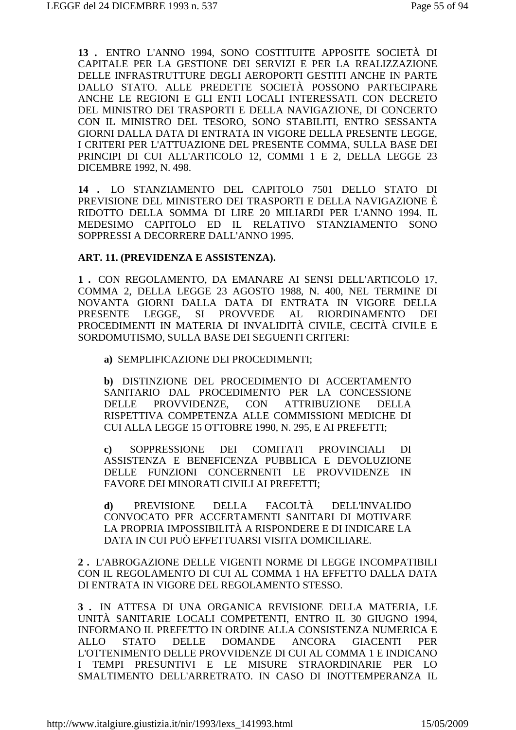**13 .** ENTRO L'ANNO 1994, SONO COSTITUITE APPOSITE SOCIETÀ DI CAPITALE PER LA GESTIONE DEI SERVIZI E PER LA REALIZZAZIONE DELLE INFRASTRUTTURE DEGLI AEROPORTI GESTITI ANCHE IN PARTE DALLO STATO. ALLE PREDETTE SOCIETÀ POSSONO PARTECIPARE ANCHE LE REGIONI E GLI ENTI LOCALI INTERESSATI. CON DECRETO DEL MINISTRO DEI TRASPORTI E DELLA NAVIGAZIONE, DI CONCERTO CON IL MINISTRO DEL TESORO, SONO STABILITI, ENTRO SESSANTA GIORNI DALLA DATA DI ENTRATA IN VIGORE DELLA PRESENTE LEGGE, I CRITERI PER L'ATTUAZIONE DEL PRESENTE COMMA, SULLA BASE DEI PRINCIPI DI CUI ALL'ARTICOLO 12, COMMI 1 E 2, DELLA LEGGE 23 DICEMBRE 1992, N. 498.

**14 .** LO STANZIAMENTO DEL CAPITOLO 7501 DELLO STATO DI PREVISIONE DEL MINISTERO DEI TRASPORTI E DELLA NAVIGAZIONE È RIDOTTO DELLA SOMMA DI LIRE 20 MILIARDI PER L'ANNO 1994. IL MEDESIMO CAPITOLO ED IL RELATIVO STANZIAMENTO SONO SOPPRESSI A DECORRERE DALL'ANNO 1995.

**ART. 11. (PREVIDENZA E ASSISTENZA).**

**1 .** CON REGOLAMENTO, DA EMANARE AI SENSI DELL'ARTICOLO 17, COMMA 2, DELLA LEGGE 23 AGOSTO 1988, N. 400, NEL TERMINE DI NOVANTA GIORNI DALLA DATA DI ENTRATA IN VIGORE DELLA PRESENTE LEGGE, SI PROVVEDE AL RIORDINAMENTO DEI PROCEDIMENTI IN MATERIA DI INVALIDITÀ CIVILE, CECITÀ CIVILE E SORDOMUTISMO, SULLA BASE DEI SEGUENTI CRITERI:

> **a)** SEMPLIFICAZIONE DEI PROCEDIMENTI;
>
> **b)** DISTINZIONE DEL PROCEDIMENTO DI ACCERTAMENTO SANITARIO DAL PROCEDIMENTO PER LA CONCESSIONE DELLE PROVVIDENZE, CON ATTRIBUZIONE DELLA RISPETTIVA COMPETENZA ALLE COMMISSIONI MEDICHE DI CUI ALLA LEGGE 15 OTTOBRE 1990, N. 295, E AI PREFETTI;
>
> **c)** SOPPRESSIONE DEI COMITATI PROVINCIALI DI ASSISTENZA E BENEFICENZA PUBBLICA E DEVOLUZIONE DELLE FUNZIONI CONCERNENTI LE PROVVIDENZE IN FAVORE DEI MINORATI CIVILI AI PREFETTI;
>
> **d)** PREVISIONE DELLA FACOLTÀ DELL'INVALIDO CONVOCATO PER ACCERTAMENTI SANITARI DI MOTIVARE LA PROPRIA IMPOSSIBILITÀ A RISPONDERE E DI INDICARE LA DATA IN CUI PUÒ EFFETTUARSI VISITA DOMICILIARE.

**2 .** L'ABROGAZIONE DELLE VIGENTI NORME DI LEGGE INCOMPATIBILI CON IL REGOLAMENTO DI CUI AL COMMA 1 HA EFFETTO DALLA DATA DI ENTRATA IN VIGORE DEL REGOLAMENTO STESSO.

**3 .** IN ATTESA DI UNA ORGANICA REVISIONE DELLA MATERIA, LE UNITÀ SANITARIE LOCALI COMPETENTI, ENTRO IL 30 GIUGNO 1994, INFORMANO IL PREFETTO IN ORDINE ALLA CONSISTENZA NUMERICA E ALLO STATO DELLE DOMANDE ANCORA GIACENTI PER L'OTTENIMENTO DELLE PROVVIDENZE DI CUI AL COMMA 1 E INDICANO I TEMPI PRESUNTIVI E LE MISURE STRAORDINARIE PER LO SMALTIMENTO DELL'ARRETRATO. IN CASO DI INOTTEMPERANZA IL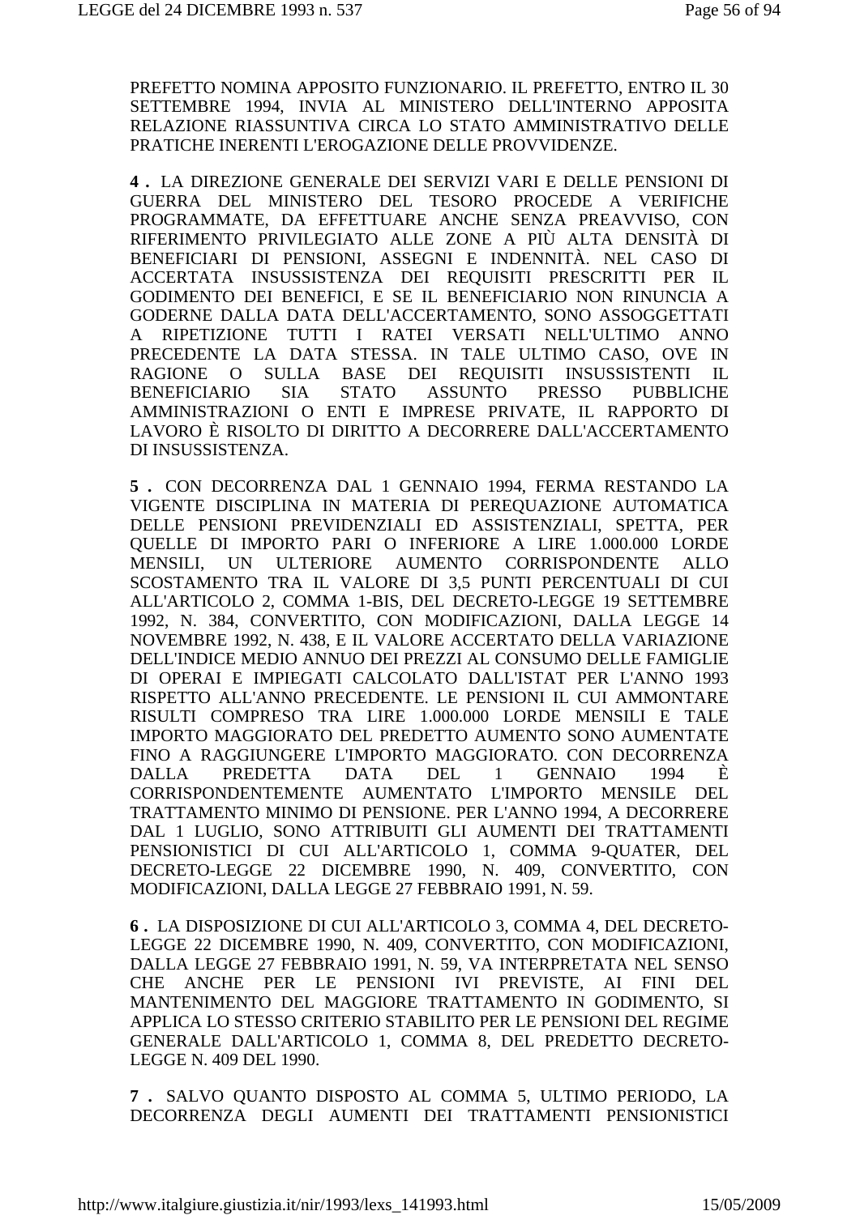PREFETTO NOMINA APPOSITO FUNZIONARIO. IL PREFETTO, ENTRO IL 30 SETTEMBRE 1994, INVIA AL MINISTERO DELL'INTERNO APPOSITA RELAZIONE RIASSUNTIVA CIRCA LO STATO AMMINISTRATIVO DELLE PRATICHE INERENTI L'EROGAZIONE DELLE PROVVIDENZE.

**4 .** LA DIREZIONE GENERALE DEI SERVIZI VARI E DELLE PENSIONI DI GUERRA DEL MINISTERO DEL TESORO PROCEDE A VERIFICHE PROGRAMMATE, DA EFFETTUARE ANCHE SENZA PREAVVISO, CON RIFERIMENTO PRIVILEGIATO ALLE ZONE A PIÙ ALTA DENSITÀ DI BENEFICIARI DI PENSIONI, ASSEGNI E INDENNITÀ. NEL CASO DI ACCERTATA INSUSSISTENZA DEI REQUISITI PRESCRITTI PER IL GODIMENTO DEI BENEFICI, E SE IL BENEFICIARIO NON RINUNCIA A GODERNE DALLA DATA DELL'ACCERTAMENTO, SONO ASSOGGETTATI A RIPETIZIONE TUTTI I RATEI VERSATI NELL'ULTIMO ANNO PRECEDENTE LA DATA STESSA. IN TALE ULTIMO CASO, OVE IN RAGIONE O SULLA BASE DEI REQUISITI INSUSSISTENTI IL BENEFICIARIO SIA STATO ASSUNTO PRESSO PUBBLICHE AMMINISTRAZIONI O ENTI E IMPRESE PRIVATE, IL RAPPORTO DI LAVORO È RISOLTO DI DIRITTO A DECORRERE DALL'ACCERTAMENTO DI INSUSSISTENZA.

**5 .** CON DECORRENZA DAL 1 GENNAIO 1994, FERMA RESTANDO LA VIGENTE DISCIPLINA IN MATERIA DI PEREQUAZIONE AUTOMATICA DELLE PENSIONI PREVIDENZIALI ED ASSISTENZIALI, SPETTA, PER QUELLE DI IMPORTO PARI O INFERIORE A LIRE 1.000.000 LORDE MENSILI, UN ULTERIORE AUMENTO CORRISPONDENTE ALLO SCOSTAMENTO TRA IL VALORE DI 3,5 PUNTI PERCENTUALI DI CUI ALL'ARTICOLO 2, COMMA 1-BIS, DEL DECRETO-LEGGE 19 SETTEMBRE 1992, N. 384, CONVERTITO, CON MODIFICAZIONI, DALLA LEGGE 14 NOVEMBRE 1992, N. 438, E IL VALORE ACCERTATO DELLA VARIAZIONE DELL'INDICE MEDIO ANNUO DEI PREZZI AL CONSUMO DELLE FAMIGLIE DI OPERAI E IMPIEGATI CALCOLATO DALL'ISTAT PER L'ANNO 1993 RISPETTO ALL'ANNO PRECEDENTE. LE PENSIONI IL CUI AMMONTARE RISULTI COMPRESO TRA LIRE 1.000.000 LORDE MENSILI E TALE IMPORTO MAGGIORATO DEL PREDETTO AUMENTO SONO AUMENTATE FINO A RAGGIUNGERE L'IMPORTO MAGGIORATO. CON DECORRENZA DALLA PREDETTA DATA DEL 1 GENNAIO 1994 È CORRISPONDENTEMENTE AUMENTATO L'IMPORTO MENSILE DEL TRATTAMENTO MINIMO DI PENSIONE. PER L'ANNO 1994, A DECORRERE DAL 1 LUGLIO, SONO ATTRIBUITI GLI AUMENTI DEI TRATTAMENTI PENSIONISTICI DI CUI ALL'ARTICOLO 1, COMMA 9-QUATER, DEL DECRETO-LEGGE 22 DICEMBRE 1990, N. 409, CONVERTITO, CON MODIFICAZIONI, DALLA LEGGE 27 FEBBRAIO 1991, N. 59.

**6 .** LA DISPOSIZIONE DI CUI ALL'ARTICOLO 3, COMMA 4, DEL DECRETO-LEGGE 22 DICEMBRE 1990, N. 409, CONVERTITO, CON MODIFICAZIONI, DALLA LEGGE 27 FEBBRAIO 1991, N. 59, VA INTERPRETATA NEL SENSO CHE ANCHE PER LE PENSIONI IVI PREVISTE, AI FINI DEL MANTENIMENTO DEL MAGGIORE TRATTAMENTO IN GODIMENTO, SI APPLICA LO STESSO CRITERIO STABILITO PER LE PENSIONI DEL REGIME GENERALE DALL'ARTICOLO 1, COMMA 8, DEL PREDETTO DECRETO-LEGGE N. 409 DEL 1990.

**7 .** SALVO QUANTO DISPOSTO AL COMMA 5, ULTIMO PERIODO, LA DECORRENZA DEGLI AUMENTI DEI TRATTAMENTI PENSIONISTICI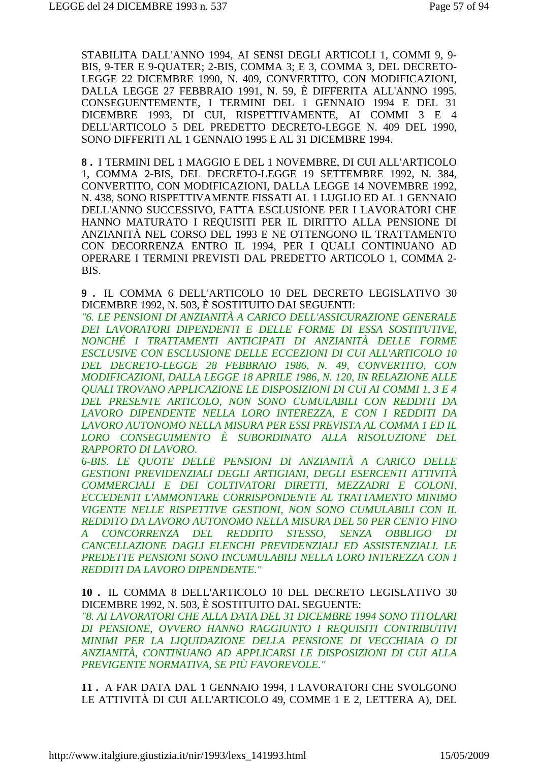STABILITA DALL'ANNO 1994, AI SENSI DEGLI ARTICOLI 1, COMMI 9, 9-BIS, 9-TER E 9-QUATER; 2-BIS, COMMA 3; E 3, COMMA 3, DEL DECRETO-LEGGE 22 DICEMBRE 1990, N. 409, CONVERTITO, CON MODIFICAZIONI, DALLA LEGGE 27 FEBBRAIO 1991, N. 59, È DIFFERITA ALL'ANNO 1995. CONSEGUENTEMENTE, I TERMINI DEL 1 GENNAIO 1994 E DEL 31 DICEMBRE 1993, DI CUI, RISPETTIVAMENTE, AI COMMI 3 E 4 DELL'ARTICOLO 5 DEL PREDETTO DECRETO-LEGGE N. 409 DEL 1990, SONO DIFFERITI AL 1 GENNAIO 1995 E AL 31 DICEMBRE 1994.

**8 .** I TERMINI DEL 1 MAGGIO E DEL 1 NOVEMBRE, DI CUI ALL'ARTICOLO 1, COMMA 2-BIS, DEL DECRETO-LEGGE 19 SETTEMBRE 1992, N. 384, CONVERTITO, CON MODIFICAZIONI, DALLA LEGGE 14 NOVEMBRE 1992, N. 438, SONO RISPETTIVAMENTE FISSATI AL 1 LUGLIO ED AL 1 GENNAIO DELL'ANNO SUCCESSIVO, FATTA ESCLUSIONE PER I LAVORATORI CHE HANNO MATURATO I REQUISITI PER IL DIRITTO ALLA PENSIONE DI ANZIANITÀ NEL CORSO DEL 1993 E NE OTTENGONO IL TRATTAMENTO CON DECORRENZA ENTRO IL 1994, PER I QUALI CONTINUANO AD OPERARE I TERMINI PREVISTI DAL PREDETTO ARTICOLO 1, COMMA 2-BIS.

**9 .** IL COMMA 6 DELL'ARTICOLO 10 DEL DECRETO LEGISLATIVO 30 DICEMBRE 1992, N. 503, È SOSTITUITO DAI SEGUENTI:
*"6. LE PENSIONI DI ANZIANITÀ A CARICO DELL'ASSICURAZIONE GENERALE DEI LAVORATORI DIPENDENTI E DELLE FORME DI ESSA SOSTITUTIVE, NONCHÉ I TRATTAMENTI ANTICIPATI DI ANZIANITÀ DELLE FORME ESCLUSIVE CON ESCLUSIONE DELLE ECCEZIONI DI CUI ALL'ARTICOLO 10 DEL DECRETO-LEGGE 28 FEBBRAIO 1986, N. 49, CONVERTITO, CON MODIFICAZIONI, DALLA LEGGE 18 APRILE 1986, N. 120, IN RELAZIONE ALLE QUALI TROVANO APPLICAZIONE LE DISPOSIZIONI DI CUI AI COMMI 1, 3 E 4 DEL PRESENTE ARTICOLO, NON SONO CUMULABILI CON REDDITI DA LAVORO DIPENDENTE NELLA LORO INTEREZZA, E CON I REDDITI DA LAVORO AUTONOMO NELLA MISURA PER ESSI PREVISTA AL COMMA 1 ED IL LORO CONSEGUIMENTO È SUBORDINATO ALLA RISOLUZIONE DEL RAPPORTO DI LAVORO.*
*6-BIS. LE QUOTE DELLE PENSIONI DI ANZIANITÀ A CARICO DELLE GESTIONI PREVIDENZIALI DEGLI ARTIGIANI, DEGLI ESERCENTI ATTIVITÀ COMMERCIALI E DEI COLTIVATORI DIRETTI, MEZZADRI E COLONI, ECCEDENTI L'AMMONTARE CORRISPONDENTE AL TRATTAMENTO MINIMO VIGENTE NELLE RISPETTIVE GESTIONI, NON SONO CUMULABILI CON IL REDDITO DA LAVORO AUTONOMO NELLA MISURA DEL 50 PER CENTO FINO A CONCORRENZA DEL REDDITO STESSO, SENZA OBBLIGO DI CANCELLAZIONE DAGLI ELENCHI PREVIDENZIALI ED ASSISTENZIALI. LE PREDETTE PENSIONI SONO INCUMULABILI NELLA LORO INTEREZZA CON I REDDITI DA LAVORO DIPENDENTE."*

**10 .** IL COMMA 8 DELL'ARTICOLO 10 DEL DECRETO LEGISLATIVO 30 DICEMBRE 1992, N. 503, È SOSTITUITO DAL SEGUENTE:
*"8. AI LAVORATORI CHE ALLA DATA DEL 31 DICEMBRE 1994 SONO TITOLARI DI PENSIONE, OVVERO HANNO RAGGIUNTO I REQUISITI CONTRIBUTIVI MINIMI PER LA LIQUIDAZIONE DELLA PENSIONE DI VECCHIAIA O DI ANZIANITÀ, CONTINUANO AD APPLICARSI LE DISPOSIZIONI DI CUI ALLA PREVIGENTE NORMATIVA, SE PIÙ FAVOREVOLE."*

**11 .** A FAR DATA DAL 1 GENNAIO 1994, I LAVORATORI CHE SVOLGONO LE ATTIVITÀ DI CUI ALL'ARTICOLO 49, COMME 1 E 2, LETTERA A), DEL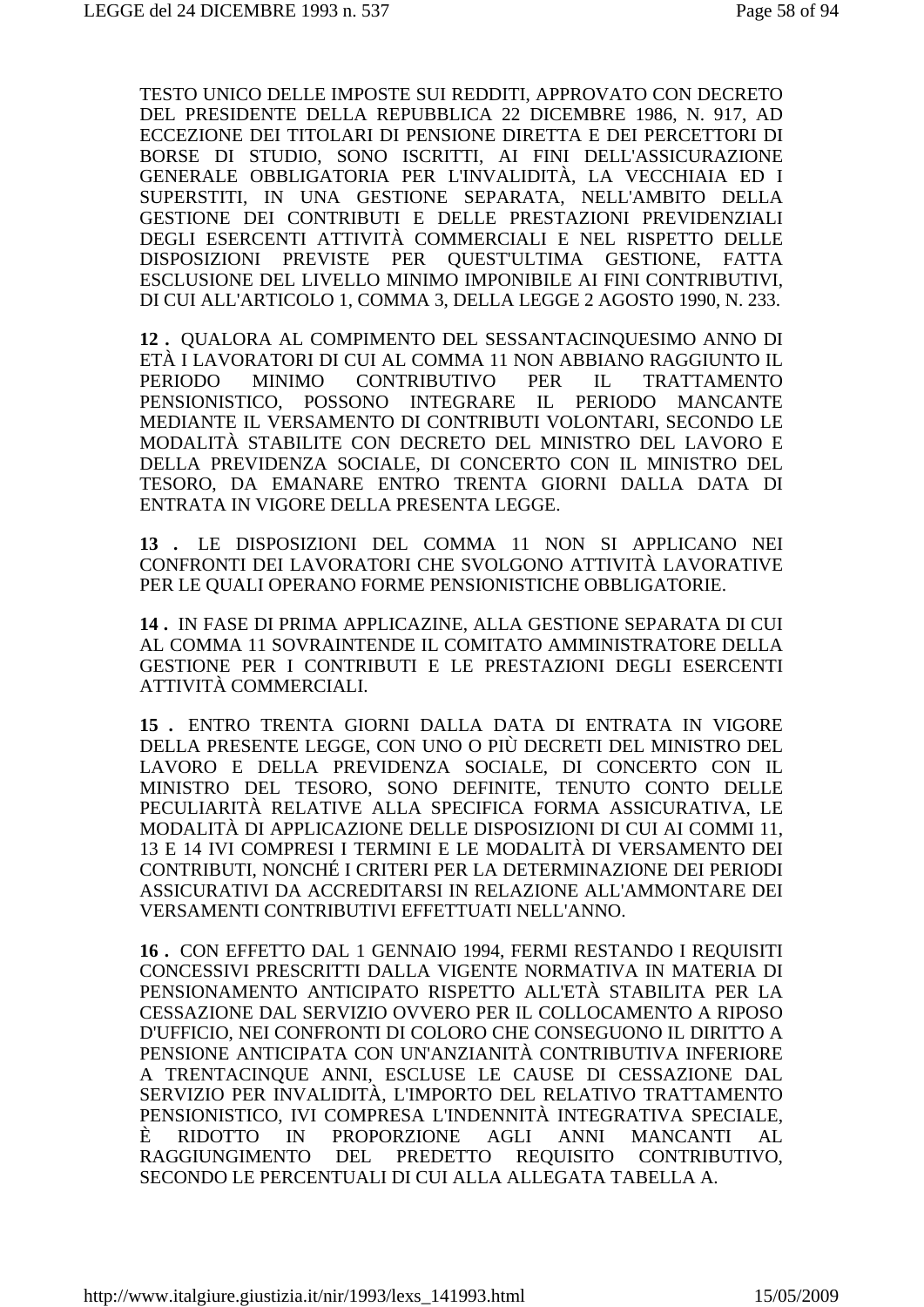TESTO UNICO DELLE IMPOSTE SUI REDDITI, APPROVATO CON DECRETO DEL PRESIDENTE DELLA REPUBBLICA 22 DICEMBRE 1986, N. 917, AD ECCEZIONE DEI TITOLARI DI PENSIONE DIRETTA E DEI PERCETTORI DI BORSE DI STUDIO, SONO ISCRITTI, AI FINI DELL'ASSICURAZIONE GENERALE OBBLIGATORIA PER L'INVALIDITÀ, LA VECCHIAIA ED I SUPERSTITI, IN UNA GESTIONE SEPARATA, NELL'AMBITO DELLA GESTIONE DEI CONTRIBUTI E DELLE PRESTAZIONI PREVIDENZIALI DEGLI ESERCENTI ATTIVITÀ COMMERCIALI E NEL RISPETTO DELLE DISPOSIZIONI PREVISTE PER QUEST'ULTIMA GESTIONE, FATTA ESCLUSIONE DEL LIVELLO MINIMO IMPONIBILE AI FINI CONTRIBUTIVI, DI CUI ALL'ARTICOLO 1, COMMA 3, DELLA LEGGE 2 AGOSTO 1990, N. 233.

**12 .** QUALORA AL COMPIMENTO DEL SESSANTACINQUESIMO ANNO DI ETÀ I LAVORATORI DI CUI AL COMMA 11 NON ABBIANO RAGGIUNTO IL PERIODO MINIMO CONTRIBUTIVO PER IL TRATTAMENTO PENSIONISTICO, POSSONO INTEGRARE IL PERIODO MANCANTE MEDIANTE IL VERSAMENTO DI CONTRIBUTI VOLONTARI, SECONDO LE MODALITÀ STABILITE CON DECRETO DEL MINISTRO DEL LAVORO E DELLA PREVIDENZA SOCIALE, DI CONCERTO CON IL MINISTRO DEL TESORO, DA EMANARE ENTRO TRENTA GIORNI DALLA DATA DI ENTRATA IN VIGORE DELLA PRESENTA LEGGE.

**13 .** LE DISPOSIZIONI DEL COMMA 11 NON SI APPLICANO NEI CONFRONTI DEI LAVORATORI CHE SVOLGONO ATTIVITÀ LAVORATIVE PER LE QUALI OPERANO FORME PENSIONISTICHE OBBLIGATORIE.

**14 .** IN FASE DI PRIMA APPLICAZINE, ALLA GESTIONE SEPARATA DI CUI AL COMMA 11 SOVRAINTENDE IL COMITATO AMMINISTRATORE DELLA GESTIONE PER I CONTRIBUTI E LE PRESTAZIONI DEGLI ESERCENTI ATTIVITÀ COMMERCIALI.

**15 .** ENTRO TRENTA GIORNI DALLA DATA DI ENTRATA IN VIGORE DELLA PRESENTE LEGGE, CON UNO O PIÙ DECRETI DEL MINISTRO DEL LAVORO E DELLA PREVIDENZA SOCIALE, DI CONCERTO CON IL MINISTRO DEL TESORO, SONO DEFINITE, TENUTO CONTO DELLE PECULIARITÀ RELATIVE ALLA SPECIFICA FORMA ASSICURATIVA, LE MODALITÀ DI APPLICAZIONE DELLE DISPOSIZIONI DI CUI AI COMMI 11, 13 E 14 IVI COMPRESI I TERMINI E LE MODALITÀ DI VERSAMENTO DEI CONTRIBUTI, NONCHÉ I CRITERI PER LA DETERMINAZIONE DEI PERIODI ASSICURATIVI DA ACCREDITARSI IN RELAZIONE ALL'AMMONTARE DEI VERSAMENTI CONTRIBUTIVI EFFETTUATI NELL'ANNO.

**16 .** CON EFFETTO DAL 1 GENNAIO 1994, FERMI RESTANDO I REQUISITI CONCESSIVI PRESCRITTI DALLA VIGENTE NORMATIVA IN MATERIA DI PENSIONAMENTO ANTICIPATO RISPETTO ALL'ETÀ STABILITA PER LA CESSAZIONE DAL SERVIZIO OVVERO PER IL COLLOCAMENTO A RIPOSO D'UFFICIO, NEI CONFRONTI DI COLORO CHE CONSEGUONO IL DIRITTO A PENSIONE ANTICIPATA CON UN'ANZIANITÀ CONTRIBUTIVA INFERIORE A TRENTACINQUE ANNI, ESCLUSE LE CAUSE DI CESSAZIONE DAL SERVIZIO PER INVALIDITÀ, L'IMPORTO DEL RELATIVO TRATTAMENTO PENSIONISTICO, IVI COMPRESA L'INDENNITÀ INTEGRATIVA SPECIALE, È RIDOTTO IN PROPORZIONE AGLI ANNI MANCANTI AL RAGGIUNGIMENTO DEL PREDETTO REQUISITO CONTRIBUTIVO, SECONDO LE PERCENTUALI DI CUI ALLA ALLEGATA TABELLA A.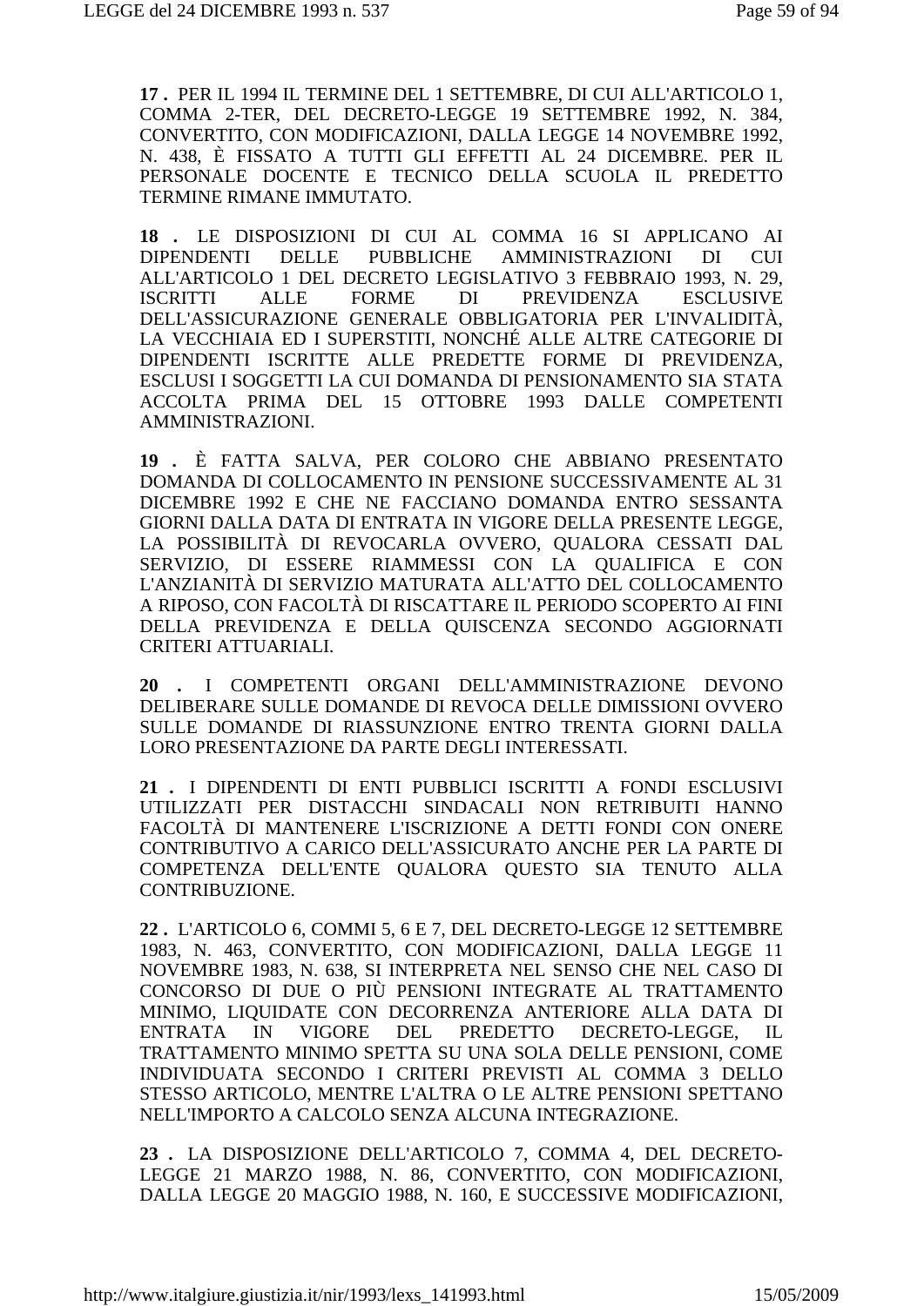**17 .** PER IL 1994 IL TERMINE DEL 1 SETTEMBRE, DI CUI ALL'ARTICOLO 1, COMMA 2-TER, DEL DECRETO-LEGGE 19 SETTEMBRE 1992, N. 384, CONVERTITO, CON MODIFICAZIONI, DALLA LEGGE 14 NOVEMBRE 1992, N. 438, È FISSATO A TUTTI GLI EFFETTI AL 24 DICEMBRE. PER IL PERSONALE DOCENTE E TECNICO DELLA SCUOLA IL PREDETTO TERMINE RIMANE IMMUTATO.

**18 .** LE DISPOSIZIONI DI CUI AL COMMA 16 SI APPLICANO AI DIPENDENTI DELLE PUBBLICHE AMMINISTRAZIONI DI CUI ALL'ARTICOLO 1 DEL DECRETO LEGISLATIVO 3 FEBBRAIO 1993, N. 29, ISCRITTI ALLE FORME DI PREVIDENZA ESCLUSIVE DELL'ASSICURAZIONE GENERALE OBBLIGATORIA PER L'INVALIDITÀ, LA VECCHIAIA ED I SUPERSTITI, NONCHÉ ALLE ALTRE CATEGORIE DI DIPENDENTI ISCRITTE ALLE PREDETTE FORME DI PREVIDENZA, ESCLUSI I SOGGETTI LA CUI DOMANDA DI PENSIONAMENTO SIA STATA ACCOLTA PRIMA DEL 15 OTTOBRE 1993 DALLE COMPETENTI AMMINISTRAZIONI.

**19 .** È FATTA SALVA, PER COLORO CHE ABBIANO PRESENTATO DOMANDA DI COLLOCAMENTO IN PENSIONE SUCCESSIVAMENTE AL 31 DICEMBRE 1992 E CHE NE FACCIANO DOMANDA ENTRO SESSANTA GIORNI DALLA DATA DI ENTRATA IN VIGORE DELLA PRESENTE LEGGE, LA POSSIBILITÀ DI REVOCARLA OVVERO, QUALORA CESSATI DAL SERVIZIO, DI ESSERE RIAMMESSI CON LA QUALIFICA E CON L'ANZIANITÀ DI SERVIZIO MATURATA ALL'ATTO DEL COLLOCAMENTO A RIPOSO, CON FACOLTÀ DI RISCATTARE IL PERIODO SCOPERTO AI FINI DELLA PREVIDENZA E DELLA QUISCENZA SECONDO AGGIORNATI CRITERI ATTUARIALI.

**20 .** I COMPETENTI ORGANI DELL'AMMINISTRAZIONE DEVONO DELIBERARE SULLE DOMANDE DI REVOCA DELLE DIMISSIONI OVVERO SULLE DOMANDE DI RIASSUNZIONE ENTRO TRENTA GIORNI DALLA LORO PRESENTAZIONE DA PARTE DEGLI INTERESSATI.

**21 .** I DIPENDENTI DI ENTI PUBBLICI ISCRITTI A FONDI ESCLUSIVI UTILIZZATI PER DISTACCHI SINDACALI NON RETRIBUITI HANNO FACOLTÀ DI MANTENERE L'ISCRIZIONE A DETTI FONDI CON ONERE CONTRIBUTIVO A CARICO DELL'ASSICURATO ANCHE PER LA PARTE DI COMPETENZA DELL'ENTE QUALORA QUESTO SIA TENUTO ALLA CONTRIBUZIONE.

**22 .** L'ARTICOLO 6, COMMI 5, 6 E 7, DEL DECRETO-LEGGE 12 SETTEMBRE 1983, N. 463, CONVERTITO, CON MODIFICAZIONI, DALLA LEGGE 11 NOVEMBRE 1983, N. 638, SI INTERPRETA NEL SENSO CHE NEL CASO DI CONCORSO DI DUE O PIÙ PENSIONI INTEGRATE AL TRATTAMENTO MINIMO, LIQUIDATE CON DECORRENZA ANTERIORE ALLA DATA DI ENTRATA IN VIGORE DEL PREDETTO DECRETO-LEGGE, IL TRATTAMENTO MINIMO SPETTA SU UNA SOLA DELLE PENSIONI, COME INDIVIDUATA SECONDO I CRITERI PREVISTI AL COMMA 3 DELLO STESSO ARTICOLO, MENTRE L'ALTRA O LE ALTRE PENSIONI SPETTANO NELL'IMPORTO A CALCOLO SENZA ALCUNA INTEGRAZIONE.

**23 .** LA DISPOSIZIONE DELL'ARTICOLO 7, COMMA 4, DEL DECRETO-LEGGE 21 MARZO 1988, N. 86, CONVERTITO, CON MODIFICAZIONI, DALLA LEGGE 20 MAGGIO 1988, N. 160, E SUCCESSIVE MODIFICAZIONI,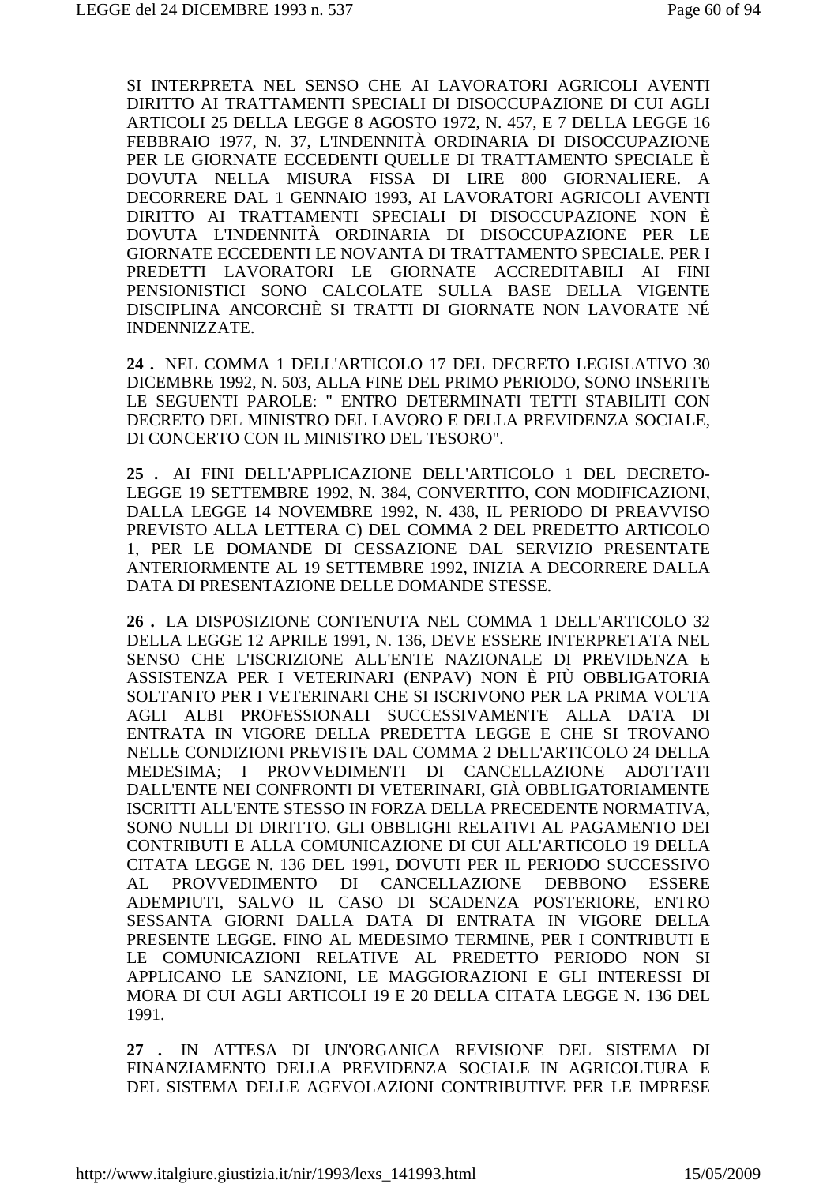SI INTERPRETA NEL SENSO CHE AI LAVORATORI AGRICOLI AVENTI DIRITTO AI TRATTAMENTI SPECIALI DI DISOCCUPAZIONE DI CUI AGLI ARTICOLI 25 DELLA LEGGE 8 AGOSTO 1972, N. 457, E 7 DELLA LEGGE 16 FEBBRAIO 1977, N. 37, L'INDENNITÀ ORDINARIA DI DISOCCUPAZIONE PER LE GIORNATE ECCEDENTI QUELLE DI TRATTAMENTO SPECIALE È DOVUTA NELLA MISURA FISSA DI LIRE 800 GIORNALIERE. A DECORRERE DAL 1 GENNAIO 1993, AI LAVORATORI AGRICOLI AVENTI DIRITTO AI TRATTAMENTI SPECIALI DI DISOCCUPAZIONE NON È DOVUTA L'INDENNITÀ ORDINARIA DI DISOCCUPAZIONE PER LE GIORNATE ECCEDENTI LE NOVANTA DI TRATTAMENTO SPECIALE. PER I PREDETTI LAVORATORI LE GIORNATE ACCREDITABILI AI FINI PENSIONISTICI SONO CALCOLATE SULLA BASE DELLA VIGENTE DISCIPLINA ANCORCHÈ SI TRATTI DI GIORNATE NON LAVORATE NÉ INDENNIZZATE.

**24 .** NEL COMMA 1 DELL'ARTICOLO 17 DEL DECRETO LEGISLATIVO 30 DICEMBRE 1992, N. 503, ALLA FINE DEL PRIMO PERIODO, SONO INSERITE LE SEGUENTI PAROLE: " ENTRO DETERMINATI TETTI STABILITI CON DECRETO DEL MINISTRO DEL LAVORO E DELLA PREVIDENZA SOCIALE, DI CONCERTO CON IL MINISTRO DEL TESORO".

**25 .** AI FINI DELL'APPLICAZIONE DELL'ARTICOLO 1 DEL DECRETO-LEGGE 19 SETTEMBRE 1992, N. 384, CONVERTITO, CON MODIFICAZIONI, DALLA LEGGE 14 NOVEMBRE 1992, N. 438, IL PERIODO DI PREAVVISO PREVISTO ALLA LETTERA C) DEL COMMA 2 DEL PREDETTO ARTICOLO 1, PER LE DOMANDE DI CESSAZIONE DAL SERVIZIO PRESENTATE ANTERIORMENTE AL 19 SETTEMBRE 1992, INIZIA A DECORRERE DALLA DATA DI PRESENTAZIONE DELLE DOMANDE STESSE.

**26 .** LA DISPOSIZIONE CONTENUTA NEL COMMA 1 DELL'ARTICOLO 32 DELLA LEGGE 12 APRILE 1991, N. 136, DEVE ESSERE INTERPRETATA NEL SENSO CHE L'ISCRIZIONE ALL'ENTE NAZIONALE DI PREVIDENZA E ASSISTENZA PER I VETERINARI (ENPAV) NON È PIÙ OBBLIGATORIA SOLTANTO PER I VETERINARI CHE SI ISCRIVONO PER LA PRIMA VOLTA AGLI ALBI PROFESSIONALI SUCCESSIVAMENTE ALLA DATA DI ENTRATA IN VIGORE DELLA PREDETTA LEGGE E CHE SI TROVANO NELLE CONDIZIONI PREVISTE DAL COMMA 2 DELL'ARTICOLO 24 DELLA MEDESIMA; I PROVVEDIMENTI DI CANCELLAZIONE ADOTTATI DALL'ENTE NEI CONFRONTI DI VETERINARI, GIÀ OBBLIGATORIAMENTE ISCRITTI ALL'ENTE STESSO IN FORZA DELLA PRECEDENTE NORMATIVA, SONO NULLI DI DIRITTO. GLI OBBLIGHI RELATIVI AL PAGAMENTO DEI CONTRIBUTI E ALLA COMUNICAZIONE DI CUI ALL'ARTICOLO 19 DELLA CITATA LEGGE N. 136 DEL 1991, DOVUTI PER IL PERIODO SUCCESSIVO AL PROVVEDIMENTO DI CANCELLAZIONE DEBBONO ESSERE ADEMPIUTI, SALVO IL CASO DI SCADENZA POSTERIORE, ENTRO SESSANTA GIORNI DALLA DATA DI ENTRATA IN VIGORE DELLA PRESENTE LEGGE. FINO AL MEDESIMO TERMINE, PER I CONTRIBUTI E LE COMUNICAZIONI RELATIVE AL PREDETTO PERIODO NON SI APPLICANO LE SANZIONI, LE MAGGIORAZIONI E GLI INTERESSI DI MORA DI CUI AGLI ARTICOLI 19 E 20 DELLA CITATA LEGGE N. 136 DEL 1991.

**27 .** IN ATTESA DI UN'ORGANICA REVISIONE DEL SISTEMA DI FINANZIAMENTO DELLA PREVIDENZA SOCIALE IN AGRICOLTURA E DEL SISTEMA DELLE AGEVOLAZIONI CONTRIBUTIVE PER LE IMPRESE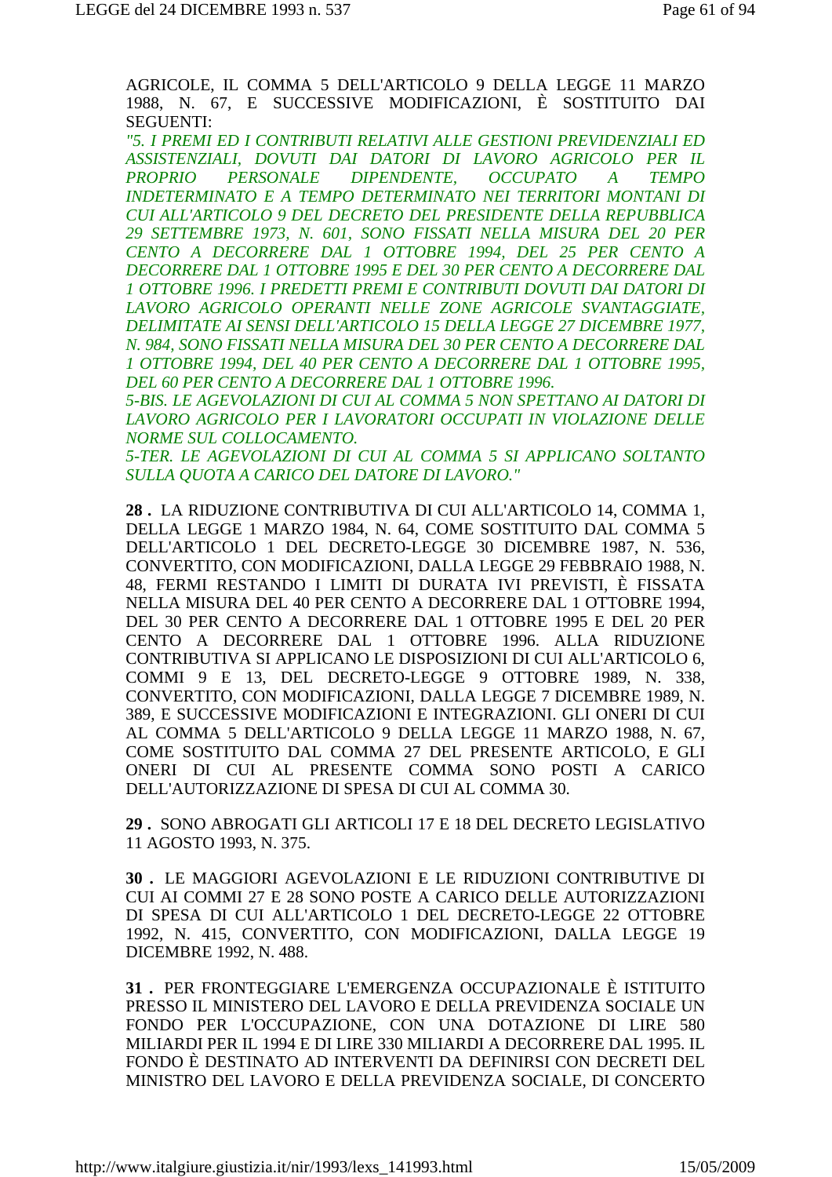AGRICOLE, IL COMMA 5 DELL'ARTICOLO 9 DELLA LEGGE 11 MARZO 1988, N. 67, E SUCCESSIVE MODIFICAZIONI, È SOSTITUITO DAI SEGUENTI:

*"5. I PREMI ED I CONTRIBUTI RELATIVI ALLE GESTIONI PREVIDENZIALI ED ASSISTENZIALI, DOVUTI DAI DATORI DI LAVORO AGRICOLO PER IL PROPRIO PERSONALE DIPENDENTE, OCCUPATO A TEMPO INDETERMINATO E A TEMPO DETERMINATO NEI TERRITORI MONTANI DI CUI ALL'ARTICOLO 9 DEL DECRETO DEL PRESIDENTE DELLA REPUBBLICA 29 SETTEMBRE 1973, N. 601, SONO FISSATI NELLA MISURA DEL 20 PER CENTO A DECORRERE DAL 1 OTTOBRE 1994, DEL 25 PER CENTO A DECORRERE DAL 1 OTTOBRE 1995 E DEL 30 PER CENTO A DECORRERE DAL 1 OTTOBRE 1996. I PREDETTI PREMI E CONTRIBUTI DOVUTI DAI DATORI DI LAVORO AGRICOLO OPERANTI NELLE ZONE AGRICOLE SVANTAGGIATE, DELIMITATE AI SENSI DELL'ARTICOLO 15 DELLA LEGGE 27 DICEMBRE 1977, N. 984, SONO FISSATI NELLA MISURA DEL 30 PER CENTO A DECORRERE DAL 1 OTTOBRE 1994, DEL 40 PER CENTO A DECORRERE DAL 1 OTTOBRE 1995, DEL 60 PER CENTO A DECORRERE DAL 1 OTTOBRE 1996.*

*5-BIS. LE AGEVOLAZIONI DI CUI AL COMMA 5 NON SPETTANO AI DATORI DI LAVORO AGRICOLO PER I LAVORATORI OCCUPATI IN VIOLAZIONE DELLE NORME SUL COLLOCAMENTO.*

*5-TER. LE AGEVOLAZIONI DI CUI AL COMMA 5 SI APPLICANO SOLTANTO SULLA QUOTA A CARICO DEL DATORE DI LAVORO."*

**28 .** LA RIDUZIONE CONTRIBUTIVA DI CUI ALL'ARTICOLO 14, COMMA 1, DELLA LEGGE 1 MARZO 1984, N. 64, COME SOSTITUITO DAL COMMA 5 DELL'ARTICOLO 1 DEL DECRETO-LEGGE 30 DICEMBRE 1987, N. 536, CONVERTITO, CON MODIFICAZIONI, DALLA LEGGE 29 FEBBRAIO 1988, N. 48, FERMI RESTANDO I LIMITI DI DURATA IVI PREVISTI, È FISSATA NELLA MISURA DEL 40 PER CENTO A DECORRERE DAL 1 OTTOBRE 1994, DEL 30 PER CENTO A DECORRERE DAL 1 OTTOBRE 1995 E DEL 20 PER CENTO A DECORRERE DAL 1 OTTOBRE 1996. ALLA RIDUZIONE CONTRIBUTIVA SI APPLICANO LE DISPOSIZIONI DI CUI ALL'ARTICOLO 6, COMMI 9 E 13, DEL DECRETO-LEGGE 9 OTTOBRE 1989, N. 338, CONVERTITO, CON MODIFICAZIONI, DALLA LEGGE 7 DICEMBRE 1989, N. 389, E SUCCESSIVE MODIFICAZIONI E INTEGRAZIONI. GLI ONERI DI CUI AL COMMA 5 DELL'ARTICOLO 9 DELLA LEGGE 11 MARZO 1988, N. 67, COME SOSTITUITO DAL COMMA 27 DEL PRESENTE ARTICOLO, E GLI ONERI DI CUI AL PRESENTE COMMA SONO POSTI A CARICO DELL'AUTORIZZAZIONE DI SPESA DI CUI AL COMMA 30.

**29 .** SONO ABROGATI GLI ARTICOLI 17 E 18 DEL DECRETO LEGISLATIVO 11 AGOSTO 1993, N. 375.

**30 .** LE MAGGIORI AGEVOLAZIONI E LE RIDUZIONI CONTRIBUTIVE DI CUI AI COMMI 27 E 28 SONO POSTE A CARICO DELLE AUTORIZZAZIONI DI SPESA DI CUI ALL'ARTICOLO 1 DEL DECRETO-LEGGE 22 OTTOBRE 1992, N. 415, CONVERTITO, CON MODIFICAZIONI, DALLA LEGGE 19 DICEMBRE 1992, N. 488.

**31 .** PER FRONTEGGIARE L'EMERGENZA OCCUPAZIONALE È ISTITUITO PRESSO IL MINISTERO DEL LAVORO E DELLA PREVIDENZA SOCIALE UN FONDO PER L'OCCUPAZIONE, CON UNA DOTAZIONE DI LIRE 580 MILIARDI PER IL 1994 E DI LIRE 330 MILIARDI A DECORRERE DAL 1995. IL FONDO È DESTINATO AD INTERVENTI DA DEFINIRSI CON DECRETI DEL MINISTRO DEL LAVORO E DELLA PREVIDENZA SOCIALE, DI CONCERTO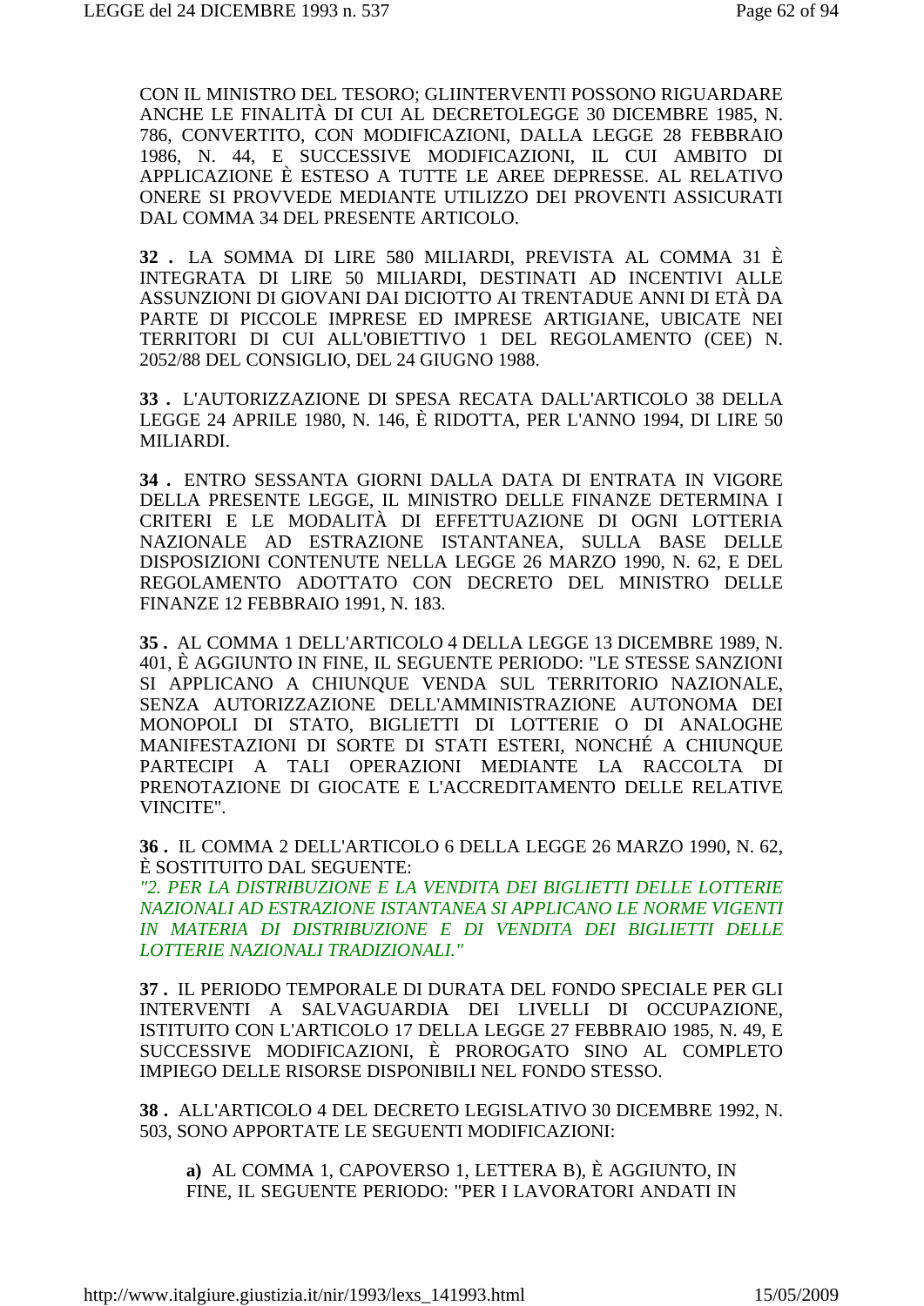CON IL MINISTRO DEL TESORO; GLIINTERVENTI POSSONO RIGUARDARE ANCHE LE FINALITÀ DI CUI AL DECRETOLEGGE 30 DICEMBRE 1985, N. 786, CONVERTITO, CON MODIFICAZIONI, DALLA LEGGE 28 FEBBRAIO 1986, N. 44, E SUCCESSIVE MODIFICAZIONI, IL CUI AMBITO DI APPLICAZIONE È ESTESO A TUTTE LE AREE DEPRESSE. AL RELATIVO ONERE SI PROVVEDE MEDIANTE UTILIZZO DEI PROVENTI ASSICURATI DAL COMMA 34 DEL PRESENTE ARTICOLO.

**32 .** LA SOMMA DI LIRE 580 MILIARDI, PREVISTA AL COMMA 31 È INTEGRATA DI LIRE 50 MILIARDI, DESTINATI AD INCENTIVI ALLE ASSUNZIONI DI GIOVANI DAI DICIOTTO AI TRENTADUE ANNI DI ETÀ DA PARTE DI PICCOLE IMPRESE ED IMPRESE ARTIGIANE, UBICATE NEI TERRITORI DI CUI ALL'OBIETTIVO 1 DEL REGOLAMENTO (CEE) N. 2052/88 DEL CONSIGLIO, DEL 24 GIUGNO 1988.

**33 .** L'AUTORIZZAZIONE DI SPESA RECATA DALL'ARTICOLO 38 DELLA LEGGE 24 APRILE 1980, N. 146, È RIDOTTA, PER L'ANNO 1994, DI LIRE 50 MILIARDI.

**34 .** ENTRO SESSANTA GIORNI DALLA DATA DI ENTRATA IN VIGORE DELLA PRESENTE LEGGE, IL MINISTRO DELLE FINANZE DETERMINA I CRITERI E LE MODALITÀ DI EFFETTUAZIONE DI OGNI LOTTERIA NAZIONALE AD ESTRAZIONE ISTANTANEA, SULLA BASE DELLE DISPOSIZIONI CONTENUTE NELLA LEGGE 26 MARZO 1990, N. 62, E DEL REGOLAMENTO ADOTTATO CON DECRETO DEL MINISTRO DELLE FINANZE 12 FEBBRAIO 1991, N. 183.

**35 .** AL COMMA 1 DELL'ARTICOLO 4 DELLA LEGGE 13 DICEMBRE 1989, N. 401, È AGGIUNTO IN FINE, IL SEGUENTE PERIODO: "LE STESSE SANZIONI SI APPLICANO A CHIUNQUE VENDA SUL TERRITORIO NAZIONALE, SENZA AUTORIZZAZIONE DELL'AMMINISTRAZIONE AUTONOMA DEI MONOPOLI DI STATO, BIGLIETTI DI LOTTERIE O DI ANALOGHE MANIFESTAZIONI DI SORTE DI STATI ESTERI, NONCHÉ A CHIUNQUE PARTECIPI A TALI OPERAZIONI MEDIANTE LA RACCOLTA DI PRENOTAZIONE DI GIOCATE E L'ACCREDITAMENTO DELLE RELATIVE VINCITE".

**36 .** IL COMMA 2 DELL'ARTICOLO 6 DELLA LEGGE 26 MARZO 1990, N. 62, È SOSTITUITO DAL SEGUENTE:
*"2. PER LA DISTRIBUZIONE E LA VENDITA DEI BIGLIETTI DELLE LOTTERIE NAZIONALI AD ESTRAZIONE ISTANTANEA SI APPLICANO LE NORME VIGENTI IN MATERIA DI DISTRIBUZIONE E DI VENDITA DEI BIGLIETTI DELLE LOTTERIE NAZIONALI TRADIZIONALI."*

**37 .** IL PERIODO TEMPORALE DI DURATA DEL FONDO SPECIALE PER GLI INTERVENTI A SALVAGUARDIA DEI LIVELLI DI OCCUPAZIONE, ISTITUITO CON L'ARTICOLO 17 DELLA LEGGE 27 FEBBRAIO 1985, N. 49, E SUCCESSIVE MODIFICAZIONI, È PROROGATO SINO AL COMPLETO IMPIEGO DELLE RISORSE DISPONIBILI NEL FONDO STESSO.

**38 .** ALL'ARTICOLO 4 DEL DECRETO LEGISLATIVO 30 DICEMBRE 1992, N. 503, SONO APPORTATE LE SEGUENTI MODIFICAZIONI:

**a)** AL COMMA 1, CAPOVERSO 1, LETTERA B), È AGGIUNTO, IN FINE, IL SEGUENTE PERIODO: "PER I LAVORATORI ANDATI IN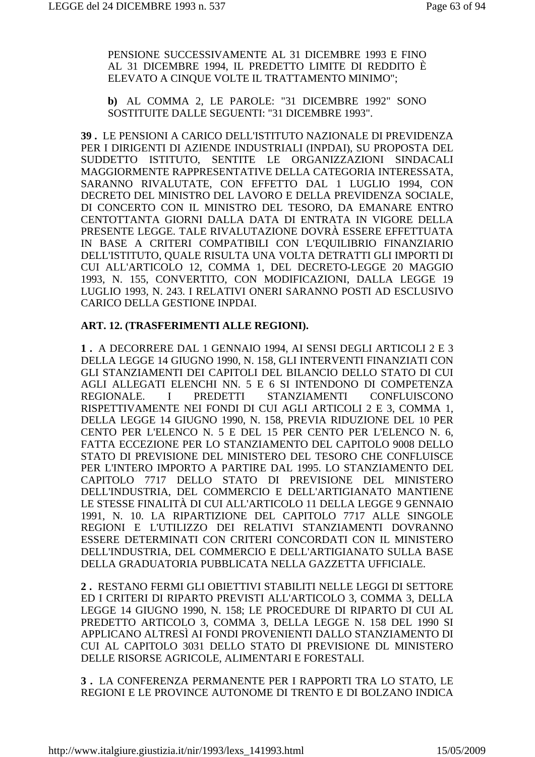PENSIONE SUCCESSIVAMENTE AL 31 DICEMBRE 1993 E FINO AL 31 DICEMBRE 1994, IL PREDETTO LIMITE DI REDDITO È ELEVATO A CINQUE VOLTE IL TRATTAMENTO MINIMO";

**b)** AL COMMA 2, LE PAROLE: "31 DICEMBRE 1992" SONO SOSTITUITE DALLE SEGUENTI: "31 DICEMBRE 1993".

**39 .** LE PENSIONI A CARICO DELL'ISTITUTO NAZIONALE DI PREVIDENZA PER I DIRIGENTI DI AZIENDE INDUSTRIALI (INPDAI), SU PROPOSTA DEL SUDDETTO ISTITUTO, SENTITE LE ORGANIZZAZIONI SINDACALI MAGGIORMENTE RAPPRESENTATIVE DELLA CATEGORIA INTERESSATA, SARANNO RIVALUTATE, CON EFFETTO DAL 1 LUGLIO 1994, CON DECRETO DEL MINISTRO DEL LAVORO E DELLA PREVIDENZA SOCIALE, DI CONCERTO CON IL MINISTRO DEL TESORO, DA EMANARE ENTRO CENTOTTANTA GIORNI DALLA DATA DI ENTRATA IN VIGORE DELLA PRESENTE LEGGE. TALE RIVALUTAZIONE DOVRÀ ESSERE EFFETTUATA IN BASE A CRITERI COMPATIBILI CON L'EQUILIBRIO FINANZIARIO DELL'ISTITUTO, QUALE RISULTA UNA VOLTA DETRATTI GLI IMPORTI DI CUI ALL'ARTICOLO 12, COMMA 1, DEL DECRETO-LEGGE 20 MAGGIO 1993, N. 155, CONVERTITO, CON MODIFICAZIONI, DALLA LEGGE 19 LUGLIO 1993, N. 243. I RELATIVI ONERI SARANNO POSTI AD ESCLUSIVO CARICO DELLA GESTIONE INPDAI.

**ART. 12. (TRASFERIMENTI ALLE REGIONI).**

**1 .** A DECORRERE DAL 1 GENNAIO 1994, AI SENSI DEGLI ARTICOLI 2 E 3 DELLA LEGGE 14 GIUGNO 1990, N. 158, GLI INTERVENTI FINANZIATI CON GLI STANZIAMENTI DEI CAPITOLI DEL BILANCIO DELLO STATO DI CUI AGLI ALLEGATI ELENCHI NN. 5 E 6 SI INTENDONO DI COMPETENZA REGIONALE. I PREDETTI STANZIAMENTI CONFLUISCONO RISPETTIVAMENTE NEI FONDI DI CUI AGLI ARTICOLI 2 E 3, COMMA 1, DELLA LEGGE 14 GIUGNO 1990, N. 158, PREVIA RIDUZIONE DEL 10 PER CENTO PER L'ELENCO N. 5 E DEL 15 PER CENTO PER L'ELENCO N. 6, FATTA ECCEZIONE PER LO STANZIAMENTO DEL CAPITOLO 9008 DELLO STATO DI PREVISIONE DEL MINISTERO DEL TESORO CHE CONFLUISCE PER L'INTERO IMPORTO A PARTIRE DAL 1995. LO STANZIAMENTO DEL CAPITOLO 7717 DELLO STATO DI PREVISIONE DEL MINISTERO DELL'INDUSTRIA, DEL COMMERCIO E DELL'ARTIGIANATO MANTIENE LE STESSE FINALITÀ DI CUI ALL'ARTICOLO 11 DELLA LEGGE 9 GENNAIO 1991, N. 10. LA RIPARTIZIONE DEL CAPITOLO 7717 ALLE SINGOLE REGIONI E L'UTILIZZO DEI RELATIVI STANZIAMENTI DOVRANNO ESSERE DETERMINATI CON CRITERI CONCORDATI CON IL MINISTERO DELL'INDUSTRIA, DEL COMMERCIO E DELL'ARTIGIANATO SULLA BASE DELLA GRADUATORIA PUBBLICATA NELLA GAZZETTA UFFICIALE.

**2 .** RESTANO FERMI GLI OBIETTIVI STABILITI NELLE LEGGI DI SETTORE ED I CRITERI DI RIPARTO PREVISTI ALL'ARTICOLO 3, COMMA 3, DELLA LEGGE 14 GIUGNO 1990, N. 158; LE PROCEDURE DI RIPARTO DI CUI AL PREDETTO ARTICOLO 3, COMMA 3, DELLA LEGGE N. 158 DEL 1990 SI APPLICANO ALTRESÌ AI FONDI PROVENIENTI DALLO STANZIAMENTO DI CUI AL CAPITOLO 3031 DELLO STATO DI PREVISIONE DL MINISTERO DELLE RISORSE AGRICOLE, ALIMENTARI E FORESTALI.

**3 .** LA CONFERENZA PERMANENTE PER I RAPPORTI TRA LO STATO, LE REGIONI E LE PROVINCE AUTONOME DI TRENTO E DI BOLZANO INDICA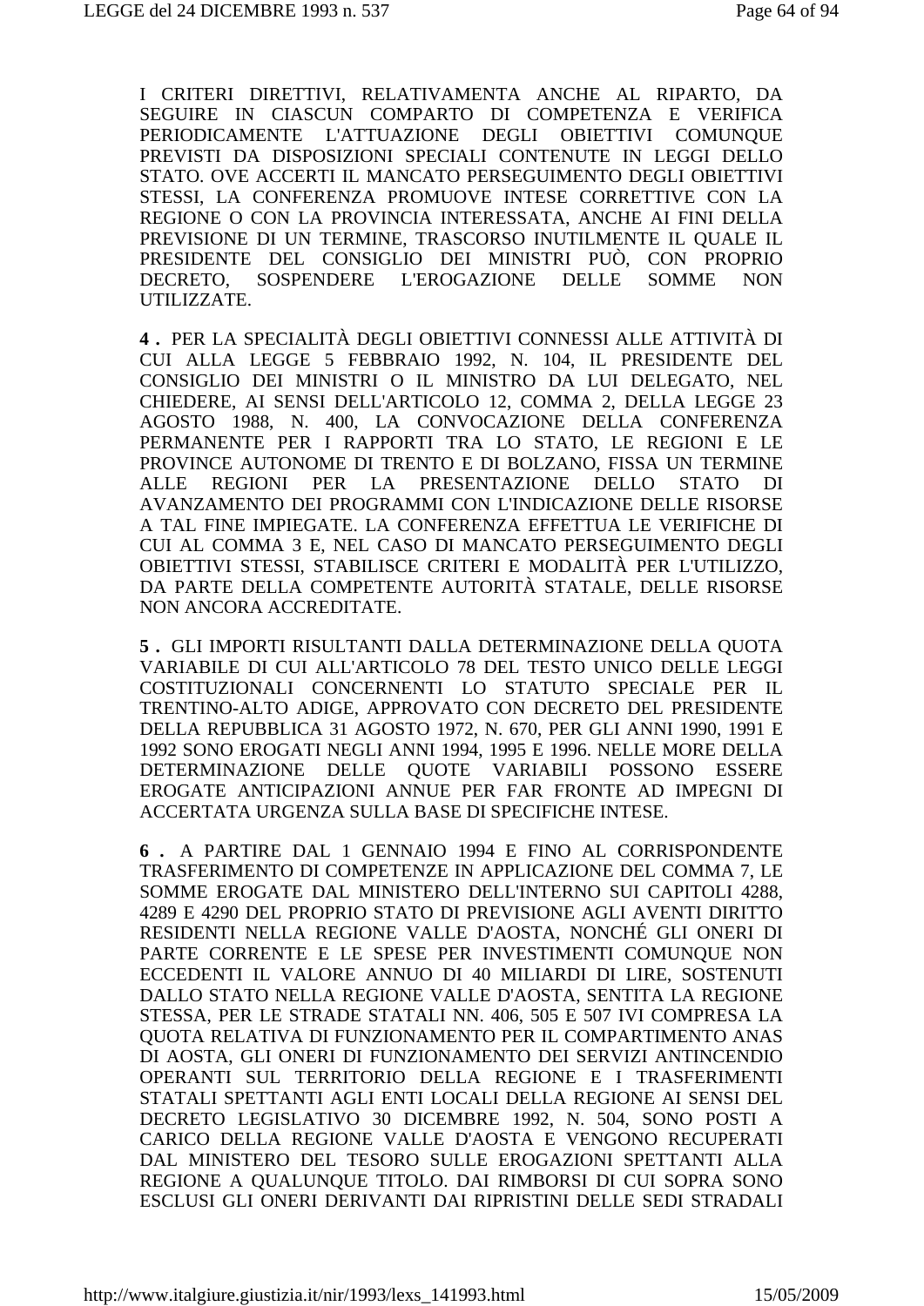I CRITERI DIRETTIVI, RELATIVAMENTA ANCHE AL RIPARTO, DA SEGUIRE IN CIASCUN COMPARTO DI COMPETENZA E VERIFICA PERIODICAMENTE L'ATTUAZIONE DEGLI OBIETTIVI COMUNQUE PREVISTI DA DISPOSIZIONI SPECIALI CONTENUTE IN LEGGI DELLO STATO. OVE ACCERTI IL MANCATO PERSEGUIMENTO DEGLI OBIETTIVI STESSI, LA CONFERENZA PROMUOVE INTESE CORRETTIVE CON LA REGIONE O CON LA PROVINCIA INTERESSATA, ANCHE AI FINI DELLA PREVISIONE DI UN TERMINE, TRASCORSO INUTILMENTE IL QUALE IL PRESIDENTE DEL CONSIGLIO DEI MINISTRI PUÒ, CON PROPRIO DECRETO, SOSPENDERE L'EROGAZIONE DELLE SOMME NON UTILIZZATE.

**4 .** PER LA SPECIALITÀ DEGLI OBIETTIVI CONNESSI ALLE ATTIVITÀ DI CUI ALLA LEGGE 5 FEBBRAIO 1992, N. 104, IL PRESIDENTE DEL CONSIGLIO DEI MINISTRI O IL MINISTRO DA LUI DELEGATO, NEL CHIEDERE, AI SENSI DELL'ARTICOLO 12, COMMA 2, DELLA LEGGE 23 AGOSTO 1988, N. 400, LA CONVOCAZIONE DELLA CONFERENZA PERMANENTE PER I RAPPORTI TRA LO STATO, LE REGIONI E LE PROVINCE AUTONOME DI TRENTO E DI BOLZANO, FISSA UN TERMINE ALLE REGIONI PER LA PRESENTAZIONE DELLO STATO DI AVANZAMENTO DEI PROGRAMMI CON L'INDICAZIONE DELLE RISORSE A TAL FINE IMPIEGATE. LA CONFERENZA EFFETTUA LE VERIFICHE DI CUI AL COMMA 3 E, NEL CASO DI MANCATO PERSEGUIMENTO DEGLI OBIETTIVI STESSI, STABILISCE CRITERI E MODALITÀ PER L'UTILIZZO, DA PARTE DELLA COMPETENTE AUTORITÀ STATALE, DELLE RISORSE NON ANCORA ACCREDITATE.

**5 .** GLI IMPORTI RISULTANTI DALLA DETERMINAZIONE DELLA QUOTA VARIABILE DI CUI ALL'ARTICOLO 78 DEL TESTO UNICO DELLE LEGGI COSTITUZIONALI CONCERNENTI LO STATUTO SPECIALE PER IL TRENTINO-ALTO ADIGE, APPROVATO CON DECRETO DEL PRESIDENTE DELLA REPUBBLICA 31 AGOSTO 1972, N. 670, PER GLI ANNI 1990, 1991 E 1992 SONO EROGATI NEGLI ANNI 1994, 1995 E 1996. NELLE MORE DELLA DETERMINAZIONE DELLE QUOTE VARIABILI POSSONO ESSERE EROGATE ANTICIPAZIONI ANNUE PER FAR FRONTE AD IMPEGNI DI ACCERTATA URGENZA SULLA BASE DI SPECIFICHE INTESE.

**6 .** A PARTIRE DAL 1 GENNAIO 1994 E FINO AL CORRISPONDENTE TRASFERIMENTO DI COMPETENZE IN APPLICAZIONE DEL COMMA 7, LE SOMME EROGATE DAL MINISTERO DELL'INTERNO SUI CAPITOLI 4288, 4289 E 4290 DEL PROPRIO STATO DI PREVISIONE AGLI AVENTI DIRITTO RESIDENTI NELLA REGIONE VALLE D'AOSTA, NONCHÉ GLI ONERI DI PARTE CORRENTE E LE SPESE PER INVESTIMENTI COMUNQUE NON ECCEDENTI IL VALORE ANNUO DI 40 MILIARDI DI LIRE, SOSTENUTI DALLO STATO NELLA REGIONE VALLE D'AOSTA, SENTITA LA REGIONE STESSA, PER LE STRADE STATALI NN. 406, 505 E 507 IVI COMPRESA LA QUOTA RELATIVA DI FUNZIONAMENTO PER IL COMPARTIMENTO ANAS DI AOSTA, GLI ONERI DI FUNZIONAMENTO DEI SERVIZI ANTINCENDIO OPERANTI SUL TERRITORIO DELLA REGIONE E I TRASFERIMENTI STATALI SPETTANTI AGLI ENTI LOCALI DELLA REGIONE AI SENSI DEL DECRETO LEGISLATIVO 30 DICEMBRE 1992, N. 504, SONO POSTI A CARICO DELLA REGIONE VALLE D'AOSTA E VENGONO RECUPERATI DAL MINISTERO DEL TESORO SULLE EROGAZIONI SPETTANTI ALLA REGIONE A QUALUNQUE TITOLO. DAI RIMBORSI DI CUI SOPRA SONO ESCLUSI GLI ONERI DERIVANTI DAI RIPRISTINI DELLE SEDI STRADALI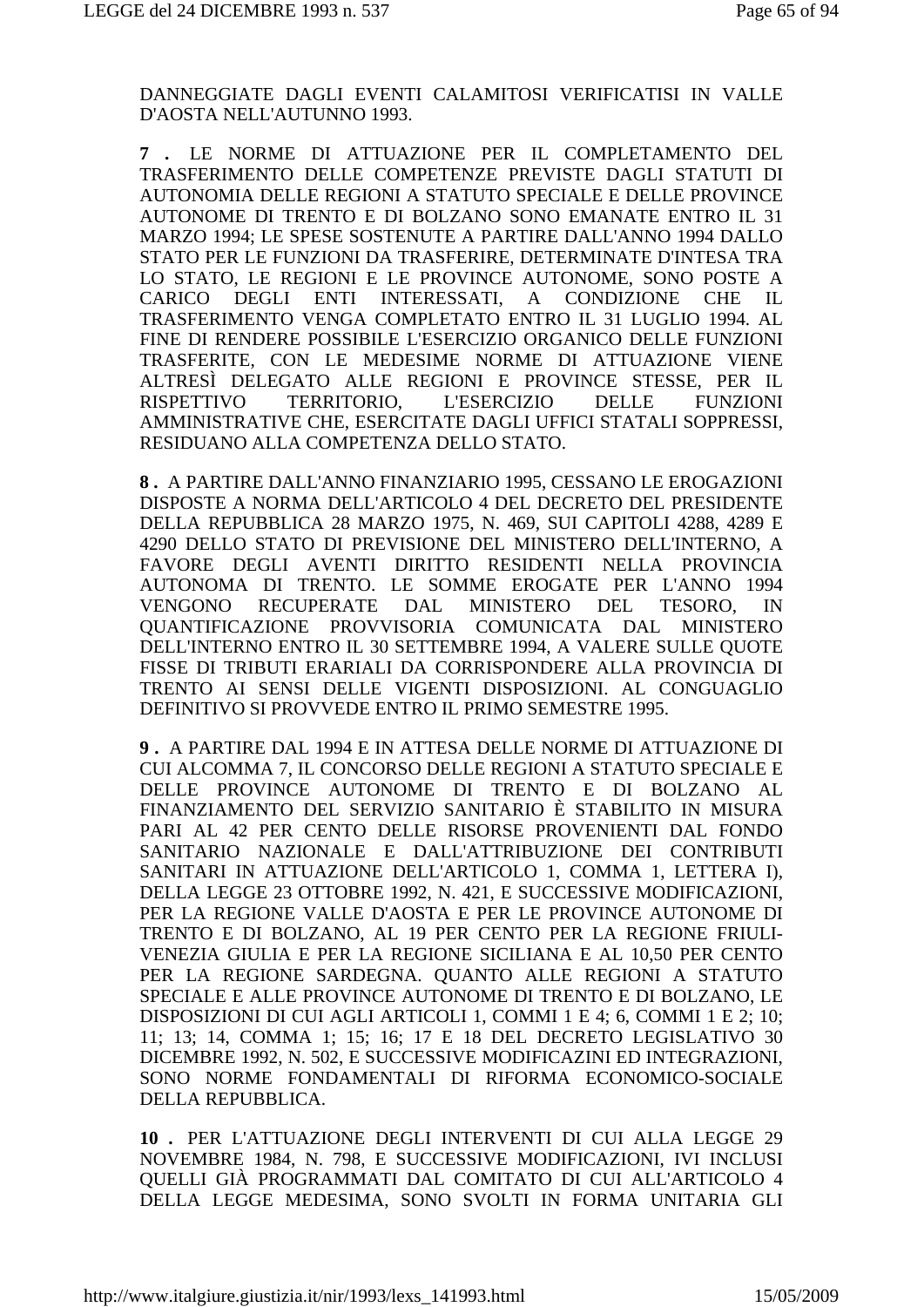DANNEGGIATE DAGLI EVENTI CALAMITOSI VERIFICATISI IN VALLE D'AOSTA NELL'AUTUNNO 1993.

**7 .** LE NORME DI ATTUAZIONE PER IL COMPLETAMENTO DEL TRASFERIMENTO DELLE COMPETENZE PREVISTE DAGLI STATUTI DI AUTONOMIA DELLE REGIONI A STATUTO SPECIALE E DELLE PROVINCE AUTONOME DI TRENTO E DI BOLZANO SONO EMANATE ENTRO IL 31 MARZO 1994; LE SPESE SOSTENUTE A PARTIRE DALL'ANNO 1994 DALLO STATO PER LE FUNZIONI DA TRASFERIRE, DETERMINATE D'INTESA TRA LO STATO, LE REGIONI E LE PROVINCE AUTONOME, SONO POSTE A CARICO DEGLI ENTI INTERESSATI, A CONDIZIONE CHE IL TRASFERIMENTO VENGA COMPLETATO ENTRO IL 31 LUGLIO 1994. AL FINE DI RENDERE POSSIBILE L'ESERCIZIO ORGANICO DELLE FUNZIONI TRASFERITE, CON LE MEDESIME NORME DI ATTUAZIONE VIENE ALTRESÌ DELEGATO ALLE REGIONI E PROVINCE STESSE, PER IL RISPETTIVO TERRITORIO, L'ESERCIZIO DELLE FUNZIONI AMMINISTRATIVE CHE, ESERCITATE DAGLI UFFICI STATALI SOPPRESSI, RESIDUANO ALLA COMPETENZA DELLO STATO.

**8 .** A PARTIRE DALL'ANNO FINANZIARIO 1995, CESSANO LE EROGAZIONI DISPOSTE A NORMA DELL'ARTICOLO 4 DEL DECRETO DEL PRESIDENTE DELLA REPUBBLICA 28 MARZO 1975, N. 469, SUI CAPITOLI 4288, 4289 E 4290 DELLO STATO DI PREVISIONE DEL MINISTERO DELL'INTERNO, A FAVORE DEGLI AVENTI DIRITTO RESIDENTI NELLA PROVINCIA AUTONOMA DI TRENTO. LE SOMME EROGATE PER L'ANNO 1994 VENGONO RECUPERATE DAL MINISTERO DEL TESORO, IN QUANTIFICAZIONE PROVVISORIA COMUNICATA DAL MINISTERO DELL'INTERNO ENTRO IL 30 SETTEMBRE 1994, A VALERE SULLE QUOTE FISSE DI TRIBUTI ERARIALI DA CORRISPONDERE ALLA PROVINCIA DI TRENTO AI SENSI DELLE VIGENTI DISPOSIZIONI. AL CONGUAGLIO DEFINITIVO SI PROVVEDE ENTRO IL PRIMO SEMESTRE 1995.

**9 .** A PARTIRE DAL 1994 E IN ATTESA DELLE NORME DI ATTUAZIONE DI CUI ALCOMMA 7, IL CONCORSO DELLE REGIONI A STATUTO SPECIALE E DELLE PROVINCE AUTONOME DI TRENTO E DI BOLZANO AL FINANZIAMENTO DEL SERVIZIO SANITARIO È STABILITO IN MISURA PARI AL 42 PER CENTO DELLE RISORSE PROVENIENTI DAL FONDO SANITARIO NAZIONALE E DALL'ATTRIBUZIONE DEI CONTRIBUTI SANITARI IN ATTUAZIONE DELL'ARTICOLO 1, COMMA 1, LETTERA I), DELLA LEGGE 23 OTTOBRE 1992, N. 421, E SUCCESSIVE MODIFICAZIONI, PER LA REGIONE VALLE D'AOSTA E PER LE PROVINCE AUTONOME DI TRENTO E DI BOLZANO, AL 19 PER CENTO PER LA REGIONE FRIULI-VENEZIA GIULIA E PER LA REGIONE SICILIANA E AL 10,50 PER CENTO PER LA REGIONE SARDEGNA. QUANTO ALLE REGIONI A STATUTO SPECIALE E ALLE PROVINCE AUTONOME DI TRENTO E DI BOLZANO, LE DISPOSIZIONI DI CUI AGLI ARTICOLI 1, COMMI 1 E 4; 6, COMMI 1 E 2; 10; 11; 13; 14, COMMA 1; 15; 16; 17 E 18 DEL DECRETO LEGISLATIVO 30 DICEMBRE 1992, N. 502, E SUCCESSIVE MODIFICAZINI ED INTEGRAZIONI, SONO NORME FONDAMENTALI DI RIFORMA ECONOMICO-SOCIALE DELLA REPUBBLICA.

**10 .** PER L'ATTUAZIONE DEGLI INTERVENTI DI CUI ALLA LEGGE 29 NOVEMBRE 1984, N. 798, E SUCCESSIVE MODIFICAZIONI, IVI INCLUSI QUELLI GIÀ PROGRAMMATI DAL COMITATO DI CUI ALL'ARTICOLO 4 DELLA LEGGE MEDESIMA, SONO SVOLTI IN FORMA UNITARIA GLI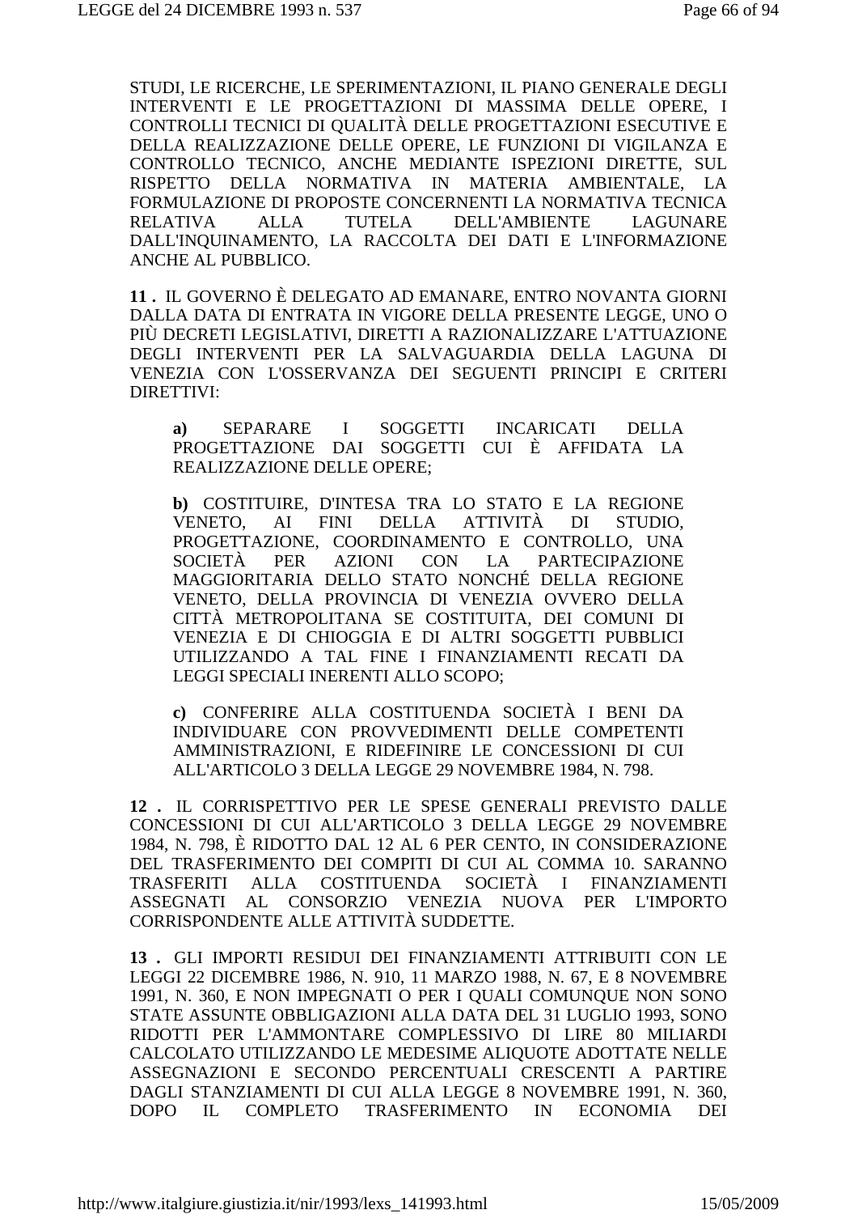STUDI, LE RICERCHE, LE SPERIMENTAZIONI, IL PIANO GENERALE DEGLI INTERVENTI E LE PROGETTAZIONI DI MASSIMA DELLE OPERE, I CONTROLLI TECNICI DI QUALITÀ DELLE PROGETTAZIONI ESECUTIVE E DELLA REALIZZAZIONE DELLE OPERE, LE FUNZIONI DI VIGILANZA E CONTROLLO TECNICO, ANCHE MEDIANTE ISPEZIONI DIRETTE, SUL RISPETTO DELLA NORMATIVA IN MATERIA AMBIENTALE, LA FORMULAZIONE DI PROPOSTE CONCERNENTI LA NORMATIVA TECNICA RELATIVA ALLA TUTELA DELL'AMBIENTE LAGUNARE DALL'INQUINAMENTO, LA RACCOLTA DEI DATI E L'INFORMAZIONE ANCHE AL PUBBLICO.

**11 .** IL GOVERNO È DELEGATO AD EMANARE, ENTRO NOVANTA GIORNI DALLA DATA DI ENTRATA IN VIGORE DELLA PRESENTE LEGGE, UNO O PIÙ DECRETI LEGISLATIVI, DIRETTI A RAZIONALIZZARE L'ATTUAZIONE DEGLI INTERVENTI PER LA SALVAGUARDIA DELLA LAGUNA DI VENEZIA CON L'OSSERVANZA DEI SEGUENTI PRINCIPI E CRITERI DIRETTIVI:

> **a)** SEPARARE I SOGGETTI INCARICATI DELLA PROGETTAZIONE DAI SOGGETTI CUI È AFFIDATA LA REALIZZAZIONE DELLE OPERE;
>
> **b)** COSTITUIRE, D'INTESA TRA LO STATO E LA REGIONE VENETO, AI FINI DELLA ATTIVITÀ DI STUDIO, PROGETTAZIONE, COORDINAMENTO E CONTROLLO, UNA SOCIETÀ PER AZIONI CON LA PARTECIPAZIONE MAGGIORITARIA DELLO STATO NONCHÉ DELLA REGIONE VENETO, DELLA PROVINCIA DI VENEZIA OVVERO DELLA CITTÀ METROPOLITANA SE COSTITUITA, DEI COMUNI DI VENEZIA E DI CHIOGGIA E DI ALTRI SOGGETTI PUBBLICI UTILIZZANDO A TAL FINE I FINANZIAMENTI RECATI DA LEGGI SPECIALI INERENTI ALLO SCOPO;
>
> **c)** CONFERIRE ALLA COSTITUENDA SOCIETÀ I BENI DA INDIVIDUARE CON PROVVEDIMENTI DELLE COMPETENTI AMMINISTRAZIONI, E RIDEFINIRE LE CONCESSIONI DI CUI ALL'ARTICOLO 3 DELLA LEGGE 29 NOVEMBRE 1984, N. 798.

**12 .** IL CORRISPETTIVO PER LE SPESE GENERALI PREVISTO DALLE CONCESSIONI DI CUI ALL'ARTICOLO 3 DELLA LEGGE 29 NOVEMBRE 1984, N. 798, È RIDOTTO DAL 12 AL 6 PER CENTO, IN CONSIDERAZIONE DEL TRASFERIMENTO DEI COMPITI DI CUI AL COMMA 10. SARANNO TRASFERITI ALLA COSTITUENDA SOCIETÀ I FINANZIAMENTI ASSEGNATI AL CONSORZIO VENEZIA NUOVA PER L'IMPORTO CORRISPONDENTE ALLE ATTIVITÀ SUDDETTE.

**13 .** GLI IMPORTI RESIDUI DEI FINANZIAMENTI ATTRIBUITI CON LE LEGGI 22 DICEMBRE 1986, N. 910, 11 MARZO 1988, N. 67, E 8 NOVEMBRE 1991, N. 360, E NON IMPEGNATI O PER I QUALI COMUNQUE NON SONO STATE ASSUNTE OBBLIGAZIONI ALLA DATA DEL 31 LUGLIO 1993, SONO RIDOTTI PER L'AMMONTARE COMPLESSIVO DI LIRE 80 MILIARDI CALCOLATO UTILIZZANDO LE MEDESIME ALIQUOTE ADOTTATE NELLE ASSEGNAZIONI E SECONDO PERCENTUALI CRESCENTI A PARTIRE DAGLI STANZIAMENTI DI CUI ALLA LEGGE 8 NOVEMBRE 1991, N. 360, DOPO IL COMPLETO TRASFERIMENTO IN ECONOMIA DEI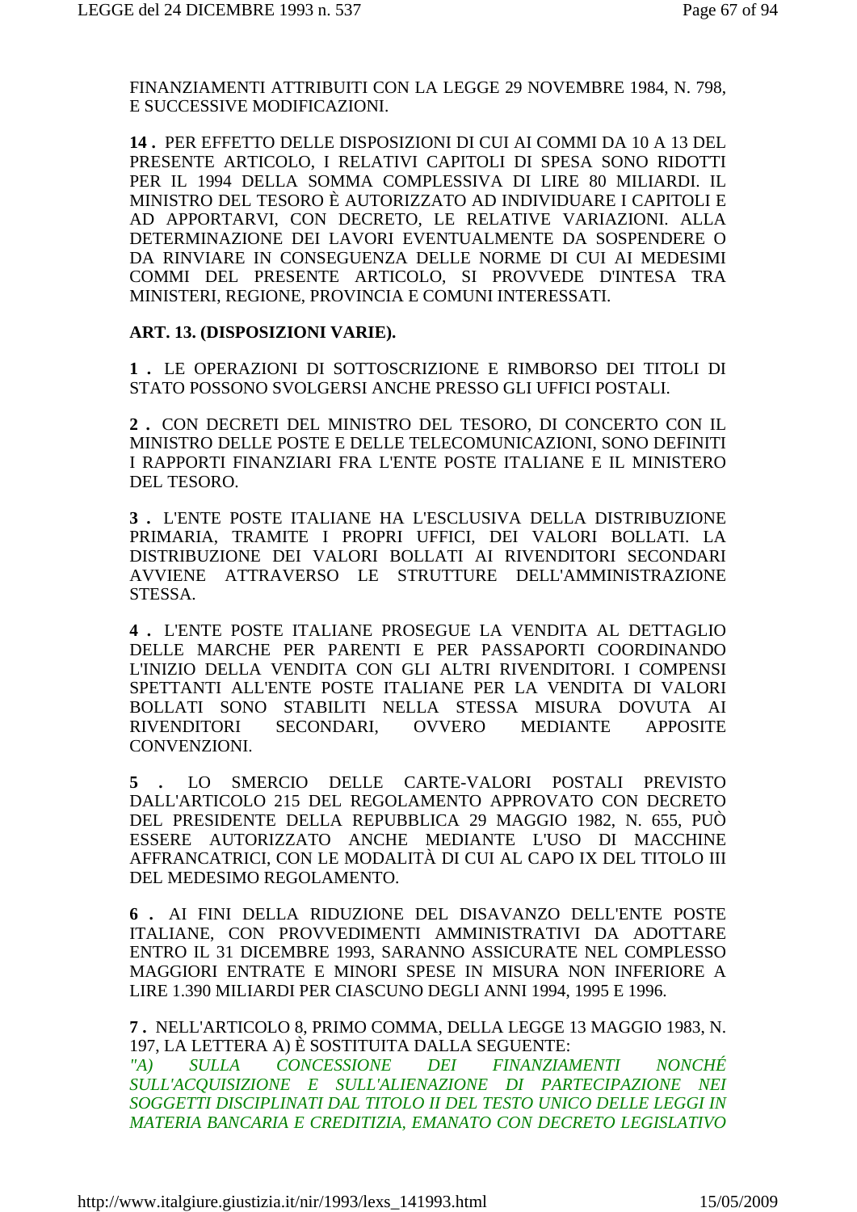FINANZIAMENTI ATTRIBUITI CON LA LEGGE 29 NOVEMBRE 1984, N. 798, E SUCCESSIVE MODIFICAZIONI.

**14 .** PER EFFETTO DELLE DISPOSIZIONI DI CUI AI COMMI DA 10 A 13 DEL PRESENTE ARTICOLO, I RELATIVI CAPITOLI DI SPESA SONO RIDOTTI PER IL 1994 DELLA SOMMA COMPLESSIVA DI LIRE 80 MILIARDI. IL MINISTRO DEL TESORO È AUTORIZZATO AD INDIVIDUARE I CAPITOLI E AD APPORTARVI, CON DECRETO, LE RELATIVE VARIAZIONI. ALLA DETERMINAZIONE DEI LAVORI EVENTUALMENTE DA SOSPENDERE O DA RINVIARE IN CONSEGUENZA DELLE NORME DI CUI AI MEDESIMI COMMI DEL PRESENTE ARTICOLO, SI PROVVEDE D'INTESA TRA MINISTERI, REGIONE, PROVINCIA E COMUNI INTERESSATI.

**ART. 13. (DISPOSIZIONI VARIE).**

**1 .** LE OPERAZIONI DI SOTTOSCRIZIONE E RIMBORSO DEI TITOLI DI STATO POSSONO SVOLGERSI ANCHE PRESSO GLI UFFICI POSTALI.

**2 .** CON DECRETI DEL MINISTRO DEL TESORO, DI CONCERTO CON IL MINISTRO DELLE POSTE E DELLE TELECOMUNICAZIONI, SONO DEFINITI I RAPPORTI FINANZIARI FRA L'ENTE POSTE ITALIANE E IL MINISTERO DEL TESORO.

**3 .** L'ENTE POSTE ITALIANE HA L'ESCLUSIVA DELLA DISTRIBUZIONE PRIMARIA, TRAMITE I PROPRI UFFICI, DEI VALORI BOLLATI. LA DISTRIBUZIONE DEI VALORI BOLLATI AI RIVENDITORI SECONDARI AVVIENE ATTRAVERSO LE STRUTTURE DELL'AMMINISTRAZIONE STESSA.

**4 .** L'ENTE POSTE ITALIANE PROSEGUE LA VENDITA AL DETTAGLIO DELLE MARCHE PER PARENTI E PER PASSAPORTI COORDINANDO L'INIZIO DELLA VENDITA CON GLI ALTRI RIVENDITORI. I COMPENSI SPETTANTI ALL'ENTE POSTE ITALIANE PER LA VENDITA DI VALORI BOLLATI SONO STABILITI NELLA STESSA MISURA DOVUTA AI RIVENDITORI SECONDARI, OVVERO MEDIANTE APPOSITE CONVENZIONI.

**5 .** LO SMERCIO DELLE CARTE-VALORI POSTALI PREVISTO DALL'ARTICOLO 215 DEL REGOLAMENTO APPROVATO CON DECRETO DEL PRESIDENTE DELLA REPUBBLICA 29 MAGGIO 1982, N. 655, PUÒ ESSERE AUTORIZZATO ANCHE MEDIANTE L'USO DI MACCHINE AFFRANCATRICI, CON LE MODALITÀ DI CUI AL CAPO IX DEL TITOLO III DEL MEDESIMO REGOLAMENTO.

**6 .** AI FINI DELLA RIDUZIONE DEL DISAVANZO DELL'ENTE POSTE ITALIANE, CON PROVVEDIMENTI AMMINISTRATIVI DA ADOTTARE ENTRO IL 31 DICEMBRE 1993, SARANNO ASSICURATE NEL COMPLESSO MAGGIORI ENTRATE E MINORI SPESE IN MISURA NON INFERIORE A LIRE 1.390 MILIARDI PER CIASCUNO DEGLI ANNI 1994, 1995 E 1996.

**7 .** NELL'ARTICOLO 8, PRIMO COMMA, DELLA LEGGE 13 MAGGIO 1983, N. 197, LA LETTERA A) È SOSTITUITA DALLA SEGUENTE:
*"A) SULLA CONCESSIONE DEI FINANZIAMENTI NONCHÉ SULL'ACQUISIZIONE E SULL'ALIENAZIONE DI PARTECIPAZIONE NEI SOGGETTI DISCIPLINATI DAL TITOLO II DEL TESTO UNICO DELLE LEGGI IN MATERIA BANCARIA E CREDITIZIA, EMANATO CON DECRETO LEGISLATIVO*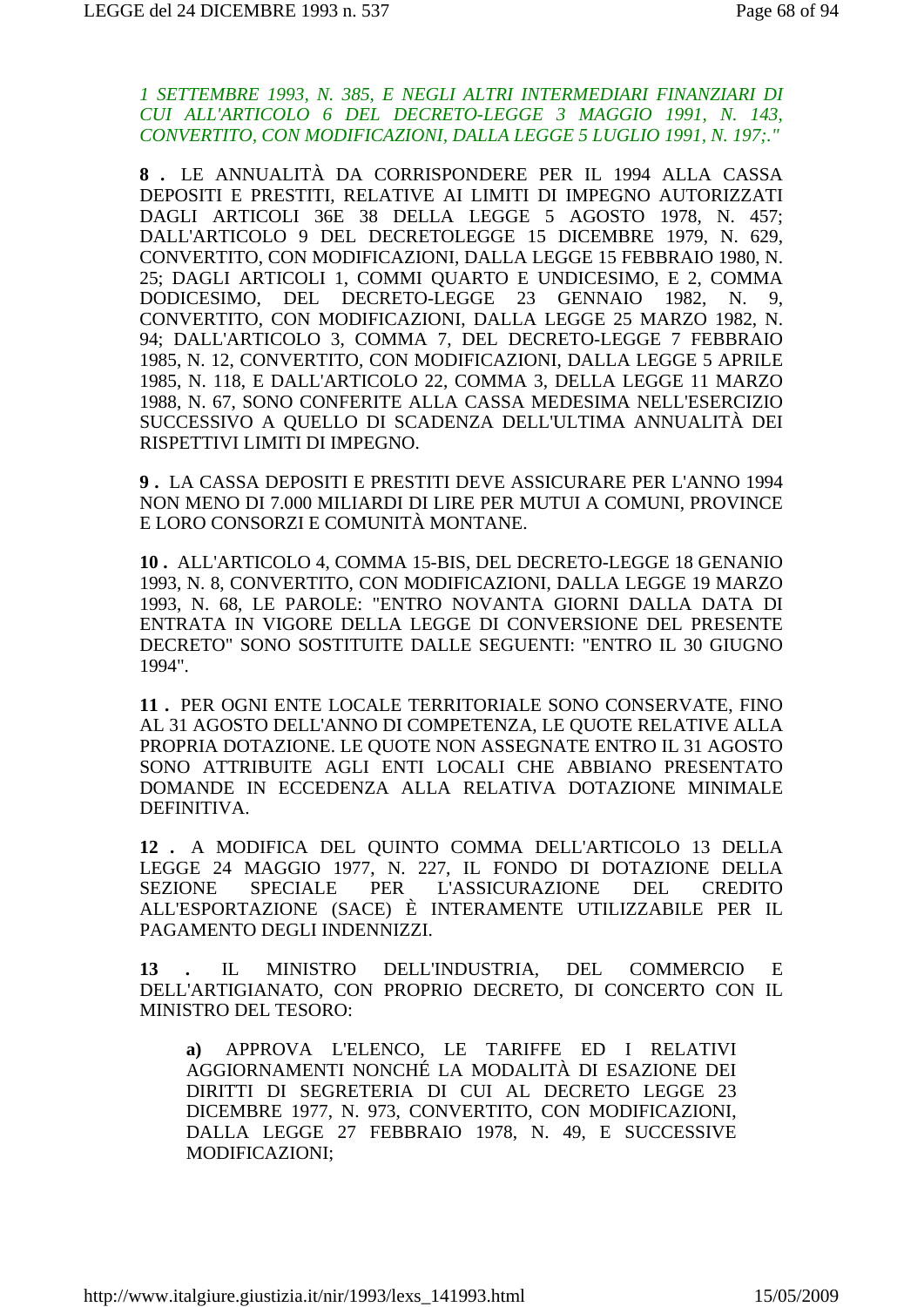*1 SETTEMBRE 1993, N. 385, E NEGLI ALTRI INTERMEDIARI FINANZIARI DI CUI ALL'ARTICOLO 6 DEL DECRETO-LEGGE 3 MAGGIO 1991, N. 143, CONVERTITO, CON MODIFICAZIONI, DALLA LEGGE 5 LUGLIO 1991, N. 197;."*

**8 .** LE ANNUALITÀ DA CORRISPONDERE PER IL 1994 ALLA CASSA DEPOSITI E PRESTITI, RELATIVE AI LIMITI DI IMPEGNO AUTORIZZATI DAGLI ARTICOLI 36E 38 DELLA LEGGE 5 AGOSTO 1978, N. 457; DALL'ARTICOLO 9 DEL DECRETOLEGGE 15 DICEMBRE 1979, N. 629, CONVERTITO, CON MODIFICAZIONI, DALLA LEGGE 15 FEBBRAIO 1980, N. 25; DAGLI ARTICOLI 1, COMMI QUARTO E UNDICESIMO, E 2, COMMA DODICESIMO, DEL DECRETO-LEGGE 23 GENNAIO 1982, N. 9, CONVERTITO, CON MODIFICAZIONI, DALLA LEGGE 25 MARZO 1982, N. 94; DALL'ARTICOLO 3, COMMA 7, DEL DECRETO-LEGGE 7 FEBBRAIO 1985, N. 12, CONVERTITO, CON MODIFICAZIONI, DALLA LEGGE 5 APRILE 1985, N. 118, E DALL'ARTICOLO 22, COMMA 3, DELLA LEGGE 11 MARZO 1988, N. 67, SONO CONFERITE ALLA CASSA MEDESIMA NELL'ESERCIZIO SUCCESSIVO A QUELLO DI SCADENZA DELL'ULTIMA ANNUALITÀ DEI RISPETTIVI LIMITI DI IMPEGNO.

**9 .** LA CASSA DEPOSITI E PRESTITI DEVE ASSICURARE PER L'ANNO 1994 NON MENO DI 7.000 MILIARDI DI LIRE PER MUTUI A COMUNI, PROVINCE E LORO CONSORZI E COMUNITÀ MONTANE.

**10 .** ALL'ARTICOLO 4, COMMA 15-BIS, DEL DECRETO-LEGGE 18 GENANIO 1993, N. 8, CONVERTITO, CON MODIFICAZIONI, DALLA LEGGE 19 MARZO 1993, N. 68, LE PAROLE: "ENTRO NOVANTA GIORNI DALLA DATA DI ENTRATA IN VIGORE DELLA LEGGE DI CONVERSIONE DEL PRESENTE DECRETO" SONO SOSTITUITE DALLE SEGUENTI: "ENTRO IL 30 GIUGNO 1994".

**11 .** PER OGNI ENTE LOCALE TERRITORIALE SONO CONSERVATE, FINO AL 31 AGOSTO DELL'ANNO DI COMPETENZA, LE QUOTE RELATIVE ALLA PROPRIA DOTAZIONE. LE QUOTE NON ASSEGNATE ENTRO IL 31 AGOSTO SONO ATTRIBUITE AGLI ENTI LOCALI CHE ABBIANO PRESENTATO DOMANDE IN ECCEDENZA ALLA RELATIVA DOTAZIONE MINIMALE DEFINITIVA.

**12 .** A MODIFICA DEL QUINTO COMMA DELL'ARTICOLO 13 DELLA LEGGE 24 MAGGIO 1977, N. 227, IL FONDO DI DOTAZIONE DELLA SEZIONE SPECIALE PER L'ASSICURAZIONE DEL CREDITO ALL'ESPORTAZIONE (SACE) È INTERAMENTE UTILIZZABILE PER IL PAGAMENTO DEGLI INDENNIZZI.

**13 .** IL MINISTRO DELL'INDUSTRIA, DEL COMMERCIO E DELL'ARTIGIANATO, CON PROPRIO DECRETO, DI CONCERTO CON IL MINISTRO DEL TESORO:

> **a)** APPROVA L'ELENCO, LE TARIFFE ED I RELATIVI AGGIORNAMENTI NONCHÉ LA MODALITÀ DI ESAZIONE DEI DIRITTI DI SEGRETERIA DI CUI AL DECRETO LEGGE 23 DICEMBRE 1977, N. 973, CONVERTITO, CON MODIFICAZIONI, DALLA LEGGE 27 FEBBRAIO 1978, N. 49, E SUCCESSIVE MODIFICAZIONI;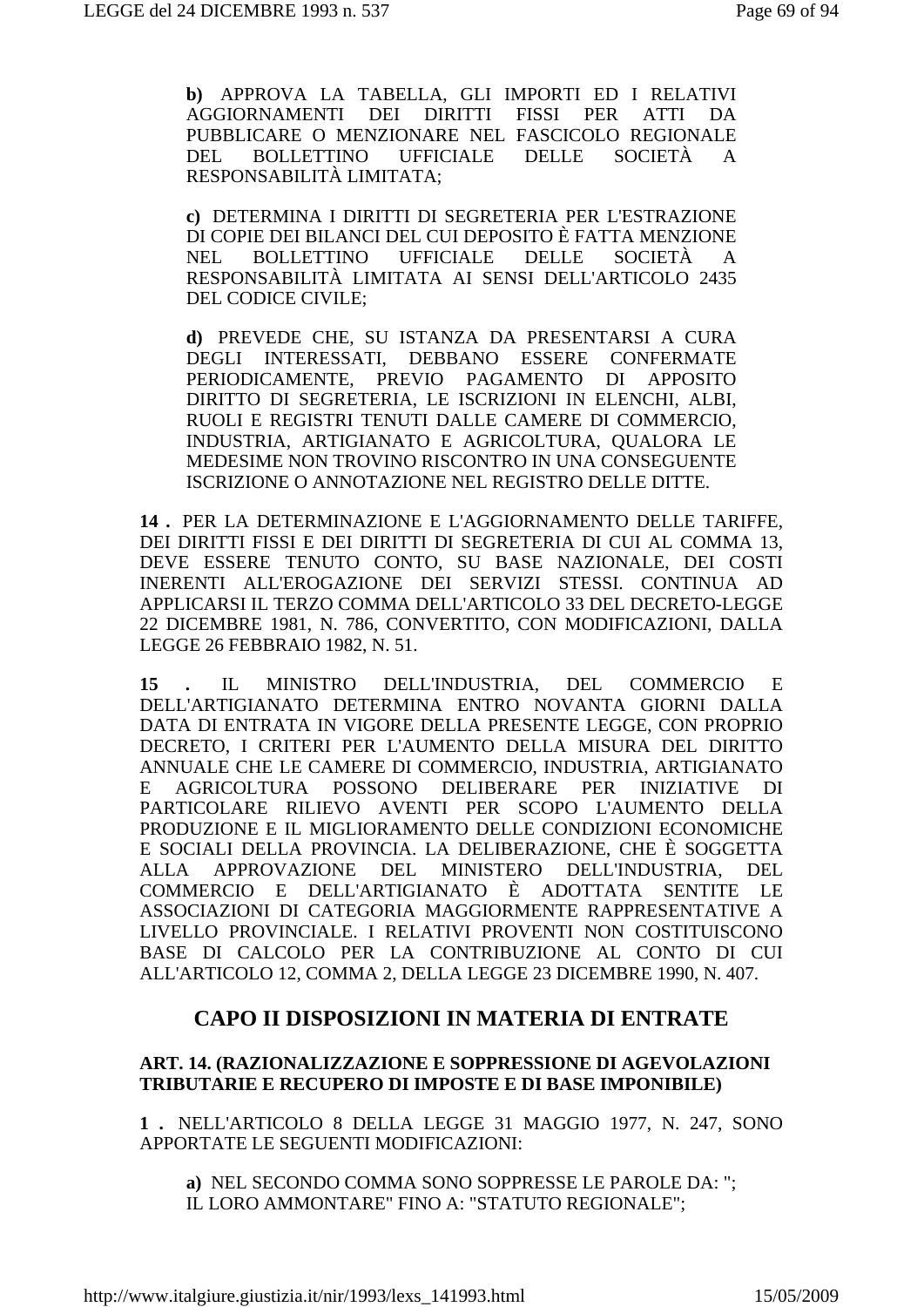**b)** APPROVA LA TABELLA, GLI IMPORTI ED I RELATIVI AGGIORNAMENTI DEI DIRITTI FISSI PER ATTI DA PUBBLICARE O MENZIONARE NEL FASCICOLO REGIONALE DEL BOLLETTINO UFFICIALE DELLE SOCIETÀ A RESPONSABILITÀ LIMITATA;

**c)** DETERMINA I DIRITTI DI SEGRETERIA PER L'ESTRAZIONE DI COPIE DEI BILANCI DEL CUI DEPOSITO È FATTA MENZIONE NEL BOLLETTINO UFFICIALE DELLE SOCIETÀ A RESPONSABILITÀ LIMITATA AI SENSI DELL'ARTICOLO 2435 DEL CODICE CIVILE;

**d)** PREVEDE CHE, SU ISTANZA DA PRESENTARSI A CURA DEGLI INTERESSATI, DEBBANO ESSERE CONFERMATE PERIODICAMENTE, PREVIO PAGAMENTO DI APPOSITO DIRITTO DI SEGRETERIA, LE ISCRIZIONI IN ELENCHI, ALBI, RUOLI E REGISTRI TENUTI DALLE CAMERE DI COMMERCIO, INDUSTRIA, ARTIGIANATO E AGRICOLTURA, QUALORA LE MEDESIME NON TROVINO RISCONTRO IN UNA CONSEGUENTE ISCRIZIONE O ANNOTAZIONE NEL REGISTRO DELLE DITTE.

**14 .** PER LA DETERMINAZIONE E L'AGGIORNAMENTO DELLE TARIFFE, DEI DIRITTI FISSI E DEI DIRITTI DI SEGRETERIA DI CUI AL COMMA 13, DEVE ESSERE TENUTO CONTO, SU BASE NAZIONALE, DEI COSTI INERENTI ALL'EROGAZIONE DEI SERVIZI STESSI. CONTINUA AD APPLICARSI IL TERZO COMMA DELL'ARTICOLO 33 DEL DECRETO-LEGGE 22 DICEMBRE 1981, N. 786, CONVERTITO, CON MODIFICAZIONI, DALLA LEGGE 26 FEBBRAIO 1982, N. 51.

**15 .** IL MINISTRO DELL'INDUSTRIA, DEL COMMERCIO E DELL'ARTIGIANATO DETERMINA ENTRO NOVANTA GIORNI DALLA DATA DI ENTRATA IN VIGORE DELLA PRESENTE LEGGE, CON PROPRIO DECRETO, I CRITERI PER L'AUMENTO DELLA MISURA DEL DIRITTO ANNUALE CHE LE CAMERE DI COMMERCIO, INDUSTRIA, ARTIGIANATO E AGRICOLTURA POSSONO DELIBERARE PER INIZIATIVE DI PARTICOLARE RILIEVO AVENTI PER SCOPO L'AUMENTO DELLA PRODUZIONE E IL MIGLIORAMENTO DELLE CONDIZIONI ECONOMICHE E SOCIALI DELLA PROVINCIA. LA DELIBERAZIONE, CHE È SOGGETTA ALLA APPROVAZIONE DEL MINISTERO DELL'INDUSTRIA, DEL COMMERCIO E DELL'ARTIGIANATO È ADOTTATA SENTITE LE ASSOCIAZIONI DI CATEGORIA MAGGIORMENTE RAPPRESENTATIVE A LIVELLO PROVINCIALE. I RELATIVI PROVENTI NON COSTITUISCONO BASE DI CALCOLO PER LA CONTRIBUZIONE AL CONTO DI CUI ALL'ARTICOLO 12, COMMA 2, DELLA LEGGE 23 DICEMBRE 1990, N. 407.

## CAPO II DISPOSIZIONI IN MATERIA DI ENTRATE

### ART. 14. (RAZIONALIZZAZIONE E SOPPRESSIONE DI AGEVOLAZIONI TRIBUTARIE E RECUPERO DI IMPOSTE E DI BASE IMPONIBILE)

**1 .** NELL'ARTICOLO 8 DELLA LEGGE 31 MAGGIO 1977, N. 247, SONO APPORTATE LE SEGUENTI MODIFICAZIONI:

**a)** NEL SECONDO COMMA SONO SOPPRESSE LE PAROLE DA: "; IL LORO AMMONTARE" FINO A: "STATUTO REGIONALE";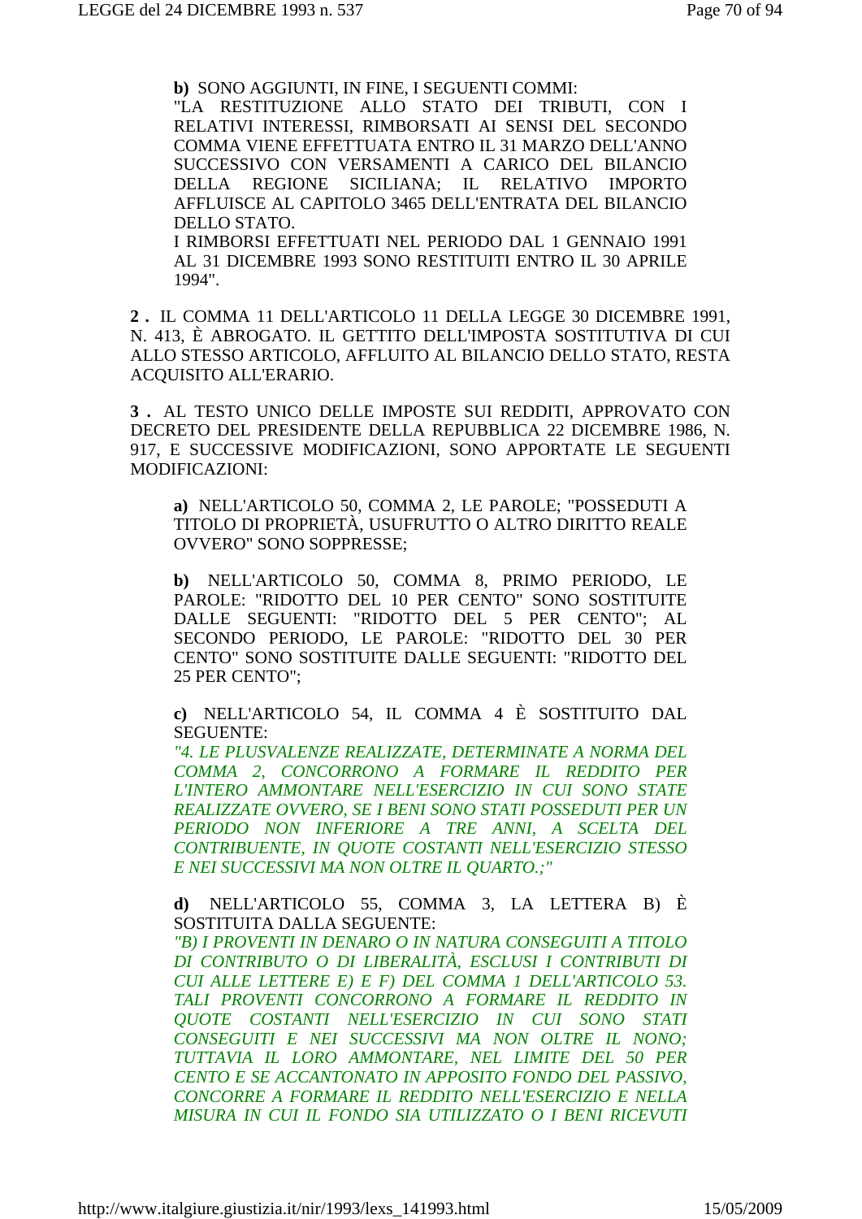**b)** SONO AGGIUNTI, IN FINE, I SEGUENTI COMMI:
"LA RESTITUZIONE ALLO STATO DEI TRIBUTI, CON I RELATIVI INTERESSI, RIMBORSATI AI SENSI DEL SECONDO COMMA VIENE EFFETTUATA ENTRO IL 31 MARZO DELL'ANNO SUCCESSIVO CON VERSAMENTI A CARICO DEL BILANCIO DELLA REGIONE SICILIANA; IL RELATIVO IMPORTO AFFLUISCE AL CAPITOLO 3465 DELL'ENTRATA DEL BILANCIO DELLO STATO.
I RIMBORSI EFFETTUATI NEL PERIODO DAL 1 GENNAIO 1991 AL 31 DICEMBRE 1993 SONO RESTITUITI ENTRO IL 30 APRILE 1994".

**2 .** IL COMMA 11 DELL'ARTICOLO 11 DELLA LEGGE 30 DICEMBRE 1991, N. 413, È ABROGATO. IL GETTITO DELL'IMPOSTA SOSTITUTIVA DI CUI ALLO STESSO ARTICOLO, AFFLUITO AL BILANCIO DELLO STATO, RESTA ACQUISITO ALL'ERARIO.

**3 .** AL TESTO UNICO DELLE IMPOSTE SUI REDDITI, APPROVATO CON DECRETO DEL PRESIDENTE DELLA REPUBBLICA 22 DICEMBRE 1986, N. 917, E SUCCESSIVE MODIFICAZIONI, SONO APPORTATE LE SEGUENTI MODIFICAZIONI:

**a)** NELL'ARTICOLO 50, COMMA 2, LE PAROLE; "POSSEDUTI A TITOLO DI PROPRIETÀ, USUFRUTTO O ALTRO DIRITTO REALE OVVERO" SONO SOPPRESSE;

**b)** NELL'ARTICOLO 50, COMMA 8, PRIMO PERIODO, LE PAROLE: "RIDOTTO DEL 10 PER CENTO" SONO SOSTITUITE DALLE SEGUENTI: "RIDOTTO DEL 5 PER CENTO"; AL SECONDO PERIODO, LE PAROLE: "RIDOTTO DEL 30 PER CENTO" SONO SOSTITUITE DALLE SEGUENTI: "RIDOTTO DEL 25 PER CENTO";

**c)** NELL'ARTICOLO 54, IL COMMA 4 È SOSTITUITO DAL SEGUENTE:
*"4. LE PLUSVALENZE REALIZZATE, DETERMINATE A NORMA DEL COMMA 2, CONCORRONO A FORMARE IL REDDITO PER L'INTERO AMMONTARE NELL'ESERCIZIO IN CUI SONO STATE REALIZZATE OVVERO, SE I BENI SONO STATI POSSEDUTI PER UN PERIODO NON INFERIORE A TRE ANNI, A SCELTA DEL CONTRIBUENTE, IN QUOTE COSTANTI NELL'ESERCIZIO STESSO E NEI SUCCESSIVI MA NON OLTRE IL QUARTO.;"*

**d)** NELL'ARTICOLO 55, COMMA 3, LA LETTERA B) È SOSTITUITA DALLA SEGUENTE:
*"B) I PROVENTI IN DENARO O IN NATURA CONSEGUITI A TITOLO DI CONTRIBUTO O DI LIBERALITÀ, ESCLUSI I CONTRIBUTI DI CUI ALLE LETTERE E) E F) DEL COMMA 1 DELL'ARTICOLO 53. TALI PROVENTI CONCORRONO A FORMARE IL REDDITO IN QUOTE COSTANTI NELL'ESERCIZIO IN CUI SONO STATI CONSEGUITI E NEI SUCCESSIVI MA NON OLTRE IL NONO; TUTTAVIA IL LORO AMMONTARE, NEL LIMITE DEL 50 PER CENTO E SE ACCANTONATO IN APPOSITO FONDO DEL PASSIVO, CONCORRE A FORMARE IL REDDITO NELL'ESERCIZIO E NELLA MISURA IN CUI IL FONDO SIA UTILIZZATO O I BENI RICEVUTI*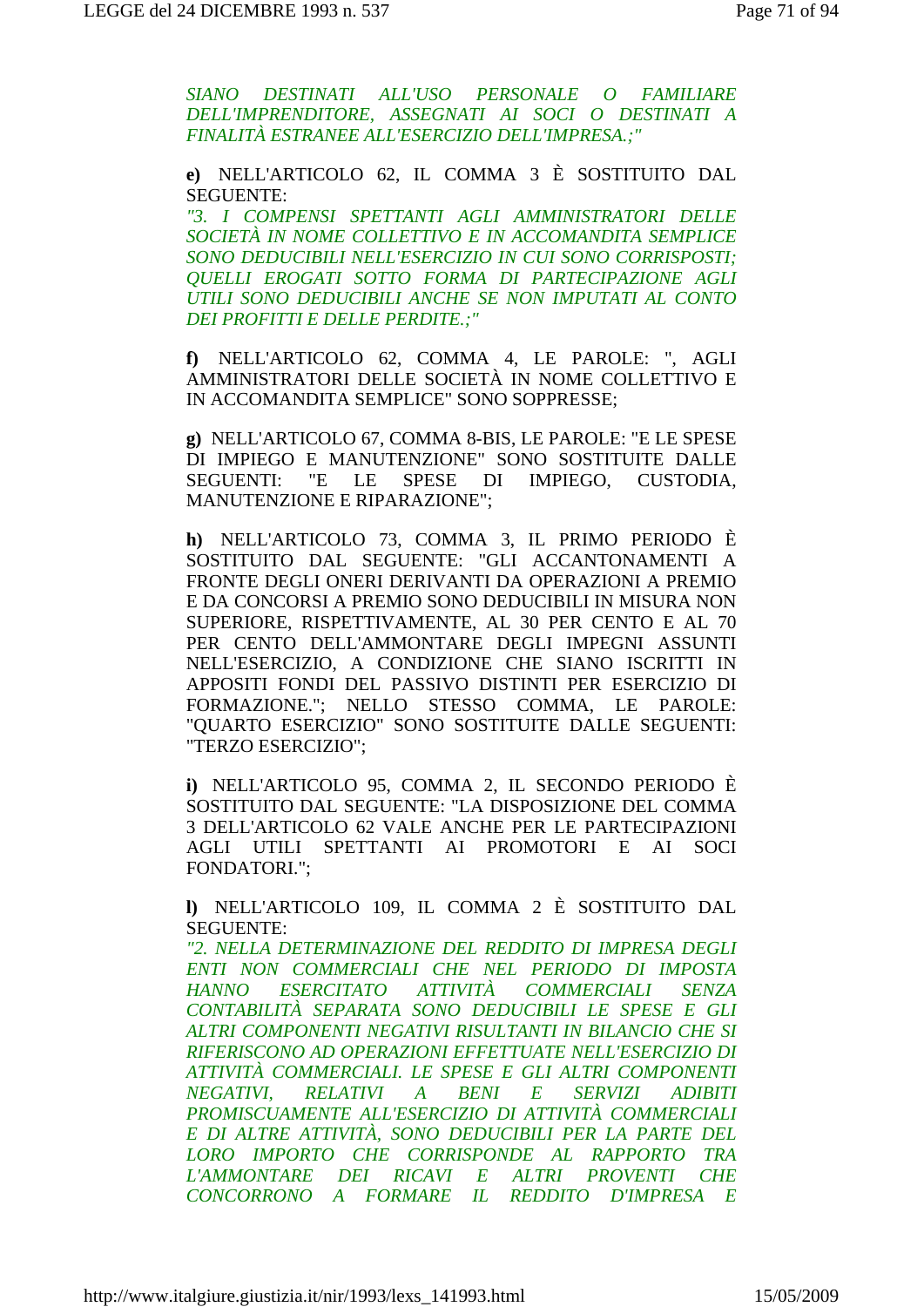*SIANO DESTINATI ALL'USO PERSONALE O FAMILIARE DELL'IMPRENDITORE, ASSEGNATI AI SOCI O DESTINATI A FINALITÀ ESTRANEE ALL'ESERCIZIO DELL'IMPRESA.;"*

**e)** NELL'ARTICOLO 62, IL COMMA 3 È SOSTITUITO DAL SEGUENTE:
*"3. I COMPENSI SPETTANTI AGLI AMMINISTRATORI DELLE SOCIETÀ IN NOME COLLETTIVO E IN ACCOMANDITA SEMPLICE SONO DEDUCIBILI NELL'ESERCIZIO IN CUI SONO CORRISPOSTI; QUELLI EROGATI SOTTO FORMA DI PARTECIPAZIONE AGLI UTILI SONO DEDUCIBILI ANCHE SE NON IMPUTATI AL CONTO DEI PROFITTI E DELLE PERDITE.;"*

**f)** NELL'ARTICOLO 62, COMMA 4, LE PAROLE: ", AGLI AMMINISTRATORI DELLE SOCIETÀ IN NOME COLLETTIVO E IN ACCOMANDITA SEMPLICE" SONO SOPPRESSE;

**g)** NELL'ARTICOLO 67, COMMA 8-BIS, LE PAROLE: "E LE SPESE DI IMPIEGO E MANUTENZIONE" SONO SOSTITUITE DALLE SEGUENTI: "E LE SPESE DI IMPIEGO, CUSTODIA, MANUTENZIONE E RIPARAZIONE";

**h)** NELL'ARTICOLO 73, COMMA 3, IL PRIMO PERIODO È SOSTITUITO DAL SEGUENTE: "GLI ACCANTONAMENTI A FRONTE DEGLI ONERI DERIVANTI DA OPERAZIONI A PREMIO E DA CONCORSI A PREMIO SONO DEDUCIBILI IN MISURA NON SUPERIORE, RISPETTIVAMENTE, AL 30 PER CENTO E AL 70 PER CENTO DELL'AMMONTARE DEGLI IMPEGNI ASSUNTI NELL'ESERCIZIO, A CONDIZIONE CHE SIANO ISCRITTI IN APPOSITI FONDI DEL PASSIVO DISTINTI PER ESERCIZIO DI FORMAZIONE."; NELLO STESSO COMMA, LE PAROLE: "QUARTO ESERCIZIO" SONO SOSTITUITE DALLE SEGUENTI: "TERZO ESERCIZIO";

**i)** NELL'ARTICOLO 95, COMMA 2, IL SECONDO PERIODO È SOSTITUITO DAL SEGUENTE: "LA DISPOSIZIONE DEL COMMA 3 DELL'ARTICOLO 62 VALE ANCHE PER LE PARTECIPAZIONI AGLI UTILI SPETTANTI AI PROMOTORI E AI SOCI FONDATORI.";

**l)** NELL'ARTICOLO 109, IL COMMA 2 È SOSTITUITO DAL SEGUENTE:
*"2. NELLA DETERMINAZIONE DEL REDDITO DI IMPRESA DEGLI ENTI NON COMMERCIALI CHE NEL PERIODO DI IMPOSTA HANNO ESERCITATO ATTIVITÀ COMMERCIALI SENZA CONTABILITÀ SEPARATA SONO DEDUCIBILI LE SPESE E GLI ALTRI COMPONENTI NEGATIVI RISULTANTI IN BILANCIO CHE SI RIFERISCONO AD OPERAZIONI EFFETTUATE NELL'ESERCIZIO DI ATTIVITÀ COMMERCIALI. LE SPESE E GLI ALTRI COMPONENTI NEGATIVI, RELATIVI A BENI E SERVIZI ADIBITI PROMISCUAMENTE ALL'ESERCIZIO DI ATTIVITÀ COMMERCIALI E DI ALTRE ATTIVITÀ, SONO DEDUCIBILI PER LA PARTE DEL LORO IMPORTO CHE CORRISPONDE AL RAPPORTO TRA L'AMMONTARE DEI RICAVI E ALTRI PROVENTI CHE CONCORRONO A FORMARE IL REDDITO D'IMPRESA E*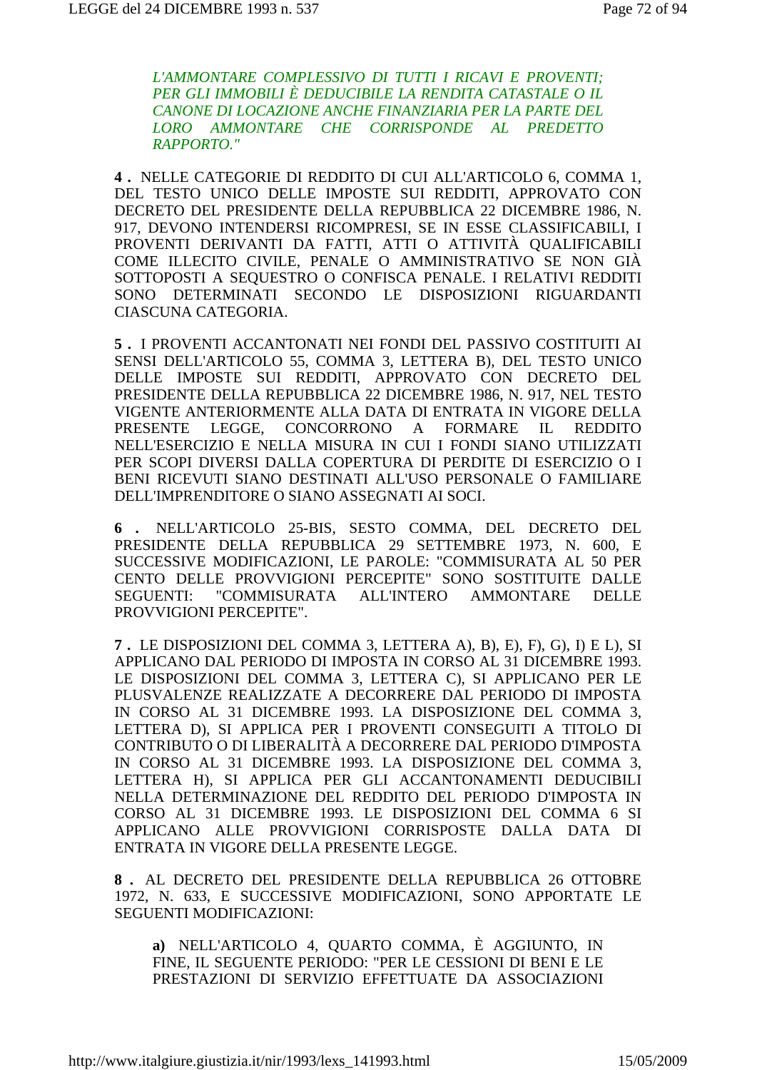*L'AMMONTARE COMPLESSIVO DI TUTTI I RICAVI E PROVENTI; PER GLI IMMOBILI È DEDUCIBILE LA RENDITA CATASTALE O IL CANONE DI LOCAZIONE ANCHE FINANZIARIA PER LA PARTE DEL LORO AMMONTARE CHE CORRISPONDE AL PREDETTO RAPPORTO."*

**4 .** NELLE CATEGORIE DI REDDITO DI CUI ALL'ARTICOLO 6, COMMA 1, DEL TESTO UNICO DELLE IMPOSTE SUI REDDITI, APPROVATO CON DECRETO DEL PRESIDENTE DELLA REPUBBLICA 22 DICEMBRE 1986, N. 917, DEVONO INTENDERSI RICOMPRESI, SE IN ESSE CLASSIFICABILI, I PROVENTI DERIVANTI DA FATTI, ATTI O ATTIVITÀ QUALIFICABILI COME ILLECITO CIVILE, PENALE O AMMINISTRATIVO SE NON GIÀ SOTTOPOSTI A SEQUESTRO O CONFISCA PENALE. I RELATIVI REDDITI SONO DETERMINATI SECONDO LE DISPOSIZIONI RIGUARDANTI CIASCUNA CATEGORIA.

**5 .** I PROVENTI ACCANTONATI NEI FONDI DEL PASSIVO COSTITUITI AI SENSI DELL'ARTICOLO 55, COMMA 3, LETTERA B), DEL TESTO UNICO DELLE IMPOSTE SUI REDDITI, APPROVATO CON DECRETO DEL PRESIDENTE DELLA REPUBBLICA 22 DICEMBRE 1986, N. 917, NEL TESTO VIGENTE ANTERIORMENTE ALLA DATA DI ENTRATA IN VIGORE DELLA PRESENTE LEGGE, CONCORRONO A FORMARE IL REDDITO NELL'ESERCIZIO E NELLA MISURA IN CUI I FONDI SIANO UTILIZZATI PER SCOPI DIVERSI DALLA COPERTURA DI PERDITE DI ESERCIZIO O I BENI RICEVUTI SIANO DESTINATI ALL'USO PERSONALE O FAMILIARE DELL'IMPRENDITORE O SIANO ASSEGNATI AI SOCI.

**6 .** NELL'ARTICOLO 25-BIS, SESTO COMMA, DEL DECRETO DEL PRESIDENTE DELLA REPUBBLICA 29 SETTEMBRE 1973, N. 600, E SUCCESSIVE MODIFICAZIONI, LE PAROLE: "COMMISURATA AL 50 PER CENTO DELLE PROVVIGIONI PERCEPITE" SONO SOSTITUITE DALLE SEGUENTI: "COMMISURATA ALL'INTERO AMMONTARE DELLE PROVVIGIONI PERCEPITE".

**7 .** LE DISPOSIZIONI DEL COMMA 3, LETTERA A), B), E), F), G), I) E L), SI APPLICANO DAL PERIODO DI IMPOSTA IN CORSO AL 31 DICEMBRE 1993. LE DISPOSIZIONI DEL COMMA 3, LETTERA C), SI APPLICANO PER LE PLUSVALENZE REALIZZATE A DECORRERE DAL PERIODO DI IMPOSTA IN CORSO AL 31 DICEMBRE 1993. LA DISPOSIZIONE DEL COMMA 3, LETTERA D), SI APPLICA PER I PROVENTI CONSEGUITI A TITOLO DI CONTRIBUTO O DI LIBERALITÀ A DECORRERE DAL PERIODO D'IMPOSTA IN CORSO AL 31 DICEMBRE 1993. LA DISPOSIZIONE DEL COMMA 3, LETTERA H), SI APPLICA PER GLI ACCANTONAMENTI DEDUCIBILI NELLA DETERMINAZIONE DEL REDDITO DEL PERIODO D'IMPOSTA IN CORSO AL 31 DICEMBRE 1993. LE DISPOSIZIONI DEL COMMA 6 SI APPLICANO ALLE PROVVIGIONI CORRISPOSTE DALLA DATA DI ENTRATA IN VIGORE DELLA PRESENTE LEGGE.

**8 .** AL DECRETO DEL PRESIDENTE DELLA REPUBBLICA 26 OTTOBRE 1972, N. 633, E SUCCESSIVE MODIFICAZIONI, SONO APPORTATE LE SEGUENTI MODIFICAZIONI:

**a)** NELL'ARTICOLO 4, QUARTO COMMA, È AGGIUNTO, IN FINE, IL SEGUENTE PERIODO: "PER LE CESSIONI DI BENI E LE PRESTAZIONI DI SERVIZIO EFFETTUATE DA ASSOCIAZIONI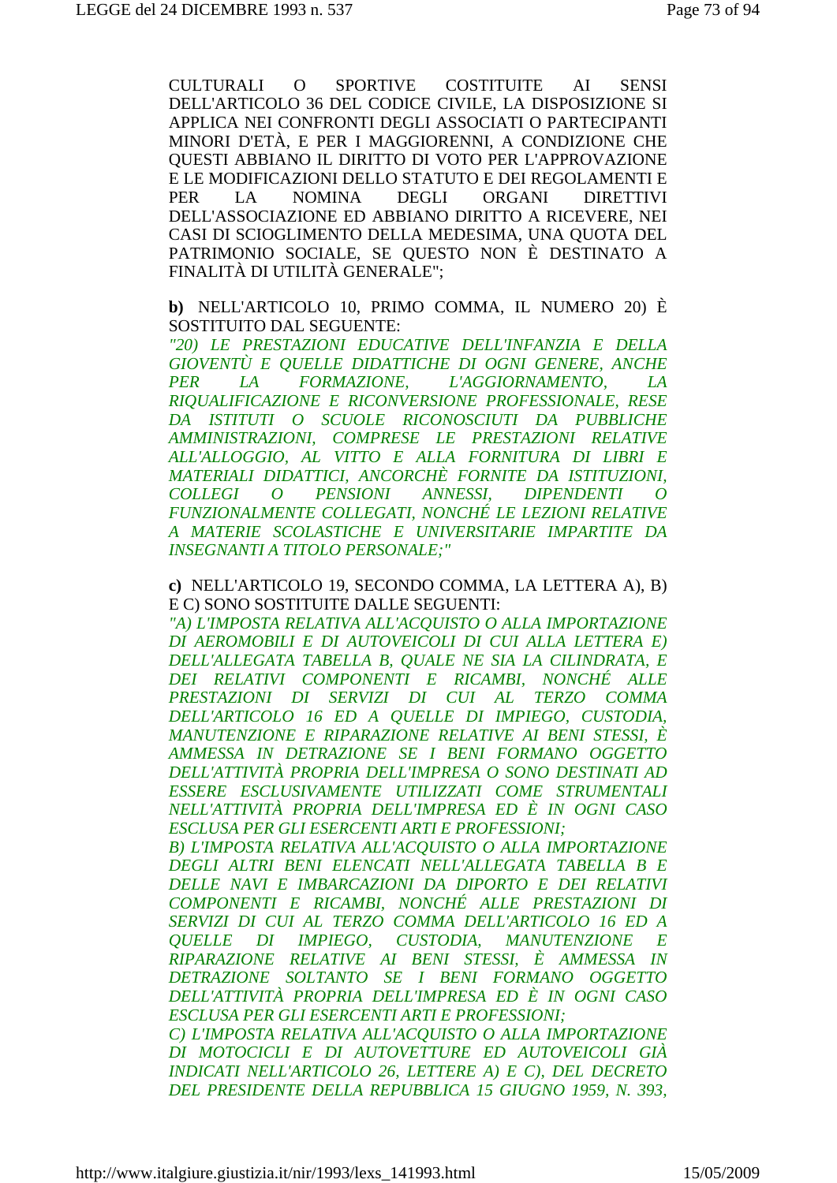CULTURALI O SPORTIVE COSTITUITE AI SENSI DELL'ARTICOLO 36 DEL CODICE CIVILE, LA DISPOSIZIONE SI APPLICA NEI CONFRONTI DEGLI ASSOCIATI O PARTECIPANTI MINORI D'ETÀ, E PER I MAGGIORENNI, A CONDIZIONE CHE QUESTI ABBIANO IL DIRITTO DI VOTO PER L'APPROVAZIONE E LE MODIFICAZIONI DELLO STATUTO E DEI REGOLAMENTI E PER LA NOMINA DEGLI ORGANI DIRETTIVI DELL'ASSOCIAZIONE ED ABBIANO DIRITTO A RICEVERE, NEI CASI DI SCIOGLIMENTO DELLA MEDESIMA, UNA QUOTA DEL PATRIMONIO SOCIALE, SE QUESTO NON È DESTINATO A FINALITÀ DI UTILITÀ GENERALE";

**b)** NELL'ARTICOLO 10, PRIMO COMMA, IL NUMERO 20) È SOSTITUITO DAL SEGUENTE:
*"20) LE PRESTAZIONI EDUCATIVE DELL'INFANZIA E DELLA GIOVENTÙ E QUELLE DIDATTICHE DI OGNI GENERE, ANCHE PER LA FORMAZIONE, L'AGGIORNAMENTO, LA RIQUALIFICAZIONE E RICONVERSIONE PROFESSIONALE, RESE DA ISTITUTI O SCUOLE RICONOSCIUTI DA PUBBLICHE AMMINISTRAZIONI, COMPRESE LE PRESTAZIONI RELATIVE ALL'ALLOGGIO, AL VITTO E ALLA FORNITURA DI LIBRI E MATERIALI DIDATTICI, ANCORCHÈ FORNITE DA ISTITUZIONI, COLLEGI O PENSIONI ANNESSI, DIPENDENTI O FUNZIONALMENTE COLLEGATI, NONCHÉ LE LEZIONI RELATIVE A MATERIE SCOLASTICHE E UNIVERSITARIE IMPARTITE DA INSEGNANTI A TITOLO PERSONALE;"*

**c)** NELL'ARTICOLO 19, SECONDO COMMA, LA LETTERA A), B) E C) SONO SOSTITUITE DALLE SEGUENTI:
*"A) L'IMPOSTA RELATIVA ALL'ACQUISTO O ALLA IMPORTAZIONE DI AEROMOBILI E DI AUTOVEICOLI DI CUI ALLA LETTERA E) DELL'ALLEGATA TABELLA B, QUALE NE SIA LA CILINDRATA, E DEI RELATIVI COMPONENTI E RICAMBI, NONCHÉ ALLE PRESTAZIONI DI SERVIZI DI CUI AL TERZO COMMA DELL'ARTICOLO 16 ED A QUELLE DI IMPIEGO, CUSTODIA, MANUTENZIONE E RIPARAZIONE RELATIVE AI BENI STESSI, È AMMESSA IN DETRAZIONE SE I BENI FORMANO OGGETTO DELL'ATTIVITÀ PROPRIA DELL'IMPRESA O SONO DESTINATI AD ESSERE ESCLUSIVAMENTE UTILIZZATI COME STRUMENTALI NELL'ATTIVITÀ PROPRIA DELL'IMPRESA ED È IN OGNI CASO ESCLUSA PER GLI ESERCENTI ARTI E PROFESSIONI;*
*B) L'IMPOSTA RELATIVA ALL'ACQUISTO O ALLA IMPORTAZIONE DEGLI ALTRI BENI ELENCATI NELL'ALLEGATA TABELLA B E DELLE NAVI E IMBARCAZIONI DA DIPORTO E DEI RELATIVI COMPONENTI E RICAMBI, NONCHÉ ALLE PRESTAZIONI DI SERVIZI DI CUI AL TERZO COMMA DELL'ARTICOLO 16 ED A QUELLE DI IMPIEGO, CUSTODIA, MANUTENZIONE E RIPARAZIONE RELATIVE AI BENI STESSI, È AMMESSA IN DETRAZIONE SOLTANTO SE I BENI FORMANO OGGETTO DELL'ATTIVITÀ PROPRIA DELL'IMPRESA ED È IN OGNI CASO ESCLUSA PER GLI ESERCENTI ARTI E PROFESSIONI;*
*C) L'IMPOSTA RELATIVA ALL'ACQUISTO O ALLA IMPORTAZIONE DI MOTOCICLI E DI AUTOVETTURE ED AUTOVEICOLI GIÀ INDICATI NELL'ARTICOLO 26, LETTERE A) E C), DEL DECRETO DEL PRESIDENTE DELLA REPUBBLICA 15 GIUGNO 1959, N. 393,*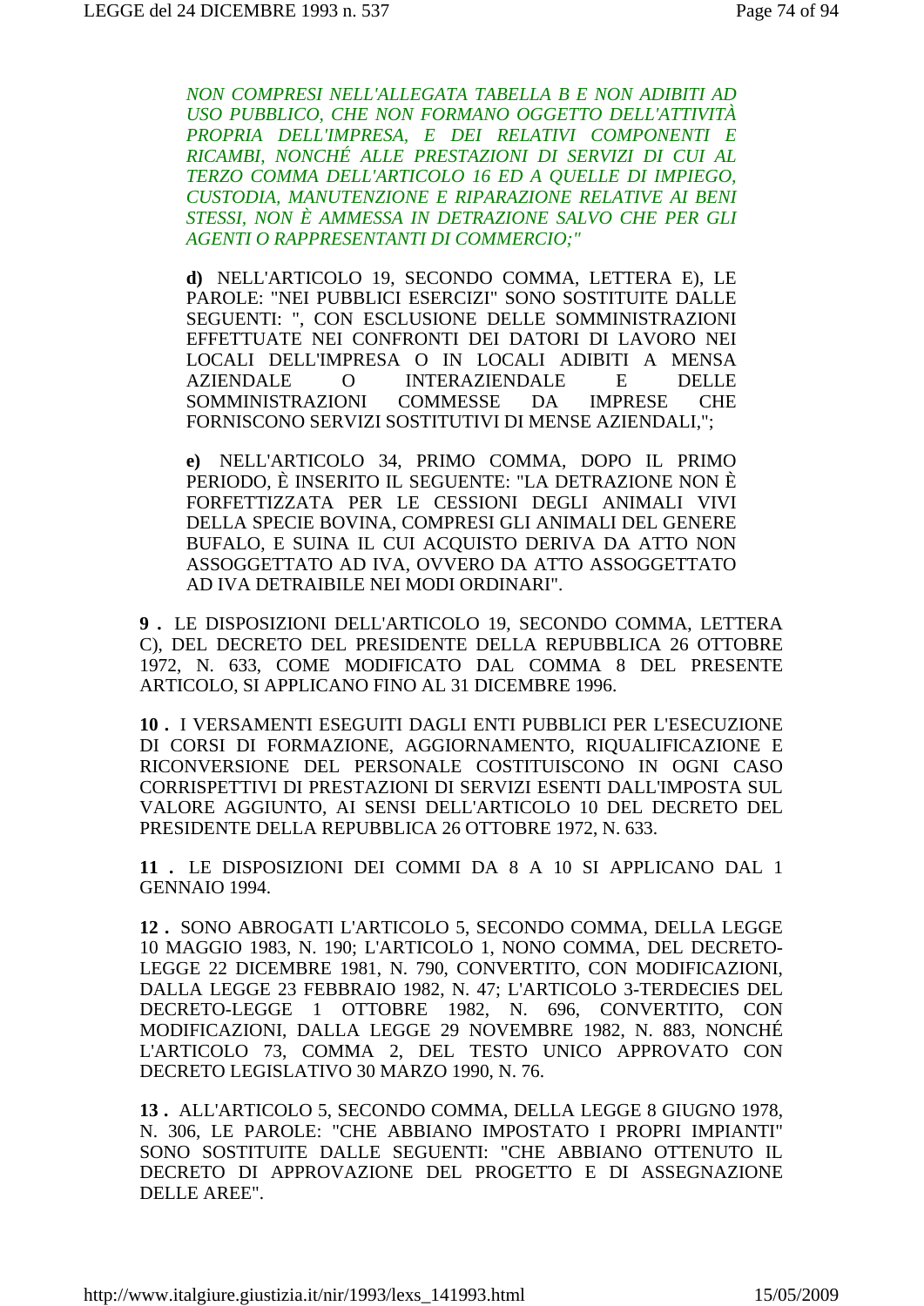*NON COMPRESI NELL'ALLEGATA TABELLA B E NON ADIBITI AD USO PUBBLICO, CHE NON FORMANO OGGETTO DELL'ATTIVITÀ PROPRIA DELL'IMPRESA, E DEI RELATIVI COMPONENTI E RICAMBI, NONCHÉ ALLE PRESTAZIONI DI SERVIZI DI CUI AL TERZO COMMA DELL'ARTICOLO 16 ED A QUELLE DI IMPIEGO, CUSTODIA, MANUTENZIONE E RIPARAZIONE RELATIVE AI BENI STESSI, NON È AMMESSA IN DETRAZIONE SALVO CHE PER GLI AGENTI O RAPPRESENTANTI DI COMMERCIO;"*

**d)** NELL'ARTICOLO 19, SECONDO COMMA, LETTERA E), LE PAROLE: "NEI PUBBLICI ESERCIZI" SONO SOSTITUITE DALLE SEGUENTI: ", CON ESCLUSIONE DELLE SOMMINISTRAZIONI EFFETTUATE NEI CONFRONTI DEI DATORI DI LAVORO NEI LOCALI DELL'IMPRESA O IN LOCALI ADIBITI A MENSA AZIENDALE O INTERAZIENDALE E DELLE SOMMINISTRAZIONI COMMESSE DA IMPRESE CHE FORNISCONO SERVIZI SOSTITUTIVI DI MENSE AZIENDALI,";

**e)** NELL'ARTICOLO 34, PRIMO COMMA, DOPO IL PRIMO PERIODO, È INSERITO IL SEGUENTE: "LA DETRAZIONE NON È FORFETTIZZATA PER LE CESSIONI DEGLI ANIMALI VIVI DELLA SPECIE BOVINA, COMPRESI GLI ANIMALI DEL GENERE BUFALO, E SUINA IL CUI ACQUISTO DERIVA DA ATTO NON ASSOGGETTATO AD IVA, OVVERO DA ATTO ASSOGGETTATO AD IVA DETRAIBILE NEI MODI ORDINARI".

**9 .** LE DISPOSIZIONI DELL'ARTICOLO 19, SECONDO COMMA, LETTERA C), DEL DECRETO DEL PRESIDENTE DELLA REPUBBLICA 26 OTTOBRE 1972, N. 633, COME MODIFICATO DAL COMMA 8 DEL PRESENTE ARTICOLO, SI APPLICANO FINO AL 31 DICEMBRE 1996.

**10 .** I VERSAMENTI ESEGUITI DAGLI ENTI PUBBLICI PER L'ESECUZIONE DI CORSI DI FORMAZIONE, AGGIORNAMENTO, RIQUALIFICAZIONE E RICONVERSIONE DEL PERSONALE COSTITUISCONO IN OGNI CASO CORRISPETTIVI DI PRESTAZIONI DI SERVIZI ESENTI DALL'IMPOSTA SUL VALORE AGGIUNTO, AI SENSI DELL'ARTICOLO 10 DEL DECRETO DEL PRESIDENTE DELLA REPUBBLICA 26 OTTOBRE 1972, N. 633.

**11 .** LE DISPOSIZIONI DEI COMMI DA 8 A 10 SI APPLICANO DAL 1 GENNAIO 1994.

**12 .** SONO ABROGATI L'ARTICOLO 5, SECONDO COMMA, DELLA LEGGE 10 MAGGIO 1983, N. 190; L'ARTICOLO 1, NONO COMMA, DEL DECRETO-LEGGE 22 DICEMBRE 1981, N. 790, CONVERTITO, CON MODIFICAZIONI, DALLA LEGGE 23 FEBBRAIO 1982, N. 47; L'ARTICOLO 3-TERDECIES DEL DECRETO-LEGGE 1 OTTOBRE 1982, N. 696, CONVERTITO, CON MODIFICAZIONI, DALLA LEGGE 29 NOVEMBRE 1982, N. 883, NONCHÉ L'ARTICOLO 73, COMMA 2, DEL TESTO UNICO APPROVATO CON DECRETO LEGISLATIVO 30 MARZO 1990, N. 76.

**13 .** ALL'ARTICOLO 5, SECONDO COMMA, DELLA LEGGE 8 GIUGNO 1978, N. 306, LE PAROLE: "CHE ABBIANO IMPOSTATO I PROPRI IMPIANTI" SONO SOSTITUITE DALLE SEGUENTI: "CHE ABBIANO OTTENUTO IL DECRETO DI APPROVAZIONE DEL PROGETTO E DI ASSEGNAZIONE DELLE AREE".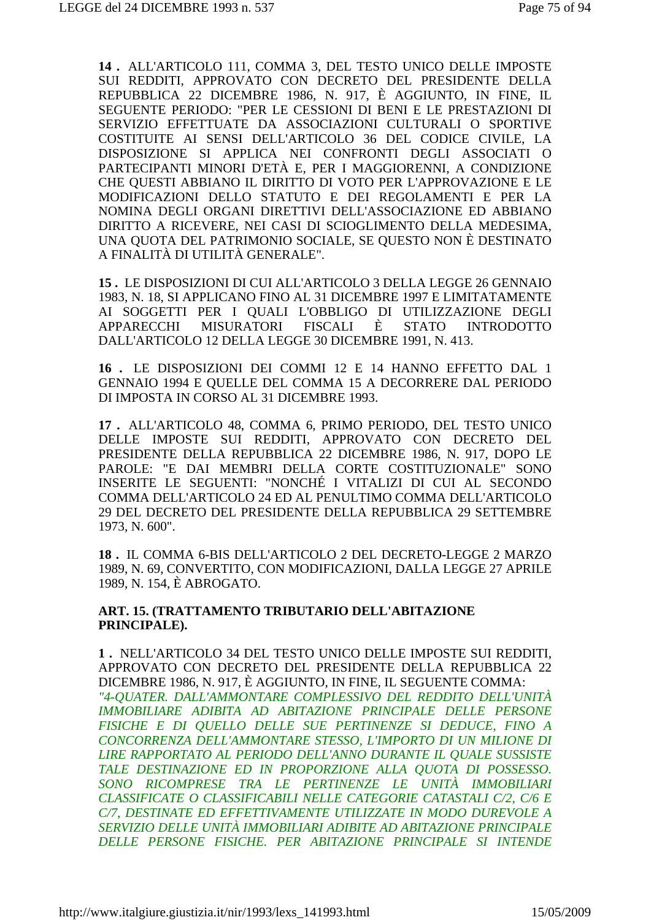**14 .** ALL'ARTICOLO 111, COMMA 3, DEL TESTO UNICO DELLE IMPOSTE SUI REDDITI, APPROVATO CON DECRETO DEL PRESIDENTE DELLA REPUBBLICA 22 DICEMBRE 1986, N. 917, È AGGIUNTO, IN FINE, IL SEGUENTE PERIODO: "PER LE CESSIONI DI BENI E LE PRESTAZIONI DI SERVIZIO EFFETTUATE DA ASSOCIAZIONI CULTURALI O SPORTIVE COSTITUITE AI SENSI DELL'ARTICOLO 36 DEL CODICE CIVILE, LA DISPOSIZIONE SI APPLICA NEI CONFRONTI DEGLI ASSOCIATI O PARTECIPANTI MINORI D'ETÀ E, PER I MAGGIORENNI, A CONDIZIONE CHE QUESTI ABBIANO IL DIRITTO DI VOTO PER L'APPROVAZIONE E LE MODIFICAZIONI DELLO STATUTO E DEI REGOLAMENTI E PER LA NOMINA DEGLI ORGANI DIRETTIVI DELL'ASSOCIAZIONE ED ABBIANO DIRITTO A RICEVERE, NEI CASI DI SCIOGLIMENTO DELLA MEDESIMA, UNA QUOTA DEL PATRIMONIO SOCIALE, SE QUESTO NON È DESTINATO A FINALITÀ DI UTILITÀ GENERALE".

**15 .** LE DISPOSIZIONI DI CUI ALL'ARTICOLO 3 DELLA LEGGE 26 GENNAIO 1983, N. 18, SI APPLICANO FINO AL 31 DICEMBRE 1997 E LIMITATAMENTE AI SOGGETTI PER I QUALI L'OBBLIGO DI UTILIZZAZIONE DEGLI APPARECCHI MISURATORI FISCALI È STATO INTRODOTTO DALL'ARTICOLO 12 DELLA LEGGE 30 DICEMBRE 1991, N. 413.

**16 .** LE DISPOSIZIONI DEI COMMI 12 E 14 HANNO EFFETTO DAL 1 GENNAIO 1994 E QUELLE DEL COMMA 15 A DECORRERE DAL PERIODO DI IMPOSTA IN CORSO AL 31 DICEMBRE 1993.

**17 .** ALL'ARTICOLO 48, COMMA 6, PRIMO PERIODO, DEL TESTO UNICO DELLE IMPOSTE SUI REDDITI, APPROVATO CON DECRETO DEL PRESIDENTE DELLA REPUBBLICA 22 DICEMBRE 1986, N. 917, DOPO LE PAROLE: "E DAI MEMBRI DELLA CORTE COSTITUZIONALE" SONO INSERITE LE SEGUENTI: "NONCHÉ I VITALIZI DI CUI AL SECONDO COMMA DELL'ARTICOLO 24 ED AL PENULTIMO COMMA DELL'ARTICOLO 29 DEL DECRETO DEL PRESIDENTE DELLA REPUBBLICA 29 SETTEMBRE 1973, N. 600".

**18 .** IL COMMA 6-BIS DELL'ARTICOLO 2 DEL DECRETO-LEGGE 2 MARZO 1989, N. 69, CONVERTITO, CON MODIFICAZIONI, DALLA LEGGE 27 APRILE 1989, N. 154, È ABROGATO.

**ART. 15. (TRATTAMENTO TRIBUTARIO DELL'ABITAZIONE PRINCIPALE).**

**1 .** NELL'ARTICOLO 34 DEL TESTO UNICO DELLE IMPOSTE SUI REDDITI, APPROVATO CON DECRETO DEL PRESIDENTE DELLA REPUBBLICA 22 DICEMBRE 1986, N. 917, È AGGIUNTO, IN FINE, IL SEGUENTE COMMA:
*"4-QUATER. DALL'AMMONTARE COMPLESSIVO DEL REDDITO DELL'UNITÀ IMMOBILIARE ADIBITA AD ABITAZIONE PRINCIPALE DELLE PERSONE FISICHE E DI QUELLO DELLE SUE PERTINENZE SI DEDUCE, FINO A CONCORRENZA DELL'AMMONTARE STESSO, L'IMPORTO DI UN MILIONE DI LIRE RAPPORTATO AL PERIODO DELL'ANNO DURANTE IL QUALE SUSSISTE TALE DESTINAZIONE ED IN PROPORZIONE ALLA QUOTA DI POSSESSO. SONO RICOMPRESE TRA LE PERTINENZE LE UNITÀ IMMOBILIARI CLASSIFICATE O CLASSIFICABILI NELLE CATEGORIE CATASTALI C/2, C/6 E C/7, DESTINATE ED EFFETTIVAMENTE UTILIZZATE IN MODO DUREVOLE A SERVIZIO DELLE UNITÀ IMMOBILIARI ADIBITE AD ABITAZIONE PRINCIPALE DELLE PERSONE FISICHE. PER ABITAZIONE PRINCIPALE SI INTENDE*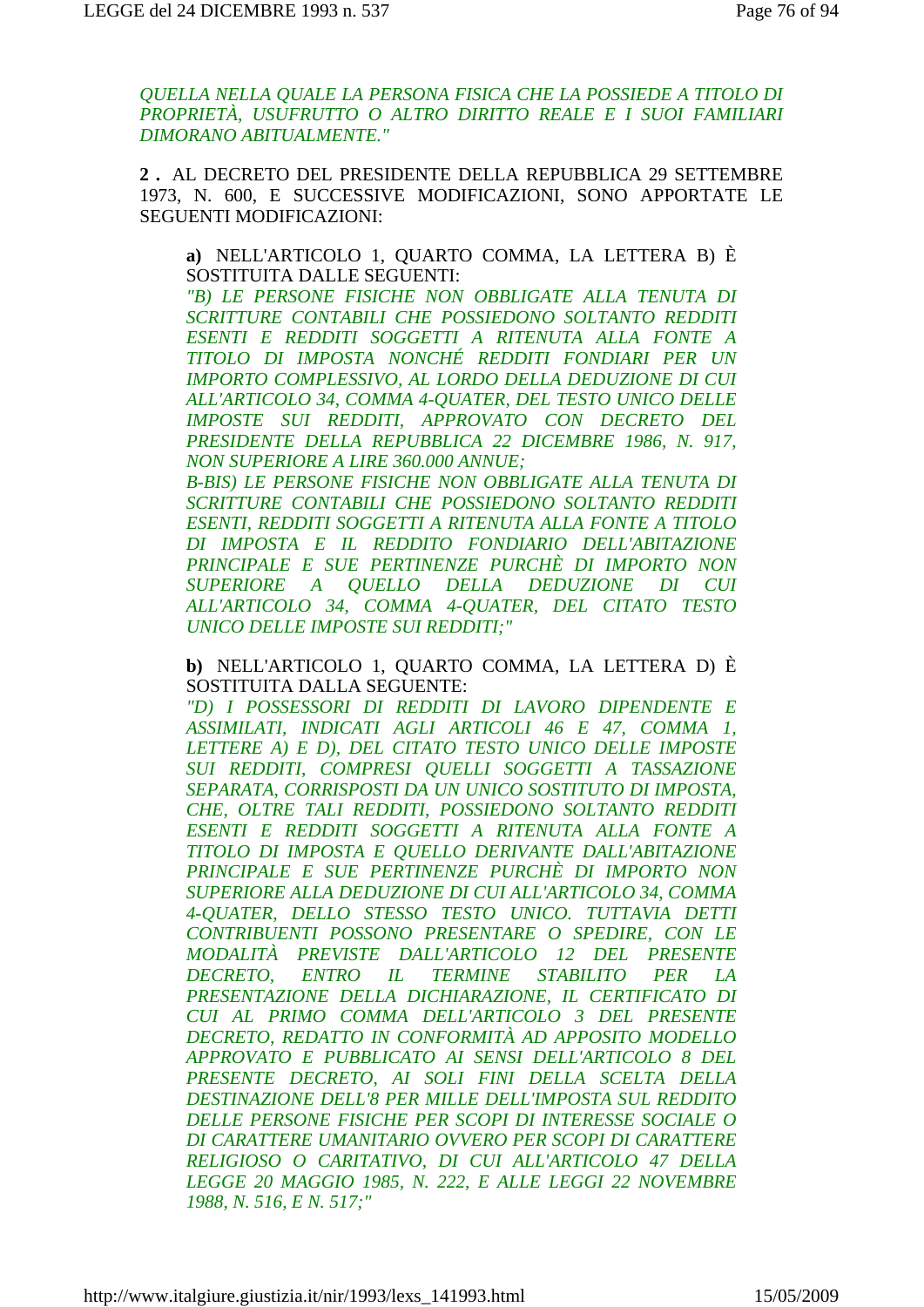*QUELLA NELLA QUALE LA PERSONA FISICA CHE LA POSSIEDE A TITOLO DI PROPRIETÀ, USUFRUTTO O ALTRO DIRITTO REALE E I SUOI FAMILIARI DIMORANO ABITUALMENTE."*

**2 .** AL DECRETO DEL PRESIDENTE DELLA REPUBBLICA 29 SETTEMBRE 1973, N. 600, E SUCCESSIVE MODIFICAZIONI, SONO APPORTATE LE SEGUENTI MODIFICAZIONI:

**a)** NELL'ARTICOLO 1, QUARTO COMMA, LA LETTERA B) È SOSTITUITA DALLE SEGUENTI:
*"B) LE PERSONE FISICHE NON OBBLIGATE ALLA TENUTA DI SCRITTURE CONTABILI CHE POSSIEDONO SOLTANTO REDDITI ESENTI E REDDITI SOGGETTI A RITENUTA ALLA FONTE A TITOLO DI IMPOSTA NONCHÉ REDDITI FONDIARI PER UN IMPORTO COMPLESSIVO, AL LORDO DELLA DEDUZIONE DI CUI ALL'ARTICOLO 34, COMMA 4-QUATER, DEL TESTO UNICO DELLE IMPOSTE SUI REDDITI, APPROVATO CON DECRETO DEL PRESIDENTE DELLA REPUBBLICA 22 DICEMBRE 1986, N. 917, NON SUPERIORE A LIRE 360.000 ANNUE;*
*B-BIS) LE PERSONE FISICHE NON OBBLIGATE ALLA TENUTA DI SCRITTURE CONTABILI CHE POSSIEDONO SOLTANTO REDDITI ESENTI, REDDITI SOGGETTI A RITENUTA ALLA FONTE A TITOLO DI IMPOSTA E IL REDDITO FONDIARIO DELL'ABITAZIONE PRINCIPALE E SUE PERTINENZE PURCHÈ DI IMPORTO NON SUPERIORE A QUELLO DELLA DEDUZIONE DI CUI ALL'ARTICOLO 34, COMMA 4-QUATER, DEL CITATO TESTO UNICO DELLE IMPOSTE SUI REDDITI;"*

**b)** NELL'ARTICOLO 1, QUARTO COMMA, LA LETTERA D) È SOSTITUITA DALLA SEGUENTE:
*"D) I POSSESSORI DI REDDITI DI LAVORO DIPENDENTE E ASSIMILATI, INDICATI AGLI ARTICOLI 46 E 47, COMMA 1, LETTERE A) E D), DEL CITATO TESTO UNICO DELLE IMPOSTE SUI REDDITI, COMPRESI QUELLI SOGGETTI A TASSAZIONE SEPARATA, CORRISPOSTI DA UN UNICO SOSTITUTO DI IMPOSTA, CHE, OLTRE TALI REDDITI, POSSIEDONO SOLTANTO REDDITI ESENTI E REDDITI SOGGETTI A RITENUTA ALLA FONTE A TITOLO DI IMPOSTA E QUELLO DERIVANTE DALL'ABITAZIONE PRINCIPALE E SUE PERTINENZE PURCHÈ DI IMPORTO NON SUPERIORE ALLA DEDUZIONE DI CUI ALL'ARTICOLO 34, COMMA 4-QUATER, DELLO STESSO TESTO UNICO. TUTTAVIA DETTI CONTRIBUENTI POSSONO PRESENTARE O SPEDIRE, CON LE MODALITÀ PREVISTE DALL'ARTICOLO 12 DEL PRESENTE DECRETO, ENTRO IL TERMINE STABILITO PER LA PRESENTAZIONE DELLA DICHIARAZIONE, IL CERTIFICATO DI CUI AL PRIMO COMMA DELL'ARTICOLO 3 DEL PRESENTE DECRETO, REDATTO IN CONFORMITÀ AD APPOSITO MODELLO APPROVATO E PUBBLICATO AI SENSI DELL'ARTICOLO 8 DEL PRESENTE DECRETO, AI SOLI FINI DELLA SCELTA DELLA DESTINAZIONE DELL'8 PER MILLE DELL'IMPOSTA SUL REDDITO DELLE PERSONE FISICHE PER SCOPI DI INTERESSE SOCIALE O DI CARATTERE UMANITARIO OVVERO PER SCOPI DI CARATTERE RELIGIOSO O CARITATIVO, DI CUI ALL'ARTICOLO 47 DELLA LEGGE 20 MAGGIO 1985, N. 222, E ALLE LEGGI 22 NOVEMBRE 1988, N. 516, E N. 517;"*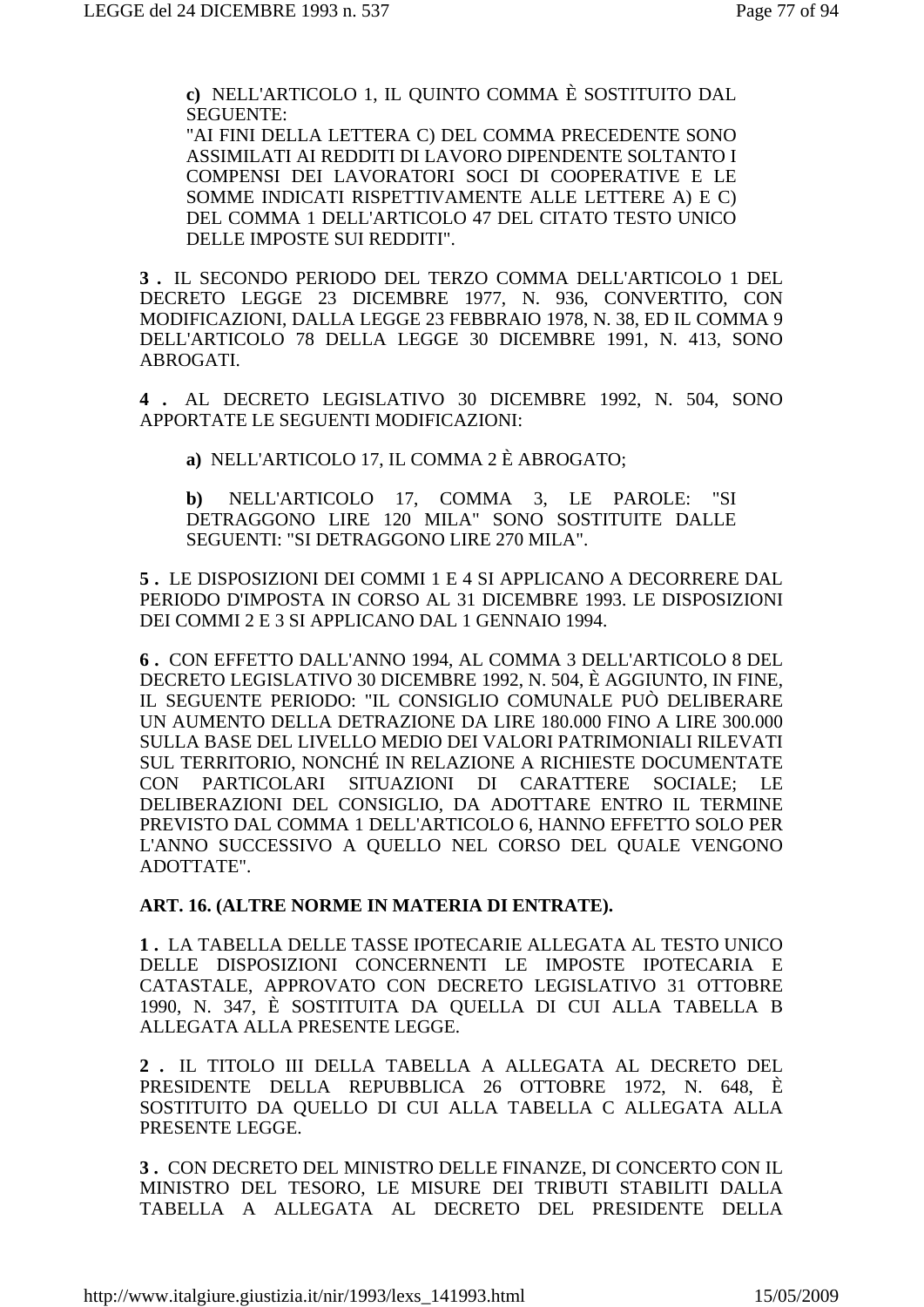**c)** NELL'ARTICOLO 1, IL QUINTO COMMA È SOSTITUITO DAL SEGUENTE:
"AI FINI DELLA LETTERA C) DEL COMMA PRECEDENTE SONO ASSIMILATI AI REDDITI DI LAVORO DIPENDENTE SOLTANTO I COMPENSI DEI LAVORATORI SOCI DI COOPERATIVE E LE SOMME INDICATI RISPETTIVAMENTE ALLE LETTERE A) E C) DEL COMMA 1 DELL'ARTICOLO 47 DEL CITATO TESTO UNICO DELLE IMPOSTE SUI REDDITI".

**3 .** IL SECONDO PERIODO DEL TERZO COMMA DELL'ARTICOLO 1 DEL DECRETO LEGGE 23 DICEMBRE 1977, N. 936, CONVERTITO, CON MODIFICAZIONI, DALLA LEGGE 23 FEBBRAIO 1978, N. 38, ED IL COMMA 9 DELL'ARTICOLO 78 DELLA LEGGE 30 DICEMBRE 1991, N. 413, SONO ABROGATI.

**4 .** AL DECRETO LEGISLATIVO 30 DICEMBRE 1992, N. 504, SONO APPORTATE LE SEGUENTI MODIFICAZIONI:

**a)** NELL'ARTICOLO 17, IL COMMA 2 È ABROGATO;

**b)** NELL'ARTICOLO 17, COMMA 3, LE PAROLE: "SI DETRAGGONO LIRE 120 MILA" SONO SOSTITUITE DALLE SEGUENTI: "SI DETRAGGONO LIRE 270 MILA".

**5 .** LE DISPOSIZIONI DEI COMMI 1 E 4 SI APPLICANO A DECORRERE DAL PERIODO D'IMPOSTA IN CORSO AL 31 DICEMBRE 1993. LE DISPOSIZIONI DEI COMMI 2 E 3 SI APPLICANO DAL 1 GENNAIO 1994.

**6 .** CON EFFETTO DALL'ANNO 1994, AL COMMA 3 DELL'ARTICOLO 8 DEL DECRETO LEGISLATIVO 30 DICEMBRE 1992, N. 504, È AGGIUNTO, IN FINE, IL SEGUENTE PERIODO: "IL CONSIGLIO COMUNALE PUÒ DELIBERARE UN AUMENTO DELLA DETRAZIONE DA LIRE 180.000 FINO A LIRE 300.000 SULLA BASE DEL LIVELLO MEDIO DEI VALORI PATRIMONIALI RILEVATI SUL TERRITORIO, NONCHÉ IN RELAZIONE A RICHIESTE DOCUMENTATE CON PARTICOLARI SITUAZIONI DI CARATTERE SOCIALE; LE DELIBERAZIONI DEL CONSIGLIO, DA ADOTTARE ENTRO IL TERMINE PREVISTO DAL COMMA 1 DELL'ARTICOLO 6, HANNO EFFETTO SOLO PER L'ANNO SUCCESSIVO A QUELLO NEL CORSO DEL QUALE VENGONO ADOTTATE".

**ART. 16. (ALTRE NORME IN MATERIA DI ENTRATE).**

**1 .** LA TABELLA DELLE TASSE IPOTECARIE ALLEGATA AL TESTO UNICO DELLE DISPOSIZIONI CONCERNENTI LE IMPOSTE IPOTECARIA E CATASTALE, APPROVATO CON DECRETO LEGISLATIVO 31 OTTOBRE 1990, N. 347, È SOSTITUITA DA QUELLA DI CUI ALLA TABELLA B ALLEGATA ALLA PRESENTE LEGGE.

**2 .** IL TITOLO III DELLA TABELLA A ALLEGATA AL DECRETO DEL PRESIDENTE DELLA REPUBBLICA 26 OTTOBRE 1972, N. 648, È SOSTITUITO DA QUELLO DI CUI ALLA TABELLA C ALLEGATA ALLA PRESENTE LEGGE.

**3 .** CON DECRETO DEL MINISTRO DELLE FINANZE, DI CONCERTO CON IL MINISTRO DEL TESORO, LE MISURE DEI TRIBUTI STABILITI DALLA TABELLA A ALLEGATA AL DECRETO DEL PRESIDENTE DELLA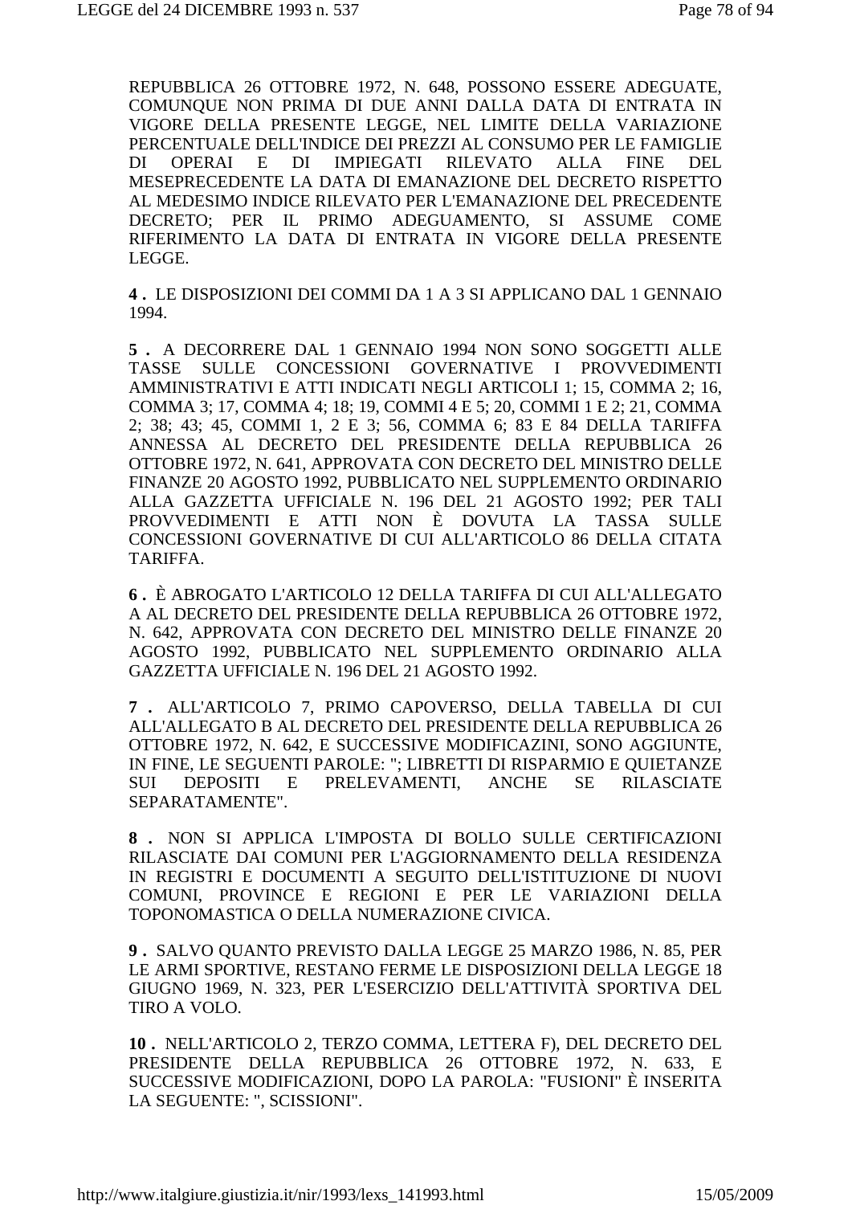REPUBBLICA 26 OTTOBRE 1972, N. 648, POSSONO ESSERE ADEGUATE, COMUNQUE NON PRIMA DI DUE ANNI DALLA DATA DI ENTRATA IN VIGORE DELLA PRESENTE LEGGE, NEL LIMITE DELLA VARIAZIONE PERCENTUALE DELL'INDICE DEI PREZZI AL CONSUMO PER LE FAMIGLIE DI OPERAI E DI IMPIEGATI RILEVATO ALLA FINE DEL MESEPRECEDENTE LA DATA DI EMANAZIONE DEL DECRETO RISPETTO AL MEDESIMO INDICE RILEVATO PER L'EMANAZIONE DEL PRECEDENTE DECRETO; PER IL PRIMO ADEGUAMENTO, SI ASSUME COME RIFERIMENTO LA DATA DI ENTRATA IN VIGORE DELLA PRESENTE LEGGE.

**4 .** LE DISPOSIZIONI DEI COMMI DA 1 A 3 SI APPLICANO DAL 1 GENNAIO 1994.

**5 .** A DECORRERE DAL 1 GENNAIO 1994 NON SONO SOGGETTI ALLE TASSE SULLE CONCESSIONI GOVERNATIVE I PROVVEDIMENTI AMMINISTRATIVI E ATTI INDICATI NEGLI ARTICOLI 1; 15, COMMA 2; 16, COMMA 3; 17, COMMA 4; 18; 19, COMMI 4 E 5; 20, COMMI 1 E 2; 21, COMMA 2; 38; 43; 45, COMMI 1, 2 E 3; 56, COMMA 6; 83 E 84 DELLA TARIFFA ANNESSA AL DECRETO DEL PRESIDENTE DELLA REPUBBLICA 26 OTTOBRE 1972, N. 641, APPROVATA CON DECRETO DEL MINISTRO DELLE FINANZE 20 AGOSTO 1992, PUBBLICATO NEL SUPPLEMENTO ORDINARIO ALLA GAZZETTA UFFICIALE N. 196 DEL 21 AGOSTO 1992; PER TALI PROVVEDIMENTI E ATTI NON È DOVUTA LA TASSA SULLE CONCESSIONI GOVERNATIVE DI CUI ALL'ARTICOLO 86 DELLA CITATA TARIFFA.

**6 .** È ABROGATO L'ARTICOLO 12 DELLA TARIFFA DI CUI ALL'ALLEGATO A AL DECRETO DEL PRESIDENTE DELLA REPUBBLICA 26 OTTOBRE 1972, N. 642, APPROVATA CON DECRETO DEL MINISTRO DELLE FINANZE 20 AGOSTO 1992, PUBBLICATO NEL SUPPLEMENTO ORDINARIO ALLA GAZZETTA UFFICIALE N. 196 DEL 21 AGOSTO 1992.

**7 .** ALL'ARTICOLO 7, PRIMO CAPOVERSO, DELLA TABELLA DI CUI ALL'ALLEGATO B AL DECRETO DEL PRESIDENTE DELLA REPUBBLICA 26 OTTOBRE 1972, N. 642, E SUCCESSIVE MODIFICAZINI, SONO AGGIUNTE, IN FINE, LE SEGUENTI PAROLE: "; LIBRETTI DI RISPARMIO E QUIETANZE SUI DEPOSITI E PRELEVAMENTI, ANCHE SE RILASCIATE SEPARATAMENTE".

**8 .** NON SI APPLICA L'IMPOSTA DI BOLLO SULLE CERTIFICAZIONI RILASCIATE DAI COMUNI PER L'AGGIORNAMENTO DELLA RESIDENZA IN REGISTRI E DOCUMENTI A SEGUITO DELL'ISTITUZIONE DI NUOVI COMUNI, PROVINCE E REGIONI E PER LE VARIAZIONI DELLA TOPONOMASTICA O DELLA NUMERAZIONE CIVICA.

**9 .** SALVO QUANTO PREVISTO DALLA LEGGE 25 MARZO 1986, N. 85, PER LE ARMI SPORTIVE, RESTANO FERME LE DISPOSIZIONI DELLA LEGGE 18 GIUGNO 1969, N. 323, PER L'ESERCIZIO DELL'ATTIVITÀ SPORTIVA DEL TIRO A VOLO.

**10 .** NELL'ARTICOLO 2, TERZO COMMA, LETTERA F), DEL DECRETO DEL PRESIDENTE DELLA REPUBBLICA 26 OTTOBRE 1972, N. 633, E SUCCESSIVE MODIFICAZIONI, DOPO LA PAROLA: "FUSIONI" È INSERITA LA SEGUENTE: ", SCISSIONI".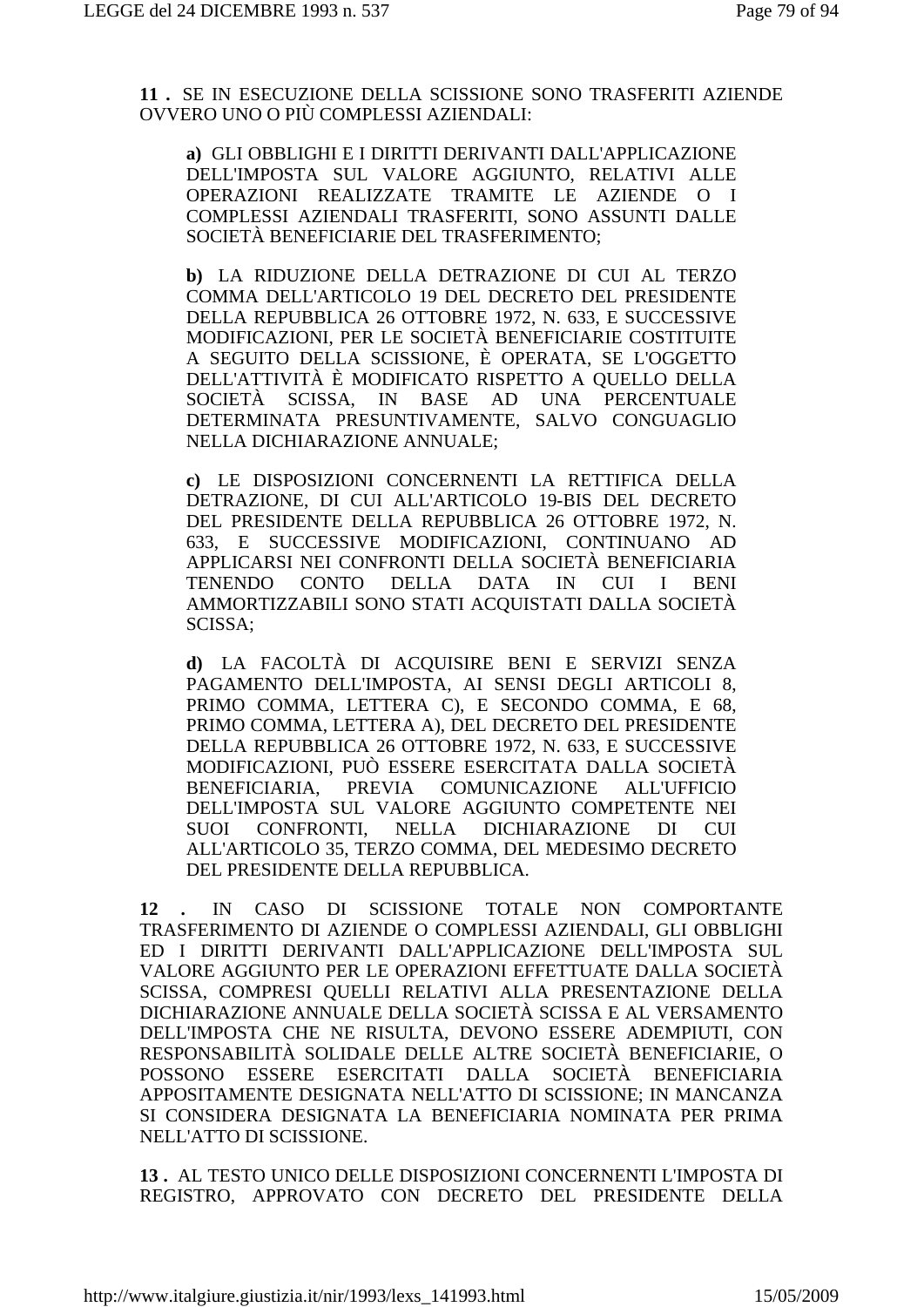**11 .** SE IN ESECUZIONE DELLA SCISSIONE SONO TRASFERITI AZIENDE OVVERO UNO O PIÙ COMPLESSI AZIENDALI:

> **a)** GLI OBBLIGHI E I DIRITTI DERIVANTI DALL'APPLICAZIONE DELL'IMPOSTA SUL VALORE AGGIUNTO, RELATIVI ALLE OPERAZIONI REALIZZATE TRAMITE LE AZIENDE O I COMPLESSI AZIENDALI TRASFERITI, SONO ASSUNTI DALLE SOCIETÀ BENEFICIARIE DEL TRASFERIMENTO;
>
> **b)** LA RIDUZIONE DELLA DETRAZIONE DI CUI AL TERZO COMMA DELL'ARTICOLO 19 DEL DECRETO DEL PRESIDENTE DELLA REPUBBLICA 26 OTTOBRE 1972, N. 633, E SUCCESSIVE MODIFICAZIONI, PER LE SOCIETÀ BENEFICIARIE COSTITUITE A SEGUITO DELLA SCISSIONE, È OPERATA, SE L'OGGETTO DELL'ATTIVITÀ È MODIFICATO RISPETTO A QUELLO DELLA SOCIETÀ SCISSA, IN BASE AD UNA PERCENTUALE DETERMINATA PRESUNTIVAMENTE, SALVO CONGUAGLIO NELLA DICHIARAZIONE ANNUALE;
>
> **c)** LE DISPOSIZIONI CONCERNENTI LA RETTIFICA DELLA DETRAZIONE, DI CUI ALL'ARTICOLO 19-BIS DEL DECRETO DEL PRESIDENTE DELLA REPUBBLICA 26 OTTOBRE 1972, N. 633, E SUCCESSIVE MODIFICAZIONI, CONTINUANO AD APPLICARSI NEI CONFRONTI DELLA SOCIETÀ BENEFICIARIA TENENDO CONTO DELLA DATA IN CUI I BENI AMMORTIZZABILI SONO STATI ACQUISTATI DALLA SOCIETÀ SCISSA;
>
> **d)** LA FACOLTÀ DI ACQUISIRE BENI E SERVIZI SENZA PAGAMENTO DELL'IMPOSTA, AI SENSI DEGLI ARTICOLI 8, PRIMO COMMA, LETTERA C), E SECONDO COMMA, E 68, PRIMO COMMA, LETTERA A), DEL DECRETO DEL PRESIDENTE DELLA REPUBBLICA 26 OTTOBRE 1972, N. 633, E SUCCESSIVE MODIFICAZIONI, PUÒ ESSERE ESERCITATA DALLA SOCIETÀ BENEFICIARIA, PREVIA COMUNICAZIONE ALL'UFFICIO DELL'IMPOSTA SUL VALORE AGGIUNTO COMPETENTE NEI SUOI CONFRONTI, NELLA DICHIARAZIONE DI CUI ALL'ARTICOLO 35, TERZO COMMA, DEL MEDESIMO DECRETO DEL PRESIDENTE DELLA REPUBBLICA.

**12 .** IN CASO DI SCISSIONE TOTALE NON COMPORTANTE TRASFERIMENTO DI AZIENDE O COMPLESSI AZIENDALI, GLI OBBLIGHI ED I DIRITTI DERIVANTI DALL'APPLICAZIONE DELL'IMPOSTA SUL VALORE AGGIUNTO PER LE OPERAZIONI EFFETTUATE DALLA SOCIETÀ SCISSA, COMPRESI QUELLI RELATIVI ALLA PRESENTAZIONE DELLA DICHIARAZIONE ANNUALE DELLA SOCIETÀ SCISSA E AL VERSAMENTO DELL'IMPOSTA CHE NE RISULTA, DEVONO ESSERE ADEMPIUTI, CON RESPONSABILITÀ SOLIDALE DELLE ALTRE SOCIETÀ BENEFICIARIE, O POSSONO ESSERE ESERCITATI DALLA SOCIETÀ BENEFICIARIA APPOSITAMENTE DESIGNATA NELL'ATTO DI SCISSIONE; IN MANCANZA SI CONSIDERA DESIGNATA LA BENEFICIARIA NOMINATA PER PRIMA NELL'ATTO DI SCISSIONE.

**13 .** AL TESTO UNICO DELLE DISPOSIZIONI CONCERNENTI L'IMPOSTA DI REGISTRO, APPROVATO CON DECRETO DEL PRESIDENTE DELLA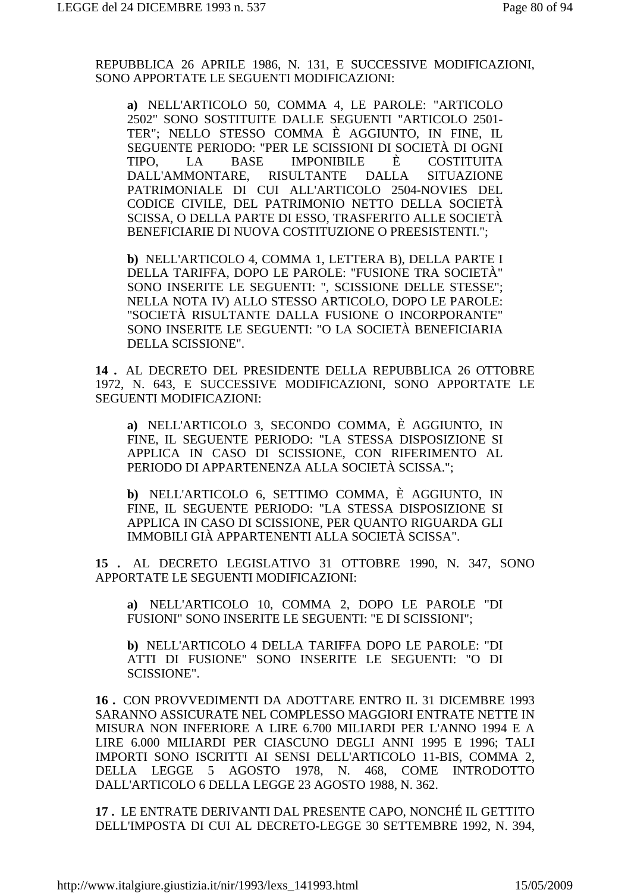REPUBBLICA 26 APRILE 1986, N. 131, E SUCCESSIVE MODIFICAZIONI, SONO APPORTATE LE SEGUENTI MODIFICAZIONI:

**a)** NELL'ARTICOLO 50, COMMA 4, LE PAROLE: "ARTICOLO 2502" SONO SOSTITUITE DALLE SEGUENTI "ARTICOLO 2501-TER"; NELLO STESSO COMMA È AGGIUNTO, IN FINE, IL SEGUENTE PERIODO: "PER LE SCISSIONI DI SOCIETÀ DI OGNI TIPO, LA BASE IMPONIBILE È COSTITUITA DALL'AMMONTARE, RISULTANTE DALLA SITUAZIONE PATRIMONIALE DI CUI ALL'ARTICOLO 2504-NOVIES DEL CODICE CIVILE, DEL PATRIMONIO NETTO DELLA SOCIETÀ SCISSA, O DELLA PARTE DI ESSO, TRASFERITO ALLE SOCIETÀ BENEFICIARIE DI NUOVA COSTITUZIONE O PREESISTENTI.";

**b)** NELL'ARTICOLO 4, COMMA 1, LETTERA B), DELLA PARTE I DELLA TARIFFA, DOPO LE PAROLE: "FUSIONE TRA SOCIETÀ" SONO INSERITE LE SEGUENTI: ", SCISSIONE DELLE STESSE"; NELLA NOTA IV) ALLO STESSO ARTICOLO, DOPO LE PAROLE: "SOCIETÀ RISULTANTE DALLA FUSIONE O INCORPORANTE" SONO INSERITE LE SEGUENTI: "O LA SOCIETÀ BENEFICIARIA DELLA SCISSIONE".

**14 .** AL DECRETO DEL PRESIDENTE DELLA REPUBBLICA 26 OTTOBRE 1972, N. 643, E SUCCESSIVE MODIFICAZIONI, SONO APPORTATE LE SEGUENTI MODIFICAZIONI:

**a)** NELL'ARTICOLO 3, SECONDO COMMA, È AGGIUNTO, IN FINE, IL SEGUENTE PERIODO: "LA STESSA DISPOSIZIONE SI APPLICA IN CASO DI SCISSIONE, CON RIFERIMENTO AL PERIODO DI APPARTENENZA ALLA SOCIETÀ SCISSA.";

**b)** NELL'ARTICOLO 6, SETTIMO COMMA, È AGGIUNTO, IN FINE, IL SEGUENTE PERIODO: "LA STESSA DISPOSIZIONE SI APPLICA IN CASO DI SCISSIONE, PER QUANTO RIGUARDA GLI IMMOBILI GIÀ APPARTENENTI ALLA SOCIETÀ SCISSA".

**15 .** AL DECRETO LEGISLATIVO 31 OTTOBRE 1990, N. 347, SONO APPORTATE LE SEGUENTI MODIFICAZIONI:

**a)** NELL'ARTICOLO 10, COMMA 2, DOPO LE PAROLE "DI FUSIONI" SONO INSERITE LE SEGUENTI: "E DI SCISSIONI";

**b)** NELL'ARTICOLO 4 DELLA TARIFFA DOPO LE PAROLE: "DI ATTI DI FUSIONE" SONO INSERITE LE SEGUENTI: "O DI SCISSIONE".

**16 .** CON PROVVEDIMENTI DA ADOTTARE ENTRO IL 31 DICEMBRE 1993 SARANNO ASSICURATE NEL COMPLESSO MAGGIORI ENTRATE NETTE IN MISURA NON INFERIORE A LIRE 6.700 MILIARDI PER L'ANNO 1994 E A LIRE 6.000 MILIARDI PER CIASCUNO DEGLI ANNI 1995 E 1996; TALI IMPORTI SONO ISCRITTI AI SENSI DELL'ARTICOLO 11-BIS, COMMA 2, DELLA LEGGE 5 AGOSTO 1978, N. 468, COME INTRODOTTO DALL'ARTICOLO 6 DELLA LEGGE 23 AGOSTO 1988, N. 362.

**17 .** LE ENTRATE DERIVANTI DAL PRESENTE CAPO, NONCHÉ IL GETTITO DELL'IMPOSTA DI CUI AL DECRETO-LEGGE 30 SETTEMBRE 1992, N. 394,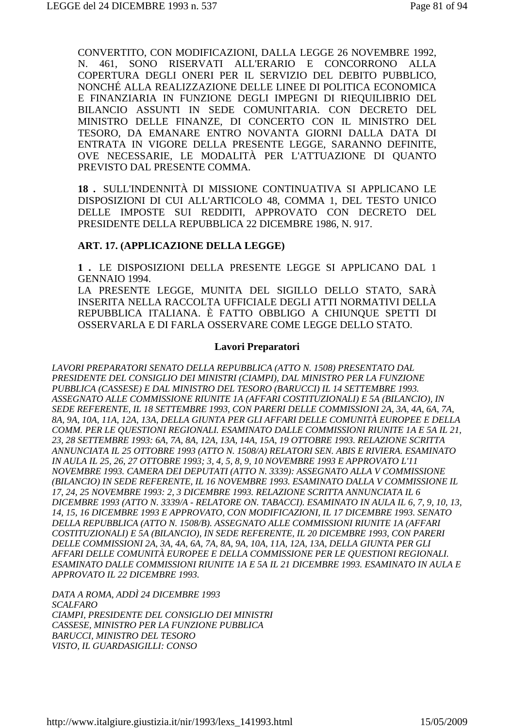CONVERTITO, CON MODIFICAZIONI, DALLA LEGGE 26 NOVEMBRE 1992, N. 461, SONO RISERVATI ALL'ERARIO E CONCORRONO ALLA COPERTURA DEGLI ONERI PER IL SERVIZIO DEL DEBITO PUBBLICO, NONCHÉ ALLA REALIZZAZIONE DELLE LINEE DI POLITICA ECONOMICA E FINANZIARIA IN FUNZIONE DEGLI IMPEGNI DI RIEQUILIBRIO DEL BILANCIO ASSUNTI IN SEDE COMUNITARIA. CON DECRETO DEL MINISTRO DELLE FINANZE, DI CONCERTO CON IL MINISTRO DEL TESORO, DA EMANARE ENTRO NOVANTA GIORNI DALLA DATA DI ENTRATA IN VIGORE DELLA PRESENTE LEGGE, SARANNO DEFINITE, OVE NECESSARIE, LE MODALITÀ PER L'ATTUAZIONE DI QUANTO PREVISTO DAL PRESENTE COMMA.

**18 .** SULL'INDENNITÀ DI MISSIONE CONTINUATIVA SI APPLICANO LE DISPOSIZIONI DI CUI ALL'ARTICOLO 48, COMMA 1, DEL TESTO UNICO DELLE IMPOSTE SUI REDDITI, APPROVATO CON DECRETO DEL PRESIDENTE DELLA REPUBBLICA 22 DICEMBRE 1986, N. 917.

**ART. 17. (APPLICAZIONE DELLA LEGGE)**

**1 .** LE DISPOSIZIONI DELLA PRESENTE LEGGE SI APPLICANO DAL 1 GENNAIO 1994.
LA PRESENTE LEGGE, MUNITA DEL SIGILLO DELLO STATO, SARÀ INSERITA NELLA RACCOLTA UFFICIALE DEGLI ATTI NORMATIVI DELLA REPUBBLICA ITALIANA. È FATTO OBBLIGO A CHIUNQUE SPETTI DI OSSERVARLA E DI FARLA OSSERVARE COME LEGGE DELLO STATO.

## Lavori Preparatori

*LAVORI PREPARATORI SENATO DELLA REPUBBLICA (ATTO N. 1508) PRESENTATO DAL PRESIDENTE DEL CONSIGLIO DEI MINISTRI (CIAMPI), DAL MINISTRO PER LA FUNZIONE PUBBLICA (CASSESE) E DAL MINISTRO DEL TESORO (BARUCCI) IL 14 SETTEMBRE 1993. ASSEGNATO ALLE COMMISSIONI RIUNITE 1A (AFFARI COSTITUZIONALI) E 5A (BILANCIO), IN SEDE REFERENTE, IL 18 SETTEMBRE 1993, CON PARERI DELLE COMMISSIONI 2A, 3A, 4A, 6A, 7A, 8A, 9A, 10A, 11A, 12A, 13A, DELLA GIUNTA PER GLI AFFARI DELLE COMUNITÀ EUROPEE E DELLA COMM. PER LE QUESTIONI REGIONALI. ESAMINATO DALLE COMMISSIONI RIUNITE 1A E 5A IL 21, 23, 28 SETTEMBRE 1993: 6A, 7A, 8A, 12A, 13A, 14A, 15A, 19 OTTOBRE 1993. RELAZIONE SCRITTA ANNUNCIATA IL 25 OTTOBRE 1993 (ATTO N. 1508/A) RELATORI SEN. ABIS E RIVIERA. ESAMINATO IN AULA IL 25, 26, 27 OTTOBRE 1993; 3, 4, 5, 8, 9, 10 NOVEMBRE 1993 E APPROVATO L'11 NOVEMBRE 1993. CAMERA DEI DEPUTATI (ATTO N. 3339): ASSEGNATO ALLA V COMMISSIONE (BILANCIO) IN SEDE REFERENTE, IL 16 NOVEMBRE 1993. ESAMINATO DALLA V COMMISSIONE IL 17, 24, 25 NOVEMBRE 1993: 2, 3 DICEMBRE 1993. RELAZIONE SCRITTA ANNUNCIATA IL 6 DICEMBRE 1993 (ATTO N. 3339/A - RELATORE ON. TABACCI). ESAMINATO IN AULA IL 6, 7, 9, 10, 13, 14, 15, 16 DICEMBRE 1993 E APPROVATO, CON MODIFICAZIONI, IL 17 DICEMBRE 1993. SENATO DELLA REPUBBLICA (ATTO N. 1508/B). ASSEGNATO ALLE COMMISSIONI RIUNITE 1A (AFFARI COSTITUZIONALI) E 5A (BILANCIO), IN SEDE REFERENTE, IL 20 DICEMBRE 1993, CON PARERI DELLE COMMISSIONI 2A, 3A, 4A, 6A, 7A, 8A, 9A, 10A, 11A, 12A, 13A, DELLA GIUNTA PER GLI AFFARI DELLE COMUNITÀ EUROPEE E DELLA COMMISSIONE PER LE QUESTIONI REGIONALI. ESAMINATO DALLE COMMISSIONI RIUNITE 1A E 5A IL 21 DICEMBRE 1993. ESAMINATO IN AULA E APPROVATO IL 22 DICEMBRE 1993.*

*DATA A ROMA, ADDÌ 24 DICEMBRE 1993*
*SCALFARO*
*CIAMPI, PRESIDENTE DEL CONSIGLIO DEI MINISTRI*
*CASSESE, MINISTRO PER LA FUNZIONE PUBBLICA*
*BARUCCI, MINISTRO DEL TESORO*
*VISTO, IL GUARDASIGILLI: CONSO*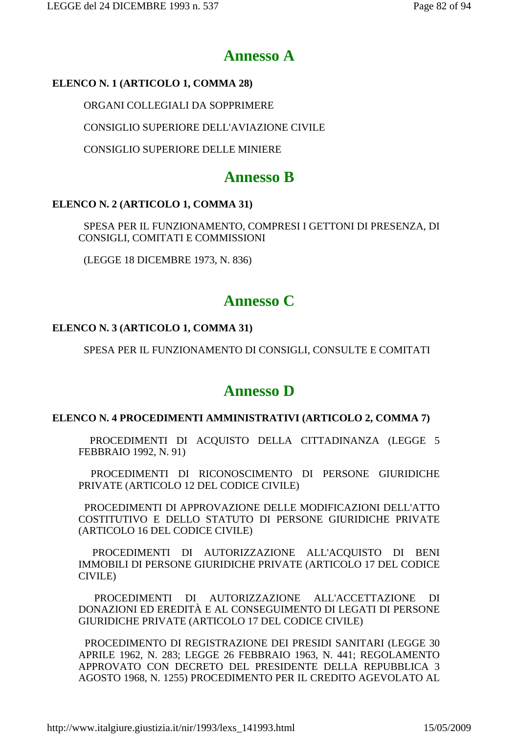## Annesso A

**ELENCO N. 1 (ARTICOLO 1, COMMA 28)**

ORGANI COLLEGIALI DA SOPPRIMERE

CONSIGLIO SUPERIORE DELL'AVIAZIONE CIVILE

CONSIGLIO SUPERIORE DELLE MINIERE

## Annesso B

**ELENCO N. 2 (ARTICOLO 1, COMMA 31)**

SPESA PER IL FUNZIONAMENTO, COMPRESI I GETTONI DI PRESENZA, DI CONSIGLI, COMITATI E COMMISSIONI

(LEGGE 18 DICEMBRE 1973, N. 836)

## Annesso C

**ELENCO N. 3 (ARTICOLO 1, COMMA 31)**

SPESA PER IL FUNZIONAMENTO DI CONSIGLI, CONSULTE E COMITATI

## Annesso D

**ELENCO N. 4 PROCEDIMENTI AMMINISTRATIVI (ARTICOLO 2, COMMA 7)**

PROCEDIMENTI DI ACQUISTO DELLA CITTADINANZA (LEGGE 5 FEBBRAIO 1992, N. 91)

PROCEDIMENTI DI RICONOSCIMENTO DI PERSONE GIURIDICHE PRIVATE (ARTICOLO 12 DEL CODICE CIVILE)

PROCEDIMENTI DI APPROVAZIONE DELLE MODIFICAZIONI DELL'ATTO COSTITUTIVO E DELLO STATUTO DI PERSONE GIURIDICHE PRIVATE (ARTICOLO 16 DEL CODICE CIVILE)

PROCEDIMENTI DI AUTORIZZAZIONE ALL'ACQUISTO DI BENI IMMOBILI DI PERSONE GIURIDICHE PRIVATE (ARTICOLO 17 DEL CODICE CIVILE)

PROCEDIMENTI DI AUTORIZZAZIONE ALL'ACCETTAZIONE DI DONAZIONI ED EREDITÀ E AL CONSEGUIMENTO DI LEGATI DI PERSONE GIURIDICHE PRIVATE (ARTICOLO 17 DEL CODICE CIVILE)

PROCEDIMENTO DI REGISTRAZIONE DEI PRESIDI SANITARI (LEGGE 30 APRILE 1962, N. 283; LEGGE 26 FEBBRAIO 1963, N. 441; REGOLAMENTO APPROVATO CON DECRETO DEL PRESIDENTE DELLA REPUBBLICA 3 AGOSTO 1968, N. 1255) PROCEDIMENTO PER IL CREDITO AGEVOLATO AL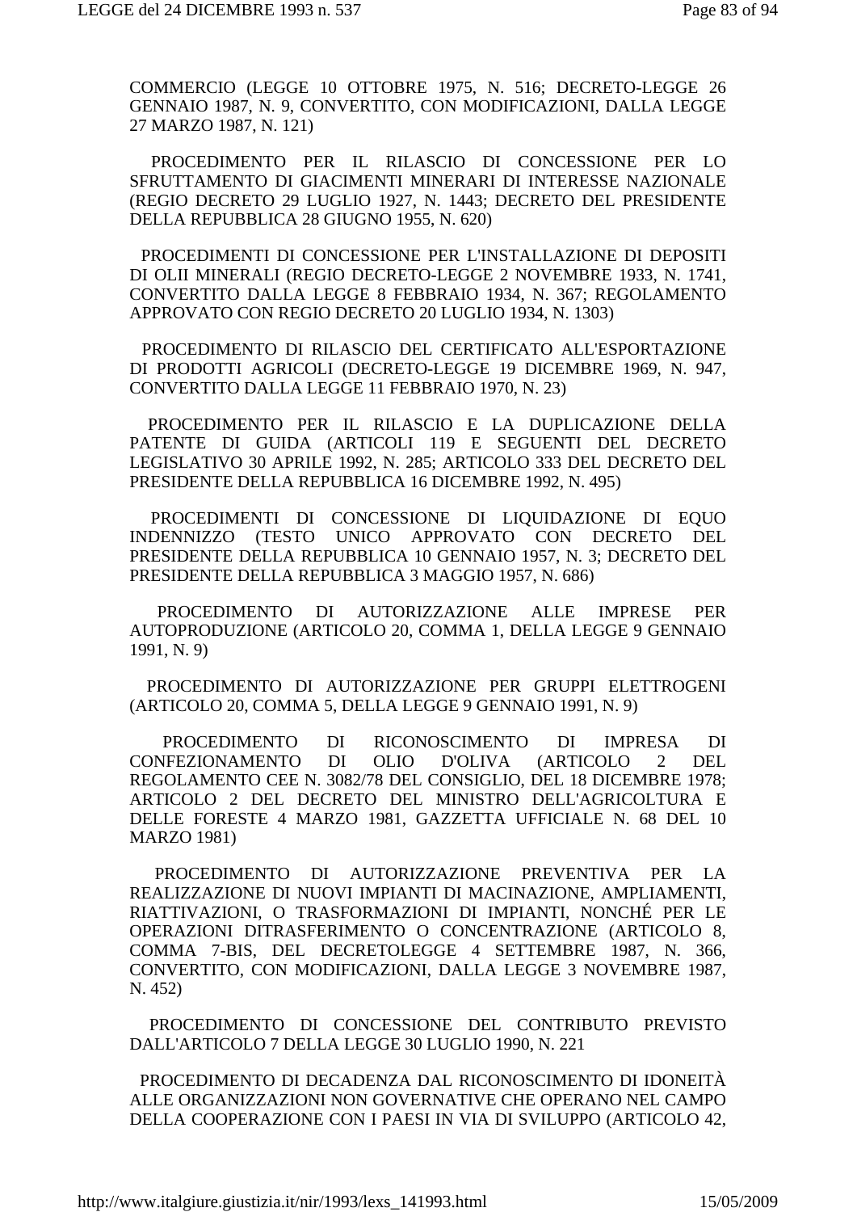COMMERCIO (LEGGE 10 OTTOBRE 1975, N. 516; DECRETO-LEGGE 26 GENNAIO 1987, N. 9, CONVERTITO, CON MODIFICAZIONI, DALLA LEGGE 27 MARZO 1987, N. 121)

PROCEDIMENTO PER IL RILASCIO DI CONCESSIONE PER LO SFRUTTAMENTO DI GIACIMENTI MINERARI DI INTERESSE NAZIONALE (REGIO DECRETO 29 LUGLIO 1927, N. 1443; DECRETO DEL PRESIDENTE DELLA REPUBBLICA 28 GIUGNO 1955, N. 620)

PROCEDIMENTI DI CONCESSIONE PER L'INSTALLAZIONE DI DEPOSITI DI OLII MINERALI (REGIO DECRETO-LEGGE 2 NOVEMBRE 1933, N. 1741, CONVERTITO DALLA LEGGE 8 FEBBRAIO 1934, N. 367; REGOLAMENTO APPROVATO CON REGIO DECRETO 20 LUGLIO 1934, N. 1303)

PROCEDIMENTO DI RILASCIO DEL CERTIFICATO ALL'ESPORTAZIONE DI PRODOTTI AGRICOLI (DECRETO-LEGGE 19 DICEMBRE 1969, N. 947, CONVERTITO DALLA LEGGE 11 FEBBRAIO 1970, N. 23)

PROCEDIMENTO PER IL RILASCIO E LA DUPLICAZIONE DELLA PATENTE DI GUIDA (ARTICOLI 119 E SEGUENTI DEL DECRETO LEGISLATIVO 30 APRILE 1992, N. 285; ARTICOLO 333 DEL DECRETO DEL PRESIDENTE DELLA REPUBBLICA 16 DICEMBRE 1992, N. 495)

PROCEDIMENTI DI CONCESSIONE DI LIQUIDAZIONE DI EQUO INDENNIZZO (TESTO UNICO APPROVATO CON DECRETO DEL PRESIDENTE DELLA REPUBBLICA 10 GENNAIO 1957, N. 3; DECRETO DEL PRESIDENTE DELLA REPUBBLICA 3 MAGGIO 1957, N. 686)

PROCEDIMENTO DI AUTORIZZAZIONE ALLE IMPRESE PER AUTOPRODUZIONE (ARTICOLO 20, COMMA 1, DELLA LEGGE 9 GENNAIO 1991, N. 9)

PROCEDIMENTO DI AUTORIZZAZIONE PER GRUPPI ELETTROGENI (ARTICOLO 20, COMMA 5, DELLA LEGGE 9 GENNAIO 1991, N. 9)

PROCEDIMENTO DI RICONOSCIMENTO DI IMPRESA DI CONFEZIONAMENTO DI OLIO D'OLIVA (ARTICOLO 2 DEL REGOLAMENTO CEE N. 3082/78 DEL CONSIGLIO, DEL 18 DICEMBRE 1978; ARTICOLO 2 DEL DECRETO DEL MINISTRO DELL'AGRICOLTURA E DELLE FORESTE 4 MARZO 1981, GAZZETTA UFFICIALE N. 68 DEL 10 MARZO 1981)

PROCEDIMENTO DI AUTORIZZAZIONE PREVENTIVA PER LA REALIZZAZIONE DI NUOVI IMPIANTI DI MACINAZIONE, AMPLIAMENTI, RIATTIVAZIONI, O TRASFORMAZIONI DI IMPIANTI, NONCHÉ PER LE OPERAZIONI DITRASFERIMENTO O CONCENTRAZIONE (ARTICOLO 8, COMMA 7-BIS, DEL DECRETOLEGGE 4 SETTEMBRE 1987, N. 366, CONVERTITO, CON MODIFICAZIONI, DALLA LEGGE 3 NOVEMBRE 1987, N. 452)

PROCEDIMENTO DI CONCESSIONE DEL CONTRIBUTO PREVISTO DALL'ARTICOLO 7 DELLA LEGGE 30 LUGLIO 1990, N. 221

PROCEDIMENTO DI DECADENZA DAL RICONOSCIMENTO DI IDONEITÀ ALLE ORGANIZZAZIONI NON GOVERNATIVE CHE OPERANO NEL CAMPO DELLA COOPERAZIONE CON I PAESI IN VIA DI SVILUPPO (ARTICOLO 42,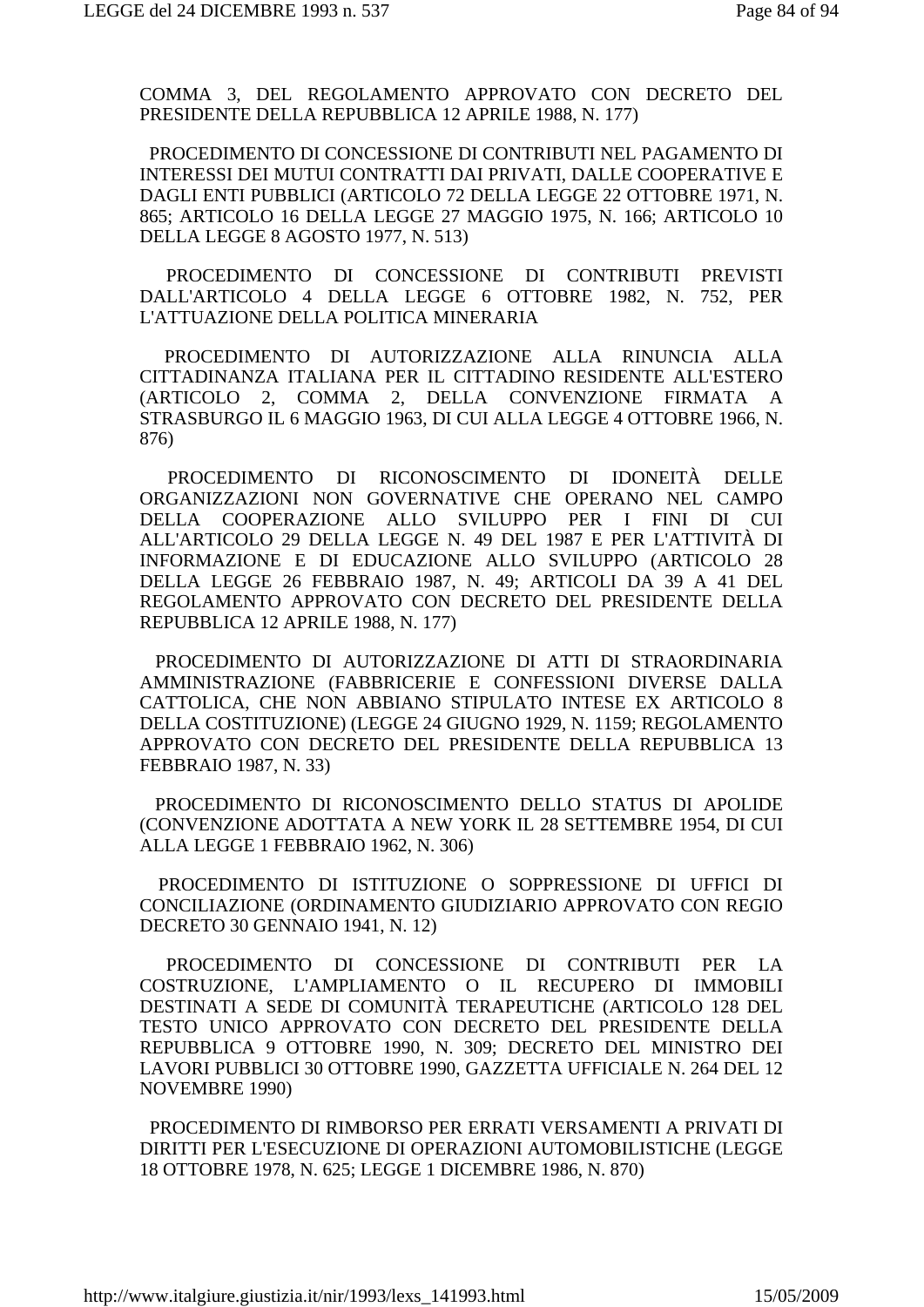COMMA 3, DEL REGOLAMENTO APPROVATO CON DECRETO DEL PRESIDENTE DELLA REPUBBLICA 12 APRILE 1988, N. 177)

PROCEDIMENTO DI CONCESSIONE DI CONTRIBUTI NEL PAGAMENTO DI INTERESSI DEI MUTUI CONTRATTI DAI PRIVATI, DALLE COOPERATIVE E DAGLI ENTI PUBBLICI (ARTICOLO 72 DELLA LEGGE 22 OTTOBRE 1971, N. 865; ARTICOLO 16 DELLA LEGGE 27 MAGGIO 1975, N. 166; ARTICOLO 10 DELLA LEGGE 8 AGOSTO 1977, N. 513)

PROCEDIMENTO DI CONCESSIONE DI CONTRIBUTI PREVISTI DALL'ARTICOLO 4 DELLA LEGGE 6 OTTOBRE 1982, N. 752, PER L'ATTUAZIONE DELLA POLITICA MINERARIA

PROCEDIMENTO DI AUTORIZZAZIONE ALLA RINUNCIA ALLA CITTADINANZA ITALIANA PER IL CITTADINO RESIDENTE ALL'ESTERO (ARTICOLO 2, COMMA 2, DELLA CONVENZIONE FIRMATA A STRASBURGO IL 6 MAGGIO 1963, DI CUI ALLA LEGGE 4 OTTOBRE 1966, N. 876)

PROCEDIMENTO DI RICONOSCIMENTO DI IDONEITÀ DELLE ORGANIZZAZIONI NON GOVERNATIVE CHE OPERANO NEL CAMPO DELLA COOPERAZIONE ALLO SVILUPPO PER I FINI DI CUI ALL'ARTICOLO 29 DELLA LEGGE N. 49 DEL 1987 E PER L'ATTIVITÀ DI INFORMAZIONE E DI EDUCAZIONE ALLO SVILUPPO (ARTICOLO 28 DELLA LEGGE 26 FEBBRAIO 1987, N. 49; ARTICOLI DA 39 A 41 DEL REGOLAMENTO APPROVATO CON DECRETO DEL PRESIDENTE DELLA REPUBBLICA 12 APRILE 1988, N. 177)

PROCEDIMENTO DI AUTORIZZAZIONE DI ATTI DI STRAORDINARIA AMMINISTRAZIONE (FABBRICERIE E CONFESSIONI DIVERSE DALLA CATTOLICA, CHE NON ABBIANO STIPULATO INTESE EX ARTICOLO 8 DELLA COSTITUZIONE) (LEGGE 24 GIUGNO 1929, N. 1159; REGOLAMENTO APPROVATO CON DECRETO DEL PRESIDENTE DELLA REPUBBLICA 13 FEBBRAIO 1987, N. 33)

PROCEDIMENTO DI RICONOSCIMENTO DELLO STATUS DI APOLIDE (CONVENZIONE ADOTTATA A NEW YORK IL 28 SETTEMBRE 1954, DI CUI ALLA LEGGE 1 FEBBRAIO 1962, N. 306)

PROCEDIMENTO DI ISTITUZIONE O SOPPRESSIONE DI UFFICI DI CONCILIAZIONE (ORDINAMENTO GIUDIZIARIO APPROVATO CON REGIO DECRETO 30 GENNAIO 1941, N. 12)

PROCEDIMENTO DI CONCESSIONE DI CONTRIBUTI PER LA COSTRUZIONE, L'AMPLIAMENTO O IL RECUPERO DI IMMOBILI DESTINATI A SEDE DI COMUNITÀ TERAPEUTICHE (ARTICOLO 128 DEL TESTO UNICO APPROVATO CON DECRETO DEL PRESIDENTE DELLA REPUBBLICA 9 OTTOBRE 1990, N. 309; DECRETO DEL MINISTRO DEI LAVORI PUBBLICI 30 OTTOBRE 1990, GAZZETTA UFFICIALE N. 264 DEL 12 NOVEMBRE 1990)

PROCEDIMENTO DI RIMBORSO PER ERRATI VERSAMENTI A PRIVATI DI DIRITTI PER L'ESECUZIONE DI OPERAZIONI AUTOMOBILISTICHE (LEGGE 18 OTTOBRE 1978, N. 625; LEGGE 1 DICEMBRE 1986, N. 870)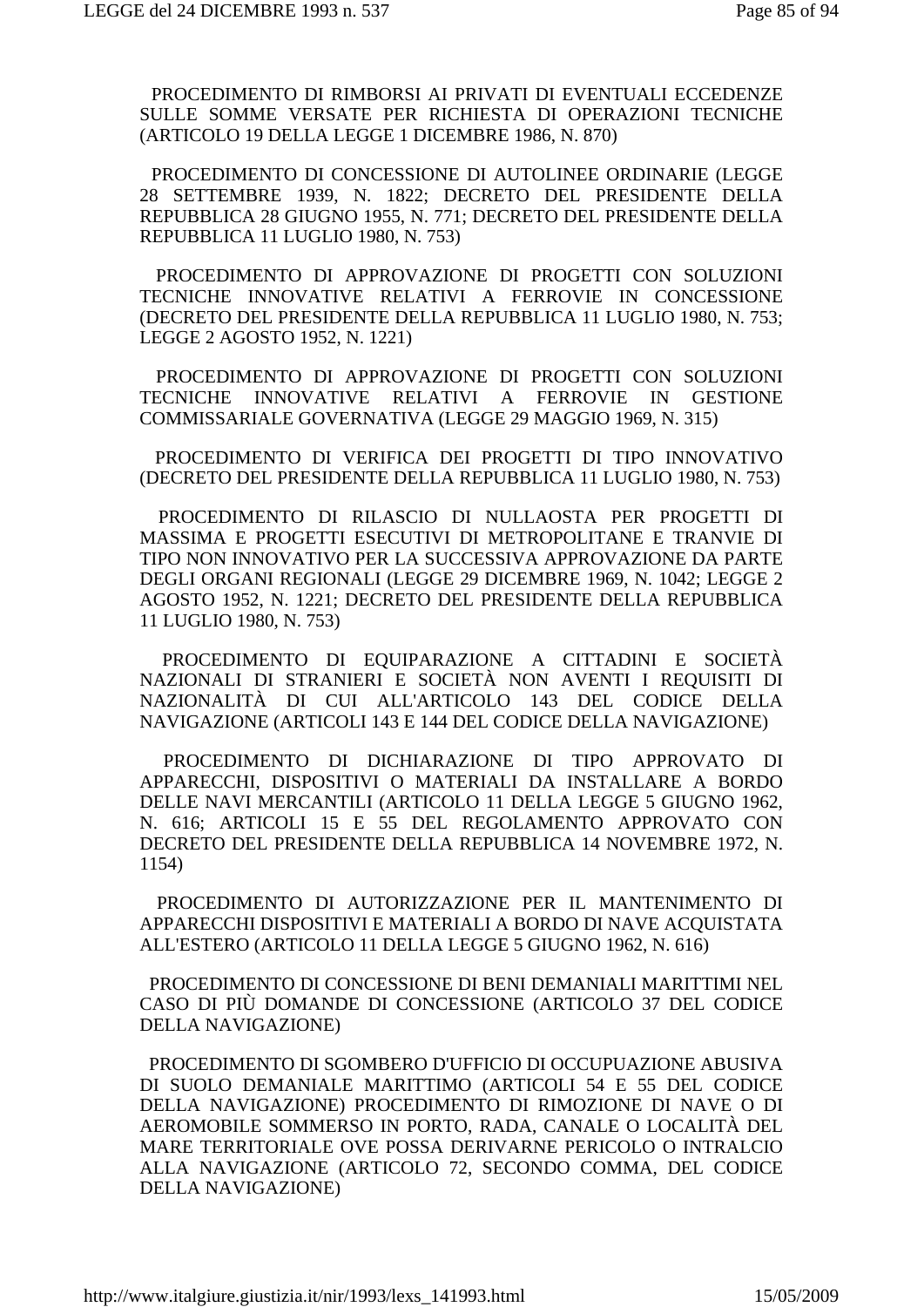PROCEDIMENTO DI RIMBORSI AI PRIVATI DI EVENTUALI ECCEDENZE SULLE SOMME VERSATE PER RICHIESTA DI OPERAZIONI TECNICHE (ARTICOLO 19 DELLA LEGGE 1 DICEMBRE 1986, N. 870)

PROCEDIMENTO DI CONCESSIONE DI AUTOLINEE ORDINARIE (LEGGE 28 SETTEMBRE 1939, N. 1822; DECRETO DEL PRESIDENTE DELLA REPUBBLICA 28 GIUGNO 1955, N. 771; DECRETO DEL PRESIDENTE DELLA REPUBBLICA 11 LUGLIO 1980, N. 753)

PROCEDIMENTO DI APPROVAZIONE DI PROGETTI CON SOLUZIONI TECNICHE INNOVATIVE RELATIVI A FERROVIE IN CONCESSIONE (DECRETO DEL PRESIDENTE DELLA REPUBBLICA 11 LUGLIO 1980, N. 753; LEGGE 2 AGOSTO 1952, N. 1221)

PROCEDIMENTO DI APPROVAZIONE DI PROGETTI CON SOLUZIONI TECNICHE INNOVATIVE RELATIVI A FERROVIE IN GESTIONE COMMISSARIALE GOVERNATIVA (LEGGE 29 MAGGIO 1969, N. 315)

PROCEDIMENTO DI VERIFICA DEI PROGETTI DI TIPO INNOVATIVO (DECRETO DEL PRESIDENTE DELLA REPUBBLICA 11 LUGLIO 1980, N. 753)

PROCEDIMENTO DI RILASCIO DI NULLAOSTA PER PROGETTI DI MASSIMA E PROGETTI ESECUTIVI DI METROPOLITANE E TRANVIE DI TIPO NON INNOVATIVO PER LA SUCCESSIVA APPROVAZIONE DA PARTE DEGLI ORGANI REGIONALI (LEGGE 29 DICEMBRE 1969, N. 1042; LEGGE 2 AGOSTO 1952, N. 1221; DECRETO DEL PRESIDENTE DELLA REPUBBLICA 11 LUGLIO 1980, N. 753)

PROCEDIMENTO DI EQUIPARAZIONE A CITTADINI E SOCIETÀ NAZIONALI DI STRANIERI E SOCIETÀ NON AVENTI I REQUISITI DI NAZIONALITÀ DI CUI ALL'ARTICOLO 143 DEL CODICE DELLA NAVIGAZIONE (ARTICOLI 143 E 144 DEL CODICE DELLA NAVIGAZIONE)

PROCEDIMENTO DI DICHIARAZIONE DI TIPO APPROVATO DI APPARECCHI, DISPOSITIVI O MATERIALI DA INSTALLARE A BORDO DELLE NAVI MERCANTILI (ARTICOLO 11 DELLA LEGGE 5 GIUGNO 1962, N. 616; ARTICOLI 15 E 55 DEL REGOLAMENTO APPROVATO CON DECRETO DEL PRESIDENTE DELLA REPUBBLICA 14 NOVEMBRE 1972, N. 1154)

PROCEDIMENTO DI AUTORIZZAZIONE PER IL MANTENIMENTO DI APPARECCHI DISPOSITIVI E MATERIALI A BORDO DI NAVE ACQUISTATA ALL'ESTERO (ARTICOLO 11 DELLA LEGGE 5 GIUGNO 1962, N. 616)

PROCEDIMENTO DI CONCESSIONE DI BENI DEMANIALI MARITTIMI NEL CASO DI PIÙ DOMANDE DI CONCESSIONE (ARTICOLO 37 DEL CODICE DELLA NAVIGAZIONE)

PROCEDIMENTO DI SGOMBERO D'UFFICIO DI OCCUPUAZIONE ABUSIVA DI SUOLO DEMANIALE MARITTIMO (ARTICOLI 54 E 55 DEL CODICE DELLA NAVIGAZIONE) PROCEDIMENTO DI RIMOZIONE DI NAVE O DI AEROMOBILE SOMMERSO IN PORTO, RADA, CANALE O LOCALITÀ DEL MARE TERRITORIALE OVE POSSA DERIVARNE PERICOLO O INTRALCIO ALLA NAVIGAZIONE (ARTICOLO 72, SECONDO COMMA, DEL CODICE DELLA NAVIGAZIONE)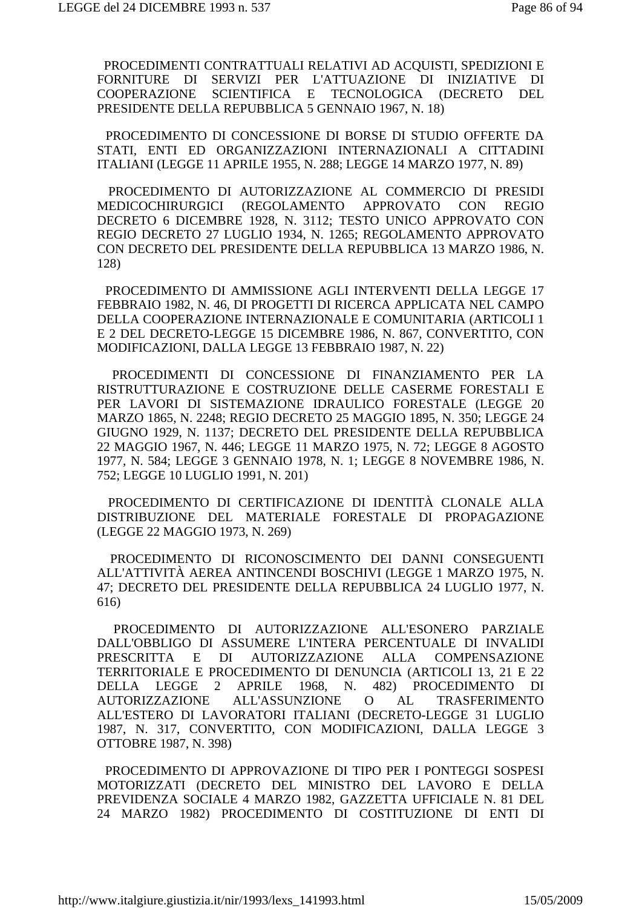PROCEDIMENTI CONTRATTUALI RELATIVI AD ACQUISTI, SPEDIZIONI E FORNITURE DI SERVIZI PER L'ATTUAZIONE DI INIZIATIVE DI COOPERAZIONE SCIENTIFICA E TECNOLOGICA (DECRETO DEL PRESIDENTE DELLA REPUBBLICA 5 GENNAIO 1967, N. 18)

PROCEDIMENTO DI CONCESSIONE DI BORSE DI STUDIO OFFERTE DA STATI, ENTI ED ORGANIZZAZIONI INTERNAZIONALI A CITTADINI ITALIANI (LEGGE 11 APRILE 1955, N. 288; LEGGE 14 MARZO 1977, N. 89)

PROCEDIMENTO DI AUTORIZZAZIONE AL COMMERCIO DI PRESIDI MEDICOCHIRURGICI (REGOLAMENTO APPROVATO CON REGIO DECRETO 6 DICEMBRE 1928, N. 3112; TESTO UNICO APPROVATO CON REGIO DECRETO 27 LUGLIO 1934, N. 1265; REGOLAMENTO APPROVATO CON DECRETO DEL PRESIDENTE DELLA REPUBBLICA 13 MARZO 1986, N. 128)

PROCEDIMENTO DI AMMISSIONE AGLI INTERVENTI DELLA LEGGE 17 FEBBRAIO 1982, N. 46, DI PROGETTI DI RICERCA APPLICATA NEL CAMPO DELLA COOPERAZIONE INTERNAZIONALE E COMUNITARIA (ARTICOLI 1 E 2 DEL DECRETO-LEGGE 15 DICEMBRE 1986, N. 867, CONVERTITO, CON MODIFICAZIONI, DALLA LEGGE 13 FEBBRAIO 1987, N. 22)

PROCEDIMENTI DI CONCESSIONE DI FINANZIAMENTO PER LA RISTRUTTURAZIONE E COSTRUZIONE DELLE CASERME FORESTALI E PER LAVORI DI SISTEMAZIONE IDRAULICO FORESTALE (LEGGE 20 MARZO 1865, N. 2248; REGIO DECRETO 25 MAGGIO 1895, N. 350; LEGGE 24 GIUGNO 1929, N. 1137; DECRETO DEL PRESIDENTE DELLA REPUBBLICA 22 MAGGIO 1967, N. 446; LEGGE 11 MARZO 1975, N. 72; LEGGE 8 AGOSTO 1977, N. 584; LEGGE 3 GENNAIO 1978, N. 1; LEGGE 8 NOVEMBRE 1986, N. 752; LEGGE 10 LUGLIO 1991, N. 201)

PROCEDIMENTO DI CERTIFICAZIONE DI IDENTITÀ CLONALE ALLA DISTRIBUZIONE DEL MATERIALE FORESTALE DI PROPAGAZIONE (LEGGE 22 MAGGIO 1973, N. 269)

PROCEDIMENTO DI RICONOSCIMENTO DEI DANNI CONSEGUENTI ALL'ATTIVITÀ AEREA ANTINCENDI BOSCHIVI (LEGGE 1 MARZO 1975, N. 47; DECRETO DEL PRESIDENTE DELLA REPUBBLICA 24 LUGLIO 1977, N. 616)

PROCEDIMENTO DI AUTORIZZAZIONE ALL'ESONERO PARZIALE DALL'OBBLIGO DI ASSUMERE L'INTERA PERCENTUALE DI INVALIDI PRESCRITTA E DI AUTORIZZAZIONE ALLA COMPENSAZIONE TERRITORIALE E PROCEDIMENTO DI DENUNCIA (ARTICOLI 13, 21 E 22 DELLA LEGGE 2 APRILE 1968, N. 482) PROCEDIMENTO DI AUTORIZZAZIONE ALL'ASSUNZIONE O AL TRASFERIMENTO ALL'ESTERO DI LAVORATORI ITALIANI (DECRETO-LEGGE 31 LUGLIO 1987, N. 317, CONVERTITO, CON MODIFICAZIONI, DALLA LEGGE 3 OTTOBRE 1987, N. 398)

PROCEDIMENTO DI APPROVAZIONE DI TIPO PER I PONTEGGI SOSPESI MOTORIZZATI (DECRETO DEL MINISTRO DEL LAVORO E DELLA PREVIDENZA SOCIALE 4 MARZO 1982, GAZZETTA UFFICIALE N. 81 DEL 24 MARZO 1982) PROCEDIMENTO DI COSTITUZIONE DI ENTI DI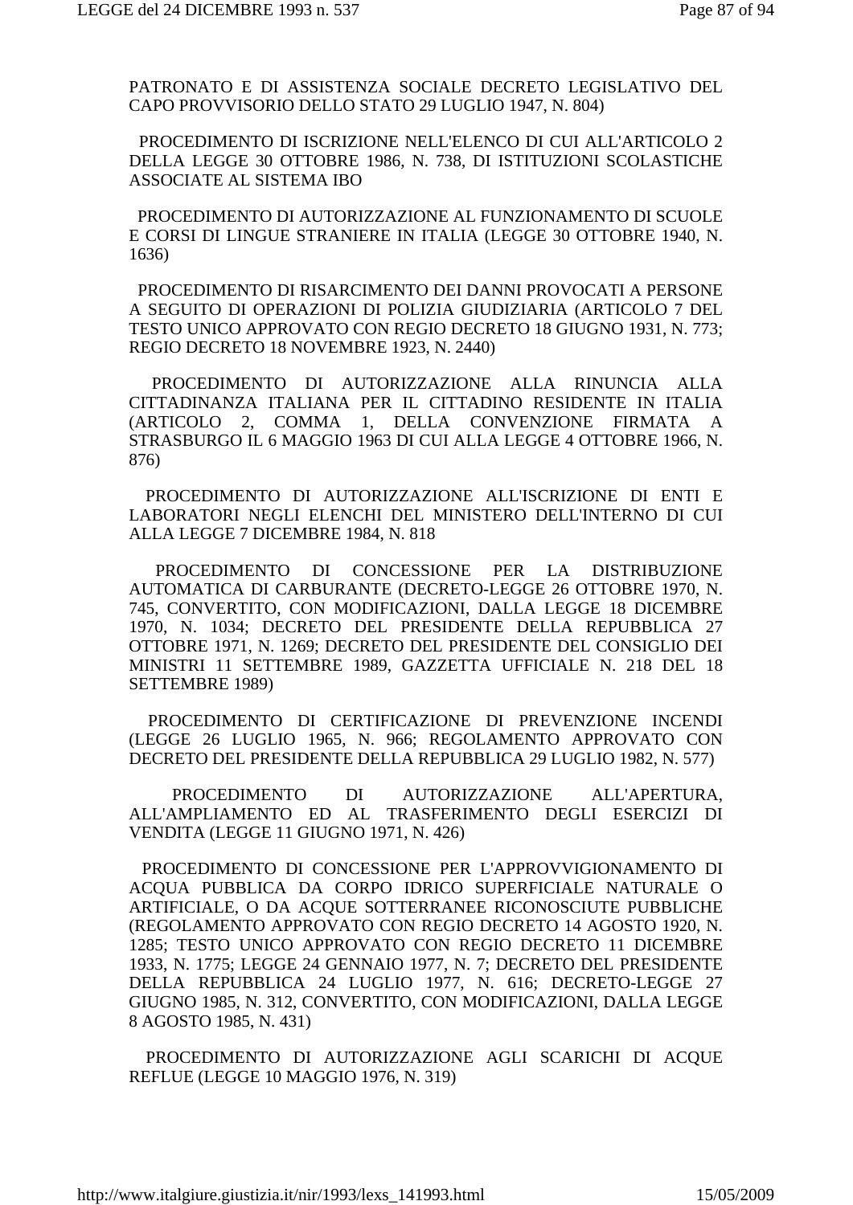PATRONATO E DI ASSISTENZA SOCIALE DECRETO LEGISLATIVO DEL CAPO PROVVISORIO DELLO STATO 29 LUGLIO 1947, N. 804)

PROCEDIMENTO DI ISCRIZIONE NELL'ELENCO DI CUI ALL'ARTICOLO 2 DELLA LEGGE 30 OTTOBRE 1986, N. 738, DI ISTITUZIONI SCOLASTICHE ASSOCIATE AL SISTEMA IBO

PROCEDIMENTO DI AUTORIZZAZIONE AL FUNZIONAMENTO DI SCUOLE E CORSI DI LINGUE STRANIERE IN ITALIA (LEGGE 30 OTTOBRE 1940, N. 1636)

PROCEDIMENTO DI RISARCIMENTO DEI DANNI PROVOCATI A PERSONE A SEGUITO DI OPERAZIONI DI POLIZIA GIUDIZIARIA (ARTICOLO 7 DEL TESTO UNICO APPROVATO CON REGIO DECRETO 18 GIUGNO 1931, N. 773; REGIO DECRETO 18 NOVEMBRE 1923, N. 2440)

PROCEDIMENTO DI AUTORIZZAZIONE ALLA RINUNCIA ALLA CITTADINANZA ITALIANA PER IL CITTADINO RESIDENTE IN ITALIA (ARTICOLO 2, COMMA 1, DELLA CONVENZIONE FIRMATA A STRASBURGO IL 6 MAGGIO 1963 DI CUI ALLA LEGGE 4 OTTOBRE 1966, N. 876)

PROCEDIMENTO DI AUTORIZZAZIONE ALL'ISCRIZIONE DI ENTI E LABORATORI NEGLI ELENCHI DEL MINISTERO DELL'INTERNO DI CUI ALLA LEGGE 7 DICEMBRE 1984, N. 818

PROCEDIMENTO DI CONCESSIONE PER LA DISTRIBUZIONE AUTOMATICA DI CARBURANTE (DECRETO-LEGGE 26 OTTOBRE 1970, N. 745, CONVERTITO, CON MODIFICAZIONI, DALLA LEGGE 18 DICEMBRE 1970, N. 1034; DECRETO DEL PRESIDENTE DELLA REPUBBLICA 27 OTTOBRE 1971, N. 1269; DECRETO DEL PRESIDENTE DEL CONSIGLIO DEI MINISTRI 11 SETTEMBRE 1989, GAZZETTA UFFICIALE N. 218 DEL 18 SETTEMBRE 1989)

PROCEDIMENTO DI CERTIFICAZIONE DI PREVENZIONE INCENDI (LEGGE 26 LUGLIO 1965, N. 966; REGOLAMENTO APPROVATO CON DECRETO DEL PRESIDENTE DELLA REPUBBLICA 29 LUGLIO 1982, N. 577)

PROCEDIMENTO DI AUTORIZZAZIONE ALL'APERTURA, ALL'AMPLIAMENTO ED AL TRASFERIMENTO DEGLI ESERCIZI DI VENDITA (LEGGE 11 GIUGNO 1971, N. 426)

PROCEDIMENTO DI CONCESSIONE PER L'APPROVVIGIONAMENTO DI ACQUA PUBBLICA DA CORPO IDRICO SUPERFICIALE NATURALE O ARTIFICIALE, O DA ACQUE SOTTERRANEE RICONOSCIUTE PUBBLICHE (REGOLAMENTO APPROVATO CON REGIO DECRETO 14 AGOSTO 1920, N. 1285; TESTO UNICO APPROVATO CON REGIO DECRETO 11 DICEMBRE 1933, N. 1775; LEGGE 24 GENNAIO 1977, N. 7; DECRETO DEL PRESIDENTE DELLA REPUBBLICA 24 LUGLIO 1977, N. 616; DECRETO-LEGGE 27 GIUGNO 1985, N. 312, CONVERTITO, CON MODIFICAZIONI, DALLA LEGGE 8 AGOSTO 1985, N. 431)

PROCEDIMENTO DI AUTORIZZAZIONE AGLI SCARICHI DI ACQUE REFLUE (LEGGE 10 MAGGIO 1976, N. 319)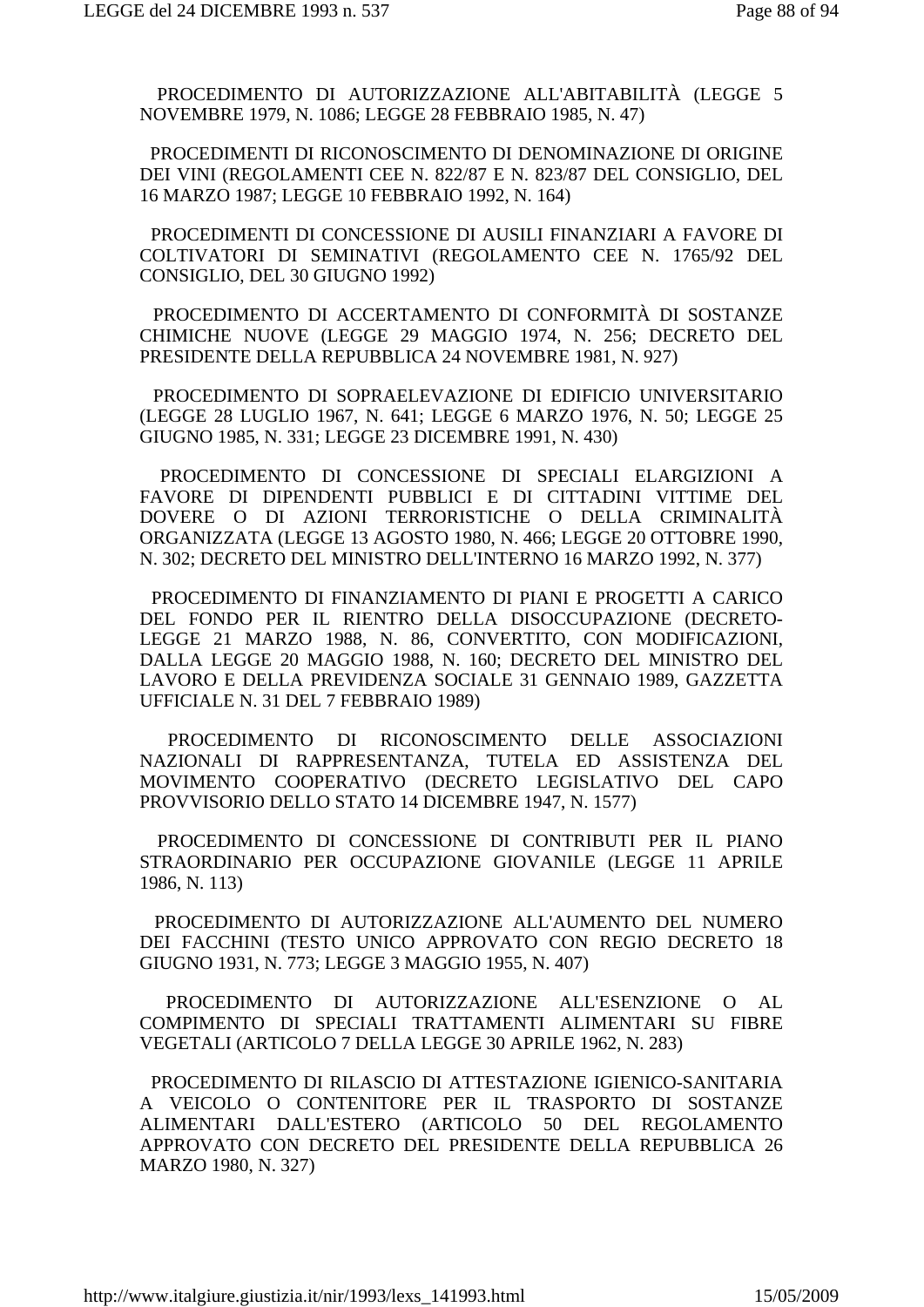PROCEDIMENTO DI AUTORIZZAZIONE ALL'ABITABILITÀ (LEGGE 5 NOVEMBRE 1979, N. 1086; LEGGE 28 FEBBRAIO 1985, N. 47)

PROCEDIMENTI DI RICONOSCIMENTO DI DENOMINAZIONE DI ORIGINE DEI VINI (REGOLAMENTI CEE N. 822/87 E N. 823/87 DEL CONSIGLIO, DEL 16 MARZO 1987; LEGGE 10 FEBBRAIO 1992, N. 164)

PROCEDIMENTI DI CONCESSIONE DI AUSILI FINANZIARI A FAVORE DI COLTIVATORI DI SEMINATIVI (REGOLAMENTO CEE N. 1765/92 DEL CONSIGLIO, DEL 30 GIUGNO 1992)

PROCEDIMENTO DI ACCERTAMENTO DI CONFORMITÀ DI SOSTANZE CHIMICHE NUOVE (LEGGE 29 MAGGIO 1974, N. 256; DECRETO DEL PRESIDENTE DELLA REPUBBLICA 24 NOVEMBRE 1981, N. 927)

PROCEDIMENTO DI SOPRAELEVAZIONE DI EDIFICIO UNIVERSITARIO (LEGGE 28 LUGLIO 1967, N. 641; LEGGE 6 MARZO 1976, N. 50; LEGGE 25 GIUGNO 1985, N. 331; LEGGE 23 DICEMBRE 1991, N. 430)

PROCEDIMENTO DI CONCESSIONE DI SPECIALI ELARGIZIONI A FAVORE DI DIPENDENTI PUBBLICI E DI CITTADINI VITTIME DEL DOVERE O DI AZIONI TERRORISTICHE O DELLA CRIMINALITÀ ORGANIZZATA (LEGGE 13 AGOSTO 1980, N. 466; LEGGE 20 OTTOBRE 1990, N. 302; DECRETO DEL MINISTRO DELL'INTERNO 16 MARZO 1992, N. 377)

PROCEDIMENTO DI FINANZIAMENTO DI PIANI E PROGETTI A CARICO DEL FONDO PER IL RIENTRO DELLA DISOCCUPAZIONE (DECRETO-LEGGE 21 MARZO 1988, N. 86, CONVERTITO, CON MODIFICAZIONI, DALLA LEGGE 20 MAGGIO 1988, N. 160; DECRETO DEL MINISTRO DEL LAVORO E DELLA PREVIDENZA SOCIALE 31 GENNAIO 1989, GAZZETTA UFFICIALE N. 31 DEL 7 FEBBRAIO 1989)

PROCEDIMENTO DI RICONOSCIMENTO DELLE ASSOCIAZIONI NAZIONALI DI RAPPRESENTANZA, TUTELA ED ASSISTENZA DEL MOVIMENTO COOPERATIVO (DECRETO LEGISLATIVO DEL CAPO PROVVISORIO DELLO STATO 14 DICEMBRE 1947, N. 1577)

PROCEDIMENTO DI CONCESSIONE DI CONTRIBUTI PER IL PIANO STRAORDINARIO PER OCCUPAZIONE GIOVANILE (LEGGE 11 APRILE 1986, N. 113)

PROCEDIMENTO DI AUTORIZZAZIONE ALL'AUMENTO DEL NUMERO DEI FACCHINI (TESTO UNICO APPROVATO CON REGIO DECRETO 18 GIUGNO 1931, N. 773; LEGGE 3 MAGGIO 1955, N. 407)

PROCEDIMENTO DI AUTORIZZAZIONE ALL'ESENZIONE O AL COMPIMENTO DI SPECIALI TRATTAMENTI ALIMENTARI SU FIBRE VEGETALI (ARTICOLO 7 DELLA LEGGE 30 APRILE 1962, N. 283)

PROCEDIMENTO DI RILASCIO DI ATTESTAZIONE IGIENICO-SANITARIA A VEICOLO O CONTENITORE PER IL TRASPORTO DI SOSTANZE ALIMENTARI DALL'ESTERO (ARTICOLO 50 DEL REGOLAMENTO APPROVATO CON DECRETO DEL PRESIDENTE DELLA REPUBBLICA 26 MARZO 1980, N. 327)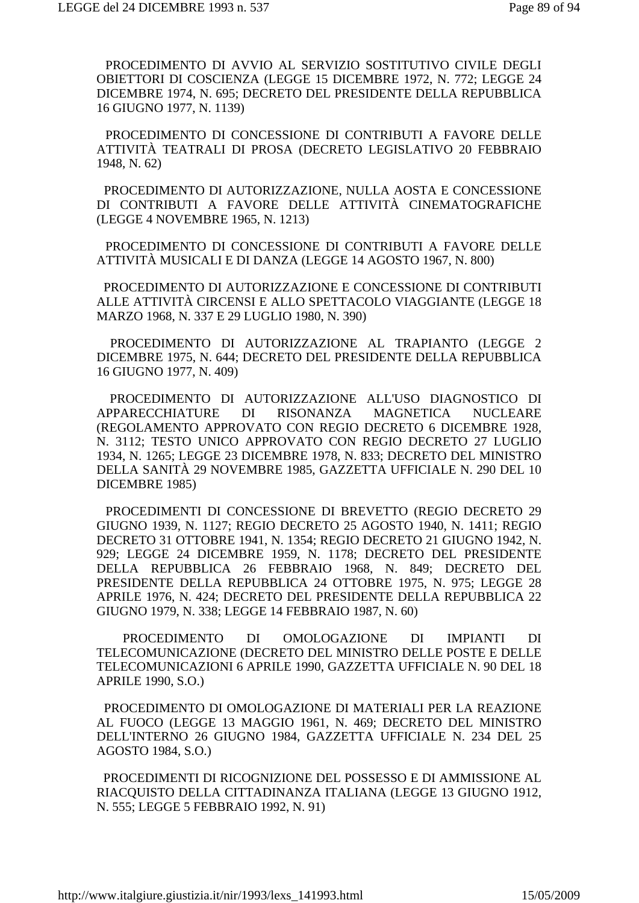PROCEDIMENTO DI AVVIO AL SERVIZIO SOSTITUTIVO CIVILE DEGLI OBIETTORI DI COSCIENZA (LEGGE 15 DICEMBRE 1972, N. 772; LEGGE 24 DICEMBRE 1974, N. 695; DECRETO DEL PRESIDENTE DELLA REPUBBLICA 16 GIUGNO 1977, N. 1139)

PROCEDIMENTO DI CONCESSIONE DI CONTRIBUTI A FAVORE DELLE ATTIVITÀ TEATRALI DI PROSA (DECRETO LEGISLATIVO 20 FEBBRAIO 1948, N. 62)

PROCEDIMENTO DI AUTORIZZAZIONE, NULLA AOSTA E CONCESSIONE DI CONTRIBUTI A FAVORE DELLE ATTIVITÀ CINEMATOGRAFICHE (LEGGE 4 NOVEMBRE 1965, N. 1213)

PROCEDIMENTO DI CONCESSIONE DI CONTRIBUTI A FAVORE DELLE ATTIVITÀ MUSICALI E DI DANZA (LEGGE 14 AGOSTO 1967, N. 800)

PROCEDIMENTO DI AUTORIZZAZIONE E CONCESSIONE DI CONTRIBUTI ALLE ATTIVITÀ CIRCENSI E ALLO SPETTACOLO VIAGGIANTE (LEGGE 18 MARZO 1968, N. 337 E 29 LUGLIO 1980, N. 390)

PROCEDIMENTO DI AUTORIZZAZIONE AL TRAPIANTO (LEGGE 2 DICEMBRE 1975, N. 644; DECRETO DEL PRESIDENTE DELLA REPUBBLICA 16 GIUGNO 1977, N. 409)

PROCEDIMENTO DI AUTORIZZAZIONE ALL'USO DIAGNOSTICO DI APPARECCHIATURE DI RISONANZA MAGNETICA NUCLEARE (REGOLAMENTO APPROVATO CON REGIO DECRETO 6 DICEMBRE 1928, N. 3112; TESTO UNICO APPROVATO CON REGIO DECRETO 27 LUGLIO 1934, N. 1265; LEGGE 23 DICEMBRE 1978, N. 833; DECRETO DEL MINISTRO DELLA SANITÀ 29 NOVEMBRE 1985, GAZZETTA UFFICIALE N. 290 DEL 10 DICEMBRE 1985)

PROCEDIMENTI DI CONCESSIONE DI BREVETTO (REGIO DECRETO 29 GIUGNO 1939, N. 1127; REGIO DECRETO 25 AGOSTO 1940, N. 1411; REGIO DECRETO 31 OTTOBRE 1941, N. 1354; REGIO DECRETO 21 GIUGNO 1942, N. 929; LEGGE 24 DICEMBRE 1959, N. 1178; DECRETO DEL PRESIDENTE DELLA REPUBBLICA 26 FEBBRAIO 1968, N. 849; DECRETO DEL PRESIDENTE DELLA REPUBBLICA 24 OTTOBRE 1975, N. 975; LEGGE 28 APRILE 1976, N. 424; DECRETO DEL PRESIDENTE DELLA REPUBBLICA 22 GIUGNO 1979, N. 338; LEGGE 14 FEBBRAIO 1987, N. 60)

PROCEDIMENTO DI OMOLOGAZIONE DI IMPIANTI DI TELECOMUNICAZIONE (DECRETO DEL MINISTRO DELLE POSTE E DELLE TELECOMUNICAZIONI 6 APRILE 1990, GAZZETTA UFFICIALE N. 90 DEL 18 APRILE 1990, S.O.)

PROCEDIMENTO DI OMOLOGAZIONE DI MATERIALI PER LA REAZIONE AL FUOCO (LEGGE 13 MAGGIO 1961, N. 469; DECRETO DEL MINISTRO DELL'INTERNO 26 GIUGNO 1984, GAZZETTA UFFICIALE N. 234 DEL 25 AGOSTO 1984, S.O.)

PROCEDIMENTI DI RICOGNIZIONE DEL POSSESSO E DI AMMISSIONE AL RIACQUISTO DELLA CITTADINANZA ITALIANA (LEGGE 13 GIUGNO 1912, N. 555; LEGGE 5 FEBBRAIO 1992, N. 91)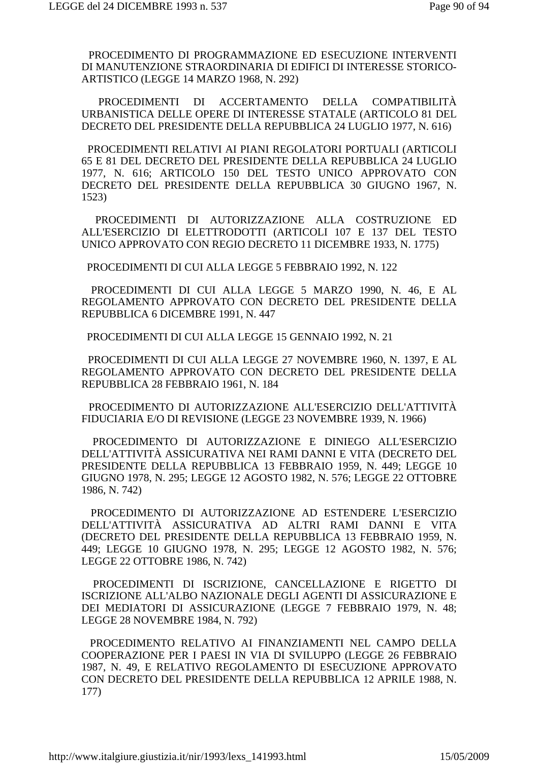PROCEDIMENTO DI PROGRAMMAZIONE ED ESECUZIONE INTERVENTI DI MANUTENZIONE STRAORDINARIA DI EDIFICI DI INTERESSE STORICO-ARTISTICO (LEGGE 14 MARZO 1968, N. 292)

PROCEDIMENTI DI ACCERTAMENTO DELLA COMPATIBILITÀ URBANISTICA DELLE OPERE DI INTERESSE STATALE (ARTICOLO 81 DEL DECRETO DEL PRESIDENTE DELLA REPUBBLICA 24 LUGLIO 1977, N. 616)

PROCEDIMENTI RELATIVI AI PIANI REGOLATORI PORTUALI (ARTICOLI 65 E 81 DEL DECRETO DEL PRESIDENTE DELLA REPUBBLICA 24 LUGLIO 1977, N. 616; ARTICOLO 150 DEL TESTO UNICO APPROVATO CON DECRETO DEL PRESIDENTE DELLA REPUBBLICA 30 GIUGNO 1967, N. 1523)

PROCEDIMENTI DI AUTORIZZAZIONE ALLA COSTRUZIONE ED ALL'ESERCIZIO DI ELETTRODOTTI (ARTICOLI 107 E 137 DEL TESTO UNICO APPROVATO CON REGIO DECRETO 11 DICEMBRE 1933, N. 1775)

PROCEDIMENTI DI CUI ALLA LEGGE 5 FEBBRAIO 1992, N. 122

PROCEDIMENTI DI CUI ALLA LEGGE 5 MARZO 1990, N. 46, E AL REGOLAMENTO APPROVATO CON DECRETO DEL PRESIDENTE DELLA REPUBBLICA 6 DICEMBRE 1991, N. 447

PROCEDIMENTI DI CUI ALLA LEGGE 15 GENNAIO 1992, N. 21

PROCEDIMENTI DI CUI ALLA LEGGE 27 NOVEMBRE 1960, N. 1397, E AL REGOLAMENTO APPROVATO CON DECRETO DEL PRESIDENTE DELLA REPUBBLICA 28 FEBBRAIO 1961, N. 184

PROCEDIMENTO DI AUTORIZZAZIONE ALL'ESERCIZIO DELL'ATTIVITÀ FIDUCIARIA E/O DI REVISIONE (LEGGE 23 NOVEMBRE 1939, N. 1966)

PROCEDIMENTO DI AUTORIZZAZIONE E DINIEGO ALL'ESERCIZIO DELL'ATTIVITÀ ASSICURATIVA NEI RAMI DANNI E VITA (DECRETO DEL PRESIDENTE DELLA REPUBBLICA 13 FEBBRAIO 1959, N. 449; LEGGE 10 GIUGNO 1978, N. 295; LEGGE 12 AGOSTO 1982, N. 576; LEGGE 22 OTTOBRE 1986, N. 742)

PROCEDIMENTO DI AUTORIZZAZIONE AD ESTENDERE L'ESERCIZIO DELL'ATTIVITÀ ASSICURATIVA AD ALTRI RAMI DANNI E VITA (DECRETO DEL PRESIDENTE DELLA REPUBBLICA 13 FEBBRAIO 1959, N. 449; LEGGE 10 GIUGNO 1978, N. 295; LEGGE 12 AGOSTO 1982, N. 576; LEGGE 22 OTTOBRE 1986, N. 742)

PROCEDIMENTI DI ISCRIZIONE, CANCELLAZIONE E RIGETTO DI ISCRIZIONE ALL'ALBO NAZIONALE DEGLI AGENTI DI ASSICURAZIONE E DEI MEDIATORI DI ASSICURAZIONE (LEGGE 7 FEBBRAIO 1979, N. 48; LEGGE 28 NOVEMBRE 1984, N. 792)

PROCEDIMENTO RELATIVO AI FINANZIAMENTI NEL CAMPO DELLA COOPERAZIONE PER I PAESI IN VIA DI SVILUPPO (LEGGE 26 FEBBRAIO 1987, N. 49, E RELATIVO REGOLAMENTO DI ESECUZIONE APPROVATO CON DECRETO DEL PRESIDENTE DELLA REPUBBLICA 12 APRILE 1988, N. 177)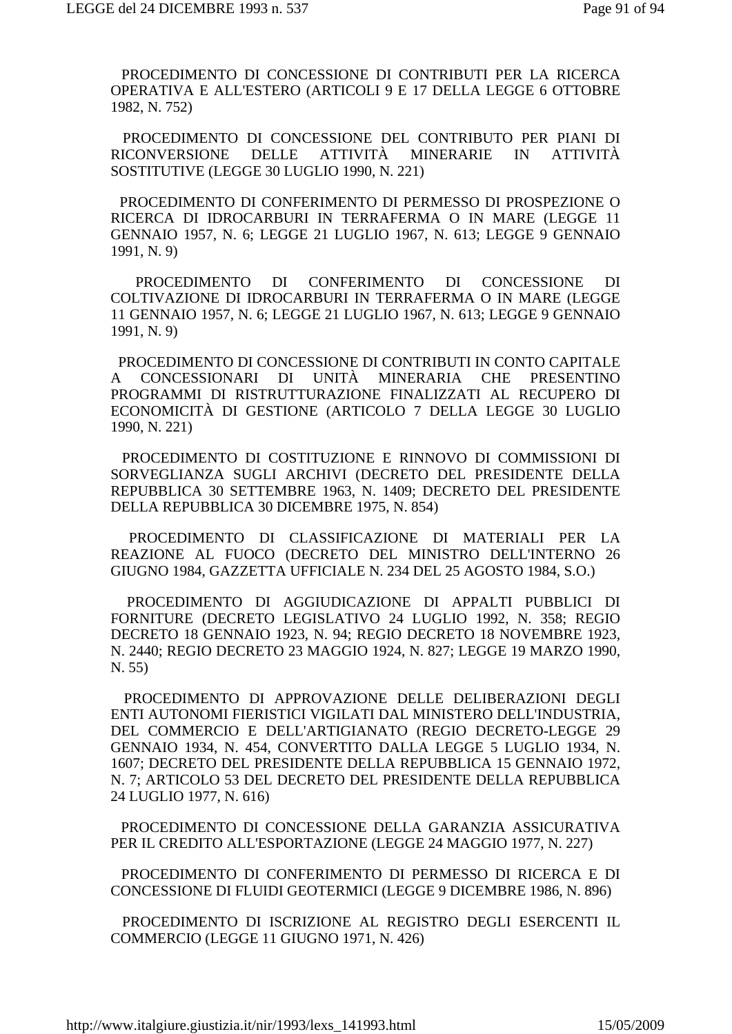PROCEDIMENTO DI CONCESSIONE DI CONTRIBUTI PER LA RICERCA OPERATIVA E ALL'ESTERO (ARTICOLI 9 E 17 DELLA LEGGE 6 OTTOBRE 1982, N. 752)

PROCEDIMENTO DI CONCESSIONE DEL CONTRIBUTO PER PIANI DI RICONVERSIONE DELLE ATTIVITÀ MINERARIE IN ATTIVITÀ SOSTITUTIVE (LEGGE 30 LUGLIO 1990, N. 221)

PROCEDIMENTO DI CONFERIMENTO DI PERMESSO DI PROSPEZIONE O RICERCA DI IDROCARBURI IN TERRAFERMA O IN MARE (LEGGE 11 GENNAIO 1957, N. 6; LEGGE 21 LUGLIO 1967, N. 613; LEGGE 9 GENNAIO 1991, N. 9)

PROCEDIMENTO DI CONFERIMENTO DI CONCESSIONE DI COLTIVAZIONE DI IDROCARBURI IN TERRAFERMA O IN MARE (LEGGE 11 GENNAIO 1957, N. 6; LEGGE 21 LUGLIO 1967, N. 613; LEGGE 9 GENNAIO 1991, N. 9)

PROCEDIMENTO DI CONCESSIONE DI CONTRIBUTI IN CONTO CAPITALE A CONCESSIONARI DI UNITÀ MINERARIA CHE PRESENTINO PROGRAMMI DI RISTRUTTURAZIONE FINALIZZATI AL RECUPERO DI ECONOMICITÀ DI GESTIONE (ARTICOLO 7 DELLA LEGGE 30 LUGLIO 1990, N. 221)

PROCEDIMENTO DI COSTITUZIONE E RINNOVO DI COMMISSIONI DI SORVEGLIANZA SUGLI ARCHIVI (DECRETO DEL PRESIDENTE DELLA REPUBBLICA 30 SETTEMBRE 1963, N. 1409; DECRETO DEL PRESIDENTE DELLA REPUBBLICA 30 DICEMBRE 1975, N. 854)

PROCEDIMENTO DI CLASSIFICAZIONE DI MATERIALI PER LA REAZIONE AL FUOCO (DECRETO DEL MINISTRO DELL'INTERNO 26 GIUGNO 1984, GAZZETTA UFFICIALE N. 234 DEL 25 AGOSTO 1984, S.O.)

PROCEDIMENTO DI AGGIUDICAZIONE DI APPALTI PUBBLICI DI FORNITURE (DECRETO LEGISLATIVO 24 LUGLIO 1992, N. 358; REGIO DECRETO 18 GENNAIO 1923, N. 94; REGIO DECRETO 18 NOVEMBRE 1923, N. 2440; REGIO DECRETO 23 MAGGIO 1924, N. 827; LEGGE 19 MARZO 1990, N. 55)

PROCEDIMENTO DI APPROVAZIONE DELLE DELIBERAZIONI DEGLI ENTI AUTONOMI FIERISTICI VIGILATI DAL MINISTERO DELL'INDUSTRIA, DEL COMMERCIO E DELL'ARTIGIANATO (REGIO DECRETO-LEGGE 29 GENNAIO 1934, N. 454, CONVERTITO DALLA LEGGE 5 LUGLIO 1934, N. 1607; DECRETO DEL PRESIDENTE DELLA REPUBBLICA 15 GENNAIO 1972, N. 7; ARTICOLO 53 DEL DECRETO DEL PRESIDENTE DELLA REPUBBLICA 24 LUGLIO 1977, N. 616)

PROCEDIMENTO DI CONCESSIONE DELLA GARANZIA ASSICURATIVA PER IL CREDITO ALL'ESPORTAZIONE (LEGGE 24 MAGGIO 1977, N. 227)

PROCEDIMENTO DI CONFERIMENTO DI PERMESSO DI RICERCA E DI CONCESSIONE DI FLUIDI GEOTERMICI (LEGGE 9 DICEMBRE 1986, N. 896)

PROCEDIMENTO DI ISCRIZIONE AL REGISTRO DEGLI ESERCENTI IL COMMERCIO (LEGGE 11 GIUGNO 1971, N. 426)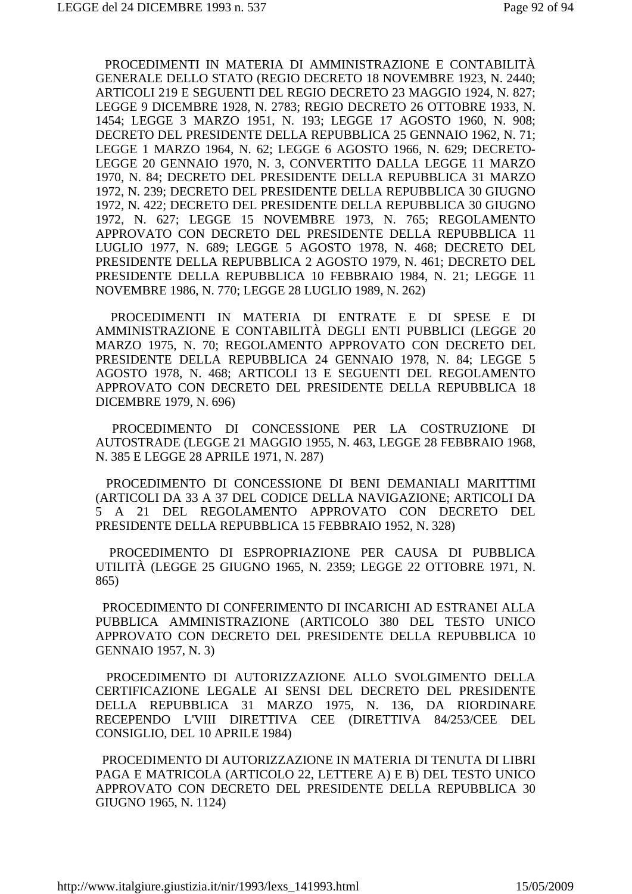PROCEDIMENTI IN MATERIA DI AMMINISTRAZIONE E CONTABILITÀ GENERALE DELLO STATO (REGIO DECRETO 18 NOVEMBRE 1923, N. 2440; ARTICOLI 219 E SEGUENTI DEL REGIO DECRETO 23 MAGGIO 1924, N. 827; LEGGE 9 DICEMBRE 1928, N. 2783; REGIO DECRETO 26 OTTOBRE 1933, N. 1454; LEGGE 3 MARZO 1951, N. 193; LEGGE 17 AGOSTO 1960, N. 908; DECRETO DEL PRESIDENTE DELLA REPUBBLICA 25 GENNAIO 1962, N. 71; LEGGE 1 MARZO 1964, N. 62; LEGGE 6 AGOSTO 1966, N. 629; DECRETO-LEGGE 20 GENNAIO 1970, N. 3, CONVERTITO DALLA LEGGE 11 MARZO 1970, N. 84; DECRETO DEL PRESIDENTE DELLA REPUBBLICA 31 MARZO 1972, N. 239; DECRETO DEL PRESIDENTE DELLA REPUBBLICA 30 GIUGNO 1972, N. 422; DECRETO DEL PRESIDENTE DELLA REPUBBLICA 30 GIUGNO 1972, N. 627; LEGGE 15 NOVEMBRE 1973, N. 765; REGOLAMENTO APPROVATO CON DECRETO DEL PRESIDENTE DELLA REPUBBLICA 11 LUGLIO 1977, N. 689; LEGGE 5 AGOSTO 1978, N. 468; DECRETO DEL PRESIDENTE DELLA REPUBBLICA 2 AGOSTO 1979, N. 461; DECRETO DEL PRESIDENTE DELLA REPUBBLICA 10 FEBBRAIO 1984, N. 21; LEGGE 11 NOVEMBRE 1986, N. 770; LEGGE 28 LUGLIO 1989, N. 262)

PROCEDIMENTI IN MATERIA DI ENTRATE E DI SPESE E DI AMMINISTRAZIONE E CONTABILITÀ DEGLI ENTI PUBBLICI (LEGGE 20 MARZO 1975, N. 70; REGOLAMENTO APPROVATO CON DECRETO DEL PRESIDENTE DELLA REPUBBLICA 24 GENNAIO 1978, N. 84; LEGGE 5 AGOSTO 1978, N. 468; ARTICOLI 13 E SEGUENTI DEL REGOLAMENTO APPROVATO CON DECRETO DEL PRESIDENTE DELLA REPUBBLICA 18 DICEMBRE 1979, N. 696)

PROCEDIMENTO DI CONCESSIONE PER LA COSTRUZIONE DI AUTOSTRADE (LEGGE 21 MAGGIO 1955, N. 463, LEGGE 28 FEBBRAIO 1968, N. 385 E LEGGE 28 APRILE 1971, N. 287)

PROCEDIMENTO DI CONCESSIONE DI BENI DEMANIALI MARITTIMI (ARTICOLI DA 33 A 37 DEL CODICE DELLA NAVIGAZIONE; ARTICOLI DA 5 A 21 DEL REGOLAMENTO APPROVATO CON DECRETO DEL PRESIDENTE DELLA REPUBBLICA 15 FEBBRAIO 1952, N. 328)

PROCEDIMENTO DI ESPROPRIAZIONE PER CAUSA DI PUBBLICA UTILITÀ (LEGGE 25 GIUGNO 1965, N. 2359; LEGGE 22 OTTOBRE 1971, N. 865)

PROCEDIMENTO DI CONFERIMENTO DI INCARICHI AD ESTRANEI ALLA PUBBLICA AMMINISTRAZIONE (ARTICOLO 380 DEL TESTO UNICO APPROVATO CON DECRETO DEL PRESIDENTE DELLA REPUBBLICA 10 GENNAIO 1957, N. 3)

PROCEDIMENTO DI AUTORIZZAZIONE ALLO SVOLGIMENTO DELLA CERTIFICAZIONE LEGALE AI SENSI DEL DECRETO DEL PRESIDENTE DELLA REPUBBLICA 31 MARZO 1975, N. 136, DA RIORDINARE RECEPENDO L'VIII DIRETTIVA CEE (DIRETTIVA 84/253/CEE DEL CONSIGLIO, DEL 10 APRILE 1984)

PROCEDIMENTO DI AUTORIZZAZIONE IN MATERIA DI TENUTA DI LIBRI PAGA E MATRICOLA (ARTICOLO 22, LETTERE A) E B) DEL TESTO UNICO APPROVATO CON DECRETO DEL PRESIDENTE DELLA REPUBBLICA 30 GIUGNO 1965, N. 1124)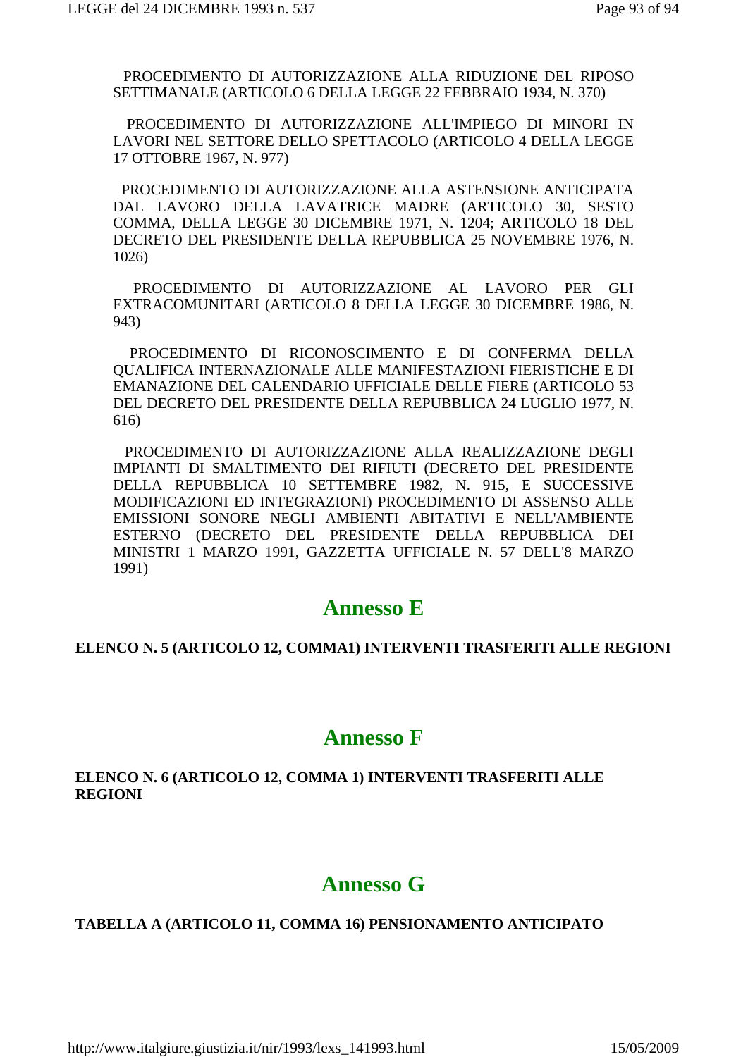PROCEDIMENTO DI AUTORIZZAZIONE ALLA RIDUZIONE DEL RIPOSO SETTIMANALE (ARTICOLO 6 DELLA LEGGE 22 FEBBRAIO 1934, N. 370)

PROCEDIMENTO DI AUTORIZZAZIONE ALL'IMPIEGO DI MINORI IN LAVORI NEL SETTORE DELLO SPETTACOLO (ARTICOLO 4 DELLA LEGGE 17 OTTOBRE 1967, N. 977)

PROCEDIMENTO DI AUTORIZZAZIONE ALLA ASTENSIONE ANTICIPATA DAL LAVORO DELLA LAVATRICE MADRE (ARTICOLO 30, SESTO COMMA, DELLA LEGGE 30 DICEMBRE 1971, N. 1204; ARTICOLO 18 DEL DECRETO DEL PRESIDENTE DELLA REPUBBLICA 25 NOVEMBRE 1976, N. 1026)

PROCEDIMENTO DI AUTORIZZAZIONE AL LAVORO PER GLI EXTRACOMUNITARI (ARTICOLO 8 DELLA LEGGE 30 DICEMBRE 1986, N. 943)

PROCEDIMENTO DI RICONOSCIMENTO E DI CONFERMA DELLA QUALIFICA INTERNAZIONALE ALLE MANIFESTAZIONI FIERISTICHE E DI EMANAZIONE DEL CALENDARIO UFFICIALE DELLE FIERE (ARTICOLO 53 DEL DECRETO DEL PRESIDENTE DELLA REPUBBLICA 24 LUGLIO 1977, N. 616)

PROCEDIMENTO DI AUTORIZZAZIONE ALLA REALIZZAZIONE DEGLI IMPIANTI DI SMALTIMENTO DEI RIFIUTI (DECRETO DEL PRESIDENTE DELLA REPUBBLICA 10 SETTEMBRE 1982, N. 915, E SUCCESSIVE MODIFICAZIONI ED INTEGRAZIONI) PROCEDIMENTO DI ASSENSO ALLE EMISSIONI SONORE NEGLI AMBIENTI ABITATIVI E NELL'AMBIENTE ESTERNO (DECRETO DEL PRESIDENTE DELLA REPUBBLICA DEI MINISTRI 1 MARZO 1991, GAZZETTA UFFICIALE N. 57 DELL'8 MARZO 1991)

## Annesso E

**ELENCO N. 5 (ARTICOLO 12, COMMA1) INTERVENTI TRASFERITI ALLE REGIONI**

## Annesso F

**ELENCO N. 6 (ARTICOLO 12, COMMA 1) INTERVENTI TRASFERITI ALLE REGIONI**

## Annesso G

**TABELLA A (ARTICOLO 11, COMMA 16) PENSIONAMENTO ANTICIPATO**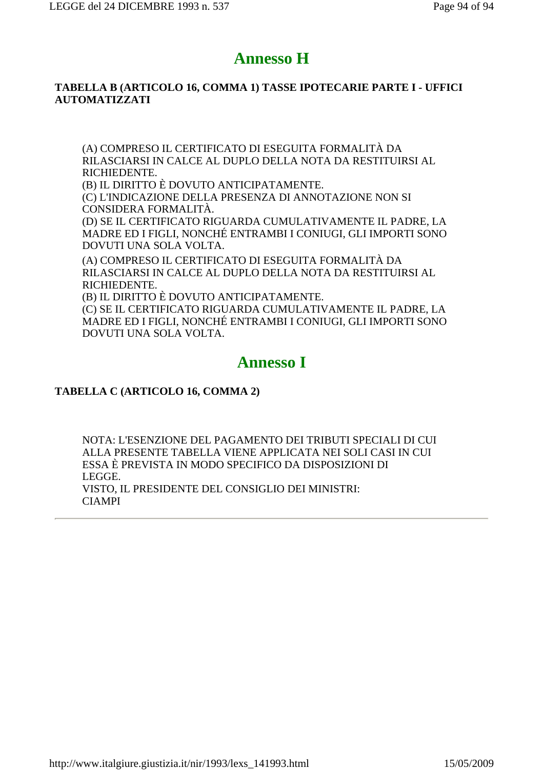# Annesso H

**TABELLA B (ARTICOLO 16, COMMA 1) TASSE IPOTECARIE PARTE I - UFFICI AUTOMATIZZATI**

(A) COMPRESO IL CERTIFICATO DI ESEGUITA FORMALITÀ DA RILASCIARSI IN CALCE AL DUPLO DELLA NOTA DA RESTITUIRSI AL RICHIEDENTE.
(B) IL DIRITTO È DOVUTO ANTICIPATAMENTE.
(C) L'INDICAZIONE DELLA PRESENZA DI ANNOTAZIONE NON SI CONSIDERA FORMALITÀ.
(D) SE IL CERTIFICATO RIGUARDA CUMULATIVAMENTE IL PADRE, LA MADRE ED I FIGLI, NONCHÉ ENTRAMBI I CONIUGI, GLI IMPORTI SONO DOVUTI UNA SOLA VOLTA.

(A) COMPRESO IL CERTIFICATO DI ESEGUITA FORMALITÀ DA RILASCIARSI IN CALCE AL DUPLO DELLA NOTA DA RESTITUIRSI AL RICHIEDENTE.
(B) IL DIRITTO È DOVUTO ANTICIPATAMENTE.
(C) SE IL CERTIFICATO RIGUARDA CUMULATIVAMENTE IL PADRE, LA MADRE ED I FIGLI, NONCHÉ ENTRAMBI I CONIUGI, GLI IMPORTI SONO DOVUTI UNA SOLA VOLTA.

# Annesso I

**TABELLA C (ARTICOLO 16, COMMA 2)**

NOTA: L'ESENZIONE DEL PAGAMENTO DEI TRIBUTI SPECIALI DI CUI ALLA PRESENTE TABELLA VIENE APPLICATA NEI SOLI CASI IN CUI ESSA È PREVISTA IN MODO SPECIFICO DA DISPOSIZIONI DI LEGGE.
VISTO, IL PRESIDENTE DEL CONSIGLIO DEI MINISTRI:
CIAMPI